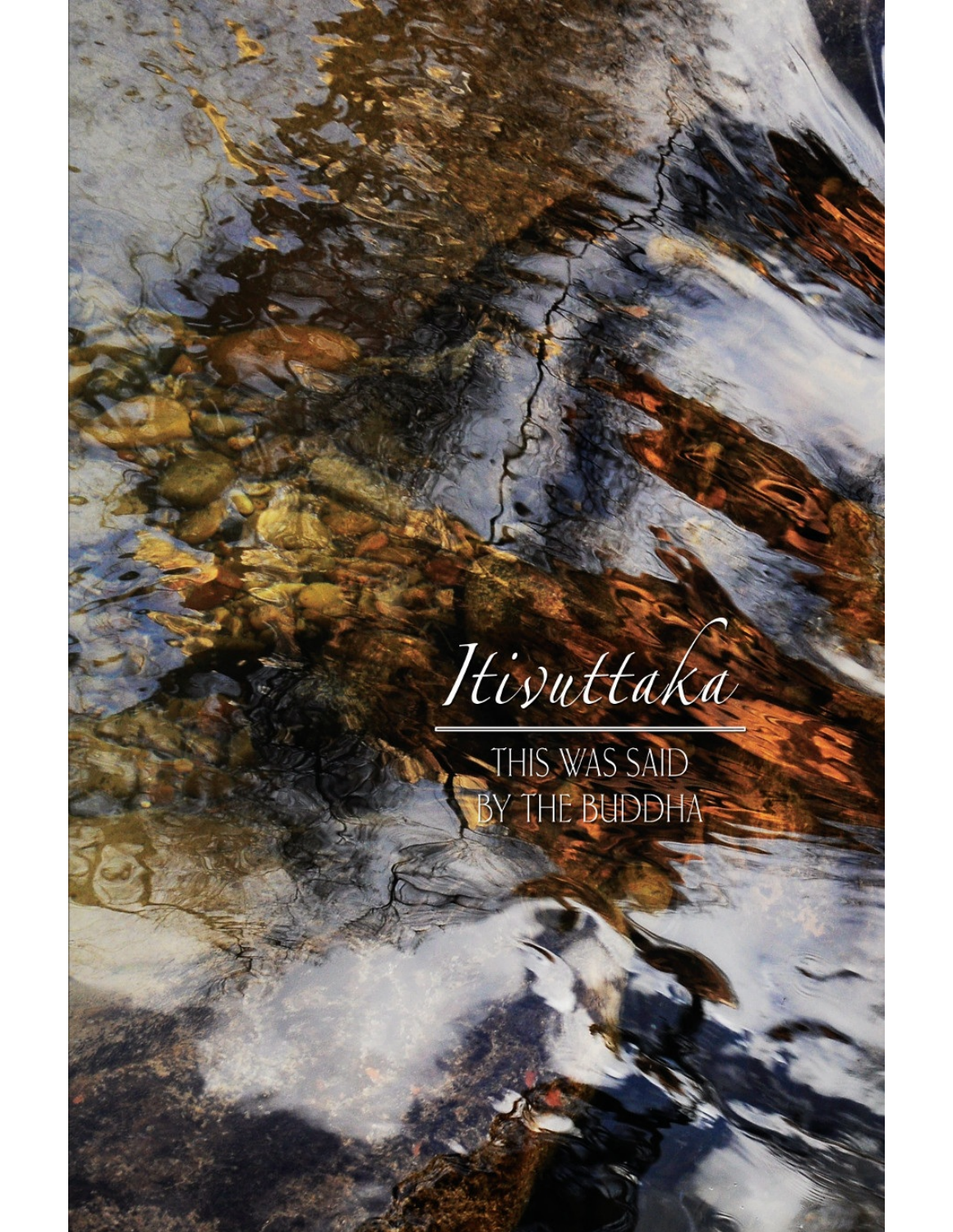# *Itivuttaka*

THIS WAS SAID BY THE BUDDHA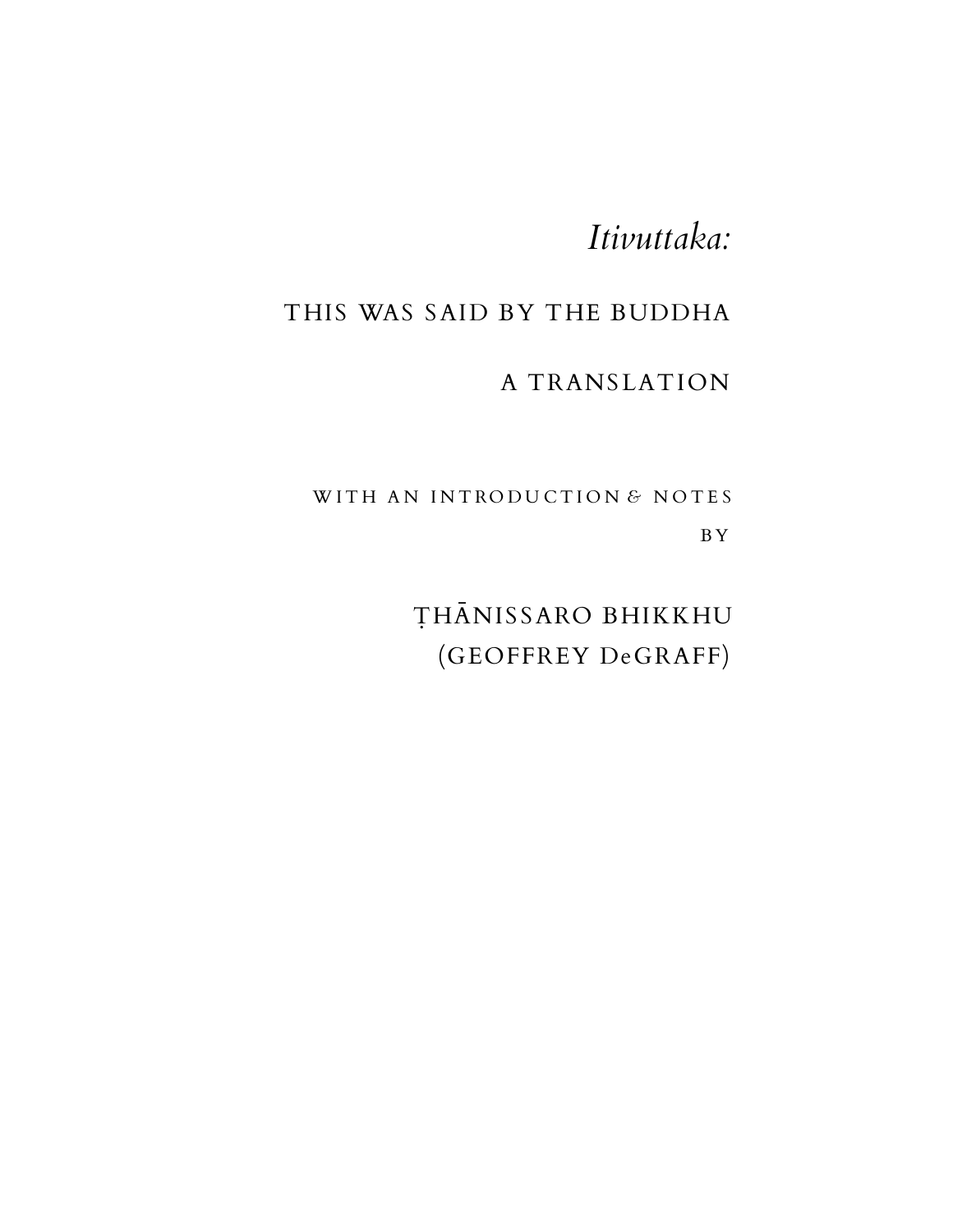# *Itivuttaka:*

## THIS WAS SAID BY THE BUDDHA

## A TRANSLATION

WITH AN INTRODUCTION & NOTES

BY

ṬHĀNISSARO BHIKKHU
(GEOFFREY DeGRAFF)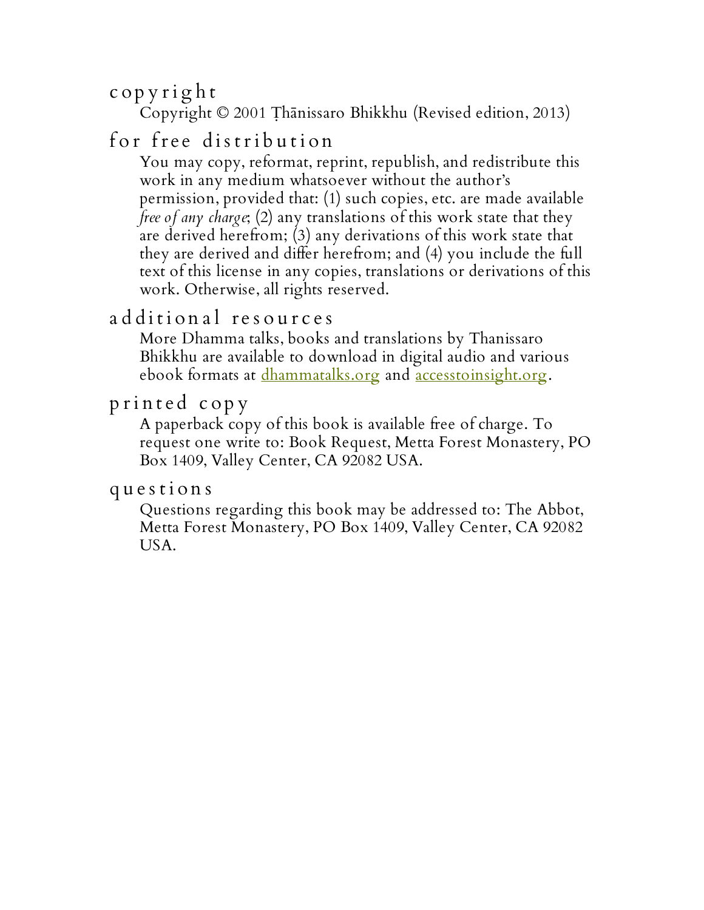## copyright

Copyright © 2001 Ṭhānissaro Bhikkhu (Revised edition, 2013)

## for free distribution

You may copy, reformat, reprint, republish, and redistribute this work in any medium whatsoever without the author's permission, provided that: (1) such copies, etc. are made available *free of any charge*; (2) any translations of this work state that they are derived herefrom; (3) any derivations of this work state that they are derived and differ herefrom; and (4) you include the full text of this license in any copies, translations or derivations of this work. Otherwise, all rights reserved.

## additional resources

More Dhamma talks, books and translations by Thanissaro Bhikkhu are available to download in digital audio and various ebook formats at dhammatalks.org and accesstoinsight.org.

## printed copy

A paperback copy of this book is available free of charge. To request one write to: Book Request, Metta Forest Monastery, PO Box 1409, Valley Center, CA 92082 USA.

## questions

Questions regarding this book may be addressed to: The Abbot, Metta Forest Monastery, PO Box 1409, Valley Center, CA 92082 USA.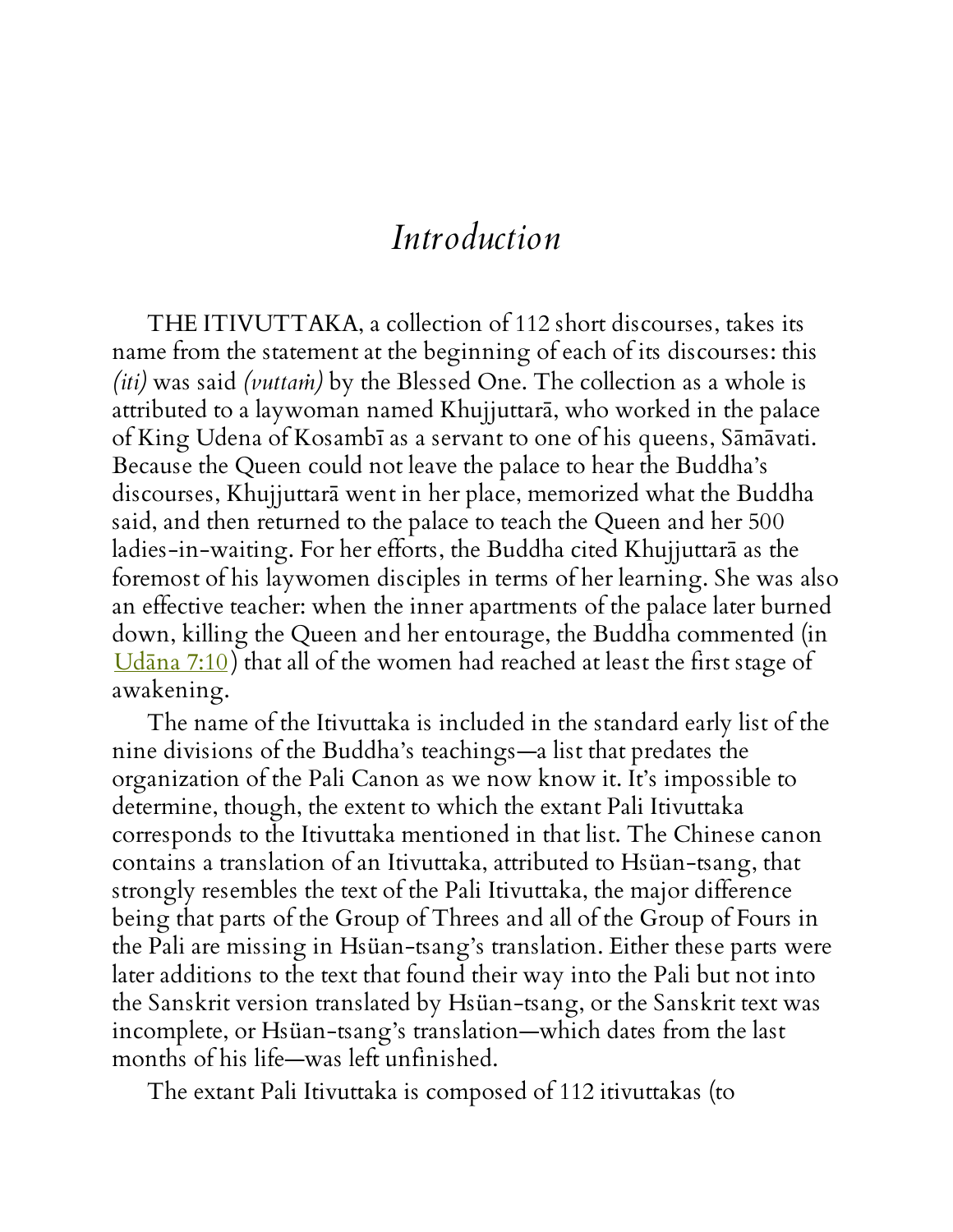# *Introduction*

THE ITIVUTTAKA, a collection of 112 short discourses, takes its name from the statement at the beginning of each of its discourses: this *(iti)* was said *(vuttaṁ)* by the Blessed One. The collection as a whole is attributed to a laywoman named Khujjuttarā, who worked in the palace of King Udena of Kosambī as a servant to one of his queens, Sāmāvati. Because the Queen could not leave the palace to hear the Buddha's discourses, Khujjuttarā went in her place, memorized what the Buddha said, and then returned to the palace to teach the Queen and her 500 ladies-in-waiting. For her efforts, the Buddha cited Khujjuttarā as the foremost of his laywomen disciples in terms of her learning. She was also an effective teacher: when the inner apartments of the palace later burned down, killing the Queen and her entourage, the Buddha commented (in Udāna 7:10) that all of the women had reached at least the first stage of awakening.

The name of the Itivuttaka is included in the standard early list of the nine divisions of the Buddha's teachings—a list that predates the organization of the Pali Canon as we now know it. It's impossible to determine, though, the extent to which the extant Pali Itivuttaka corresponds to the Itivuttaka mentioned in that list. The Chinese canon contains a translation of an Itivuttaka, attributed to Hsüan-tsang, that strongly resembles the text of the Pali Itivuttaka, the major difference being that parts of the Group of Threes and all of the Group of Fours in the Pali are missing in Hsüan-tsang's translation. Either these parts were later additions to the text that found their way into the Pali but not into the Sanskrit version translated by Hsüan-tsang, or the Sanskrit text was incomplete, or Hsüan-tsang's translation—which dates from the last months of his life—was left unfinished.

The extant Pali Itivuttaka is composed of 112 itivuttakas (to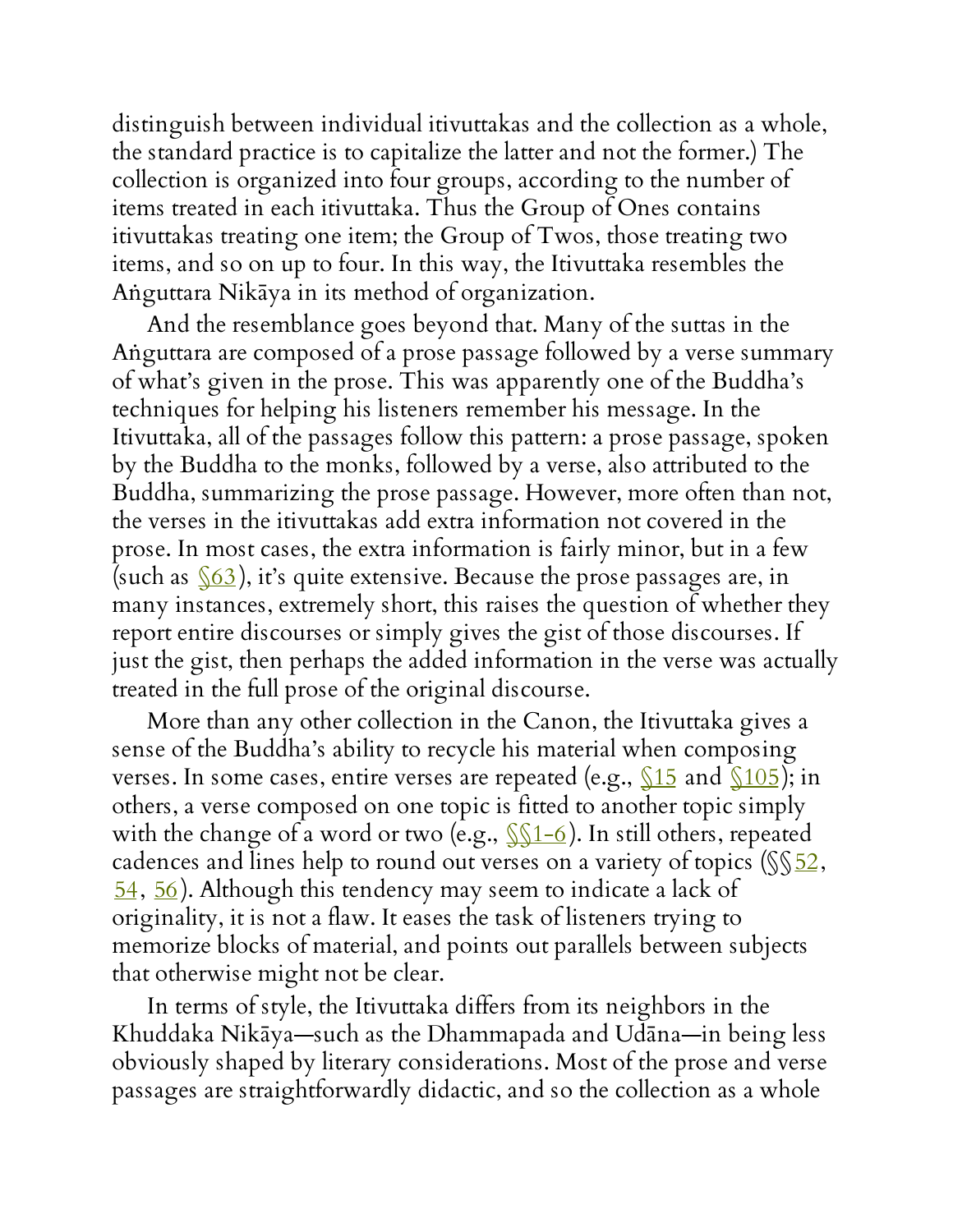distinguish between individual itivuttakas and the collection as a whole, the standard practice is to capitalize the latter and not the former.) The collection is organized into four groups, according to the number of items treated in each itivuttaka. Thus the Group of Ones contains itivuttakas treating one item; the Group of Twos, those treating two items, and so on up to four. In this way, the Itivuttaka resembles the Aṅguttara Nikāya in its method of organization.

And the resemblance goes beyond that. Many of the suttas in the Aṅguttara are composed of a prose passage followed by a verse summary of what's given in the prose. This was apparently one of the Buddha's techniques for helping his listeners remember his message. In the Itivuttaka, all of the passages follow this pattern: a prose passage, spoken by the Buddha to the monks, followed by a verse, also attributed to the Buddha, summarizing the prose passage. However, more often than not, the verses in the itivuttakas add extra information not covered in the prose. In most cases, the extra information is fairly minor, but in a few (such as §63), it's quite extensive. Because the prose passages are, in many instances, extremely short, this raises the question of whether they report entire discourses or simply gives the gist of those discourses. If just the gist, then perhaps the added information in the verse was actually treated in the full prose of the original discourse.

More than any other collection in the Canon, the Itivuttaka gives a sense of the Buddha's ability to recycle his material when composing verses. In some cases, entire verses are repeated (e.g., §15 and §105); in others, a verse composed on one topic is fitted to another topic simply with the change of a word or two (e.g., §§1–6). In still others, repeated cadences and lines help to round out verses on a variety of topics (§§52, 54, 56). Although this tendency may seem to indicate a lack of originality, it is not a flaw. It eases the task of listeners trying to memorize blocks of material, and points out parallels between subjects that otherwise might not be clear.

In terms of style, the Itivuttaka differs from its neighbors in the Khuddaka Nikāya—such as the Dhammapada and Udāna—in being less obviously shaped by literary considerations. Most of the prose and verse passages are straightforwardly didactic, and so the collection as a whole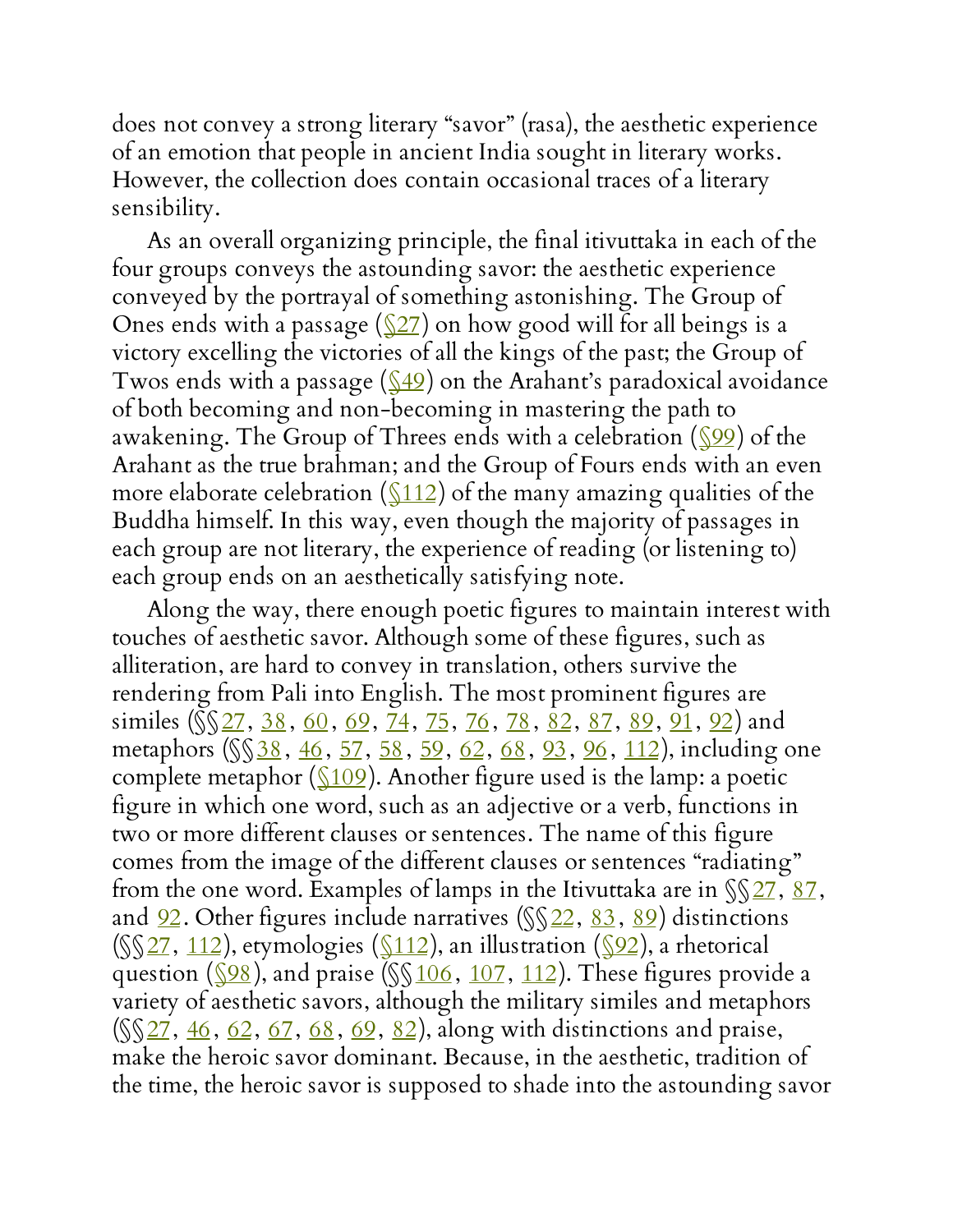does not convey a strong literary "savor" (rasa), the aesthetic experience of an emotion that people in ancient India sought in literary works. However, the collection does contain occasional traces of a literary sensibility.

As an overall organizing principle, the final itivuttaka in each of the four groups conveys the astounding savor: the aesthetic experience conveyed by the portrayal of something astonishing. The Group of Ones ends with a passage (§27) on how good will for all beings is a victory excelling the victories of all the kings of the past; the Group of Twos ends with a passage (§49) on the Arahant's paradoxical avoidance of both becoming and non-becoming in mastering the path to awakening. The Group of Threes ends with a celebration (§99) of the Arahant as the true brahman; and the Group of Fours ends with an even more elaborate celebration (§112) of the many amazing qualities of the Buddha himself. In this way, even though the majority of passages in each group are not literary, the experience of reading (or listening to) each group ends on an aesthetically satisfying note.

Along the way, there enough poetic figures to maintain interest with touches of aesthetic savor. Although some of these figures, such as alliteration, are hard to convey in translation, others survive the rendering from Pali into English. The most prominent figures are similes (§§27, 38, 60, 69, 74, 75, 76, 78, 82, 87, 89, 91, 92) and metaphors (§§38, 46, 57, 58, 59, 62, 68, 93, 96, 112), including one complete metaphor (§109). Another figure used is the lamp: a poetic figure in which one word, such as an adjective or a verb, functions in two or more different clauses or sentences. The name of this figure comes from the image of the different clauses or sentences "radiating" from the one word. Examples of lamps in the Itivuttaka are in §§27, 87, and 92. Other figures include narratives (§§22, 83, 89) distinctions (§§27, 112), etymologies (§112), an illustration (§92), a rhetorical question (§98), and praise (§§106, 107, 112). These figures provide a variety of aesthetic savors, although the military similes and metaphors (§§27, 46, 62, 67, 68, 69, 82), along with distinctions and praise, make the heroic savor dominant. Because, in the aesthetic, tradition of the time, the heroic savor is supposed to shade into the astounding savor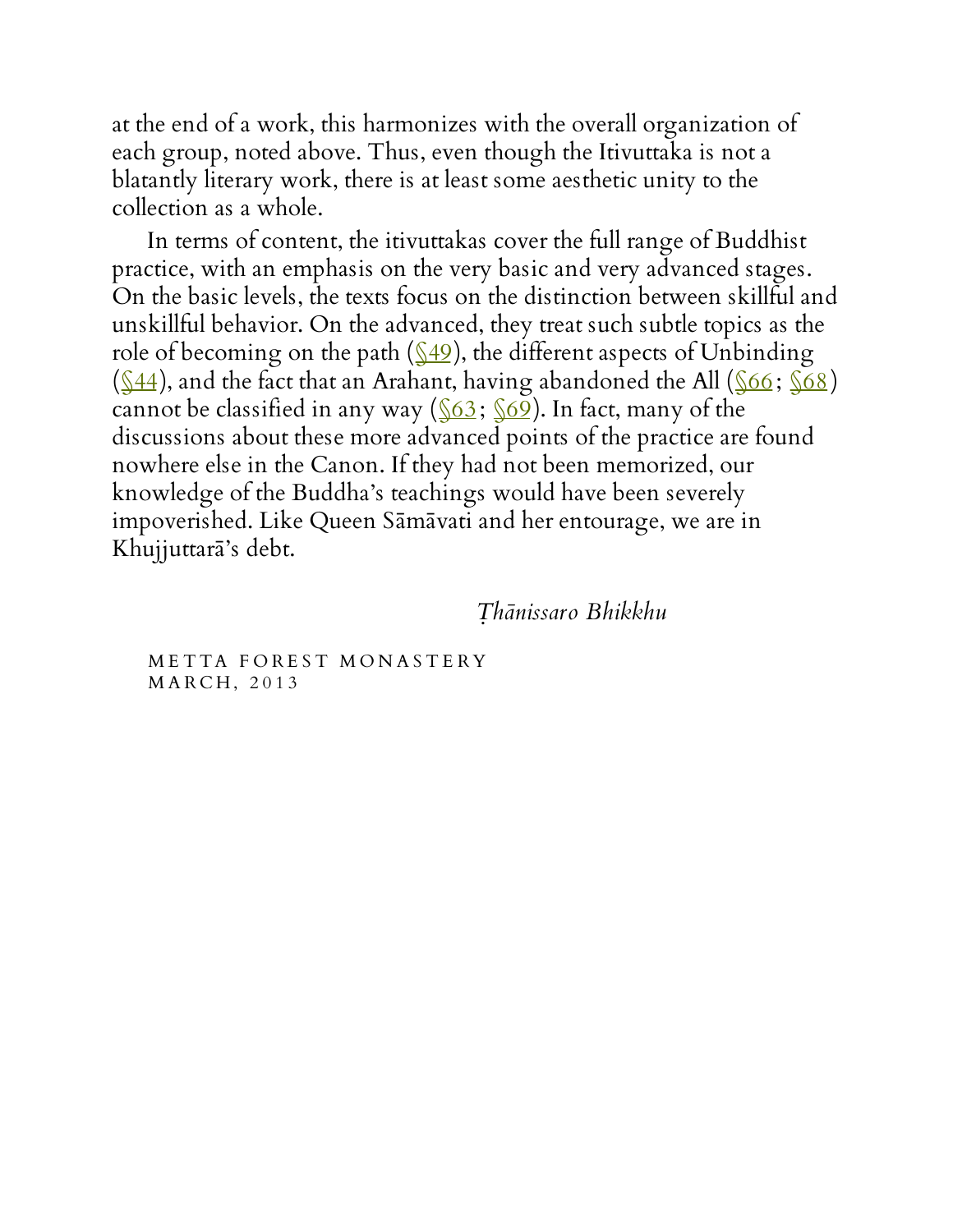at the end of a work, this harmonizes with the overall organization of each group, noted above. Thus, even though the Itivuttaka is not a blatantly literary work, there is at least some aesthetic unity to the collection as a whole.

In terms of content, the itivuttakas cover the full range of Buddhist practice, with an emphasis on the very basic and very advanced stages. On the basic levels, the texts focus on the distinction between skillful and unskillful behavior. On the advanced, they treat such subtle topics as the role of becoming on the path (§49), the different aspects of Unbinding (§44), and the fact that an Arahant, having abandoned the All (§66; §68) cannot be classified in any way (§63; §69). In fact, many of the discussions about these more advanced points of the practice are found nowhere else in the Canon. If they had not been memorized, our knowledge of the Buddha's teachings would have been severely impoverished. Like Queen Sāmāvati and her entourage, we are in Khujjuttarā's debt.

*Ṭhānissaro Bhikkhu*

METTA FOREST MONASTERY
MARCH, 2013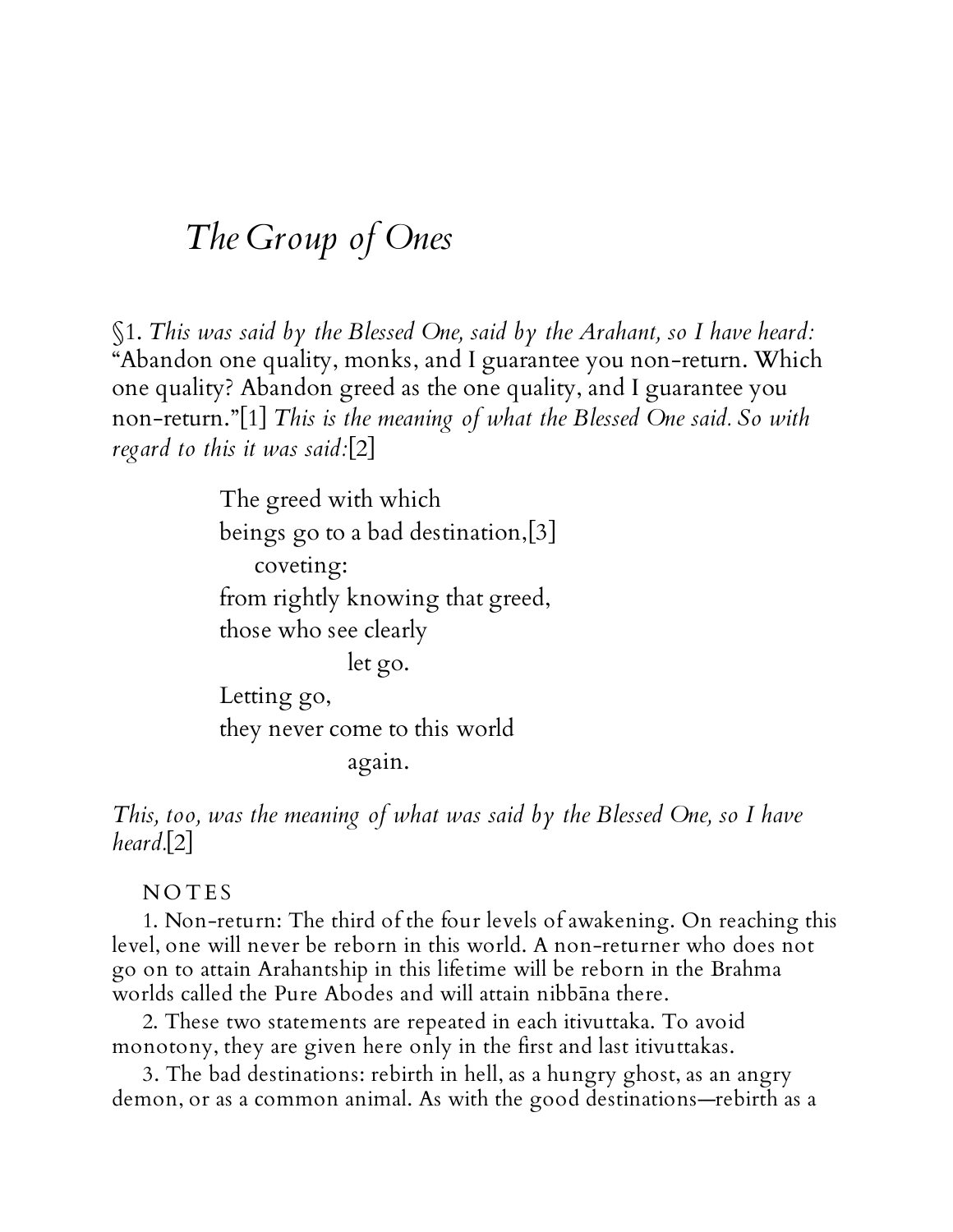# *The Group of Ones*

§1. *This was said by the Blessed One, said by the Arahant, so I have heard:* "Abandon one quality, monks, and I guarantee you non-return. Which one quality? Abandon greed as the one quality, and I guarantee you non-return."[1] *This is the meaning of what the Blessed One said. So with regard to this it was said:*[2]

> The greed with which
> beings go to a bad destination,[3]
>     coveting:
> from rightly knowing that greed,
> those who see clearly
>             let go.
> Letting go,
> they never come to this world
>             again.

*This, too, was the meaning of what was said by the Blessed One, so I have heard.*[2]

NOTES

1. Non-return: The third of the four levels of awakening. On reaching this level, one will never be reborn in this world. A non-returner who does not go on to attain Arahantship in this lifetime will be reborn in the Brahma worlds called the Pure Abodes and will attain nibbāna there.

2. These two statements are repeated in each itivuttaka. To avoid monotony, they are given here only in the first and last itivuttakas.

3. The bad destinations: rebirth in hell, as a hungry ghost, as an angry demon, or as a common animal. As with the good destinations—rebirth as a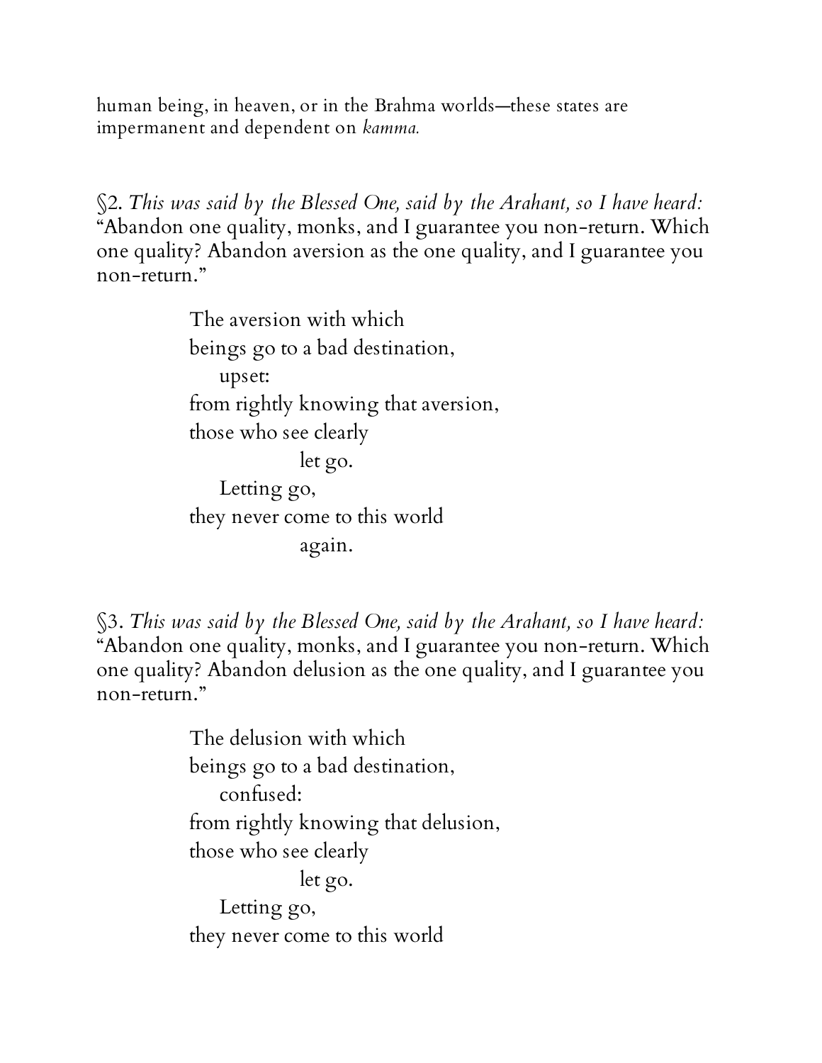human being, in heaven, or in the Brahma worlds—these states are impermanent and dependent on *kamma.*

§2. *This was said by the Blessed One, said by the Arahant, so I have heard:* "Abandon one quality, monks, and I guarantee you non-return. Which one quality? Abandon aversion as the one quality, and I guarantee you non-return."

> The aversion with which
> beings go to a bad destination,
>     upset:
> from rightly knowing that aversion,
> those who see clearly
>             let go.
>     Letting go,
> they never come to this world
>             again.

§3. *This was said by the Blessed One, said by the Arahant, so I have heard:* "Abandon one quality, monks, and I guarantee you non-return. Which one quality? Abandon delusion as the one quality, and I guarantee you non-return."

> The delusion with which
> beings go to a bad destination,
>     confused:
> from rightly knowing that delusion,
> those who see clearly
>             let go.
>     Letting go,
> they never come to this world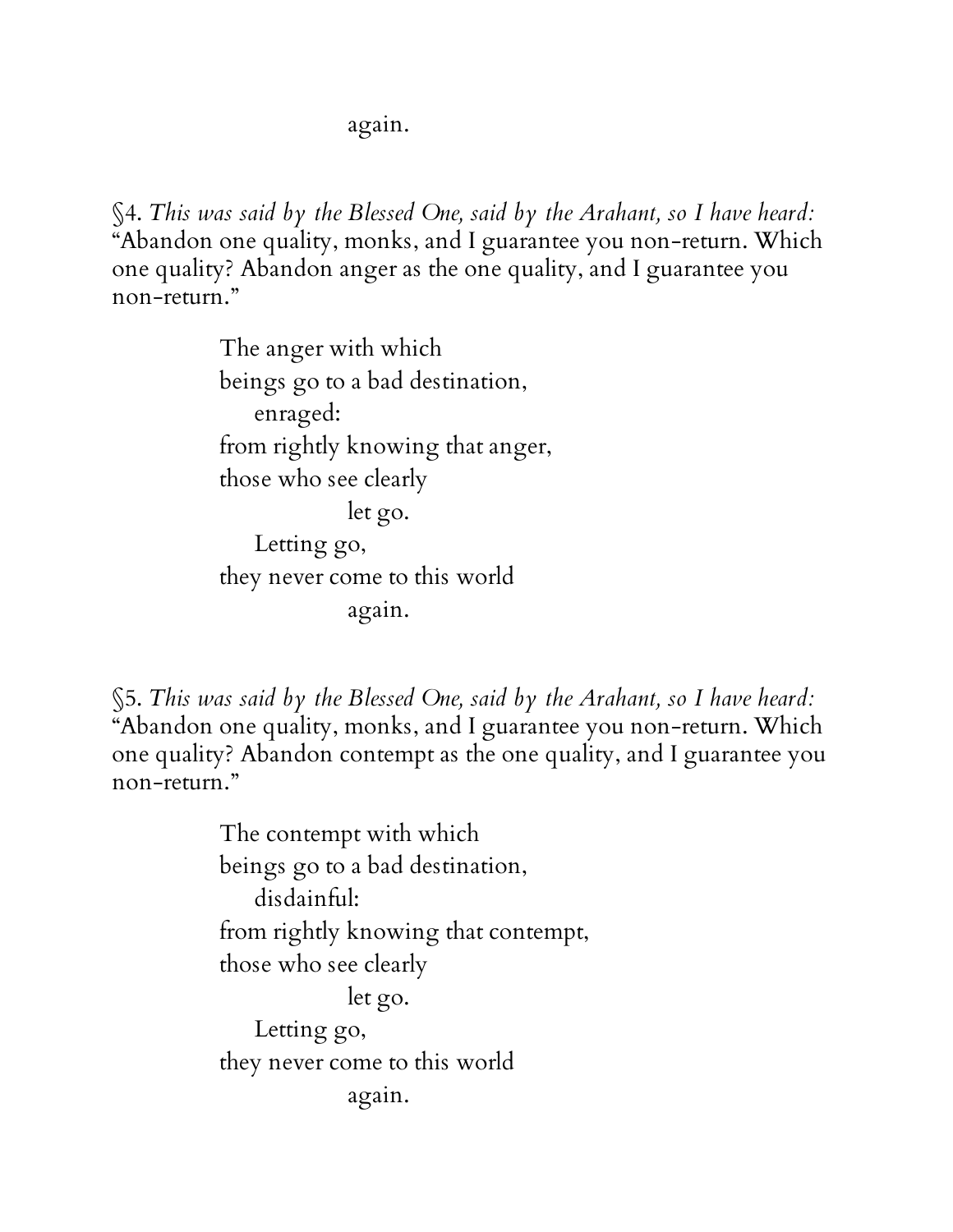again.

§4. *This was said by the Blessed One, said by the Arahant, so I have heard:* "Abandon one quality, monks, and I guarantee you non-return. Which one quality? Abandon anger as the one quality, and I guarantee you non-return."

> The anger with which
> beings go to a bad destination,
>     enraged:
> from rightly knowing that anger,
> those who see clearly
>             let go.
>     Letting go,
> they never come to this world
>             again.

§5. *This was said by the Blessed One, said by the Arahant, so I have heard:* "Abandon one quality, monks, and I guarantee you non-return. Which one quality? Abandon contempt as the one quality, and I guarantee you non-return."

> The contempt with which
> beings go to a bad destination,
>     disdainful:
> from rightly knowing that contempt,
> those who see clearly
>             let go.
>     Letting go,
> they never come to this world
>             again.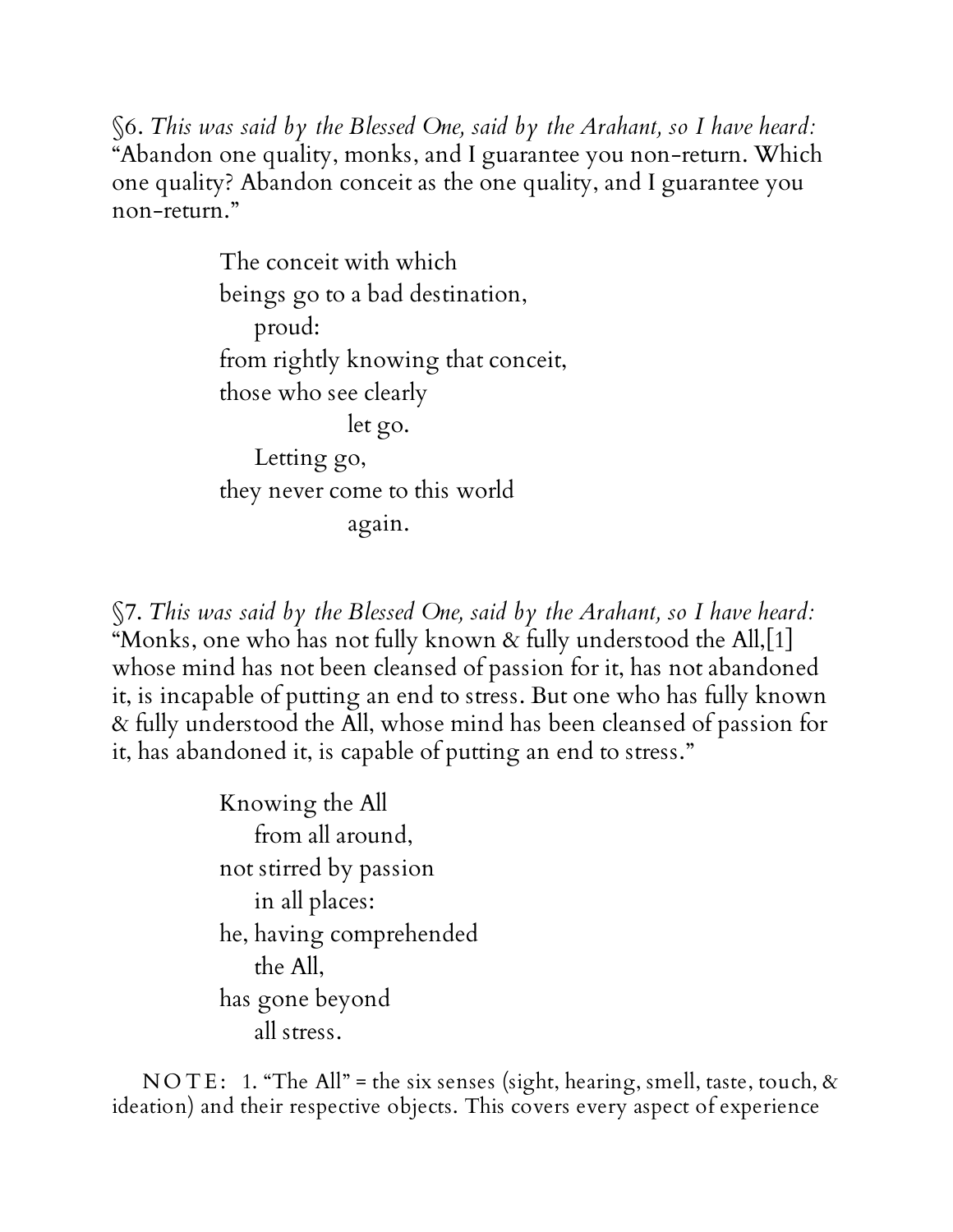§6. *This was said by the Blessed One, said by the Arahant, so I have heard:* "Abandon one quality, monks, and I guarantee you non-return. Which one quality? Abandon conceit as the one quality, and I guarantee you non-return."

> The conceit with which  
> beings go to a bad destination,  
>     proud:  
> from rightly knowing that conceit,  
> those who see clearly  
>         let go.  
>     Letting go,  
> they never come to this world  
>         again.

§7. *This was said by the Blessed One, said by the Arahant, so I have heard:* "Monks, one who has not fully known & fully understood the All,[1] whose mind has not been cleansed of passion for it, has not abandoned it, is incapable of putting an end to stress. But one who has fully known & fully understood the All, whose mind has been cleansed of passion for it, has abandoned it, is capable of putting an end to stress."

> Knowing the All  
>     from all around,  
> not stirred by passion  
>     in all places:  
> he, having comprehended  
>     the All,  
> has gone beyond  
>     all stress.

NOTE: 1. "The All" = the six senses (sight, hearing, smell, taste, touch, & ideation) and their respective objects. This covers every aspect of experience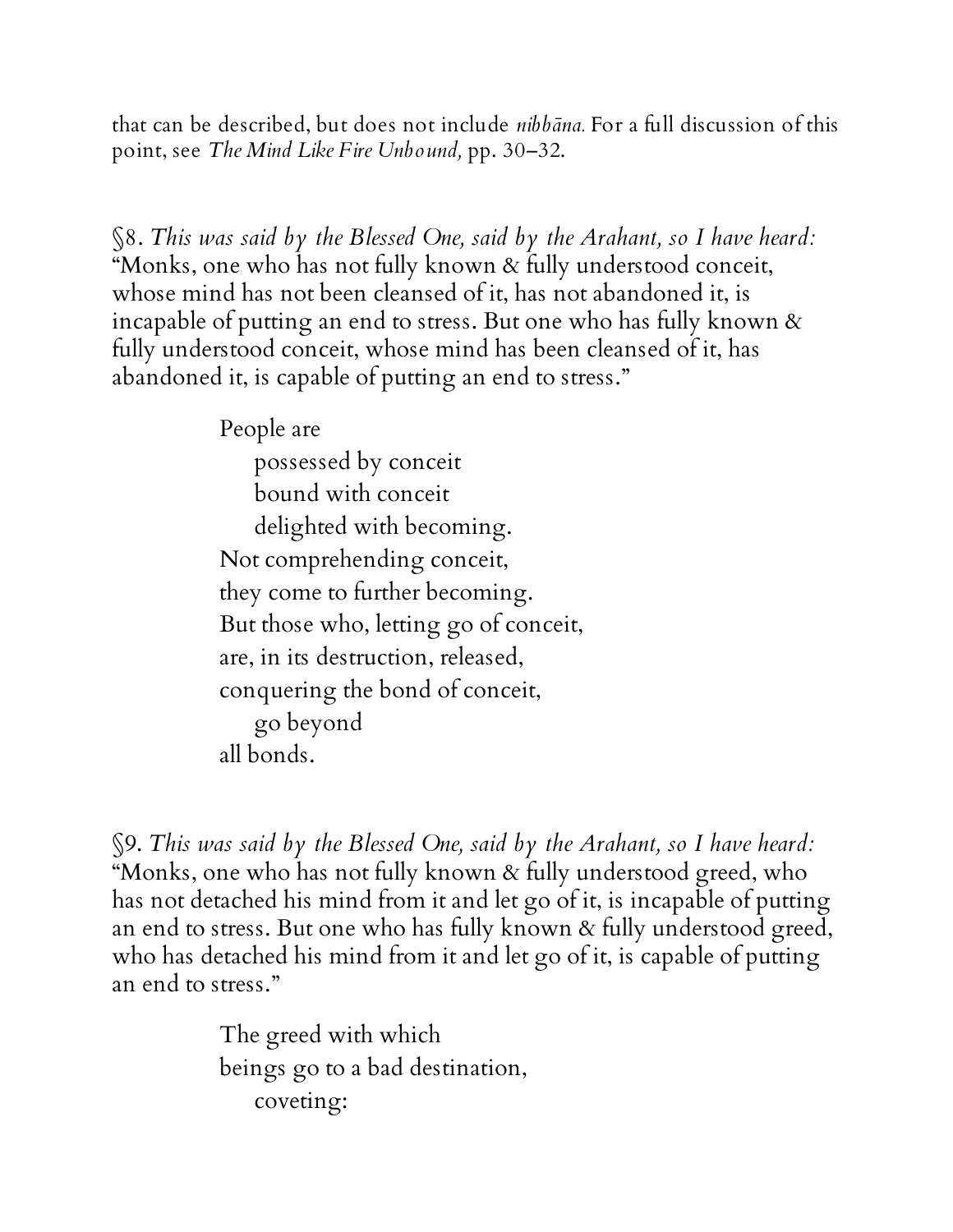that can be described, but does not include *nibbāna.* For a full discussion of this point, see *The Mind Like Fire Unbound,* pp. 30–32.

§8. *This was said by the Blessed One, said by the Arahant, so I have heard:* "Monks, one who has not fully known & fully understood conceit, whose mind has not been cleansed of it, has not abandoned it, is incapable of putting an end to stress. But one who has fully known & fully understood conceit, whose mind has been cleansed of it, has abandoned it, is capable of putting an end to stress."

> People are
> &nbsp;&nbsp;&nbsp;&nbsp;possessed by conceit
> &nbsp;&nbsp;&nbsp;&nbsp;bound with conceit
> &nbsp;&nbsp;&nbsp;&nbsp;delighted with becoming.
> Not comprehending conceit,
> they come to further becoming.
> But those who, letting go of conceit,
> are, in its destruction, released,
> conquering the bond of conceit,
> &nbsp;&nbsp;&nbsp;&nbsp;go beyond
> all bonds.

§9. *This was said by the Blessed One, said by the Arahant, so I have heard:* "Monks, one who has not fully known & fully understood greed, who has not detached his mind from it and let go of it, is incapable of putting an end to stress. But one who has fully known & fully understood greed, who has detached his mind from it and let go of it, is capable of putting an end to stress."

> The greed with which
> beings go to a bad destination,
> &nbsp;&nbsp;&nbsp;&nbsp;coveting: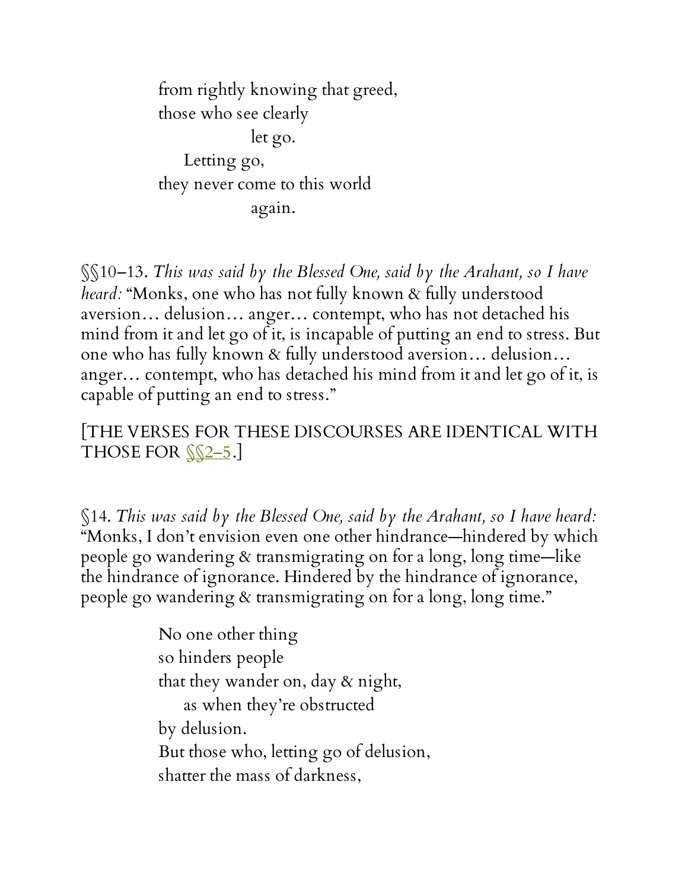from rightly knowing that greed,  
those who see clearly  
  let go.  
 Letting go,  
they never come to this world  
  again.

§§10–13. *This was said by the Blessed One, said by the Arahant, so I have heard:* "Monks, one who has not fully known & fully understood aversion… delusion… anger… contempt, who has not detached his mind from it and let go of it, is incapable of putting an end to stress. But one who has fully known & fully understood aversion… delusion… anger… contempt, who has detached his mind from it and let go of it, is capable of putting an end to stress."

[THE VERSES FOR THESE DISCOURSES ARE IDENTICAL WITH THOSE FOR §§2–5.]

§14. *This was said by the Blessed One, said by the Arahant, so I have heard:* "Monks, I don't envision even one other hindrance—hindered by which people go wandering & transmigrating on for a long, long time—like the hindrance of ignorance. Hindered by the hindrance of ignorance, people go wandering & transmigrating on for a long, long time."

No one other thing  
so hinders people  
that they wander on, day & night,  
 as when they're obstructed  
by delusion.  
But those who, letting go of delusion,  
shatter the mass of darkness,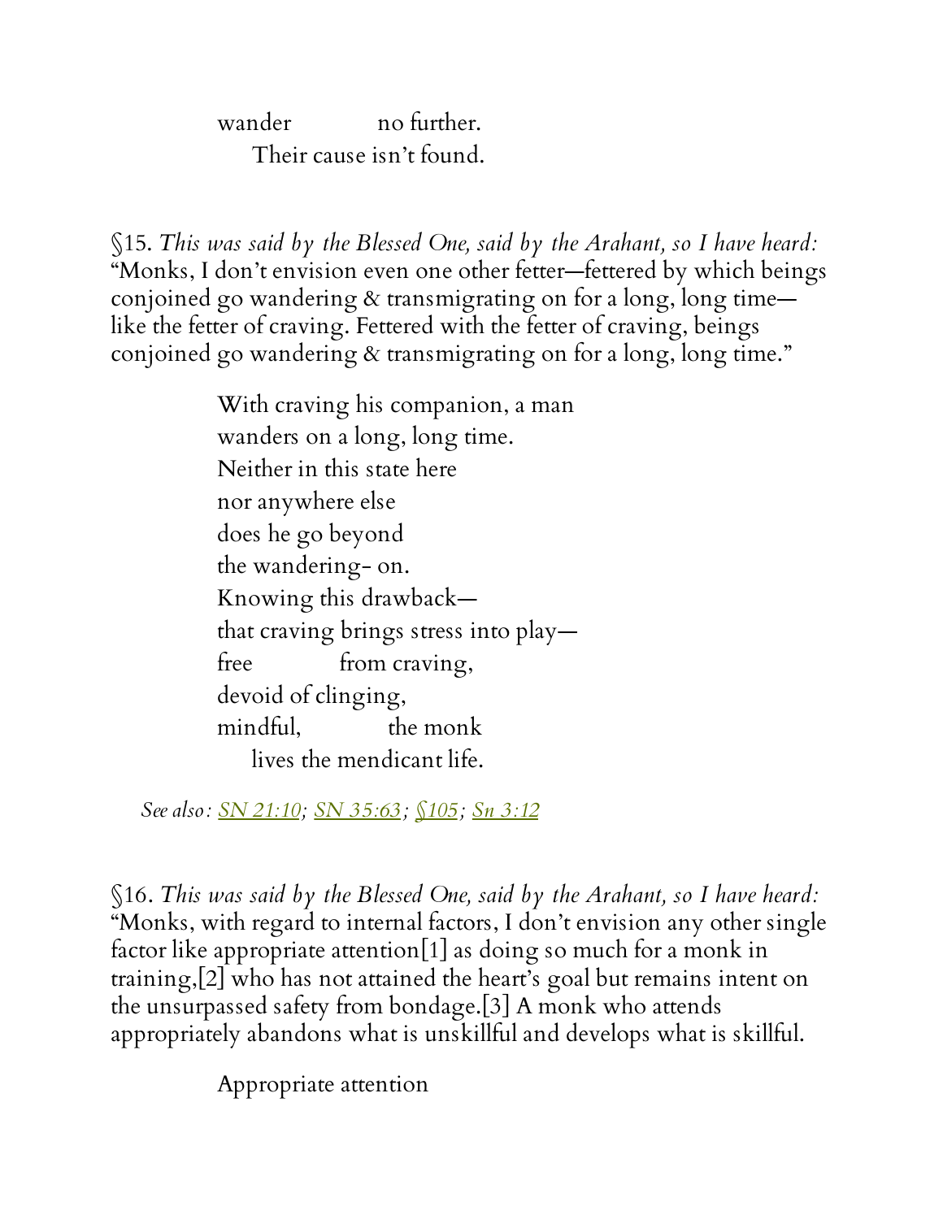wander no further.
Their cause isn't found.

§15. *This was said by the Blessed One, said by the Arahant, so I have heard:* "Monks, I don't envision even one other fetter—fettered by which beings conjoined go wandering & transmigrating on for a long, long time—like the fetter of craving. Fettered with the fetter of craving, beings conjoined go wandering & transmigrating on for a long, long time."

With craving his companion, a man
wanders on a long, long time.
Neither in this state here
nor anywhere else
does he go beyond
the wandering- on.
Knowing this drawback—
that craving brings stress into play—
free from craving,
devoid of clinging,
mindful, the monk
lives the mendicant life.

*See also: SN 21:10; SN 35:63; §105; Sn 3:12*

§16. *This was said by the Blessed One, said by the Arahant, so I have heard:* "Monks, with regard to internal factors, I don't envision any other single factor like appropriate attention[1] as doing so much for a monk in training,[2] who has not attained the heart's goal but remains intent on the unsurpassed safety from bondage.[3] A monk who attends appropriately abandons what is unskillful and develops what is skillful.

Appropriate attention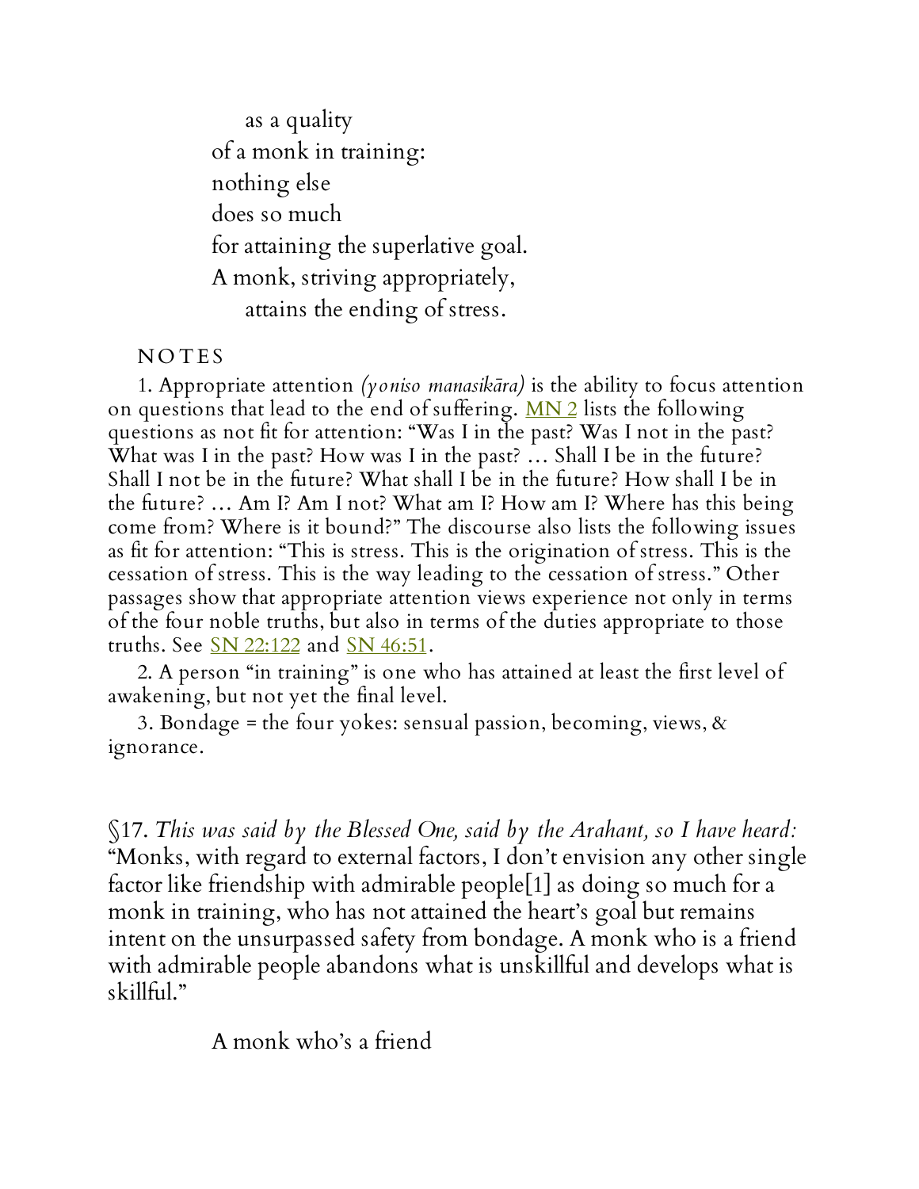as a quality  
of a monk in training:  
nothing else  
does so much  
for attaining the superlative goal.  
A monk, striving appropriately,  
attains the ending of stress.

NOTES

1. Appropriate attention *(yoniso manasikāra)* is the ability to focus attention on questions that lead to the end of suffering. MN 2 lists the following questions as not fit for attention: "Was I in the past? Was I not in the past? What was I in the past? How was I in the past? … Shall I be in the future? Shall I not be in the future? What shall I be in the future? How shall I be in the future? … Am I? Am I not? What am I? How am I? Where has this being come from? Where is it bound?" The discourse also lists the following issues as fit for attention: "This is stress. This is the origination of stress. This is the cessation of stress. This is the way leading to the cessation of stress." Other passages show that appropriate attention views experience not only in terms of the four noble truths, but also in terms of the duties appropriate to those truths. See SN 22:122 and SN 46:51.

2. A person "in training" is one who has attained at least the first level of awakening, but not yet the final level.

3. Bondage = the four yokes: sensual passion, becoming, views, & ignorance.

§17. *This was said by the Blessed One, said by the Arahant, so I have heard:* "Monks, with regard to external factors, I don't envision any other single factor like friendship with admirable people[1] as doing so much for a monk in training, who has not attained the heart's goal but remains intent on the unsurpassed safety from bondage. A monk who is a friend with admirable people abandons what is unskillful and develops what is skillful."

A monk who's a friend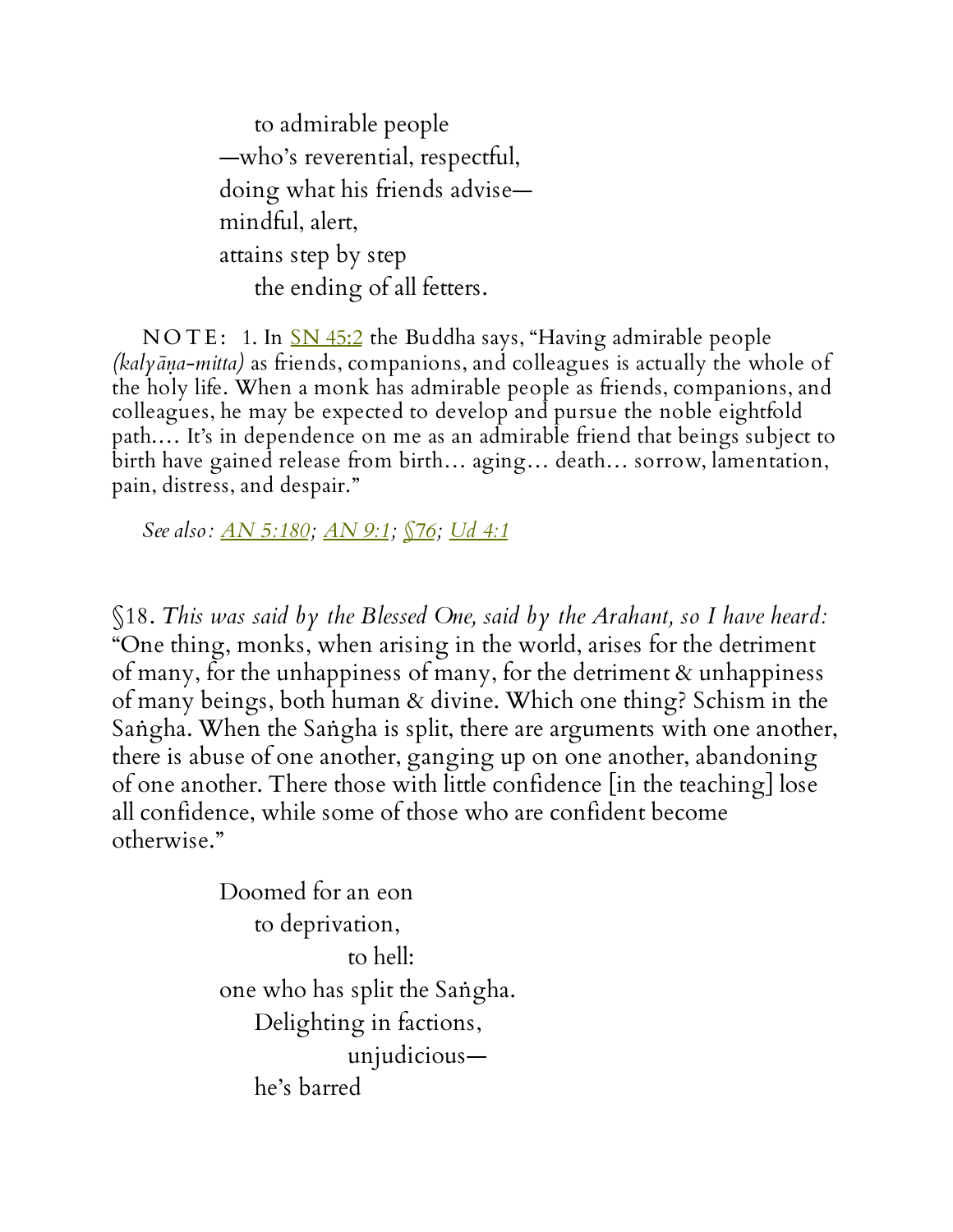to admirable people
—who's reverential, respectful,
doing what his friends advise—
mindful, alert,
attains step by step
the ending of all fetters.

NOTE: 1. In SN 45:2 the Buddha says, "Having admirable people *(kalyāṇa-mitta)* as friends, companions, and colleagues is actually the whole of the holy life. When a monk has admirable people as friends, companions, and colleagues, he may be expected to develop and pursue the noble eightfold path.… It's in dependence on me as an admirable friend that beings subject to birth have gained release from birth… aging… death… sorrow, lamentation, pain, distress, and despair."

*See also: AN 5:180; AN 9:1; §76; Ud 4:1*

§18. *This was said by the Blessed One, said by the Arahant, so I have heard:* "One thing, monks, when arising in the world, arises for the detriment of many, for the unhappiness of many, for the detriment & unhappiness of many beings, both human & divine. Which one thing? Schism in the Saṅgha. When the Saṅgha is split, there are arguments with one another, there is abuse of one another, ganging up on one another, abandoning of one another. There those with little confidence [in the teaching] lose all confidence, while some of those who are confident become otherwise."

Doomed for an eon
to deprivation,
to hell:
one who has split the Saṅgha.
Delighting in factions,
unjudicious—
he's barred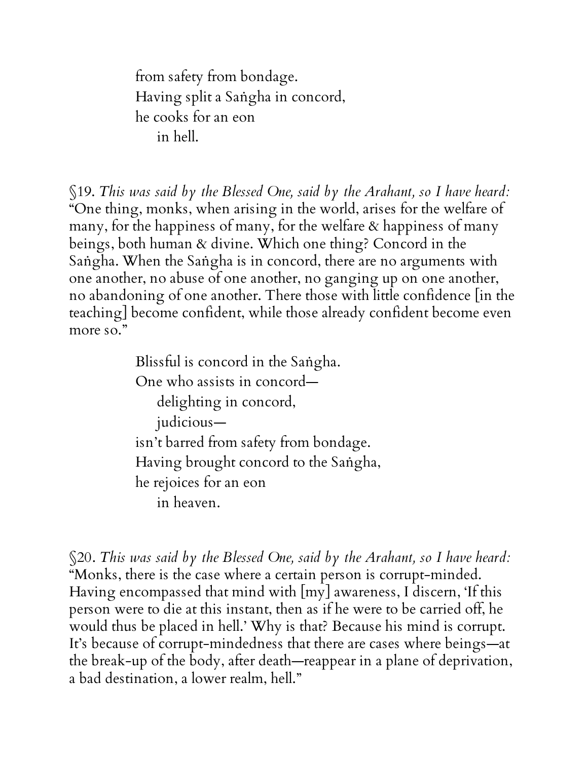from safety from bondage.  
Having split a Saṅgha in concord,  
he cooks for an eon  
  in hell.

§19. *This was said by the Blessed One, said by the Arahant, so I have heard:* "One thing, monks, when arising in the world, arises for the welfare of many, for the happiness of many, for the welfare & happiness of many beings, both human & divine. Which one thing? Concord in the Saṅgha. When the Saṅgha is in concord, there are no arguments with one another, no abuse of one another, no ganging up on one another, no abandoning of one another. There those with little confidence [in the teaching] become confident, while those already confident become even more so."

Blissful is concord in the Saṅgha.  
One who assists in concord—  
  delighting in concord,  
  judicious—  
isn't barred from safety from bondage.  
Having brought concord to the Saṅgha,  
he rejoices for an eon  
  in heaven.

§20. *This was said by the Blessed One, said by the Arahant, so I have heard:* "Monks, there is the case where a certain person is corrupt-minded. Having encompassed that mind with [my] awareness, I discern, 'If this person were to die at this instant, then as if he were to be carried off, he would thus be placed in hell.' Why is that? Because his mind is corrupt. It's because of corrupt-mindedness that there are cases where beings—at the break-up of the body, after death—reappear in a plane of deprivation, a bad destination, a lower realm, hell."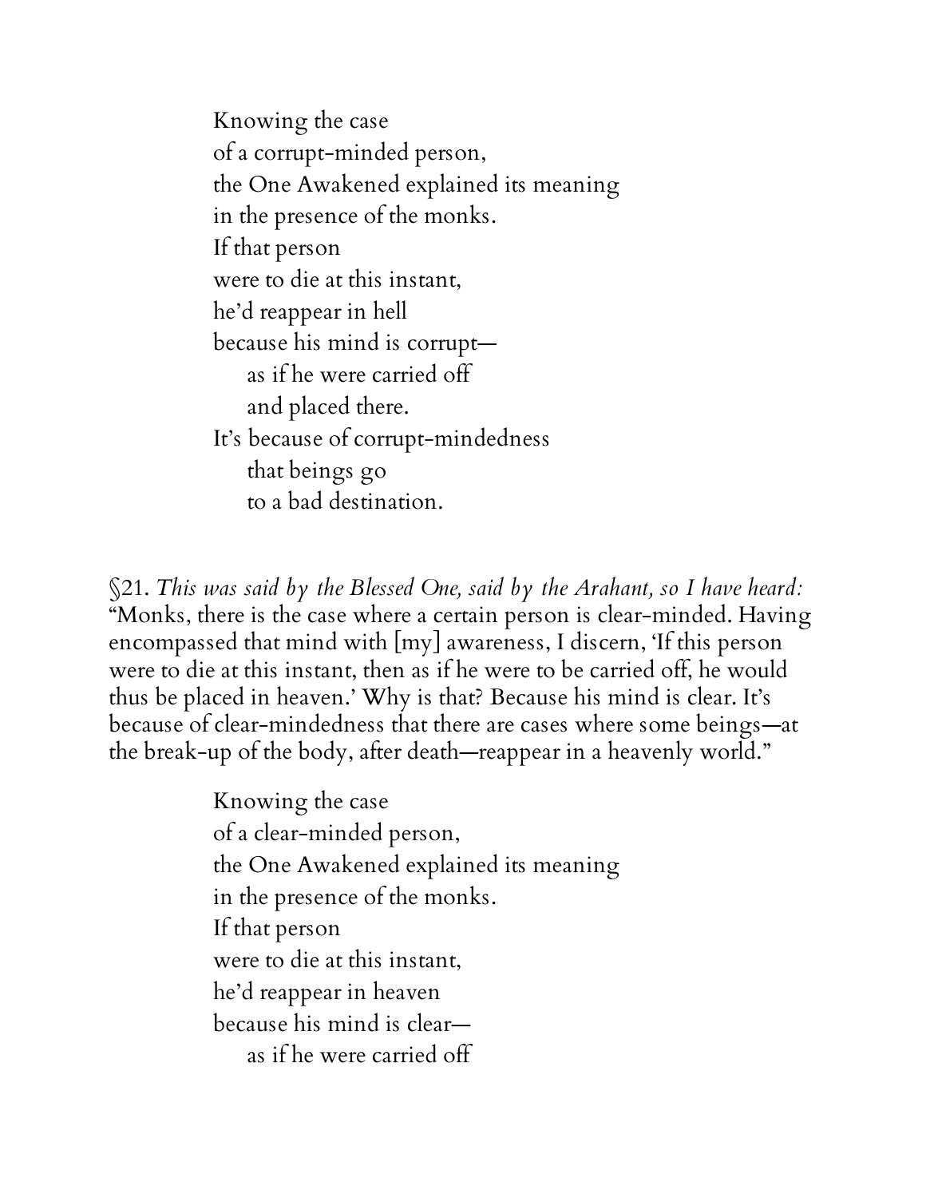Knowing the case  
of a corrupt-minded person,  
the One Awakened explained its meaning  
in the presence of the monks.  
If that person  
were to die at this instant,  
he'd reappear in hell  
because his mind is corrupt—  
   as if he were carried off  
   and placed there.  
It's because of corrupt-mindedness  
   that beings go  
   to a bad destination.

§21. *This was said by the Blessed One, said by the Arahant, so I have heard:* "Monks, there is the case where a certain person is clear-minded. Having encompassed that mind with [my] awareness, I discern, 'If this person were to die at this instant, then as if he were to be carried off, he would thus be placed in heaven.' Why is that? Because his mind is clear. It's because of clear-mindedness that there are cases where some beings—at the break-up of the body, after death—reappear in a heavenly world."

Knowing the case  
of a clear-minded person,  
the One Awakened explained its meaning  
in the presence of the monks.  
If that person  
were to die at this instant,  
he'd reappear in heaven  
because his mind is clear—  
   as if he were carried off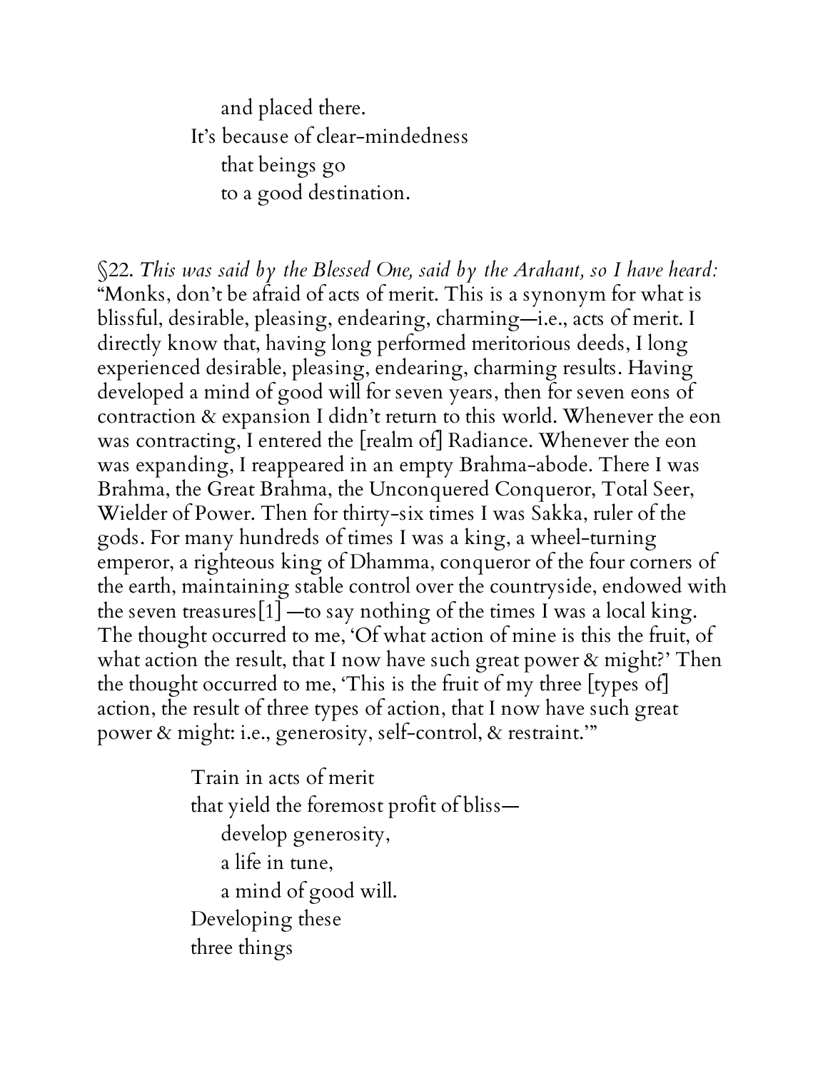and placed there.  
It's because of clear-mindedness  
that beings go  
to a good destination.

§22. *This was said by the Blessed One, said by the Arahant, so I have heard:* "Monks, don't be afraid of acts of merit. This is a synonym for what is blissful, desirable, pleasing, endearing, charming—i.e., acts of merit. I directly know that, having long performed meritorious deeds, I long experienced desirable, pleasing, endearing, charming results. Having developed a mind of good will for seven years, then for seven eons of contraction & expansion I didn't return to this world. Whenever the eon was contracting, I entered the [realm of] Radiance. Whenever the eon was expanding, I reappeared in an empty Brahma-abode. There I was Brahma, the Great Brahma, the Unconquered Conqueror, Total Seer, Wielder of Power. Then for thirty-six times I was Sakka, ruler of the gods. For many hundreds of times I was a king, a wheel-turning emperor, a righteous king of Dhamma, conqueror of the four corners of the earth, maintaining stable control over the countryside, endowed with the seven treasures[1] —to say nothing of the times I was a local king. The thought occurred to me, 'Of what action of mine is this the fruit, of what action the result, that I now have such great power & might?' Then the thought occurred to me, 'This is the fruit of my three [types of] action, the result of three types of action, that I now have such great power & might: i.e., generosity, self-control, & restraint.'"

Train in acts of merit  
that yield the foremost profit of bliss—  
develop generosity,  
a life in tune,  
a mind of good will.  
Developing these  
three things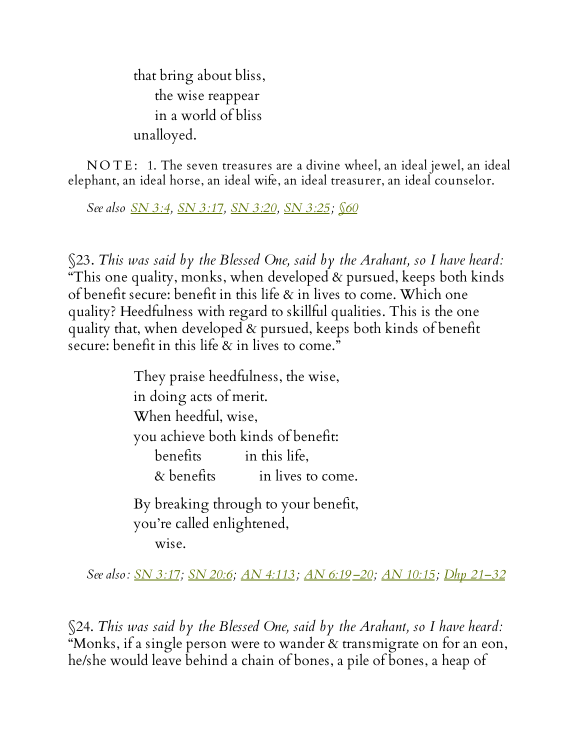that bring about bliss,
   the wise reappear
   in a world of bliss
unalloyed.

NOTE: 1. The seven treasures are a divine wheel, an ideal jewel, an ideal elephant, an ideal horse, an ideal wife, an ideal treasurer, an ideal counselor.

*See also* SN 3:4, SN 3:17, SN 3:20, SN 3:25; §60

§23. *This was said by the Blessed One, said by the Arahant, so I have heard:* "This one quality, monks, when developed & pursued, keeps both kinds of benefit secure: benefit in this life & in lives to come. Which one quality? Heedfulness with regard to skillful qualities. This is the one quality that, when developed & pursued, keeps both kinds of benefit secure: benefit in this life & in lives to come."

They praise heedfulness, the wise,
in doing acts of merit.
When heedful, wise,
you achieve both kinds of benefit:
   benefits   in this life,
   & benefits   in lives to come.

By breaking through to your benefit,
you're called enlightened,
   wise.

*See also:* SN 3:17; SN 20:6; AN 4:113; AN 6:19–20; AN 10:15; Dhp 21–32

§24. *This was said by the Blessed One, said by the Arahant, so I have heard:* "Monks, if a single person were to wander & transmigrate on for an eon, he/she would leave behind a chain of bones, a pile of bones, a heap of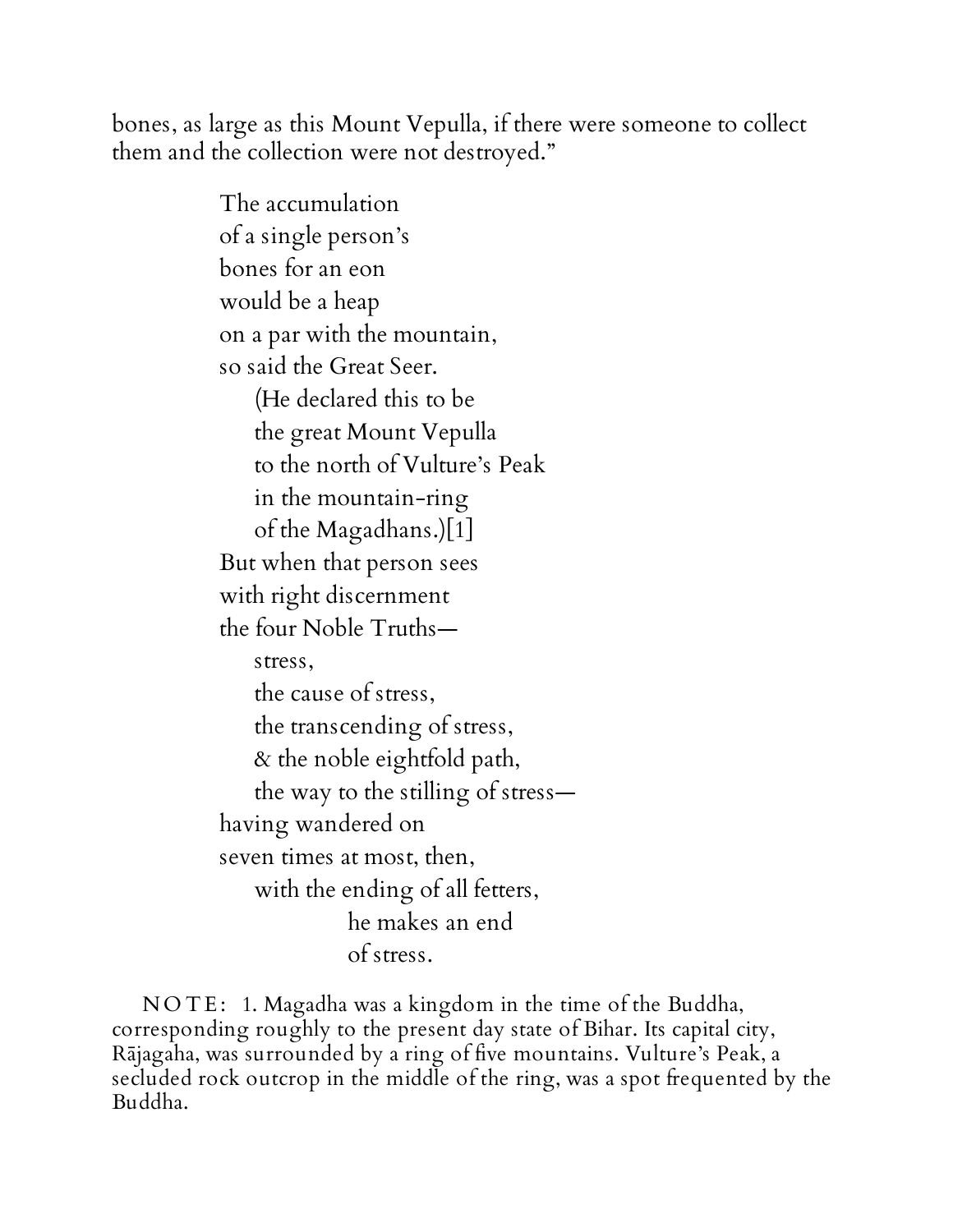bones, as large as this Mount Vepulla, if there were someone to collect them and the collection were not destroyed."

> The accumulation  
> of a single person's  
> bones for an eon  
> would be a heap  
> on a par with the mountain,  
> so said the Great Seer.  
> (He declared this to be  
> the great Mount Vepulla  
> to the north of Vulture's Peak  
> in the mountain-ring  
> of the Magadhans.)[1]  
> But when that person sees  
> with right discernment  
> the four Noble Truths—  
> stress,  
> the cause of stress,  
> the transcending of stress,  
> & the noble eightfold path,  
> the way to the stilling of stress—  
> having wandered on  
> seven times at most, then,  
> with the ending of all fetters,  
> he makes an end  
> of stress.

NOTE: 1. Magadha was a kingdom in the time of the Buddha, corresponding roughly to the present day state of Bihar. Its capital city, Rājagaha, was surrounded by a ring of five mountains. Vulture's Peak, a secluded rock outcrop in the middle of the ring, was a spot frequented by the Buddha.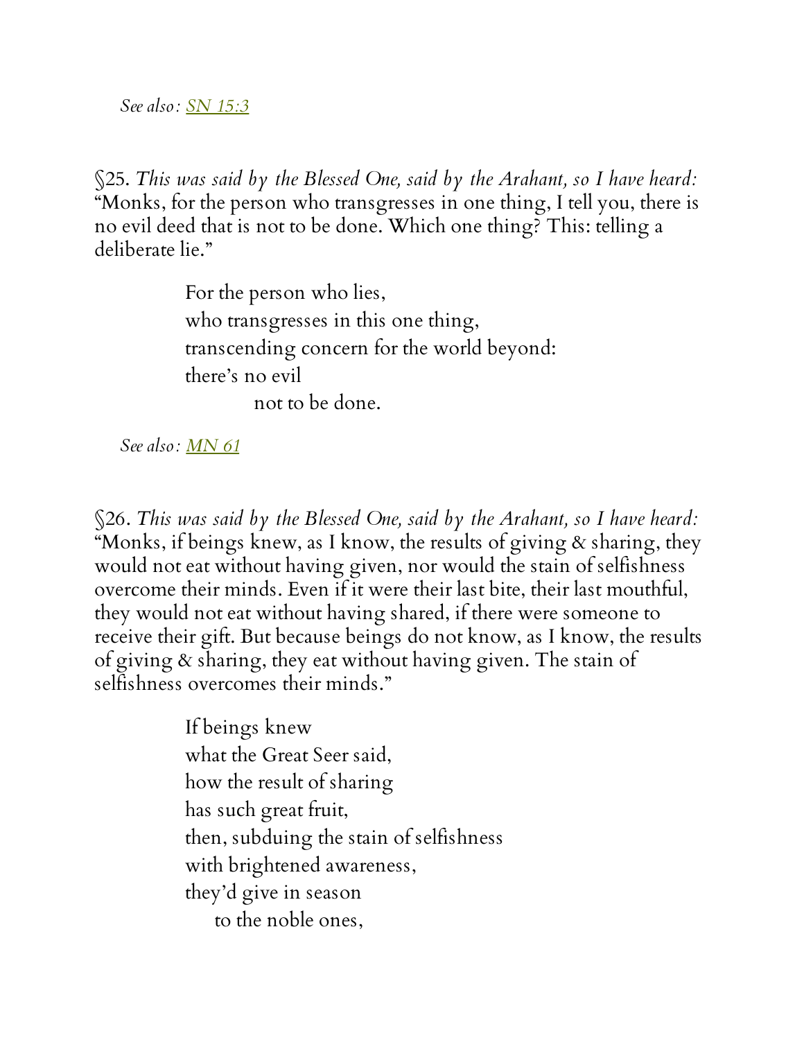*See also: SN 15:3*

§25. *This was said by the Blessed One, said by the Arahant, so I have heard:* "Monks, for the person who transgresses in one thing, I tell you, there is no evil deed that is not to be done. Which one thing? This: telling a deliberate lie."

> For the person who lies,  
> who transgresses in this one thing,  
> transcending concern for the world beyond:  
> there's no evil  
> not to be done.

*See also: MN 61*

§26. *This was said by the Blessed One, said by the Arahant, so I have heard:* "Monks, if beings knew, as I know, the results of giving & sharing, they would not eat without having given, nor would the stain of selfishness overcome their minds. Even if it were their last bite, their last mouthful, they would not eat without having shared, if there were someone to receive their gift. But because beings do not know, as I know, the results of giving & sharing, they eat without having given. The stain of selfishness overcomes their minds."

> If beings knew  
> what the Great Seer said,  
> how the result of sharing  
> has such great fruit,  
> then, subduing the stain of selfishness  
> with brightened awareness,  
> they'd give in season  
> to the noble ones,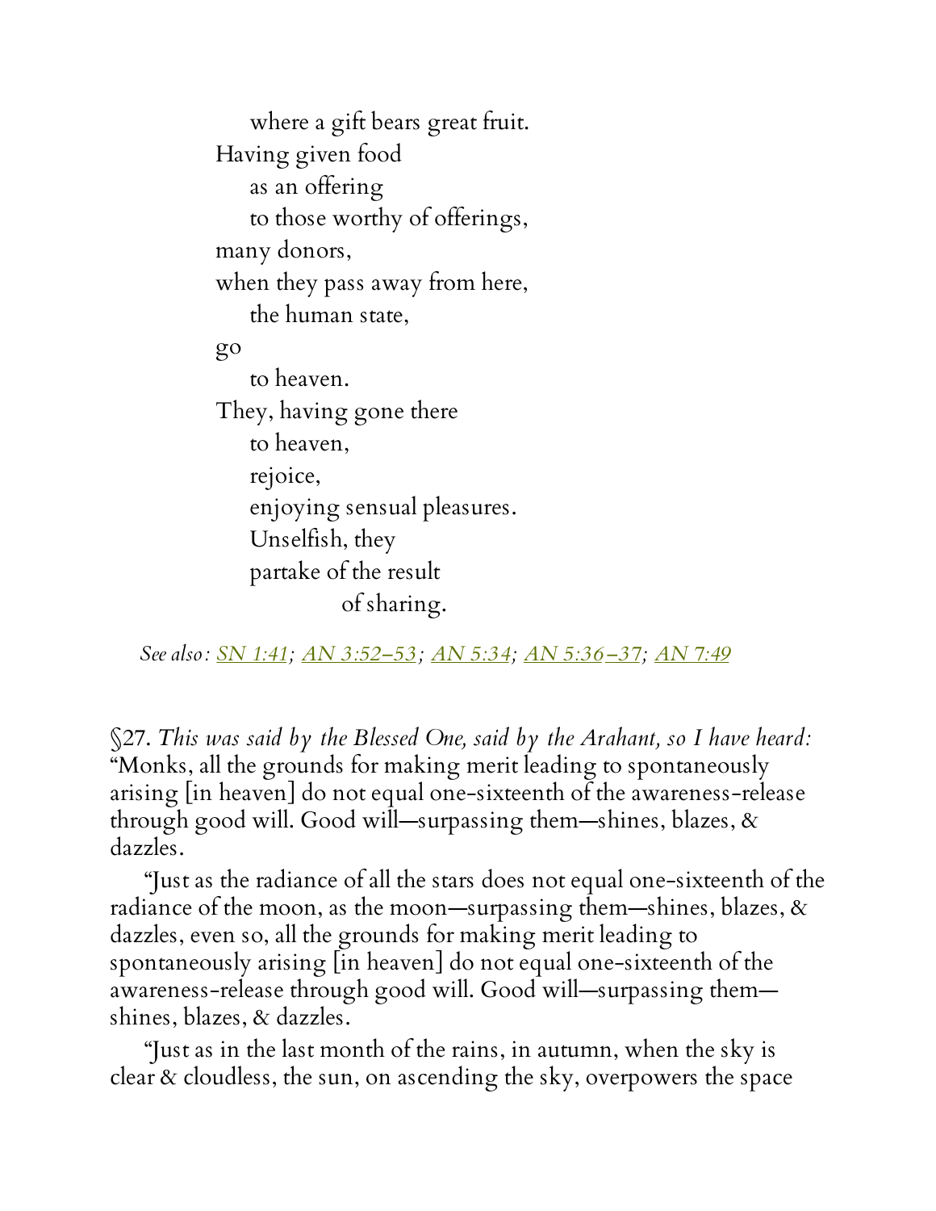where a gift bears great fruit.
Having given food
as an offering
to those worthy of offerings,
many donors,
when they pass away from here,
the human state,
go
to heaven.
They, having gone there
to heaven,
rejoice,
enjoying sensual pleasures.
Unselfish, they
partake of the result
of sharing.

*See also:* SN 1:41; AN 3:52–53; AN 5:34; AN 5:36–37; AN 7:49

§27. *This was said by the Blessed One, said by the Arahant, so I have heard:* "Monks, all the grounds for making merit leading to spontaneously arising [in heaven] do not equal one-sixteenth of the awareness-release through good will. Good will—surpassing them—shines, blazes, & dazzles.

"Just as the radiance of all the stars does not equal one-sixteenth of the radiance of the moon, as the moon—surpassing them—shines, blazes, & dazzles, even so, all the grounds for making merit leading to spontaneously arising [in heaven] do not equal one-sixteenth of the awareness-release through good will. Good will—surpassing them—shines, blazes, & dazzles.

"Just as in the last month of the rains, in autumn, when the sky is clear & cloudless, the sun, on ascending the sky, overpowers the space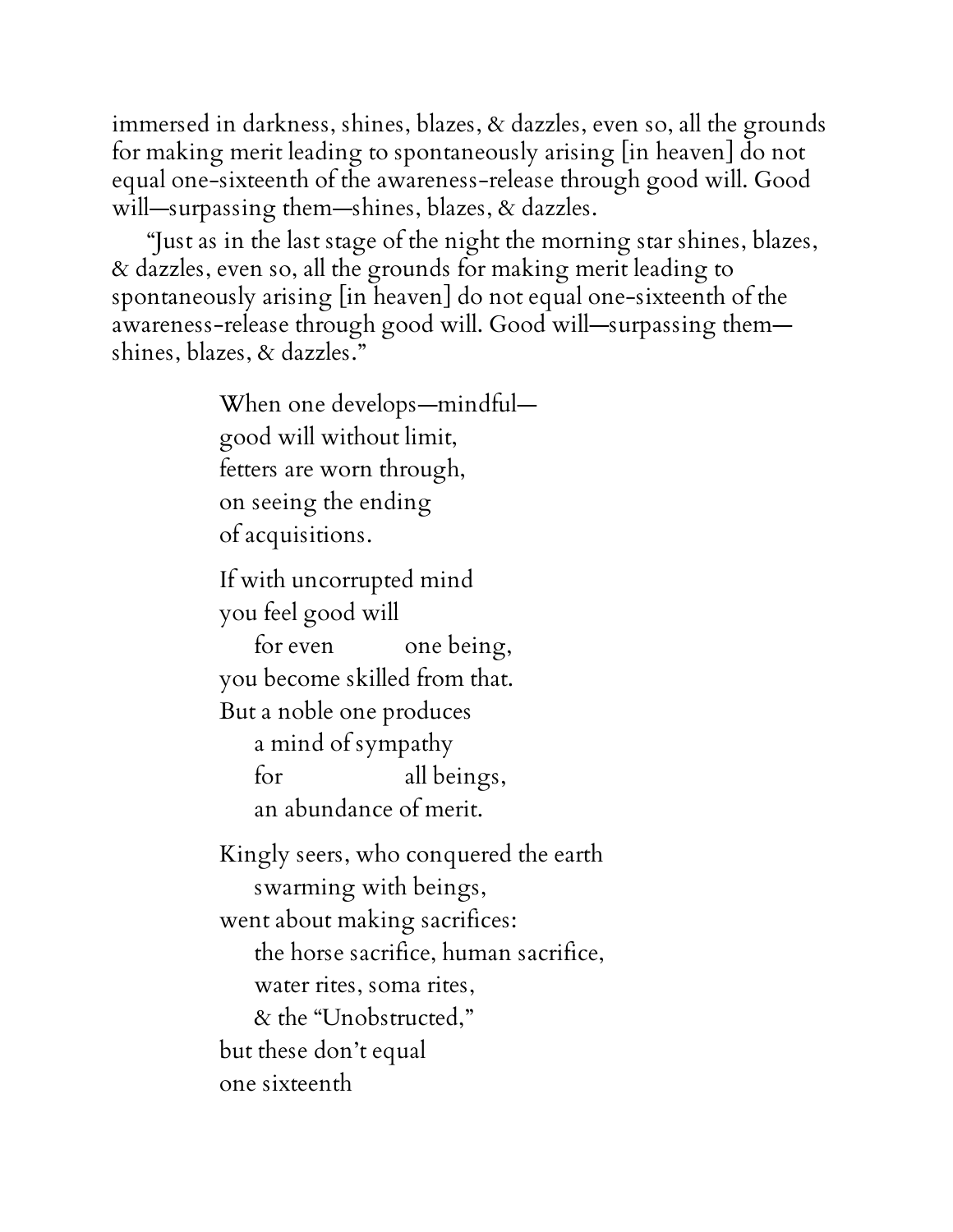immersed in darkness, shines, blazes, & dazzles, even so, all the grounds for making merit leading to spontaneously arising [in heaven] do not equal one-sixteenth of the awareness-release through good will. Good will—surpassing them—shines, blazes, & dazzles.

"Just as in the last stage of the night the morning star shines, blazes, & dazzles, even so, all the grounds for making merit leading to spontaneously arising [in heaven] do not equal one-sixteenth of the awareness-release through good will. Good will—surpassing them—shines, blazes, & dazzles."

> When one develops—mindful—
> good will without limit,
> fetters are worn through,
> on seeing the ending
> of acquisitions.
>
> If with uncorrupted mind
> you feel good will
> &nbsp;&nbsp;&nbsp;&nbsp;for even one being,
> you become skilled from that.
> But a noble one produces
> &nbsp;&nbsp;&nbsp;&nbsp;a mind of sympathy
> &nbsp;&nbsp;&nbsp;&nbsp;for all beings,
> &nbsp;&nbsp;&nbsp;&nbsp;an abundance of merit.
>
> Kingly seers, who conquered the earth
> &nbsp;&nbsp;&nbsp;&nbsp;swarming with beings,
> went about making sacrifices:
> &nbsp;&nbsp;&nbsp;&nbsp;the horse sacrifice, human sacrifice,
> &nbsp;&nbsp;&nbsp;&nbsp;water rites, soma rites,
> &nbsp;&nbsp;&nbsp;&nbsp;& the "Unobstructed,"
> but these don't equal
> one sixteenth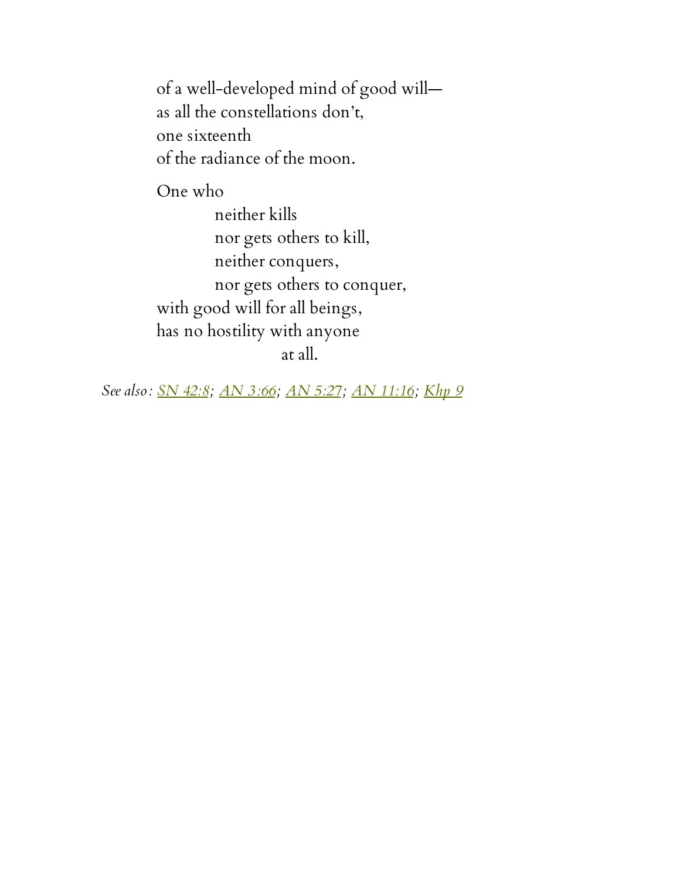of a well-developed mind of good will—  
as all the constellations don't,  
one sixteenth  
of the radiance of the moon.

One who  
&nbsp;&nbsp;&nbsp;&nbsp;&nbsp;&nbsp;&nbsp;&nbsp;neither kills  
&nbsp;&nbsp;&nbsp;&nbsp;&nbsp;&nbsp;&nbsp;&nbsp;nor gets others to kill,  
&nbsp;&nbsp;&nbsp;&nbsp;&nbsp;&nbsp;&nbsp;&nbsp;neither conquers,  
&nbsp;&nbsp;&nbsp;&nbsp;&nbsp;&nbsp;&nbsp;&nbsp;nor gets others to conquer,  
with good will for all beings,  
has no hostility with anyone  
&nbsp;&nbsp;&nbsp;&nbsp;&nbsp;&nbsp;&nbsp;&nbsp;&nbsp;&nbsp;&nbsp;&nbsp;&nbsp;&nbsp;&nbsp;&nbsp;&nbsp;&nbsp;at all.

*See also: SN 42:8; AN 3:66; AN 5:27; AN 11:16; Khp 9*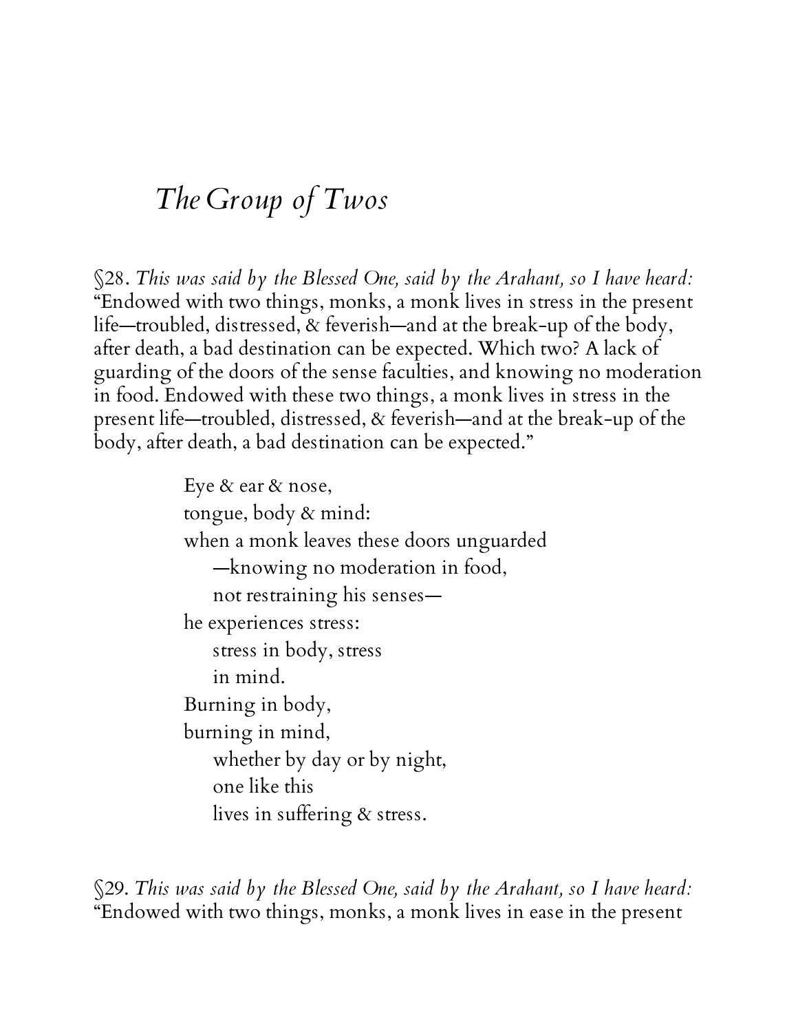# *The Group of Twos*

§28. *This was said by the Blessed One, said by the Arahant, so I have heard:* "Endowed with two things, monks, a monk lives in stress in the present life—troubled, distressed, & feverish—and at the break-up of the body, after death, a bad destination can be expected. Which two? A lack of guarding of the doors of the sense faculties, and knowing no moderation in food. Endowed with these two things, a monk lives in stress in the present life—troubled, distressed, & feverish—and at the break-up of the body, after death, a bad destination can be expected."

> Eye & ear & nose,  
> tongue, body & mind:  
> when a monk leaves these doors unguarded  
> —knowing no moderation in food,  
> not restraining his senses—  
> he experiences stress:  
> stress in body, stress  
> in mind.  
> Burning in body,  
> burning in mind,  
> whether by day or by night,  
> one like this  
> lives in suffering & stress.

§29. *This was said by the Blessed One, said by the Arahant, so I have heard:* "Endowed with two things, monks, a monk lives in ease in the present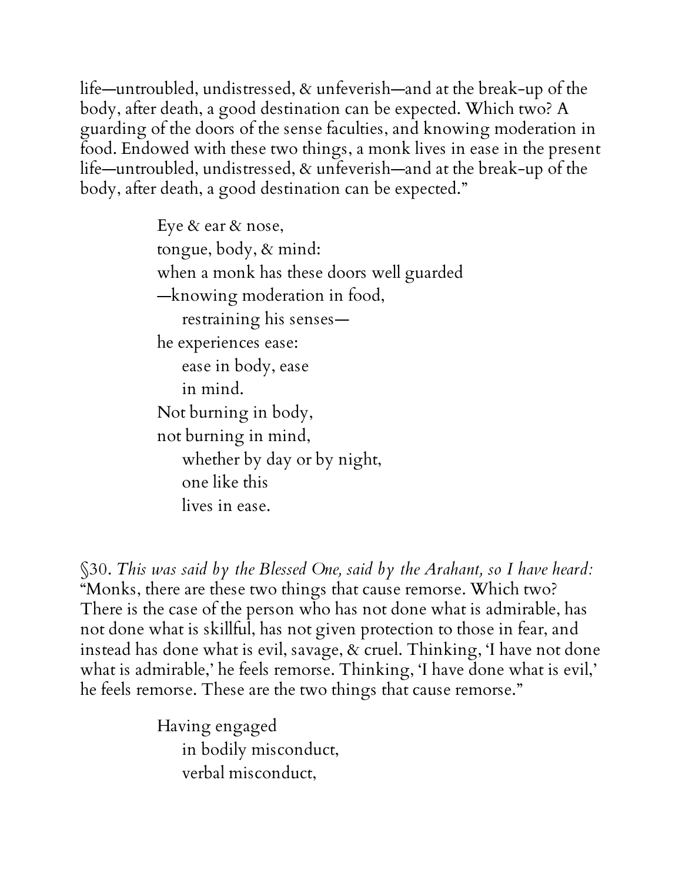life—untroubled, undistressed, & unfeverish—and at the break-up of the body, after death, a good destination can be expected. Which two? A guarding of the doors of the sense faculties, and knowing moderation in food. Endowed with these two things, a monk lives in ease in the present life—untroubled, undistressed, & unfeverish—and at the break-up of the body, after death, a good destination can be expected."

> Eye & ear & nose,
> tongue, body, & mind:
> when a monk has these doors well guarded
> —knowing moderation in food,
>   restraining his senses—
> he experiences ease:
>   ease in body, ease
>   in mind.
> Not burning in body,
> not burning in mind,
>   whether by day or by night,
>   one like this
>   lives in ease.

§30. *This was said by the Blessed One, said by the Arahant, so I have heard:* "Monks, there are these two things that cause remorse. Which two? There is the case of the person who has not done what is admirable, has not done what is skillful, has not given protection to those in fear, and instead has done what is evil, savage, & cruel. Thinking, 'I have not done what is admirable,' he feels remorse. Thinking, 'I have done what is evil,' he feels remorse. These are the two things that cause remorse."

> Having engaged
>   in bodily misconduct,
>   verbal misconduct,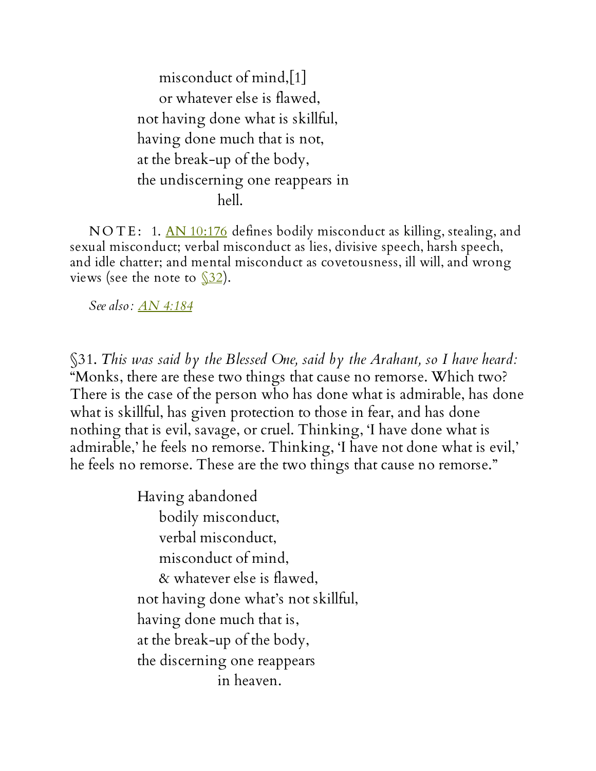misconduct of mind,[1]
or whatever else is flawed,
not having done what is skillful,
having done much that is not,
at the break-up of the body,
the undiscerning one reappears in
hell.

NOTE: 1. AN 10:176 defines bodily misconduct as killing, stealing, and sexual misconduct; verbal misconduct as lies, divisive speech, harsh speech, and idle chatter; and mental misconduct as covetousness, ill will, and wrong views (see the note to §32).

*See also:* *AN 4:184*

§31. *This was said by the Blessed One, said by the Arahant, so I have heard:* "Monks, there are these two things that cause no remorse. Which two? There is the case of the person who has done what is admirable, has done what is skillful, has given protection to those in fear, and has done nothing that is evil, savage, or cruel. Thinking, 'I have done what is admirable,' he feels no remorse. Thinking, 'I have not done what is evil,' he feels no remorse. These are the two things that cause no remorse."

Having abandoned
bodily misconduct,
verbal misconduct,
misconduct of mind,
& whatever else is flawed,
not having done what's not skillful,
having done much that is,
at the break-up of the body,
the discerning one reappears
in heaven.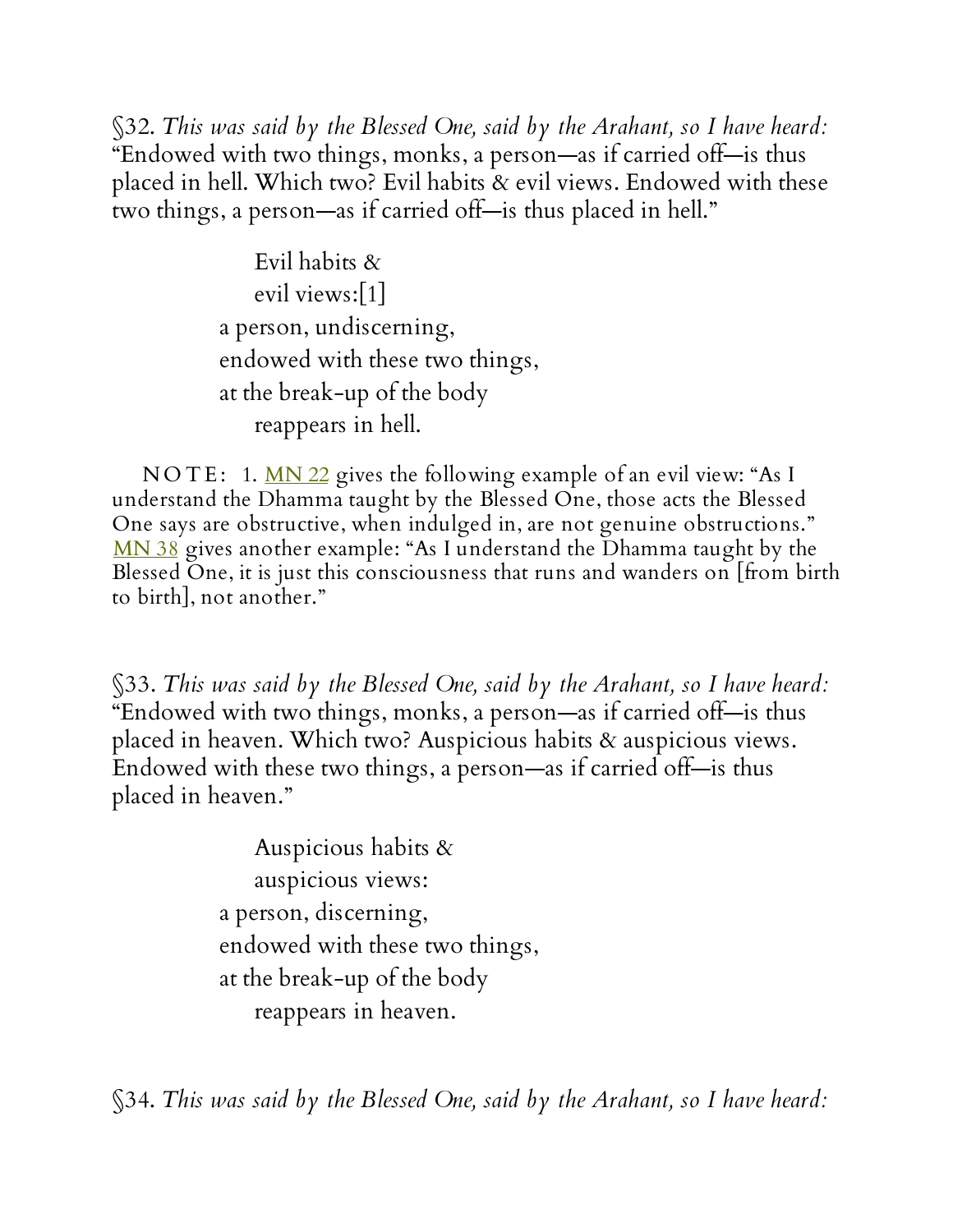§32. *This was said by the Blessed One, said by the Arahant, so I have heard:* "Endowed with two things, monks, a person—as if carried off—is thus placed in hell. Which two? Evil habits & evil views. Endowed with these two things, a person—as if carried off—is thus placed in hell."

> Evil habits &  
> evil views:[1]  
> a person, undiscerning,  
> endowed with these two things,  
> at the break-up of the body  
> reappears in hell.

NOTE: 1. MN 22 gives the following example of an evil view: "As I understand the Dhamma taught by the Blessed One, those acts the Blessed One says are obstructive, when indulged in, are not genuine obstructions." MN 38 gives another example: "As I understand the Dhamma taught by the Blessed One, it is just this consciousness that runs and wanders on [from birth to birth], not another."

§33. *This was said by the Blessed One, said by the Arahant, so I have heard:* "Endowed with two things, monks, a person—as if carried off—is thus placed in heaven. Which two? Auspicious habits & auspicious views. Endowed with these two things, a person—as if carried off—is thus placed in heaven."

> Auspicious habits &  
> auspicious views:  
> a person, discerning,  
> endowed with these two things,  
> at the break-up of the body  
> reappears in heaven.

§34. *This was said by the Blessed One, said by the Arahant, so I have heard:*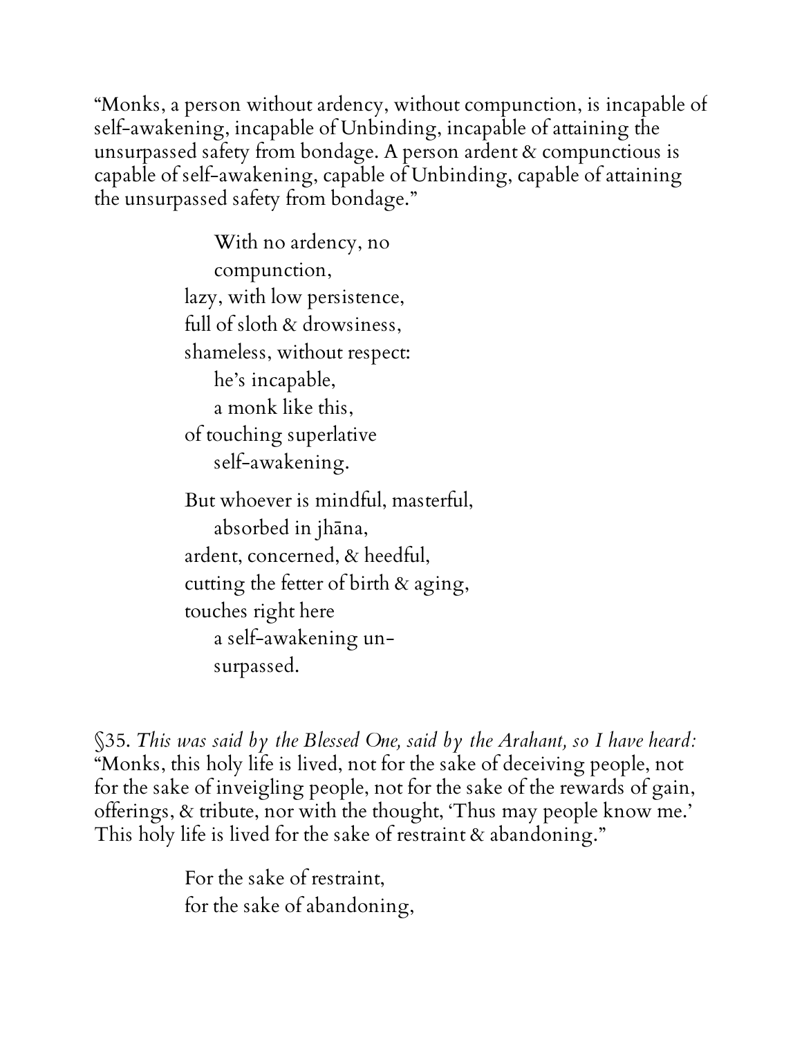"Monks, a person without ardency, without compunction, is incapable of self-awakening, incapable of Unbinding, incapable of attaining the unsurpassed safety from bondage. A person ardent & compunctious is capable of self-awakening, capable of Unbinding, capable of attaining the unsurpassed safety from bondage."

> With no ardency, no
> compunction,
> lazy, with low persistence,
> full of sloth & drowsiness,
> shameless, without respect:
> he's incapable,
> a monk like this,
> of touching superlative
> self-awakening.
>
> But whoever is mindful, masterful,
> absorbed in jhāna,
> ardent, concerned, & heedful,
> cutting the fetter of birth & aging,
> touches right here
> a self-awakening un-
> surpassed.

§35. *This was said by the Blessed One, said by the Arahant, so I have heard:* "Monks, this holy life is lived, not for the sake of deceiving people, not for the sake of inveigling people, not for the sake of the rewards of gain, offerings, & tribute, nor with the thought, 'Thus may people know me.' This holy life is lived for the sake of restraint & abandoning."

> For the sake of restraint,
> for the sake of abandoning,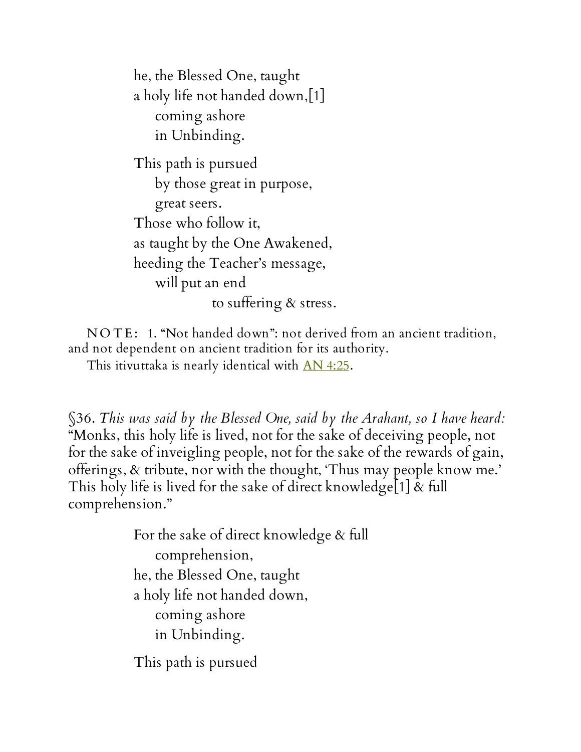he, the Blessed One, taught  
a holy life not handed down,[1]  
    coming ashore  
    in Unbinding.

This path is pursued  
    by those great in purpose,  
    great seers.  
Those who follow it,  
as taught by the One Awakened,  
heeding the Teacher's message,  
    will put an end  
        to suffering & stress.

NOTE: 1. "Not handed down": not derived from an ancient tradition, and not dependent on ancient tradition for its authority.  
This itivuttaka is nearly identical with AN 4:25.

§36. *This was said by the Blessed One, said by the Arahant, so I have heard:* "Monks, this holy life is lived, not for the sake of deceiving people, not for the sake of inveigling people, not for the sake of the rewards of gain, offerings, & tribute, nor with the thought, 'Thus may people know me.' This holy life is lived for the sake of direct knowledge[1] & full comprehension."

For the sake of direct knowledge & full  
    comprehension,  
he, the Blessed One, taught  
a holy life not handed down,  
    coming ashore  
    in Unbinding.

This path is pursued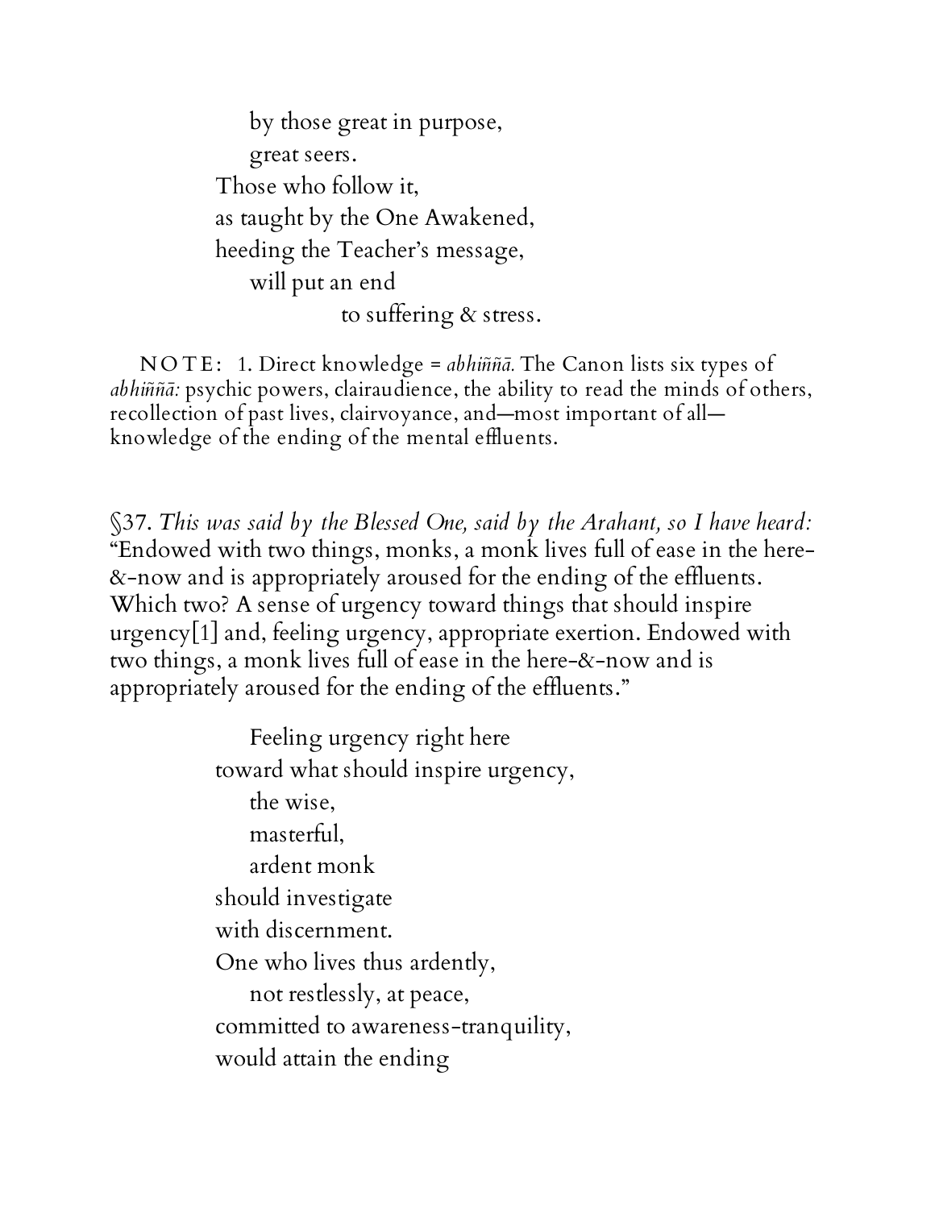by those great in purpose,
great seers.
Those who follow it,
as taught by the One Awakened,
heeding the Teacher's message,
will put an end
to suffering & stress.

NOTE: 1. Direct knowledge = *abhiññā.* The Canon lists six types of *abhiññā:* psychic powers, clairaudience, the ability to read the minds of others, recollection of past lives, clairvoyance, and—most important of all—knowledge of the ending of the mental effluents.

§37. *This was said by the Blessed One, said by the Arahant, so I have heard:* "Endowed with two things, monks, a monk lives full of ease in the here-&-now and is appropriately aroused for the ending of the effluents. Which two? A sense of urgency toward things that should inspire urgency[1] and, feeling urgency, appropriate exertion. Endowed with two things, a monk lives full of ease in the here-&-now and is appropriately aroused for the ending of the effluents."

Feeling urgency right here
toward what should inspire urgency,
the wise,
masterful,
ardent monk
should investigate
with discernment.
One who lives thus ardently,
not restlessly, at peace,
committed to awareness-tranquility,
would attain the ending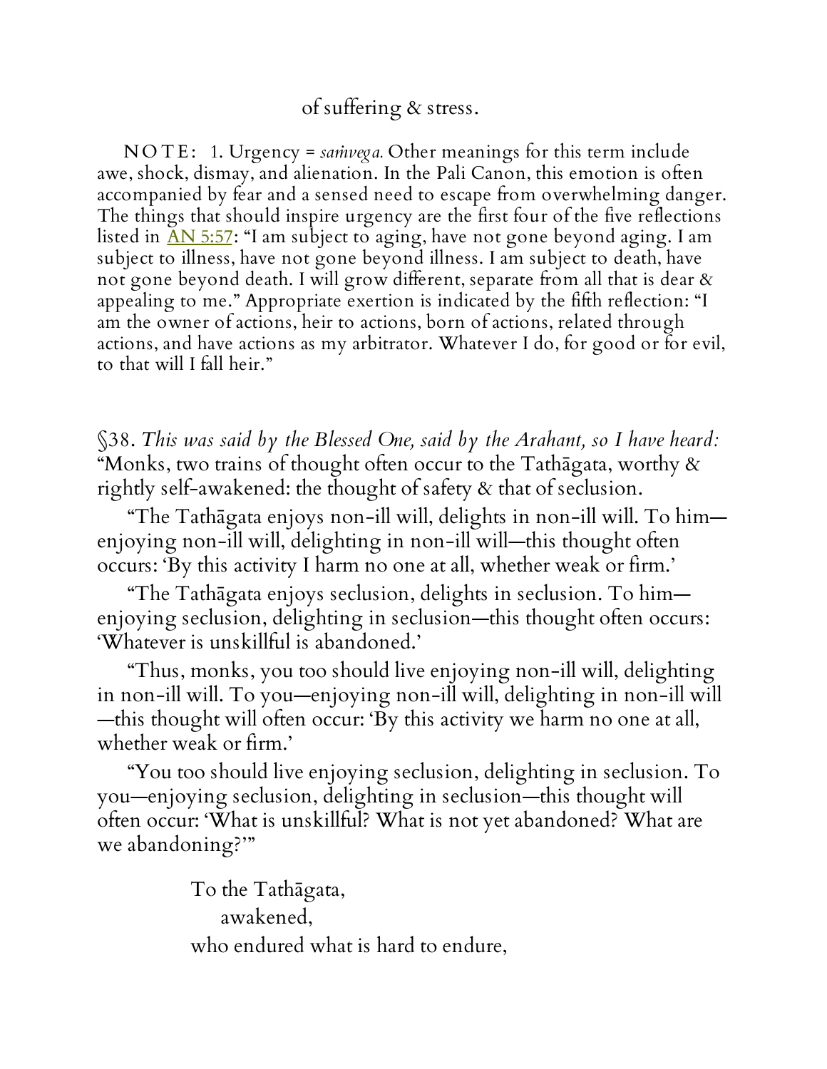of suffering & stress.

NOTE: 1. Urgency = *saṁvega.* Other meanings for this term include awe, shock, dismay, and alienation. In the Pali Canon, this emotion is often accompanied by fear and a sensed need to escape from overwhelming danger. The things that should inspire urgency are the first four of the five reflections listed in AN 5:57: "I am subject to aging, have not gone beyond aging. I am subject to illness, have not gone beyond illness. I am subject to death, have not gone beyond death. I will grow different, separate from all that is dear & appealing to me." Appropriate exertion is indicated by the fifth reflection: "I am the owner of actions, heir to actions, born of actions, related through actions, and have actions as my arbitrator. Whatever I do, for good or for evil, to that will I fall heir."

§38. *This was said by the Blessed One, said by the Arahant, so I have heard:* "Monks, two trains of thought often occur to the Tathāgata, worthy & rightly self-awakened: the thought of safety & that of seclusion.

"The Tathāgata enjoys non-ill will, delights in non-ill will. To him—enjoying non-ill will, delighting in non-ill will—this thought often occurs: 'By this activity I harm no one at all, whether weak or firm.'

"The Tathāgata enjoys seclusion, delights in seclusion. To him—enjoying seclusion, delighting in seclusion—this thought often occurs: 'Whatever is unskillful is abandoned.'

"Thus, monks, you too should live enjoying non-ill will, delighting in non-ill will. To you—enjoying non-ill will, delighting in non-ill will—this thought will often occur: 'By this activity we harm no one at all, whether weak or firm.'

"You too should live enjoying seclusion, delighting in seclusion. To you—enjoying seclusion, delighting in seclusion—this thought will often occur: 'What is unskillful? What is not yet abandoned? What are we abandoning?'"

To the Tathāgata,
  awakened,
who endured what is hard to endure,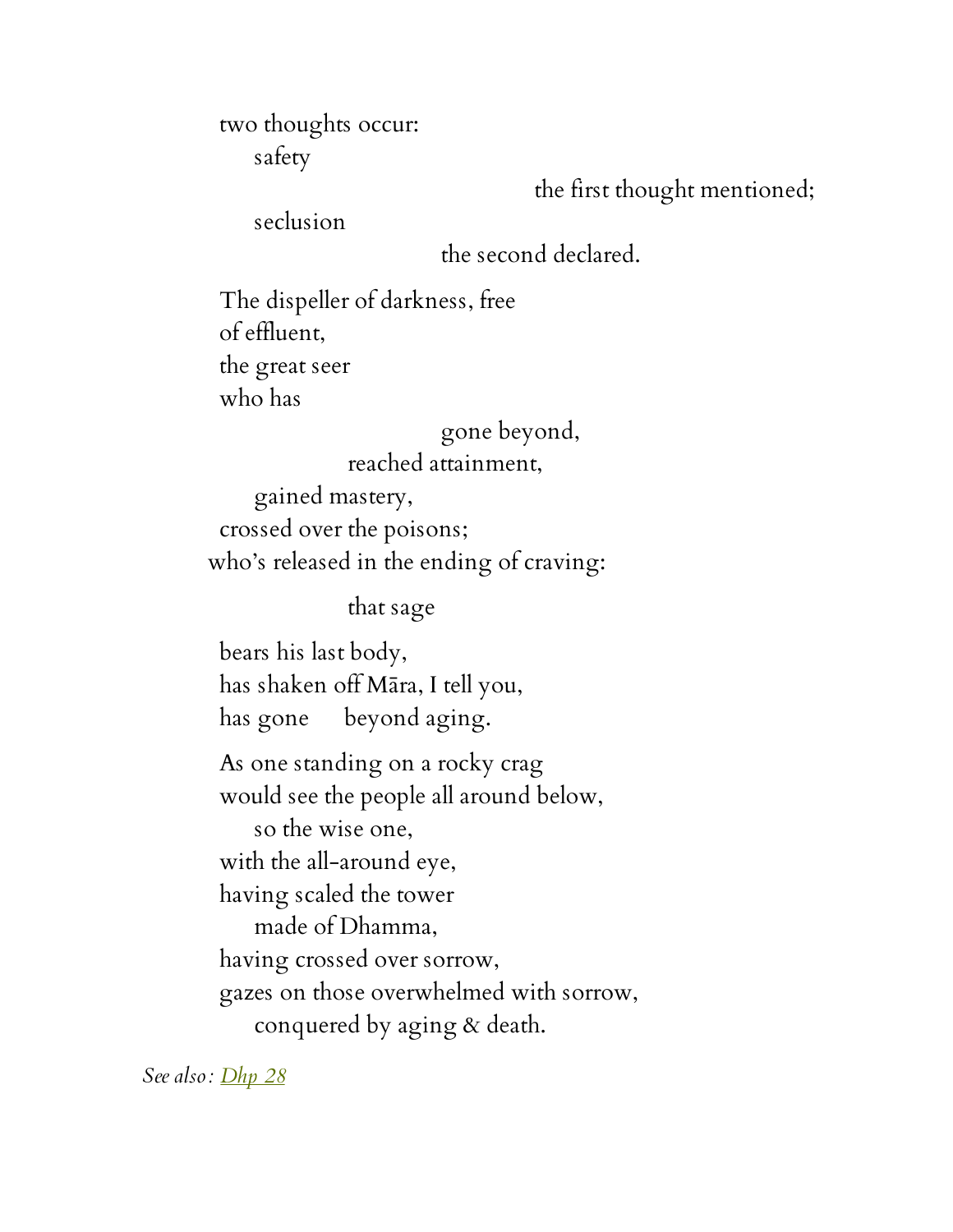two thoughts occur:  
    safety  
                        the first thought mentioned;  
    seclusion  
                    the second declared.

The dispeller of darkness, free  
of effluent,  
the great seer  
who has  
                    gone beyond,  
            reached attainment,  
    gained mastery,  
crossed over the poisons;  
who's released in the ending of craving:

            that sage

bears his last body,  
has shaken off Māra, I tell you,  
has gone    beyond aging.

As one standing on a rocky crag  
would see the people all around below,  
    so the wise one,  
with the all-around eye,  
having scaled the tower  
    made of Dhamma,  
having crossed over sorrow,  
gazes on those overwhelmed with sorrow,  
    conquered by aging & death.

*See also: Dhp 28*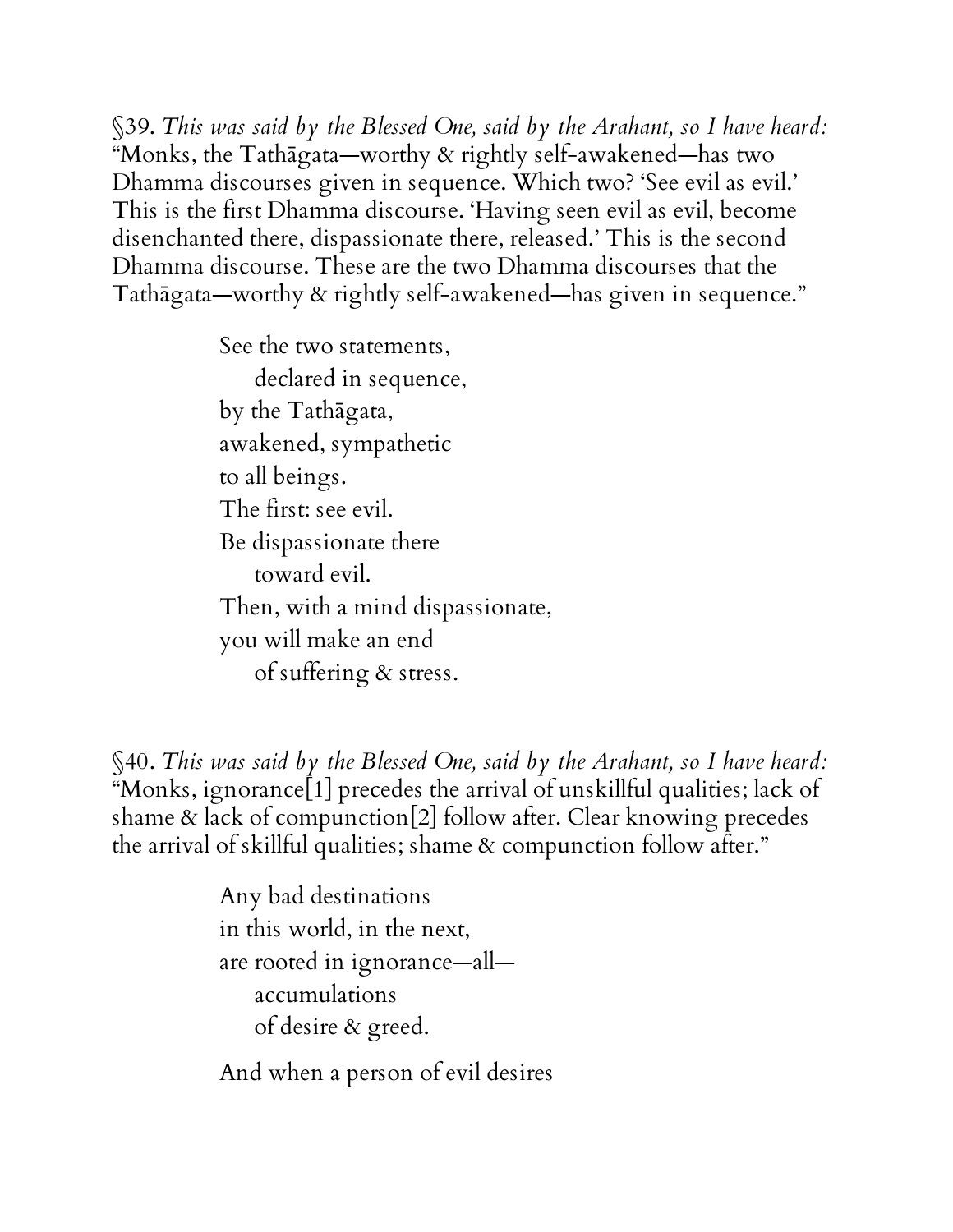§39. *This was said by the Blessed One, said by the Arahant, so I have heard:* "Monks, the Tathāgata—worthy & rightly self-awakened—has two Dhamma discourses given in sequence. Which two? 'See evil as evil.' This is the first Dhamma discourse. 'Having seen evil as evil, become disenchanted there, dispassionate there, released.' This is the second Dhamma discourse. These are the two Dhamma discourses that the Tathāgata—worthy & rightly self-awakened—has given in sequence."

> See the two statements,
> declared in sequence,
> by the Tathāgata,
> awakened, sympathetic
> to all beings.
> The first: see evil.
> Be dispassionate there
> toward evil.
> Then, with a mind dispassionate,
> you will make an end
> of suffering & stress.

§40. *This was said by the Blessed One, said by the Arahant, so I have heard:* "Monks, ignorance[1] precedes the arrival of unskillful qualities; lack of shame & lack of compunction[2] follow after. Clear knowing precedes the arrival of skillful qualities; shame & compunction follow after."

> Any bad destinations
> in this world, in the next,
> are rooted in ignorance—all—
> accumulations
> of desire & greed.
>
> And when a person of evil desires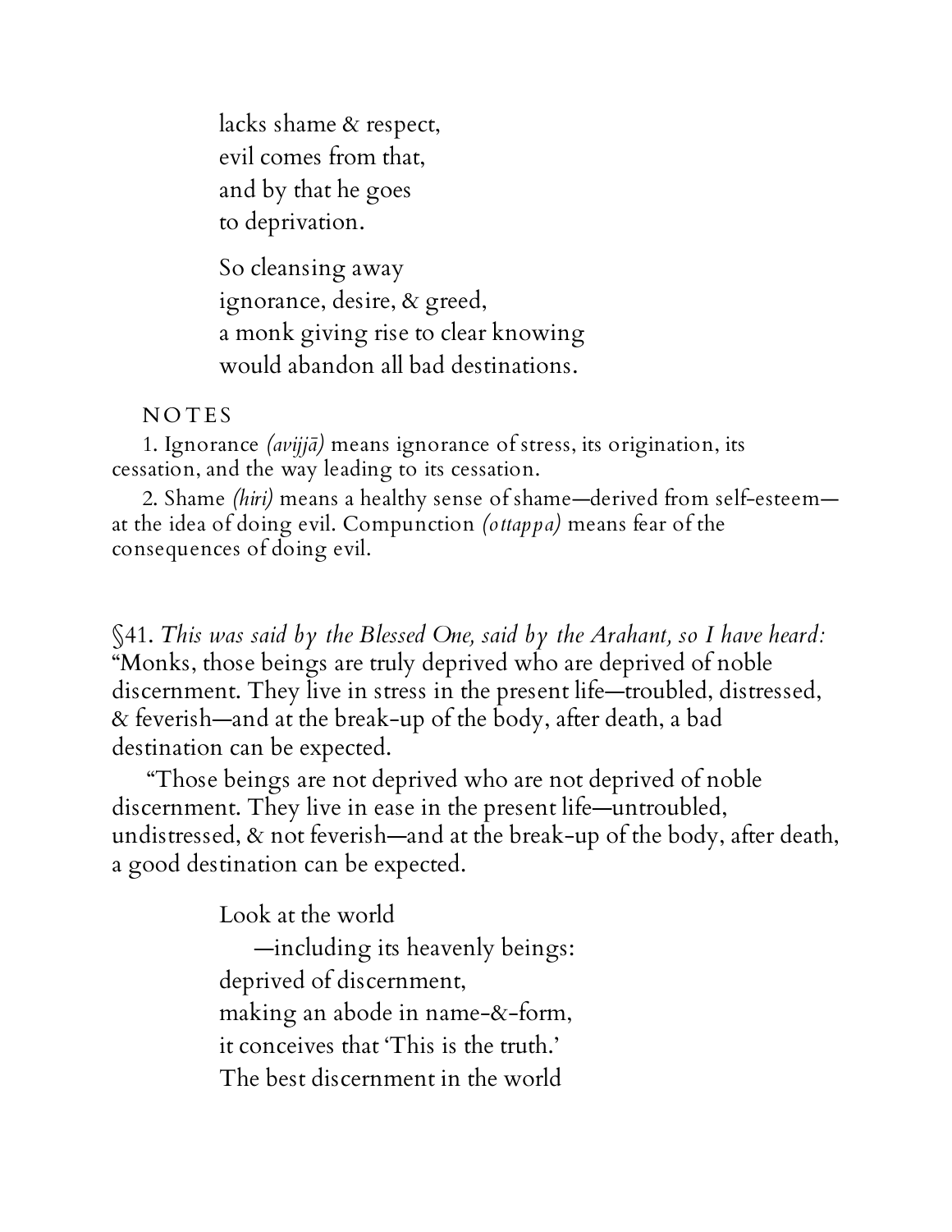lacks shame & respect,  
evil comes from that,  
and by that he goes  
to deprivation.

So cleansing away  
ignorance, desire, & greed,  
a monk giving rise to clear knowing  
would abandon all bad destinations.

NOTES

1. Ignorance *(avijjā)* means ignorance of stress, its origination, its cessation, and the way leading to its cessation.

2. Shame *(hiri)* means a healthy sense of shame—derived from self-esteem—at the idea of doing evil. Compunction *(ottappa)* means fear of the consequences of doing evil.

§41. *This was said by the Blessed One, said by the Arahant, so I have heard:* "Monks, those beings are truly deprived who are deprived of noble discernment. They live in stress in the present life—troubled, distressed, & feverish—and at the break-up of the body, after death, a bad destination can be expected.

"Those beings are not deprived who are not deprived of noble discernment. They live in ease in the present life—untroubled, undistressed, & not feverish—and at the break-up of the body, after death, a good destination can be expected.

Look at the world  
—including its heavenly beings:  
deprived of discernment,  
making an abode in name-&-form,  
it conceives that 'This is the truth.'  
The best discernment in the world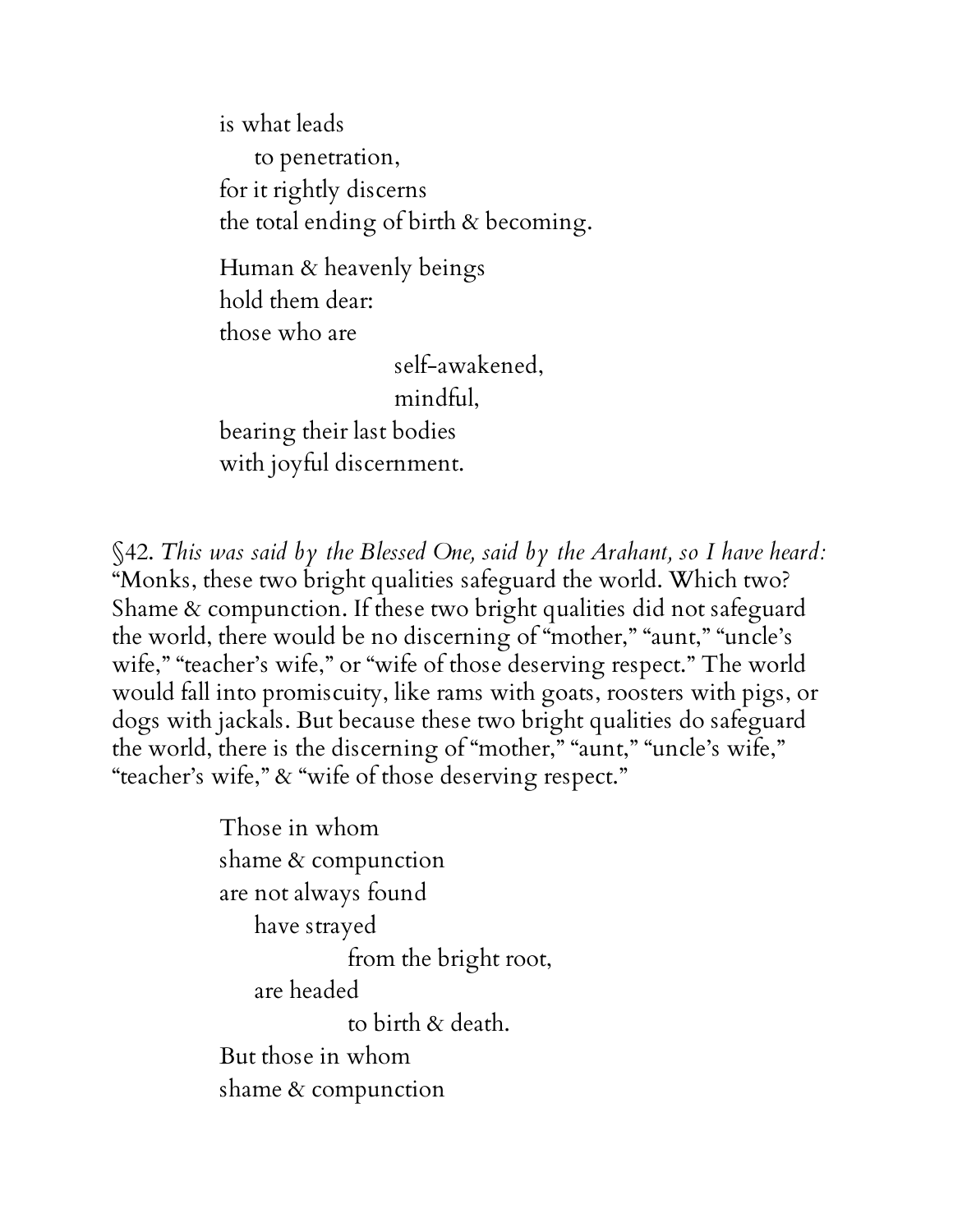is what leads
  to penetration,
for it rightly discerns
the total ending of birth & becoming.

Human & heavenly beings
hold them dear:
those who are
    self-awakened,
    mindful,
bearing their last bodies
with joyful discernment.

§42. *This was said by the Blessed One, said by the Arahant, so I have heard:* "Monks, these two bright qualities safeguard the world. Which two? Shame & compunction. If these two bright qualities did not safeguard the world, there would be no discerning of "mother," "aunt," "uncle's wife," "teacher's wife," or "wife of those deserving respect." The world would fall into promiscuity, like rams with goats, roosters with pigs, or dogs with jackals. But because these two bright qualities do safeguard the world, there is the discerning of "mother," "aunt," "uncle's wife," "teacher's wife," & "wife of those deserving respect."

Those in whom
shame & compunction
are not always found
  have strayed
    from the bright root,
  are headed
    to birth & death.
But those in whom
shame & compunction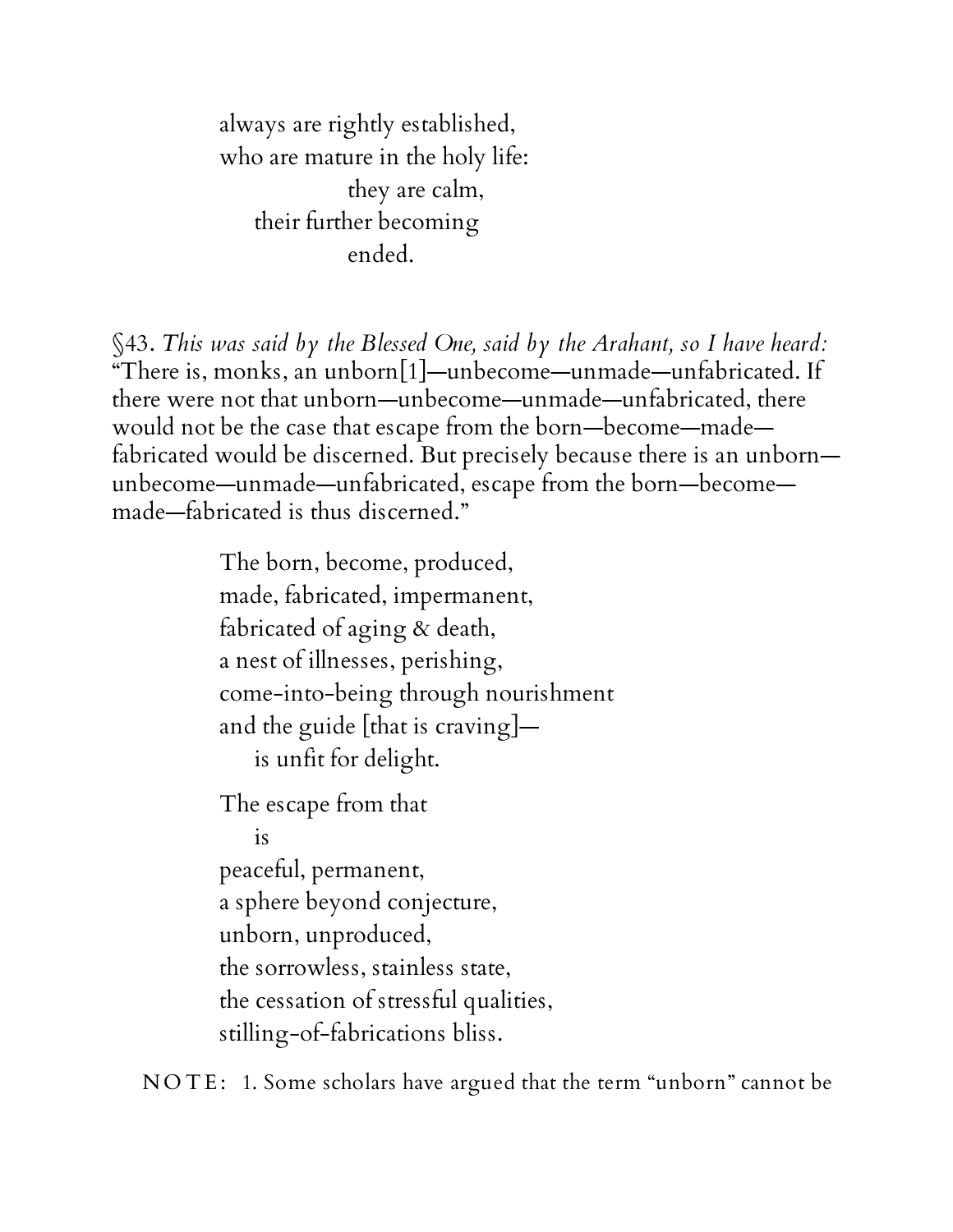always are rightly established,
who are mature in the holy life:
they are calm,
their further becoming
ended.

§43. *This was said by the Blessed One, said by the Arahant, so I have heard:* "There is, monks, an unborn[1]—unbecome—unmade—unfabricated. If there were not that unborn—unbecome—unmade—unfabricated, there would not be the case that escape from the born—become—made—fabricated would be discerned. But precisely because there is an unborn—unbecome—unmade—unfabricated, escape from the born—become—made—fabricated is thus discerned."

The born, become, produced,
made, fabricated, impermanent,
fabricated of aging & death,
a nest of illnesses, perishing,
come-into-being through nourishment
and the guide [that is craving]—
is unfit for delight.

The escape from that
is
peaceful, permanent,
a sphere beyond conjecture,
unborn, unproduced,
the sorrowless, stainless state,
the cessation of stressful qualities,
stilling-of-fabrications bliss.

NOTE: 1. Some scholars have argued that the term "unborn" cannot be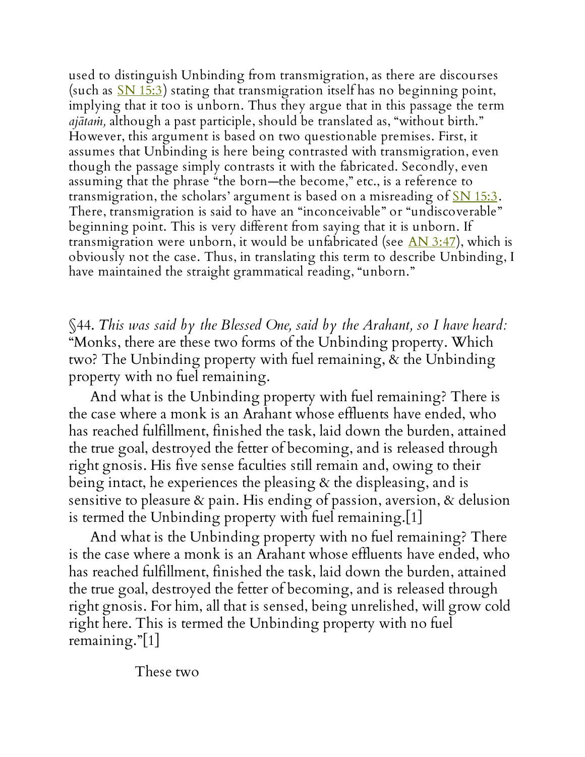used to distinguish Unbinding from transmigration, as there are discourses (such as SN 15:3) stating that transmigration itself has no beginning point, implying that it too is unborn. Thus they argue that in this passage the term *ajātaṁ,* although a past participle, should be translated as, "without birth." However, this argument is based on two questionable premises. First, it assumes that Unbinding is here being contrasted with transmigration, even though the passage simply contrasts it with the fabricated. Secondly, even assuming that the phrase "the born—the become," etc., is a reference to transmigration, the scholars' argument is based on a misreading of SN 15:3. There, transmigration is said to have an "inconceivable" or "undiscoverable" beginning point. This is very different from saying that it is unborn. If transmigration were unborn, it would be unfabricated (see AN 3:47), which is obviously not the case. Thus, in translating this term to describe Unbinding, I have maintained the straight grammatical reading, "unborn."

§44. *This was said by the Blessed One, said by the Arahant, so I have heard:* "Monks, there are these two forms of the Unbinding property. Which two? The Unbinding property with fuel remaining, & the Unbinding property with no fuel remaining.

And what is the Unbinding property with fuel remaining? There is the case where a monk is an Arahant whose effluents have ended, who has reached fulfillment, finished the task, laid down the burden, attained the true goal, destroyed the fetter of becoming, and is released through right gnosis. His five sense faculties still remain and, owing to their being intact, he experiences the pleasing & the displeasing, and is sensitive to pleasure & pain. His ending of passion, aversion, & delusion is termed the Unbinding property with fuel remaining.[1]

And what is the Unbinding property with no fuel remaining? There is the case where a monk is an Arahant whose effluents have ended, who has reached fulfillment, finished the task, laid down the burden, attained the true goal, destroyed the fetter of becoming, and is released through right gnosis. For him, all that is sensed, being unrelished, will grow cold right here. This is termed the Unbinding property with no fuel remaining."[1]

These two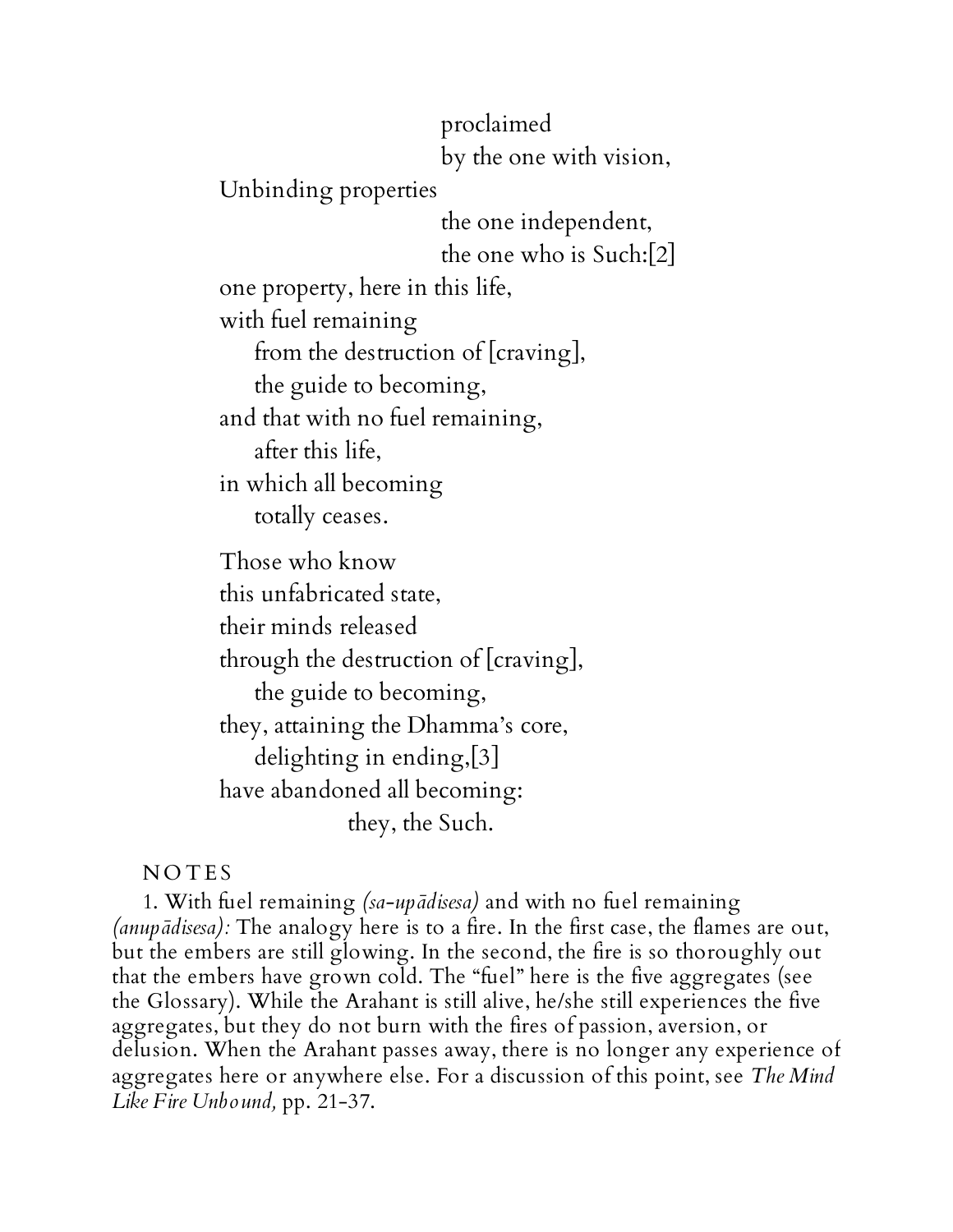proclaimed
by the one with vision,
Unbinding properties
the one independent,
the one who is Such:[2]
one property, here in this life,
with fuel remaining
from the destruction of [craving],
the guide to becoming,
and that with no fuel remaining,
after this life,
in which all becoming
totally ceases.

Those who know
this unfabricated state,
their minds released
through the destruction of [craving],
the guide to becoming,
they, attaining the Dhamma's core,
delighting in ending,[3]
have abandoned all becoming:
they, the Such.

NOTES

1. With fuel remaining *(sa-upādisesa)* and with no fuel remaining *(anupādisesa):* The analogy here is to a fire. In the first case, the flames are out, but the embers are still glowing. In the second, the fire is so thoroughly out that the embers have grown cold. The "fuel" here is the five aggregates (see the Glossary). While the Arahant is still alive, he/she still experiences the five aggregates, but they do not burn with the fires of passion, aversion, or delusion. When the Arahant passes away, there is no longer any experience of aggregates here or anywhere else. For a discussion of this point, see *The Mind Like Fire Unbound,* pp. 21-37.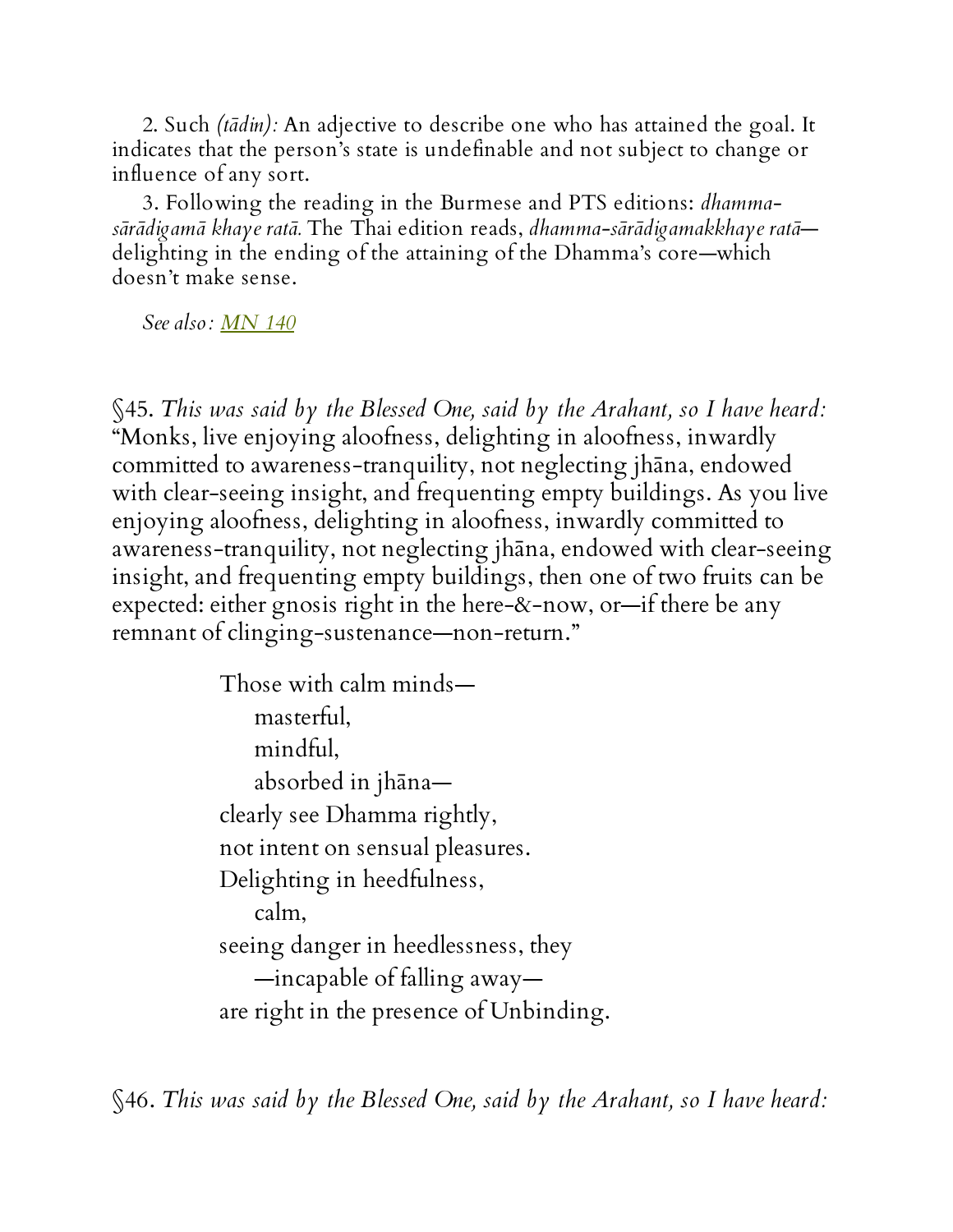2. Such *(tādin):* An adjective to describe one who has attained the goal. It indicates that the person's state is undefinable and not subject to change or influence of any sort.

3. Following the reading in the Burmese and PTS editions: *dhamma-sārādigamā khaye ratā.* The Thai edition reads, *dhamma-sārādigamakkhaye ratā*—delighting in the ending of the attaining of the Dhamma's core—which doesn't make sense.

*See also:* MN 140

§45. *This was said by the Blessed One, said by the Arahant, so I have heard:* "Monks, live enjoying aloofness, delighting in aloofness, inwardly committed to awareness-tranquility, not neglecting jhāna, endowed with clear-seeing insight, and frequenting empty buildings. As you live enjoying aloofness, delighting in aloofness, inwardly committed to awareness-tranquility, not neglecting jhāna, endowed with clear-seeing insight, and frequenting empty buildings, then one of two fruits can be expected: either gnosis right in the here-&-now, or—if there be any remnant of clinging-sustenance—non-return."

> Those with calm minds—
>   masterful,
>   mindful,
>   absorbed in jhāna—
> clearly see Dhamma rightly,
> not intent on sensual pleasures.
> Delighting in heedfulness,
>   calm,
> seeing danger in heedlessness, they
>   —incapable of falling away—
> are right in the presence of Unbinding.

§46. *This was said by the Blessed One, said by the Arahant, so I have heard:*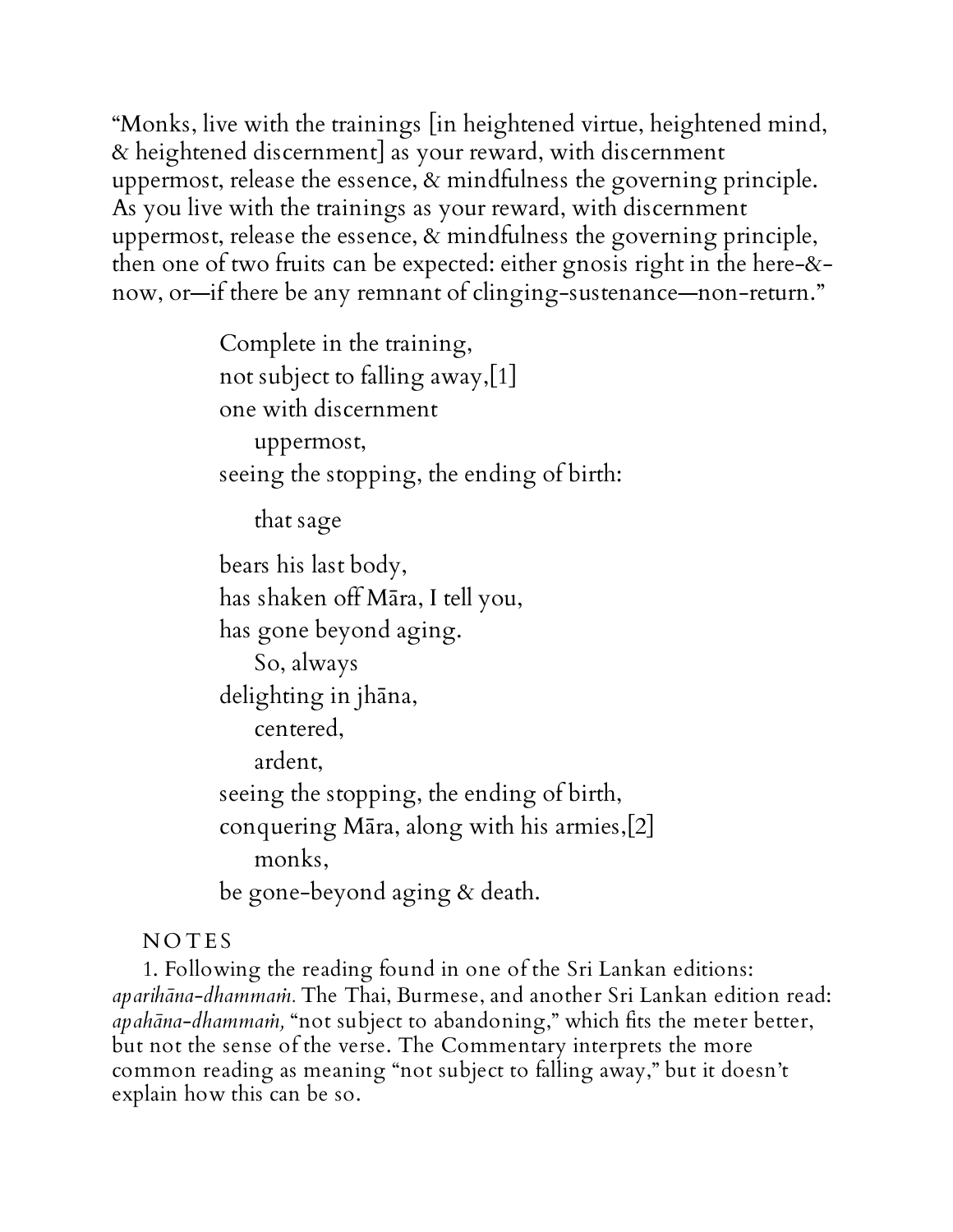"Monks, live with the trainings [in heightened virtue, heightened mind, & heightened discernment] as your reward, with discernment uppermost, release the essence, & mindfulness the governing principle. As you live with the trainings as your reward, with discernment uppermost, release the essence, & mindfulness the governing principle, then one of two fruits can be expected: either gnosis right in the here-&-now, or—if there be any remnant of clinging-sustenance—non-return."

> Complete in the training,
> not subject to falling away,[1]
> one with discernment
> uppermost,
> seeing the stopping, the ending of birth:
>
> that sage
>
> bears his last body,
> has shaken off Māra, I tell you,
> has gone beyond aging.
> So, always
> delighting in jhāna,
> centered,
> ardent,
> seeing the stopping, the ending of birth,
> conquering Māra, along with his armies,[2]
> monks,
> be gone-beyond aging & death.

NOTES

1. Following the reading found in one of the Sri Lankan editions: *aparihāna-dhammaṁ.* The Thai, Burmese, and another Sri Lankan edition read: *apahāna-dhammaṁ,* "not subject to abandoning," which fits the meter better, but not the sense of the verse. The Commentary interprets the more common reading as meaning "not subject to falling away," but it doesn't explain how this can be so.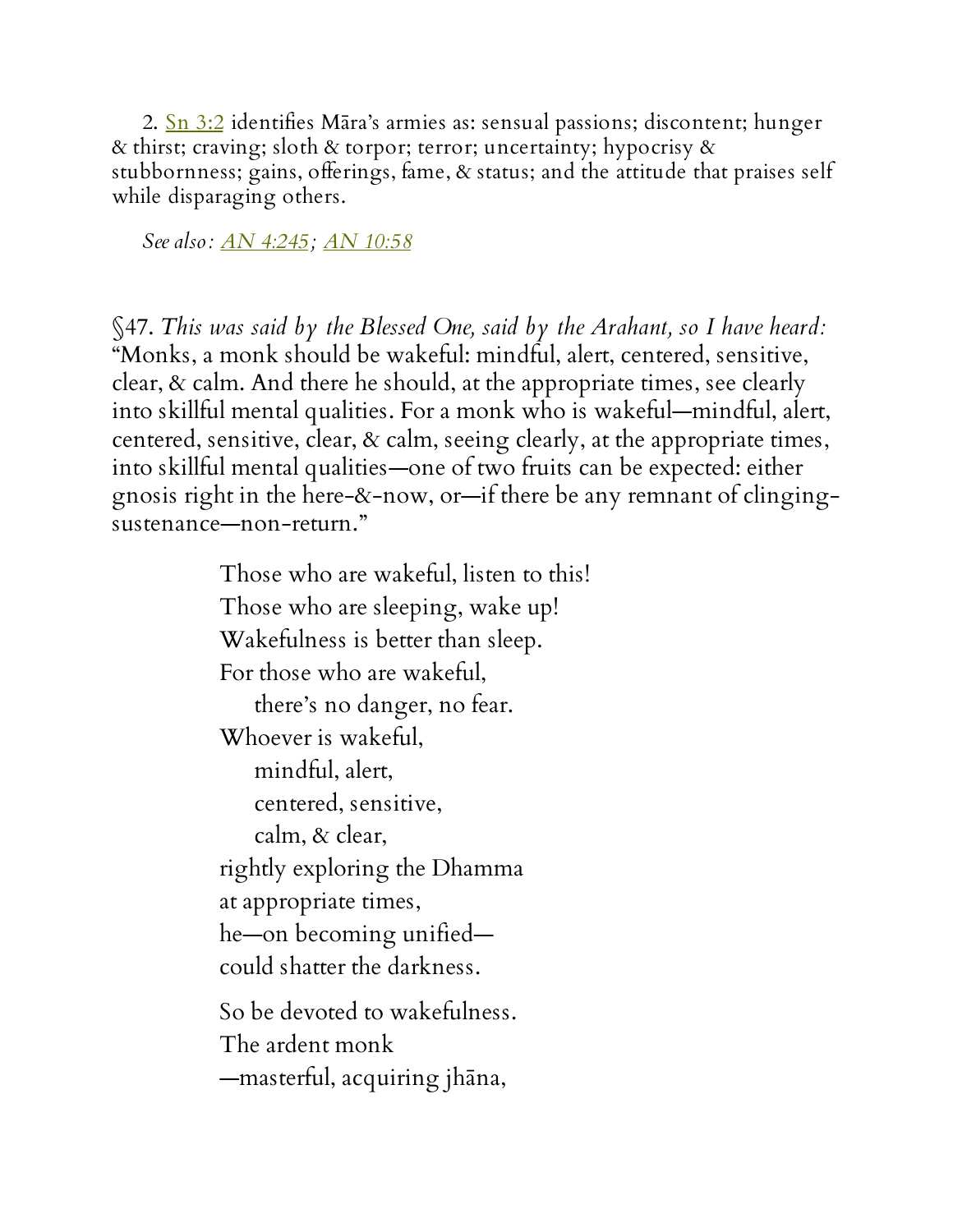2. Sn 3:2 identifies Māra's armies as: sensual passions; discontent; hunger & thirst; craving; sloth & torpor; terror; uncertainty; hypocrisy & stubbornness; gains, offerings, fame, & status; and the attitude that praises self while disparaging others.

*See also: AN 4:245; AN 10:58*

§47. *This was said by the Blessed One, said by the Arahant, so I have heard:* "Monks, a monk should be wakeful: mindful, alert, centered, sensitive, clear, & calm. And there he should, at the appropriate times, see clearly into skillful mental qualities. For a monk who is wakeful—mindful, alert, centered, sensitive, clear, & calm, seeing clearly, at the appropriate times, into skillful mental qualities—one of two fruits can be expected: either gnosis right in the here-&-now, or—if there be any remnant of clinging-sustenance—non-return."

Those who are wakeful, listen to this!  
Those who are sleeping, wake up!  
Wakefulness is better than sleep.  
For those who are wakeful,  
  there's no danger, no fear.  
Whoever is wakeful,  
  mindful, alert,  
  centered, sensitive,  
  calm, & clear,  
rightly exploring the Dhamma  
at appropriate times,  
he—on becoming unified—  
could shatter the darkness.

So be devoted to wakefulness.  
The ardent monk  
—masterful, acquiring jhāna,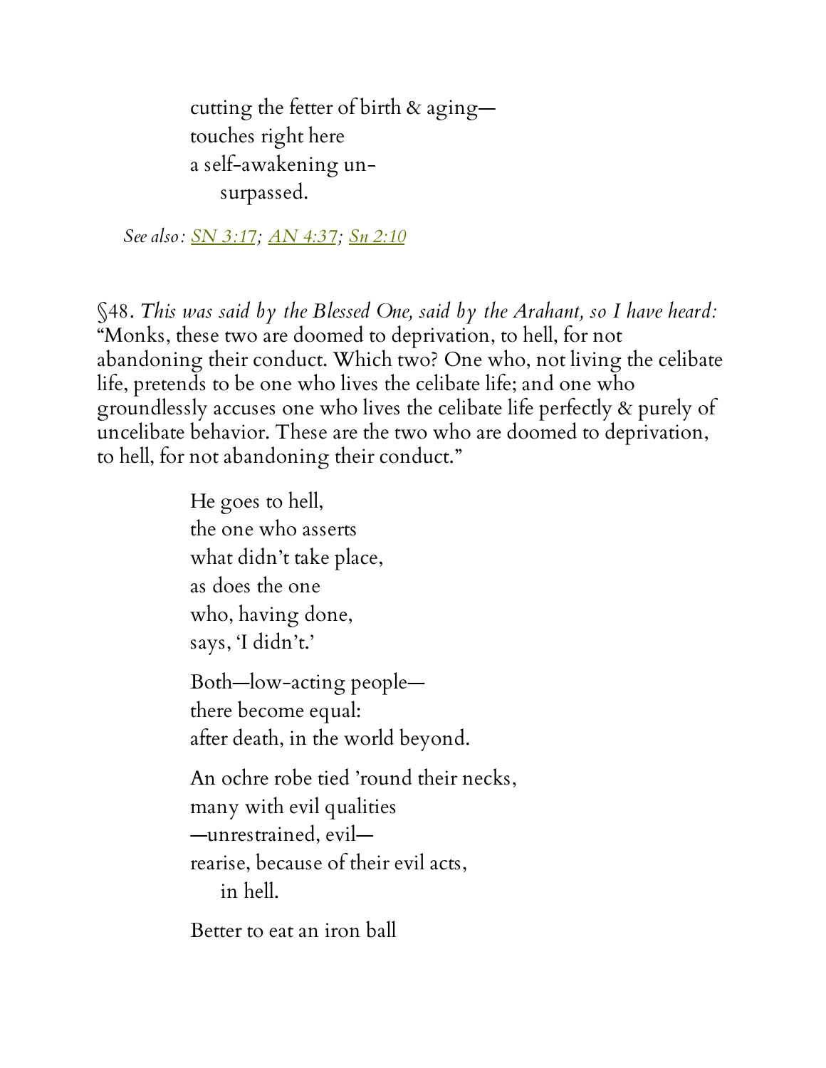cutting the fetter of birth & aging—
touches right here
a self-awakening un-
    surpassed.

*See also: SN 3:17; AN 4:37; Sn 2:10*

§48. *This was said by the Blessed One, said by the Arahant, so I have heard:* "Monks, these two are doomed to deprivation, to hell, for not abandoning their conduct. Which two? One who, not living the celibate life, pretends to be one who lives the celibate life; and one who groundlessly accuses one who lives the celibate life perfectly & purely of uncelibate behavior. These are the two who are doomed to deprivation, to hell, for not abandoning their conduct."

He goes to hell,
the one who asserts
what didn't take place,
as does the one
who, having done,
says, 'I didn't.'

Both—low-acting people—
there become equal:
after death, in the world beyond.

An ochre robe tied 'round their necks,
many with evil qualities
—unrestrained, evil—
rearise, because of their evil acts,
    in hell.

Better to eat an iron ball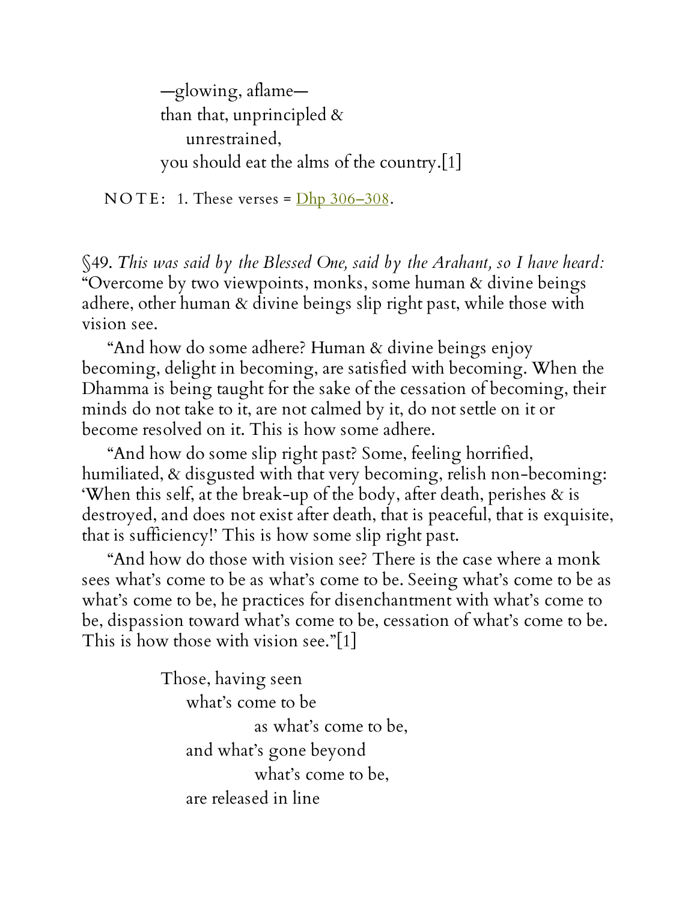—glowing, aflame—
than that, unprincipled &
    unrestrained,
you should eat the alms of the country.[1]

NOTE: 1. These verses = Dhp 306–308.

§49. *This was said by the Blessed One, said by the Arahant, so I have heard:* "Overcome by two viewpoints, monks, some human & divine beings adhere, other human & divine beings slip right past, while those with vision see.

"And how do some adhere? Human & divine beings enjoy becoming, delight in becoming, are satisfied with becoming. When the Dhamma is being taught for the sake of the cessation of becoming, their minds do not take to it, are not calmed by it, do not settle on it or become resolved on it. This is how some adhere.

"And how do some slip right past? Some, feeling horrified, humiliated, & disgusted with that very becoming, relish non-becoming: 'When this self, at the break-up of the body, after death, perishes & is destroyed, and does not exist after death, that is peaceful, that is exquisite, that is sufficiency!' This is how some slip right past.

"And how do those with vision see? There is the case where a monk sees what's come to be as what's come to be. Seeing what's come to be as what's come to be, he practices for disenchantment with what's come to be, dispassion toward what's come to be, cessation of what's come to be. This is how those with vision see."[1]

Those, having seen
    what's come to be
            as what's come to be,
    and what's gone beyond
            what's come to be,
    are released in line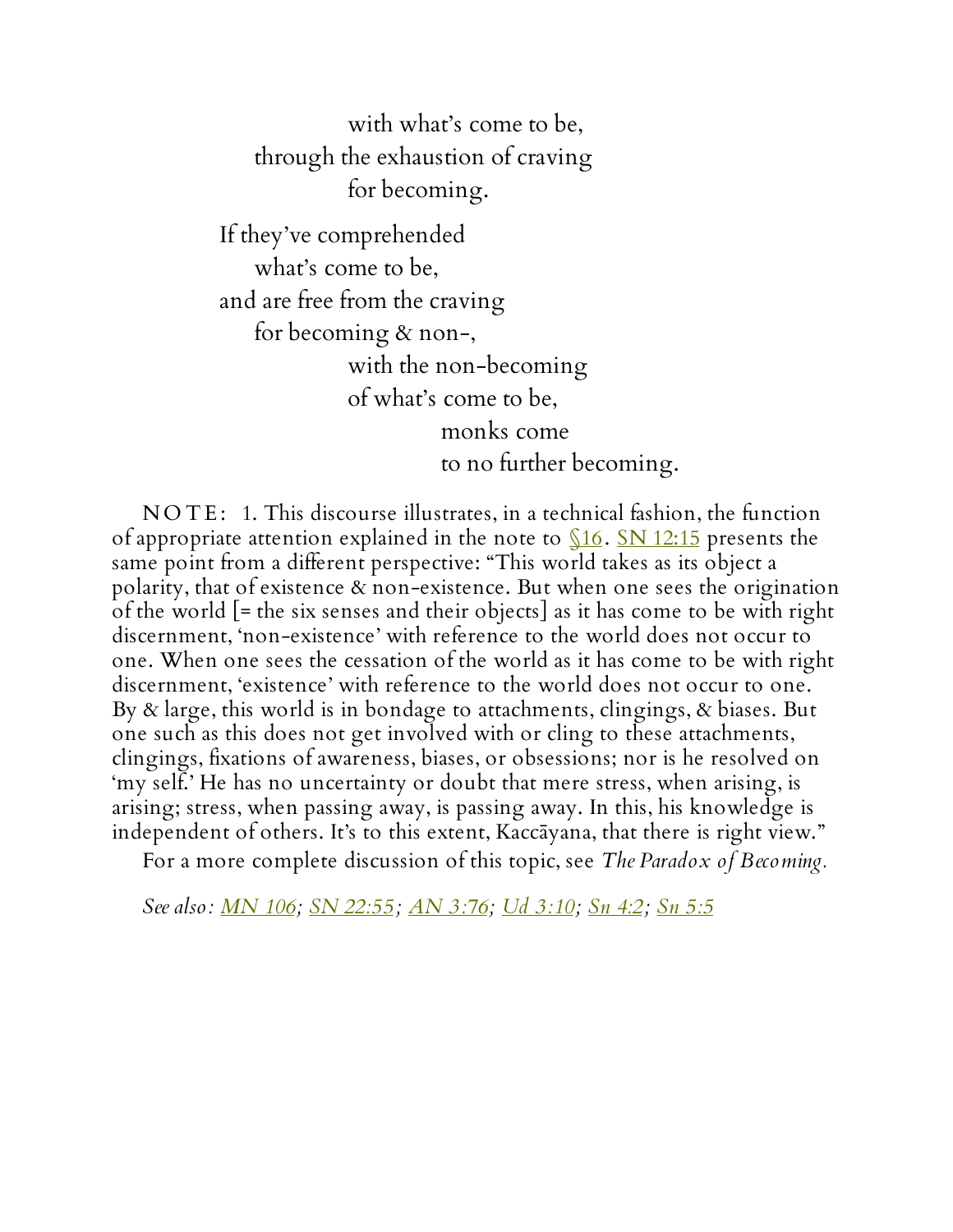with what's come to be,  
through the exhaustion of craving  
for becoming.

If they've comprehended  
what's come to be,  
and are free from the craving  
for becoming & non-,  
with the non-becoming  
of what's come to be,  
monks come  
to no further becoming.

NOTE: 1. This discourse illustrates, in a technical fashion, the function of appropriate attention explained in the note to §16. SN 12:15 presents the same point from a different perspective: "This world takes as its object a polarity, that of existence & non-existence. But when one sees the origination of the world [= the six senses and their objects] as it has come to be with right discernment, 'non-existence' with reference to the world does not occur to one. When one sees the cessation of the world as it has come to be with right discernment, 'existence' with reference to the world does not occur to one. By & large, this world is in bondage to attachments, clingings, & biases. But one such as this does not get involved with or cling to these attachments, clingings, fixations of awareness, biases, or obsessions; nor is he resolved on 'my self.' He has no uncertainty or doubt that mere stress, when arising, is arising; stress, when passing away, is passing away. In this, his knowledge is independent of others. It's to this extent, Kaccāyana, that there is right view."

For a more complete discussion of this topic, see *The Paradox of Becoming.*

*See also: MN 106; SN 22:55; AN 3:76; Ud 3:10; Sn 4:2; Sn 5:5*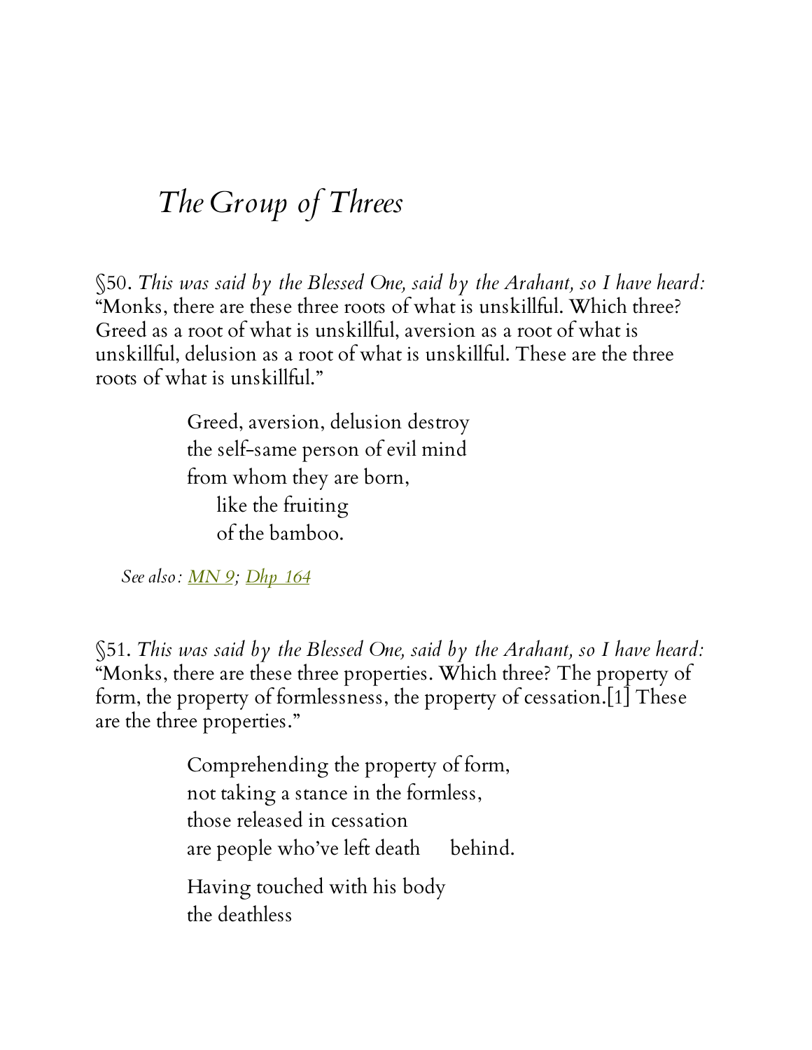# *The Group of Threes*

§50. *This was said by the Blessed One, said by the Arahant, so I have heard:* "Monks, there are these three roots of what is unskillful. Which three? Greed as a root of what is unskillful, aversion as a root of what is unskillful, delusion as a root of what is unskillful. These are the three roots of what is unskillful."

> Greed, aversion, delusion destroy
> the self-same person of evil mind
> from whom they are born,
> like the fruiting
> of the bamboo.

*See also: MN 9; Dhp 164*

§51. *This was said by the Blessed One, said by the Arahant, so I have heard:* "Monks, there are these three properties. Which three? The property of form, the property of formlessness, the property of cessation.[1] These are the three properties."

> Comprehending the property of form,
> not taking a stance in the formless,
> those released in cessation
> are people who've left death behind.
>
> Having touched with his body
> the deathless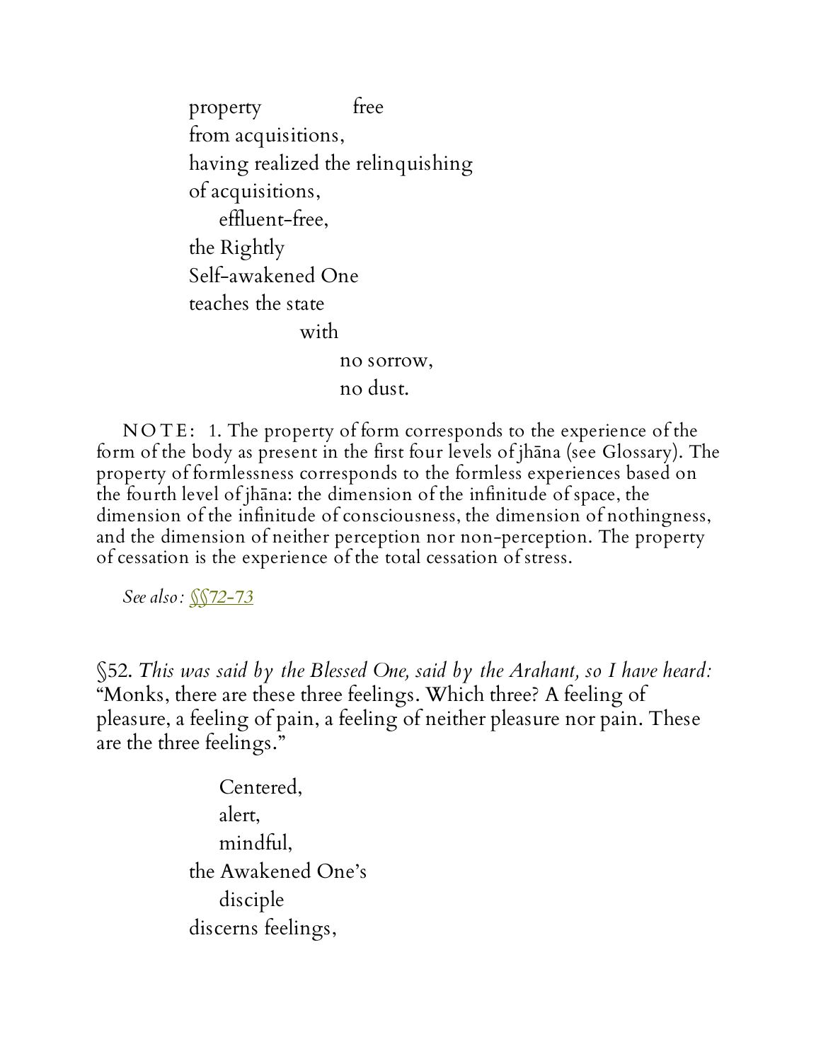property free
from acquisitions,
having realized the relinquishing
of acquisitions,
effluent-free,
the Rightly
Self-awakened One
teaches the state
with
no sorrow,
no dust.

NOTE: 1. The property of form corresponds to the experience of the form of the body as present in the first four levels of jhāna (see Glossary). The property of formlessness corresponds to the formless experiences based on the fourth level of jhāna: the dimension of the infinitude of space, the dimension of the infinitude of consciousness, the dimension of nothingness, and the dimension of neither perception nor non-perception. The property of cessation is the experience of the total cessation of stress.

*See also:* §§72–73

§52. *This was said by the Blessed One, said by the Arahant, so I have heard:* "Monks, there are these three feelings. Which three? A feeling of pleasure, a feeling of pain, a feeling of neither pleasure nor pain. These are the three feelings."

Centered,
alert,
mindful,
the Awakened One's
disciple
discerns feelings,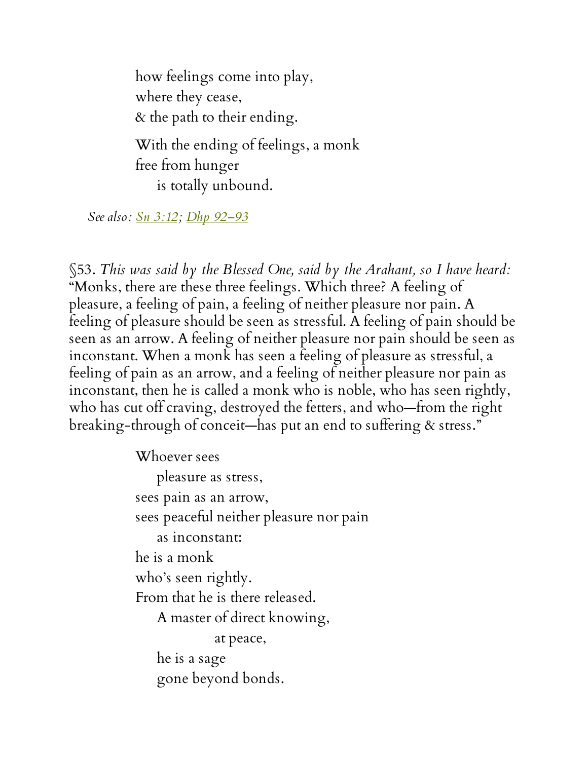how feelings come into play,
where they cease,
& the path to their ending.

With the ending of feelings, a monk
free from hunger
is totally unbound.

*See also:* Sn 3:12; Dhp 92–93

§53. *This was said by the Blessed One, said by the Arahant, so I have heard:* "Monks, there are these three feelings. Which three? A feeling of pleasure, a feeling of pain, a feeling of neither pleasure nor pain. A feeling of pleasure should be seen as stressful. A feeling of pain should be seen as an arrow. A feeling of neither pleasure nor pain should be seen as inconstant. When a monk has seen a feeling of pleasure as stressful, a feeling of pain as an arrow, and a feeling of neither pleasure nor pain as inconstant, then he is called a monk who is noble, who has seen rightly, who has cut off craving, destroyed the fetters, and who—from the right breaking-through of conceit—has put an end to suffering & stress."

Whoever sees
pleasure as stress,
sees pain as an arrow,
sees peaceful neither pleasure nor pain
as inconstant:
he is a monk
who's seen rightly.
From that he is there released.
A master of direct knowing,
at peace,
he is a sage
gone beyond bonds.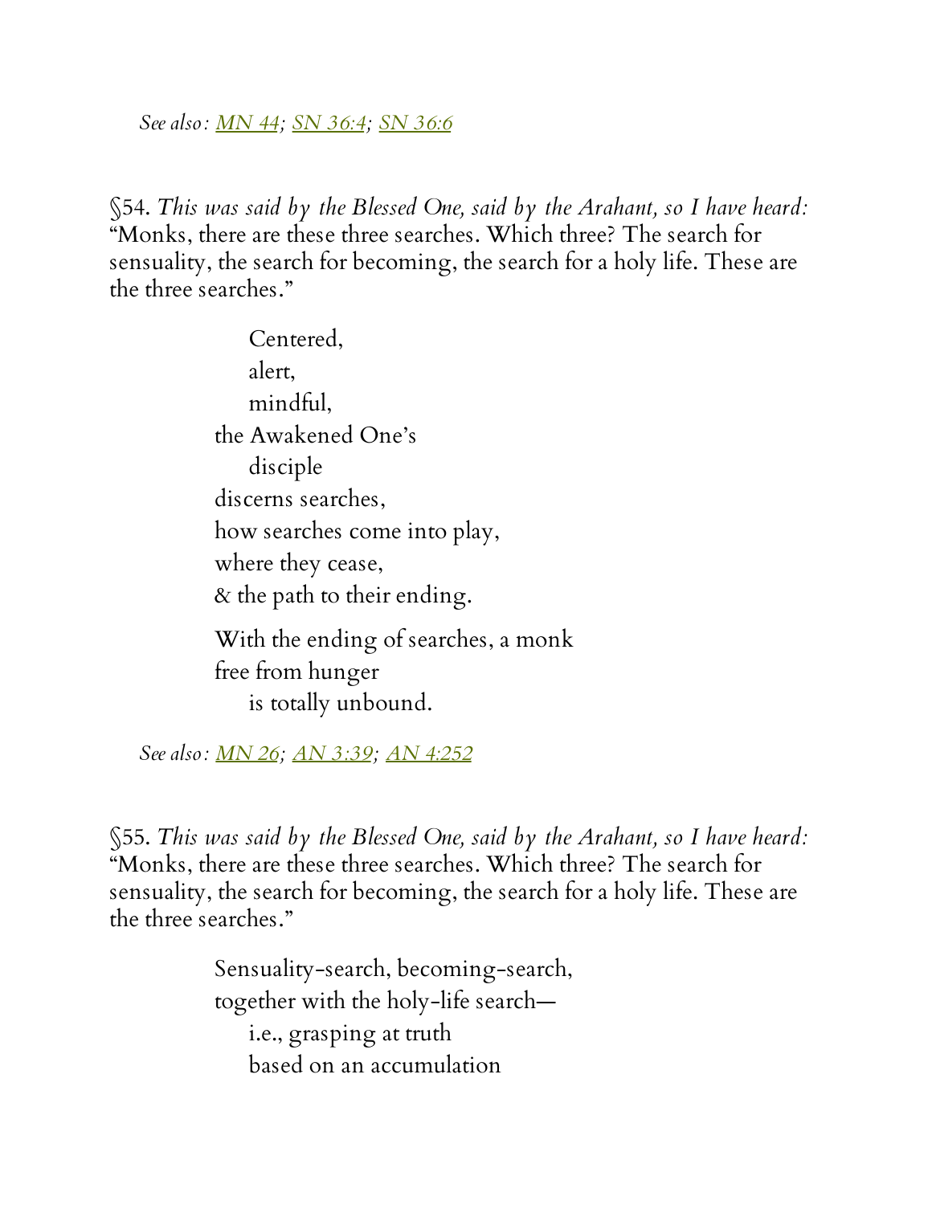*See also: MN 44; SN 36:4; SN 36:6*

§54. *This was said by the Blessed One, said by the Arahant, so I have heard:* "Monks, there are these three searches. Which three? The search for sensuality, the search for becoming, the search for a holy life. These are the three searches."

> Centered,  
> alert,  
> mindful,  
> the Awakened One's  
> disciple  
> discerns searches,  
> how searches come into play,  
> where they cease,  
> & the path to their ending.
>
> With the ending of searches, a monk  
> free from hunger  
> is totally unbound.

*See also: MN 26; AN 3:39; AN 4:252*

§55. *This was said by the Blessed One, said by the Arahant, so I have heard:* "Monks, there are these three searches. Which three? The search for sensuality, the search for becoming, the search for a holy life. These are the three searches."

> Sensuality-search, becoming-search,  
> together with the holy-life search—  
> i.e., grasping at truth  
> based on an accumulation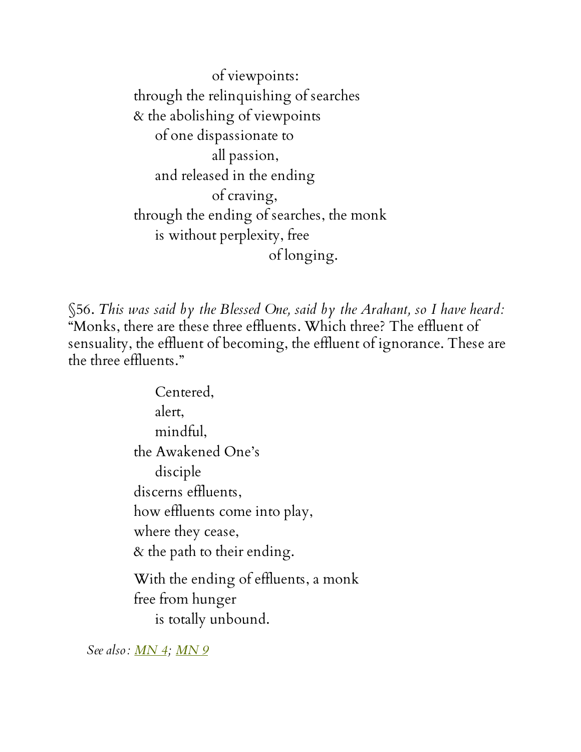of viewpoints:  
through the relinquishing of searches  
& the abolishing of viewpoints  
of one dispassionate to  
all passion,  
and released in the ending  
of craving,  
through the ending of searches, the monk  
is without perplexity, free  
of longing.

§56. *This was said by the Blessed One, said by the Arahant, so I have heard:* "Monks, there are these three effluents. Which three? The effluent of sensuality, the effluent of becoming, the effluent of ignorance. These are the three effluents."

Centered,  
alert,  
mindful,  
the Awakened One's  
disciple  
discerns effluents,  
how effluents come into play,  
where they cease,  
& the path to their ending.

With the ending of effluents, a monk  
free from hunger  
is totally unbound.

*See also:* MN 4; MN 9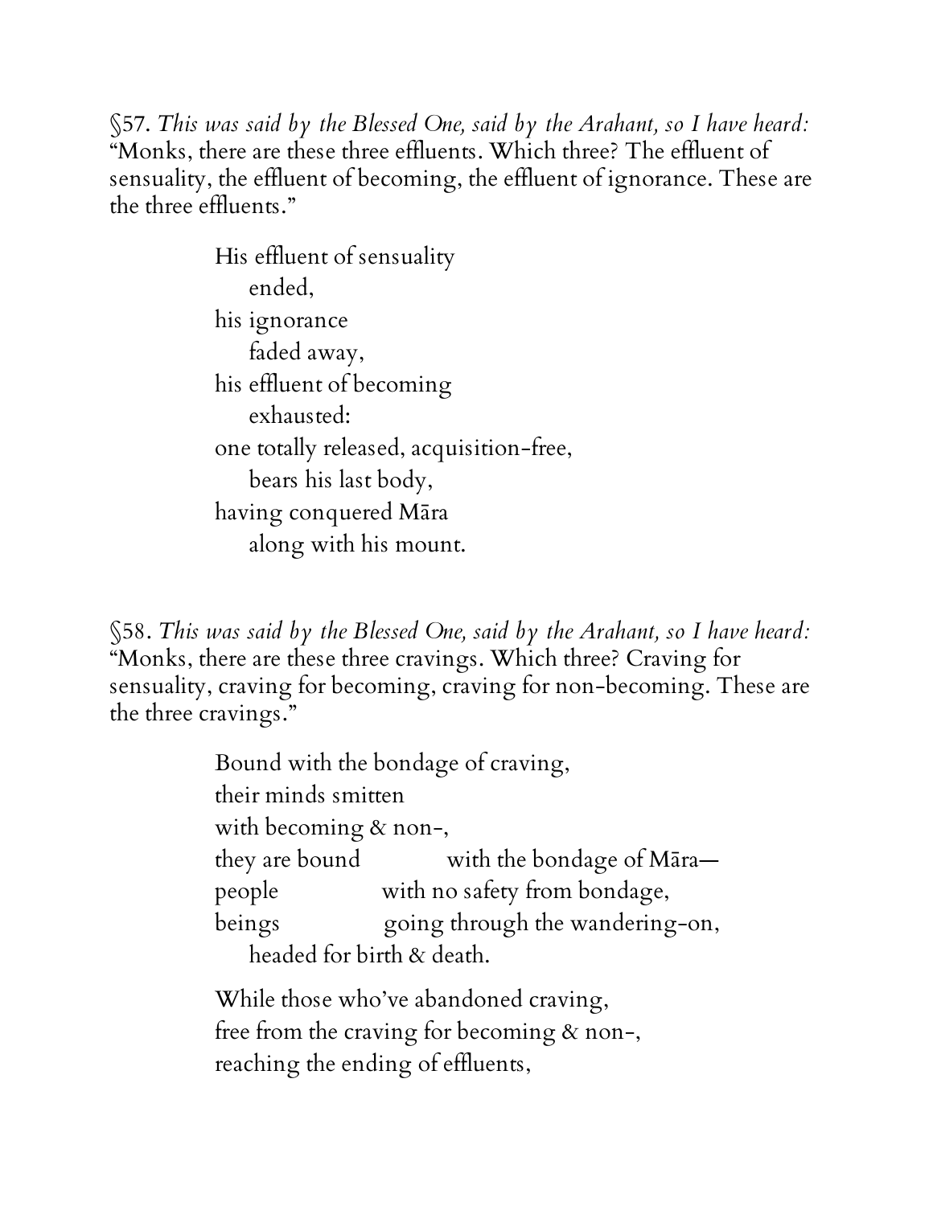§57. *This was said by the Blessed One, said by the Arahant, so I have heard:* "Monks, there are these three effluents. Which three? The effluent of sensuality, the effluent of becoming, the effluent of ignorance. These are the three effluents."

> His effluent of sensuality
>     ended,
> his ignorance
>     faded away,
> his effluent of becoming
>     exhausted:
> one totally released, acquisition-free,
>     bears his last body,
> having conquered Māra
>     along with his mount.

§58. *This was said by the Blessed One, said by the Arahant, so I have heard:* "Monks, there are these three cravings. Which three? Craving for sensuality, craving for becoming, craving for non-becoming. These are the three cravings."

> Bound with the bondage of craving,
> their minds smitten
> with becoming & non-,
> they are bound    with the bondage of Māra—
> people    with no safety from bondage,
> beings    going through the wandering-on,
>     headed for birth & death.
>
> While those who've abandoned craving,
> free from the craving for becoming & non-,
> reaching the ending of effluents,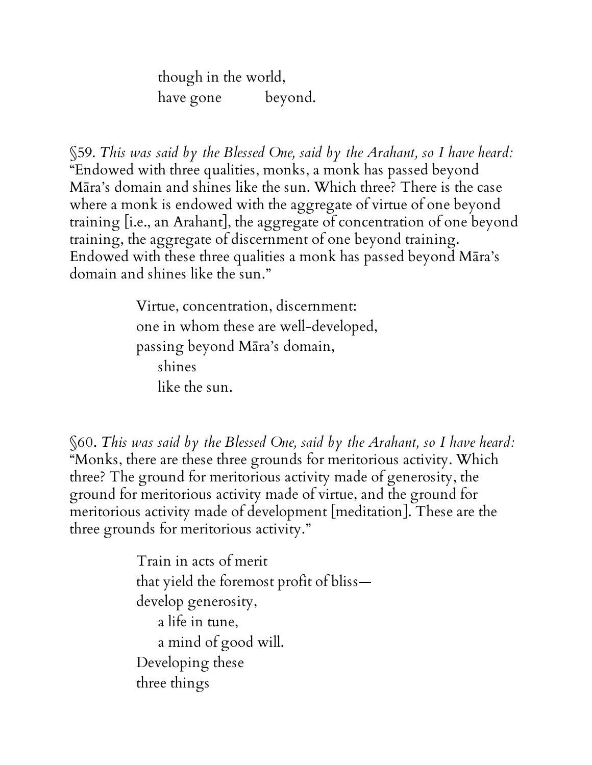though in the world,  
have gone beyond.

§59. *This was said by the Blessed One, said by the Arahant, so I have heard:* "Endowed with three qualities, monks, a monk has passed beyond Māra's domain and shines like the sun. Which three? There is the case where a monk is endowed with the aggregate of virtue of one beyond training [i.e., an Arahant], the aggregate of concentration of one beyond training, the aggregate of discernment of one beyond training. Endowed with these three qualities a monk has passed beyond Māra's domain and shines like the sun."

> Virtue, concentration, discernment:  
> one in whom these are well-developed,  
> passing beyond Māra's domain,  
> shines  
> like the sun.

§60. *This was said by the Blessed One, said by the Arahant, so I have heard:* "Monks, there are these three grounds for meritorious activity. Which three? The ground for meritorious activity made of generosity, the ground for meritorious activity made of virtue, and the ground for meritorious activity made of development [meditation]. These are the three grounds for meritorious activity."

> Train in acts of merit  
> that yield the foremost profit of bliss—  
> develop generosity,  
> a life in tune,  
> a mind of good will.  
> Developing these  
> three things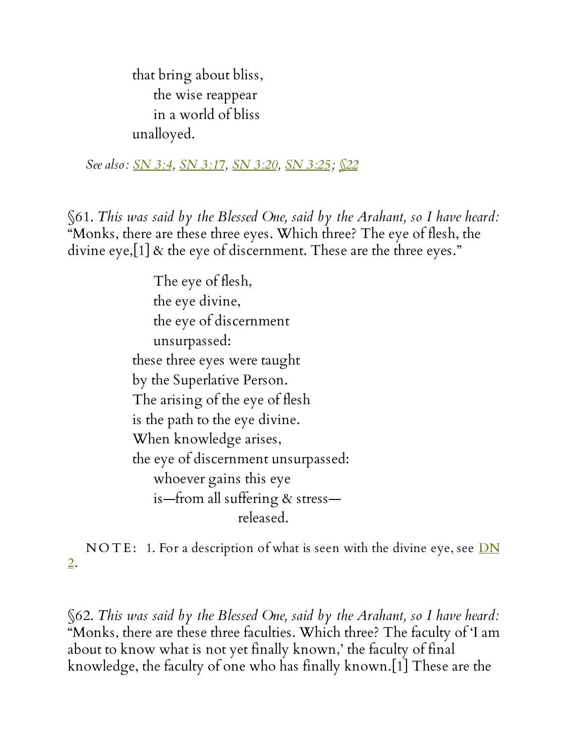that bring about bliss,
    the wise reappear
    in a world of bliss
unalloyed.

*See also:* SN 3:4, SN 3:17, SN 3:20, SN 3:25; §22

§61. *This was said by the Blessed One, said by the Arahant, so I have heard:* "Monks, there are these three eyes. Which three? The eye of flesh, the divine eye,[1] & the eye of discernment. These are the three eyes."

    The eye of flesh,
    the eye divine,
    the eye of discernment
    unsurpassed:
these three eyes were taught
by the Superlative Person.
The arising of the eye of flesh
is the path to the eye divine.
When knowledge arises,
the eye of discernment unsurpassed:
    whoever gains this eye
    is—from all suffering & stress—
        released.

NOTE: 1. For a description of what is seen with the divine eye, see DN 2.

§62. *This was said by the Blessed One, said by the Arahant, so I have heard:* "Monks, there are these three faculties. Which three? The faculty of 'I am about to know what is not yet finally known,' the faculty of final knowledge, the faculty of one who has finally known.[1] These are the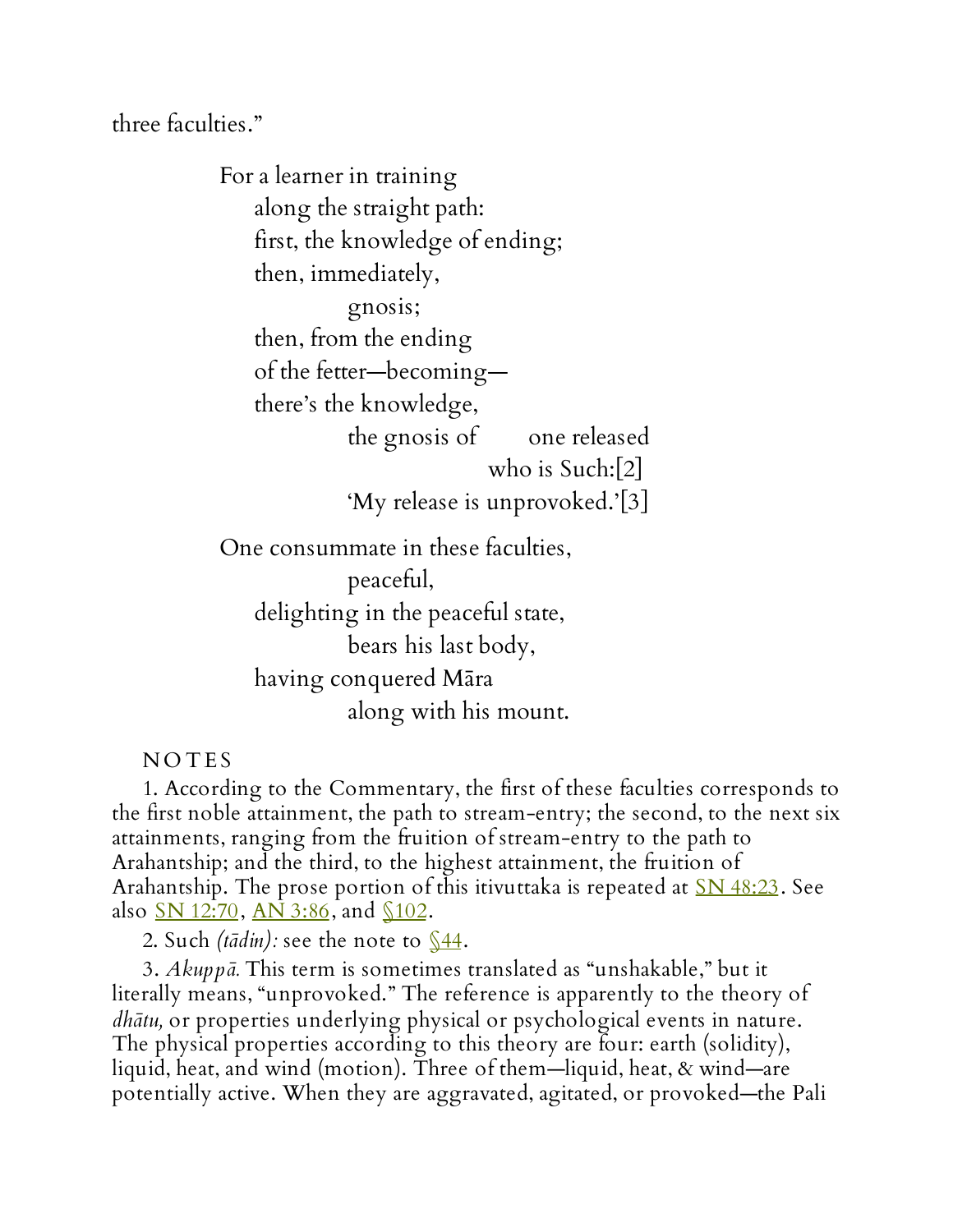three faculties."

For a learner in training  
along the straight path:  
first, the knowledge of ending;  
then, immediately,  
gnosis;  
then, from the ending  
of the fetter—becoming—  
there's the knowledge,  
the gnosis of one released  
who is Such:[2]  
'My release is unprovoked.'[3]

One consummate in these faculties,  
peaceful,  
delighting in the peaceful state,  
bears his last body,  
having conquered Māra  
along with his mount.

NOTES

1. According to the Commentary, the first of these faculties corresponds to the first noble attainment, the path to stream-entry; the second, to the next six attainments, ranging from the fruition of stream-entry to the path to Arahantship; and the third, to the highest attainment, the fruition of Arahantship. The prose portion of this itivuttaka is repeated at SN 48:23. See also SN 12:70, AN 3:86, and §102.

2. Such *(tādin):* see the note to §44.

3. *Akuppā.* This term is sometimes translated as "unshakable," but it literally means, "unprovoked." The reference is apparently to the theory of *dhātu,* or properties underlying physical or psychological events in nature. The physical properties according to this theory are four: earth (solidity), liquid, heat, and wind (motion). Three of them—liquid, heat, & wind—are potentially active. When they are aggravated, agitated, or provoked—the Pali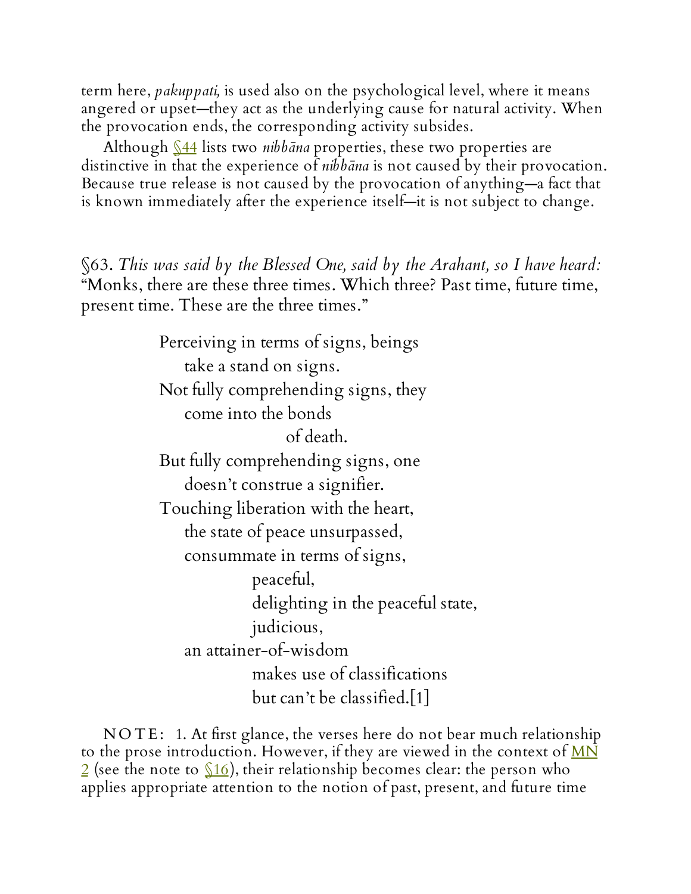term here, *pakuppati,* is used also on the psychological level, where it means angered or upset—they act as the underlying cause for natural activity. When the provocation ends, the corresponding activity subsides.

Although §44 lists two *nibbāna* properties, these two properties are distinctive in that the experience of *nibbāna* is not caused by their provocation. Because true release is not caused by the provocation of anything—a fact that is known immediately after the experience itself—it is not subject to change.

§63. *This was said by the Blessed One, said by the Arahant, so I have heard:* "Monks, there are these three times. Which three? Past time, future time, present time. These are the three times."

> Perceiving in terms of signs, beings
> take a stand on signs.
> Not fully comprehending signs, they
> come into the bonds
> of death.
> But fully comprehending signs, one
> doesn't construe a signifier.
> Touching liberation with the heart,
> the state of peace unsurpassed,
> consummate in terms of signs,
> peaceful,
> delighting in the peaceful state,
> judicious,
> an attainer-of-wisdom
> makes use of classifications
> but can't be classified.[1]

NOTE: 1. At first glance, the verses here do not bear much relationship to the prose introduction. However, if they are viewed in the context of MN 2 (see the note to §16), their relationship becomes clear: the person who applies appropriate attention to the notion of past, present, and future time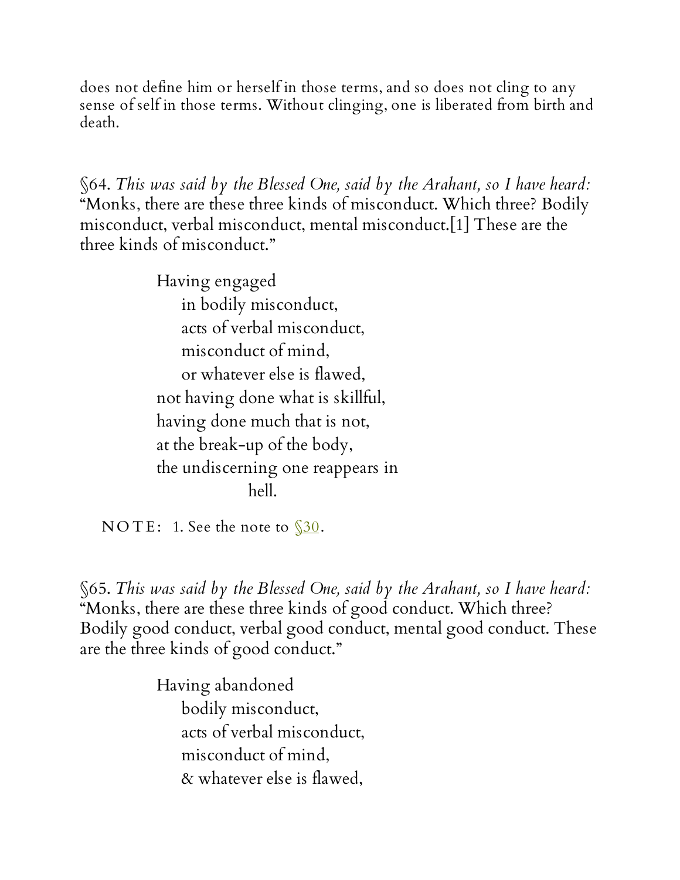does not define him or herself in those terms, and so does not cling to any sense of self in those terms. Without clinging, one is liberated from birth and death.

§64. *This was said by the Blessed One, said by the Arahant, so I have heard:* "Monks, there are these three kinds of misconduct. Which three? Bodily misconduct, verbal misconduct, mental misconduct.[1] These are the three kinds of misconduct."

> Having engaged
> in bodily misconduct,
> acts of verbal misconduct,
> misconduct of mind,
> or whatever else is flawed,
> not having done what is skillful,
> having done much that is not,
> at the break-up of the body,
> the undiscerning one reappears in
> hell.

NOTE: 1. See the note to §30.

§65. *This was said by the Blessed One, said by the Arahant, so I have heard:* "Monks, there are these three kinds of good conduct. Which three? Bodily good conduct, verbal good conduct, mental good conduct. These are the three kinds of good conduct."

> Having abandoned
> bodily misconduct,
> acts of verbal misconduct,
> misconduct of mind,
> & whatever else is flawed,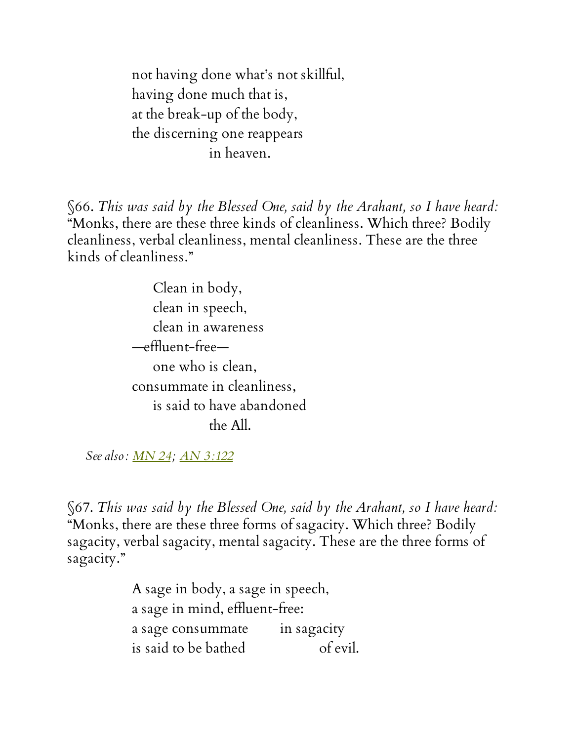not having done what's not skillful,
having done much that is,
at the break-up of the body,
the discerning one reappears
in heaven.

§66. *This was said by the Blessed One, said by the Arahant, so I have heard:* "Monks, there are these three kinds of cleanliness. Which three? Bodily cleanliness, verbal cleanliness, mental cleanliness. These are the three kinds of cleanliness."

Clean in body,
clean in speech,
clean in awareness
—effluent-free—
one who is clean,
consummate in cleanliness,
is said to have abandoned
the All.

*See also:* MN 24; AN 3:122

§67. *This was said by the Blessed One, said by the Arahant, so I have heard:* "Monks, there are these three forms of sagacity. Which three? Bodily sagacity, verbal sagacity, mental sagacity. These are the three forms of sagacity."

A sage in body, a sage in speech,
a sage in mind, effluent-free:
a sage consummate in sagacity
is said to be bathed of evil.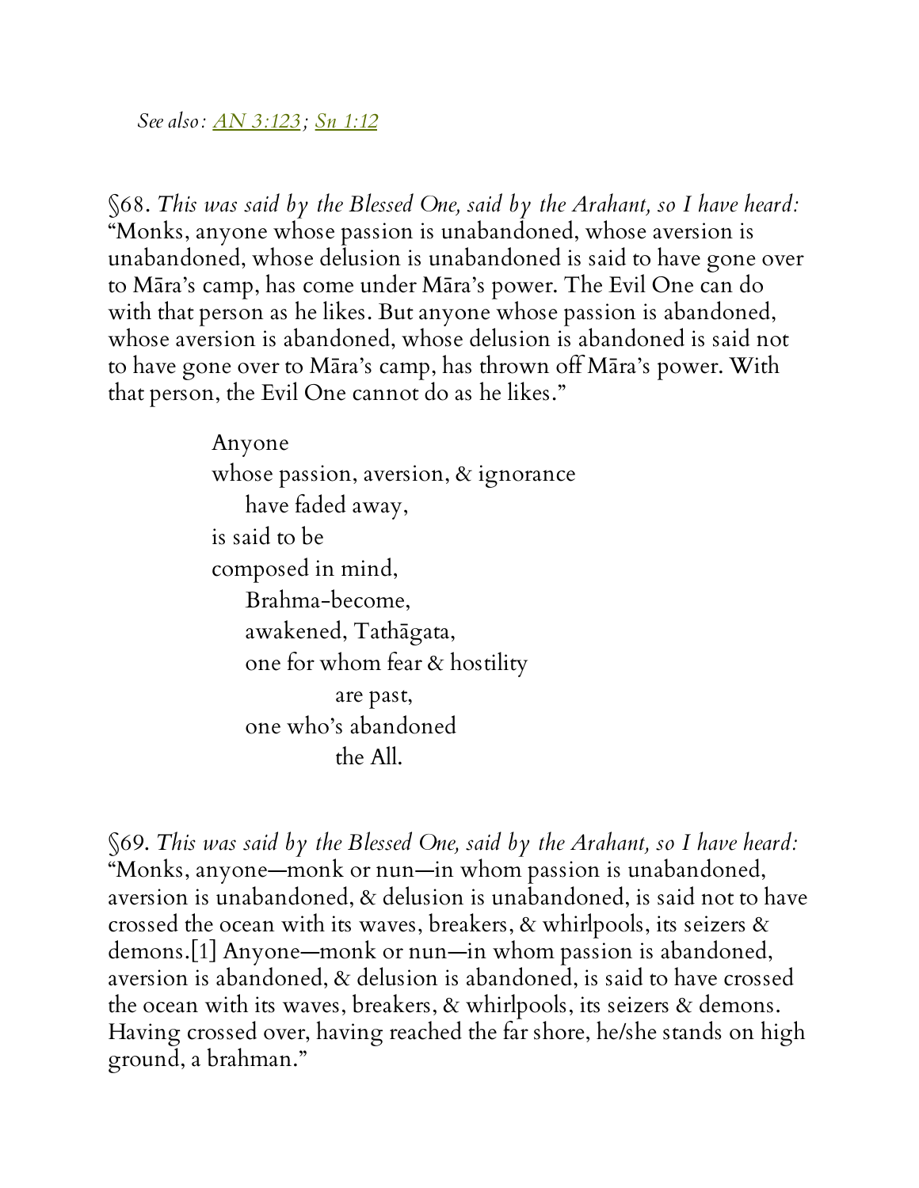*See also: AN 3:123; Sn 1:12*

§68. *This was said by the Blessed One, said by the Arahant, so I have heard:* "Monks, anyone whose passion is unabandoned, whose aversion is unabandoned, whose delusion is unabandoned is said to have gone over to Māra's camp, has come under Māra's power. The Evil One can do with that person as he likes. But anyone whose passion is abandoned, whose aversion is abandoned, whose delusion is abandoned is said not to have gone over to Māra's camp, has thrown off Māra's power. With that person, the Evil One cannot do as he likes."

> Anyone  
> whose passion, aversion, & ignorance  
> have faded away,  
> is said to be  
> composed in mind,  
> Brahma-become,  
> awakened, Tathāgata,  
> one for whom fear & hostility  
> are past,  
> one who's abandoned  
> the All.

§69. *This was said by the Blessed One, said by the Arahant, so I have heard:* "Monks, anyone—monk or nun—in whom passion is unabandoned, aversion is unabandoned, & delusion is unabandoned, is said not to have crossed the ocean with its waves, breakers, & whirlpools, its seizers & demons.[1] Anyone—monk or nun—in whom passion is abandoned, aversion is abandoned, & delusion is abandoned, is said to have crossed the ocean with its waves, breakers, & whirlpools, its seizers & demons. Having crossed over, having reached the far shore, he/she stands on high ground, a brahman."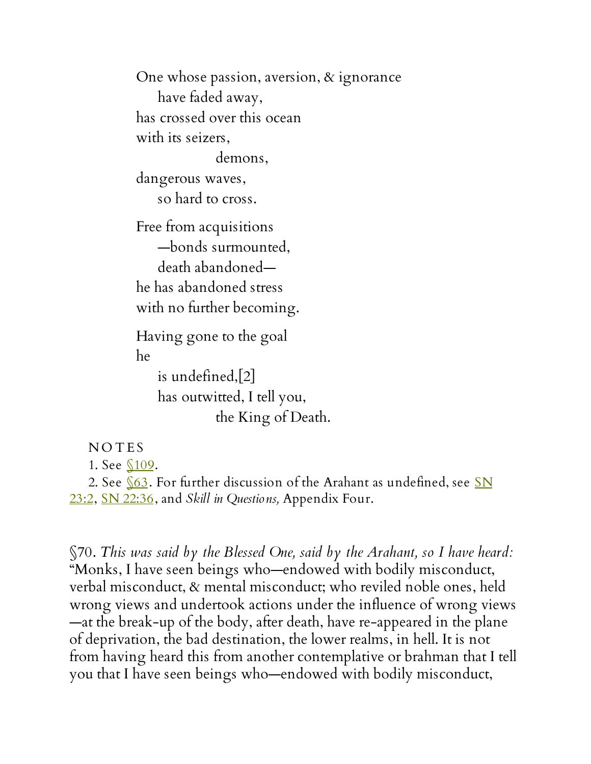One whose passion, aversion, & ignorance
  have faded away,
has crossed over this ocean
with its seizers,
      demons,
dangerous waves,
  so hard to cross.

Free from acquisitions
  —bonds surmounted,
  death abandoned—
he has abandoned stress
with no further becoming.

Having gone to the goal
he
  is undefined,[2]
  has outwitted, I tell you,
      the King of Death.

NOTES

1. See §109.

2. See §63. For further discussion of the Arahant as undefined, see SN 23:2, SN 22:36, and *Skill in Questions,* Appendix Four.

§70. *This was said by the Blessed One, said by the Arahant, so I have heard:* "Monks, I have seen beings who—endowed with bodily misconduct, verbal misconduct, & mental misconduct; who reviled noble ones, held wrong views and undertook actions under the influence of wrong views—at the break-up of the body, after death, have re-appeared in the plane of deprivation, the bad destination, the lower realms, in hell. It is not from having heard this from another contemplative or brahman that I tell you that I have seen beings who—endowed with bodily misconduct,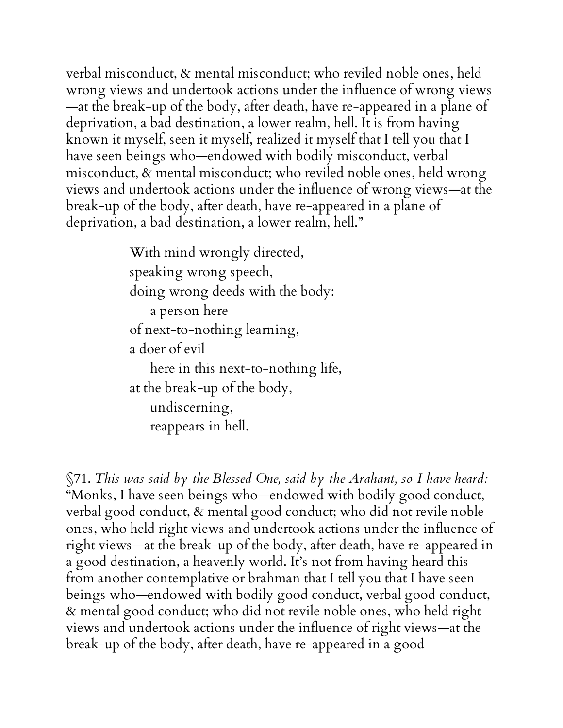verbal misconduct, & mental misconduct; who reviled noble ones, held wrong views and undertook actions under the influence of wrong views—at the break-up of the body, after death, have re-appeared in a plane of deprivation, a bad destination, a lower realm, hell. It is from having known it myself, seen it myself, realized it myself that I tell you that I have seen beings who—endowed with bodily misconduct, verbal misconduct, & mental misconduct; who reviled noble ones, held wrong views and undertook actions under the influence of wrong views—at the break-up of the body, after death, have re-appeared in a plane of deprivation, a bad destination, a lower realm, hell."

> With mind wrongly directed,
> speaking wrong speech,
> doing wrong deeds with the body:
> &nbsp;&nbsp;&nbsp;&nbsp;a person here
> of next-to-nothing learning,
> a doer of evil
> &nbsp;&nbsp;&nbsp;&nbsp;here in this next-to-nothing life,
> at the break-up of the body,
> &nbsp;&nbsp;&nbsp;&nbsp;undiscerning,
> &nbsp;&nbsp;&nbsp;&nbsp;reappears in hell.

§71. *This was said by the Blessed One, said by the Arahant, so I have heard:* "Monks, I have seen beings who—endowed with bodily good conduct, verbal good conduct, & mental good conduct; who did not revile noble ones, who held right views and undertook actions under the influence of right views—at the break-up of the body, after death, have re-appeared in a good destination, a heavenly world. It's not from having heard this from another contemplative or brahman that I tell you that I have seen beings who—endowed with bodily good conduct, verbal good conduct, & mental good conduct; who did not revile noble ones, who held right views and undertook actions under the influence of right views—at the break-up of the body, after death, have re-appeared in a good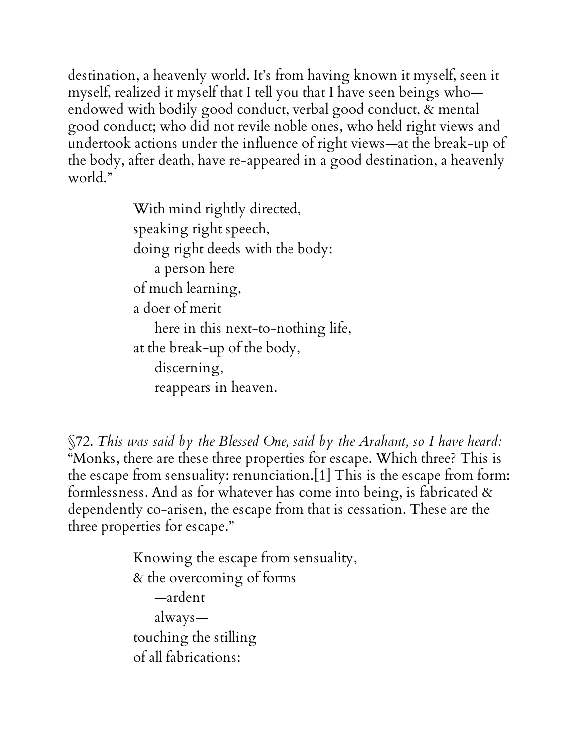destination, a heavenly world. It's from having known it myself, seen it myself, realized it myself that I tell you that I have seen beings who—endowed with bodily good conduct, verbal good conduct, & mental good conduct; who did not revile noble ones, who held right views and undertook actions under the influence of right views—at the break-up of the body, after death, have re-appeared in a good destination, a heavenly world."

> With mind rightly directed,  
> speaking right speech,  
> doing right deeds with the body:  
> &nbsp;&nbsp;&nbsp;&nbsp;a person here  
> of much learning,  
> a doer of merit  
> &nbsp;&nbsp;&nbsp;&nbsp;here in this next-to-nothing life,  
> at the break-up of the body,  
> &nbsp;&nbsp;&nbsp;&nbsp;discerning,  
> &nbsp;&nbsp;&nbsp;&nbsp;reappears in heaven.

§72. *This was said by the Blessed One, said by the Arahant, so I have heard:* "Monks, there are these three properties for escape. Which three? This is the escape from sensuality: renunciation.[1] This is the escape from form: formlessness. And as for whatever has come into being, is fabricated & dependently co-arisen, the escape from that is cessation. These are the three properties for escape."

> Knowing the escape from sensuality,  
> & the overcoming of forms  
> &nbsp;&nbsp;&nbsp;&nbsp;—ardent  
> &nbsp;&nbsp;&nbsp;&nbsp;always—  
> touching the stilling  
> of all fabrications: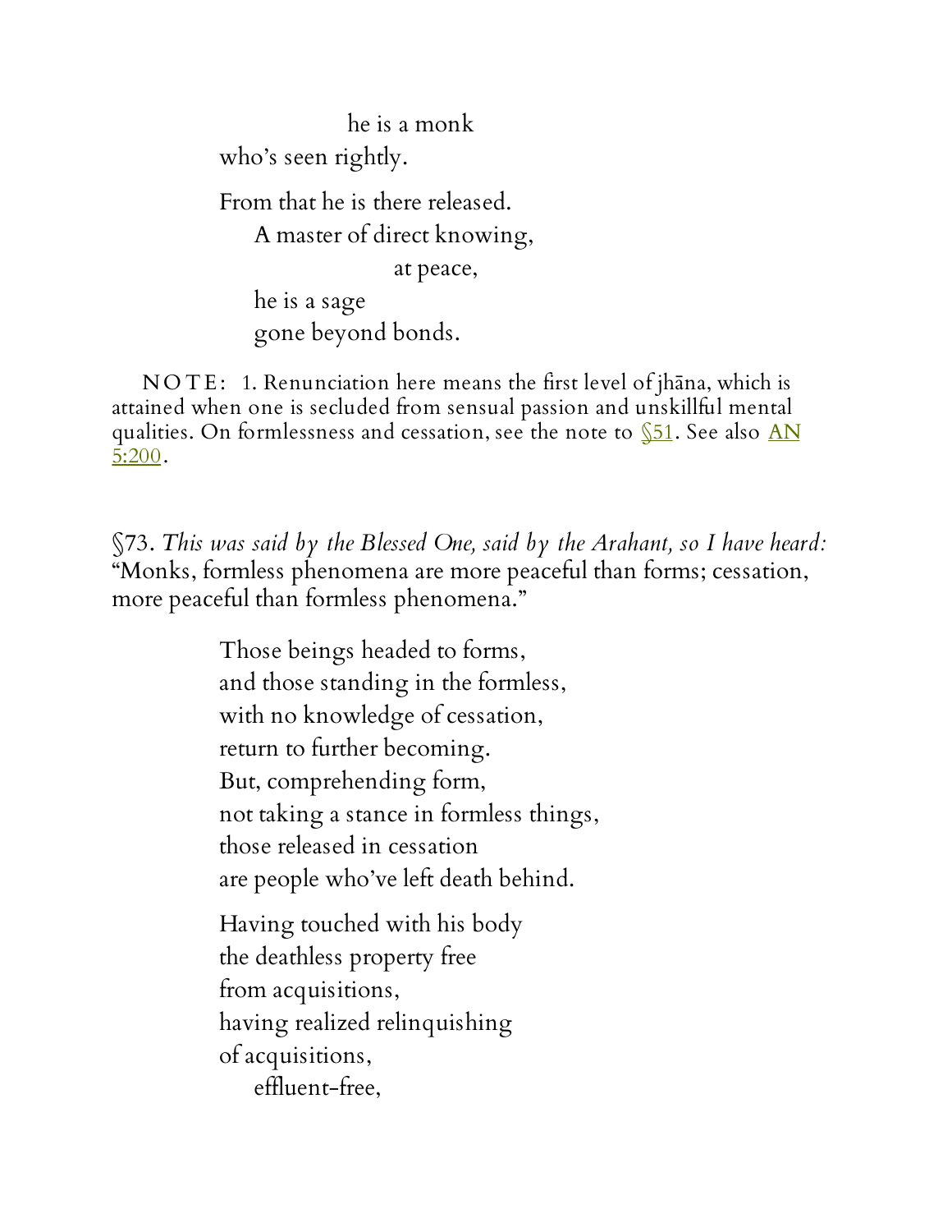he is a monk
who's seen rightly.

From that he is there released.
A master of direct knowing,
at peace,
he is a sage
gone beyond bonds.

NOTE: 1. Renunciation here means the first level of jhāna, which is attained when one is secluded from sensual passion and unskillful mental qualities. On formlessness and cessation, see the note to §51. See also AN 5:200.

§73. *This was said by the Blessed One, said by the Arahant, so I have heard:* "Monks, formless phenomena are more peaceful than forms; cessation, more peaceful than formless phenomena."

Those beings headed to forms,
and those standing in the formless,
with no knowledge of cessation,
return to further becoming.
But, comprehending form,
not taking a stance in formless things,
those released in cessation
are people who've left death behind.

Having touched with his body
the deathless property free
from acquisitions,
having realized relinquishing
of acquisitions,
effluent-free,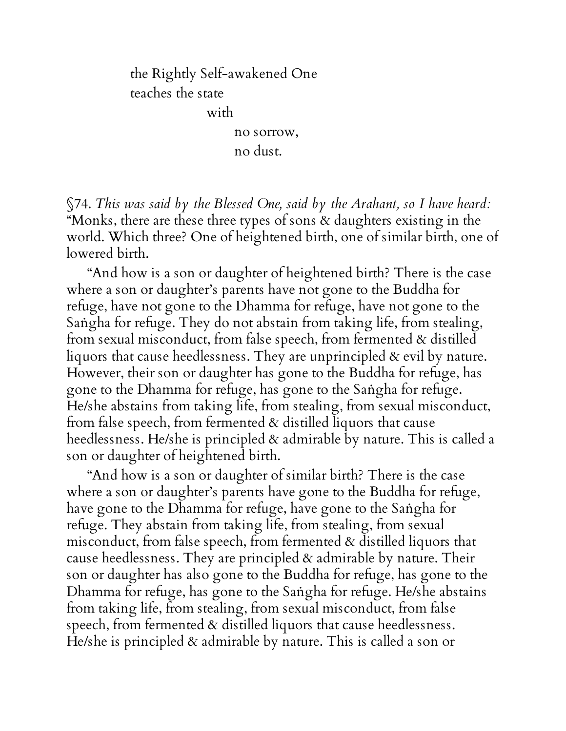the Rightly Self-awakened One  
teaches the state  
with  
no sorrow,  
no dust.

§74. *This was said by the Blessed One, said by the Arahant, so I have heard:* "Monks, there are these three types of sons & daughters existing in the world. Which three? One of heightened birth, one of similar birth, one of lowered birth.

"And how is a son or daughter of heightened birth? There is the case where a son or daughter's parents have not gone to the Buddha for refuge, have not gone to the Dhamma for refuge, have not gone to the Saṅgha for refuge. They do not abstain from taking life, from stealing, from sexual misconduct, from false speech, from fermented & distilled liquors that cause heedlessness. They are unprincipled & evil by nature. However, their son or daughter has gone to the Buddha for refuge, has gone to the Dhamma for refuge, has gone to the Saṅgha for refuge. He/she abstains from taking life, from stealing, from sexual misconduct, from false speech, from fermented & distilled liquors that cause heedlessness. He/she is principled & admirable by nature. This is called a son or daughter of heightened birth.

"And how is a son or daughter of similar birth? There is the case where a son or daughter's parents have gone to the Buddha for refuge, have gone to the Dhamma for refuge, have gone to the Saṅgha for refuge. They abstain from taking life, from stealing, from sexual misconduct, from false speech, from fermented & distilled liquors that cause heedlessness. They are principled & admirable by nature. Their son or daughter has also gone to the Buddha for refuge, has gone to the Dhamma for refuge, has gone to the Saṅgha for refuge. He/she abstains from taking life, from stealing, from sexual misconduct, from false speech, from fermented & distilled liquors that cause heedlessness. He/she is principled & admirable by nature. This is called a son or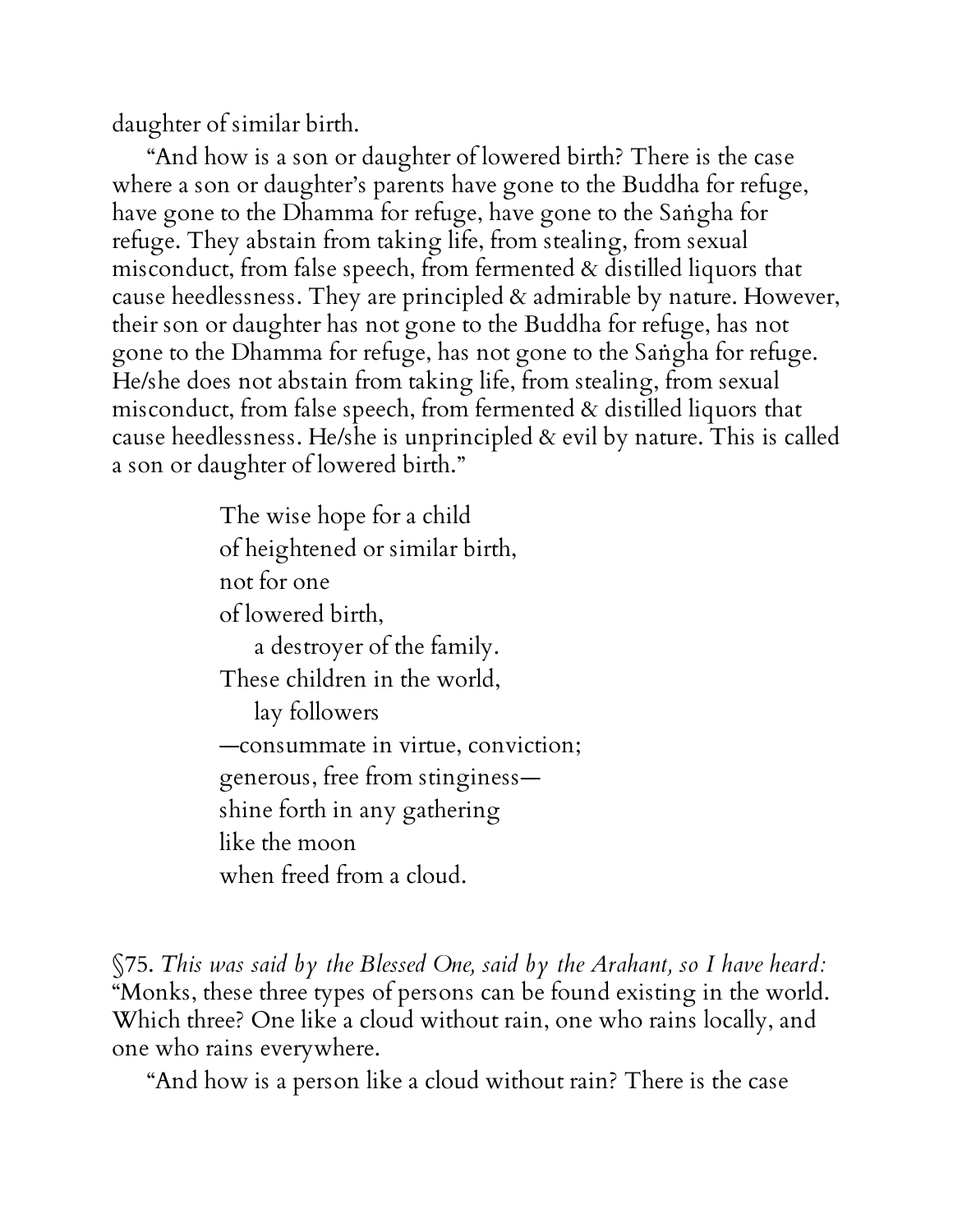daughter of similar birth.

"And how is a son or daughter of lowered birth? There is the case where a son or daughter's parents have gone to the Buddha for refuge, have gone to the Dhamma for refuge, have gone to the Saṅgha for refuge. They abstain from taking life, from stealing, from sexual misconduct, from false speech, from fermented & distilled liquors that cause heedlessness. They are principled & admirable by nature. However, their son or daughter has not gone to the Buddha for refuge, has not gone to the Dhamma for refuge, has not gone to the Saṅgha for refuge. He/she does not abstain from taking life, from stealing, from sexual misconduct, from false speech, from fermented & distilled liquors that cause heedlessness. He/she is unprincipled & evil by nature. This is called a son or daughter of lowered birth."

> The wise hope for a child  
> of heightened or similar birth,  
> not for one  
> of lowered birth,  
>     a destroyer of the family.  
> These children in the world,  
>     lay followers  
> —consummate in virtue, conviction;  
> generous, free from stinginess—  
> shine forth in any gathering  
> like the moon  
> when freed from a cloud.

§75. *This was said by the Blessed One, said by the Arahant, so I have heard:* "Monks, these three types of persons can be found existing in the world. Which three? One like a cloud without rain, one who rains locally, and one who rains everywhere.

"And how is a person like a cloud without rain? There is the case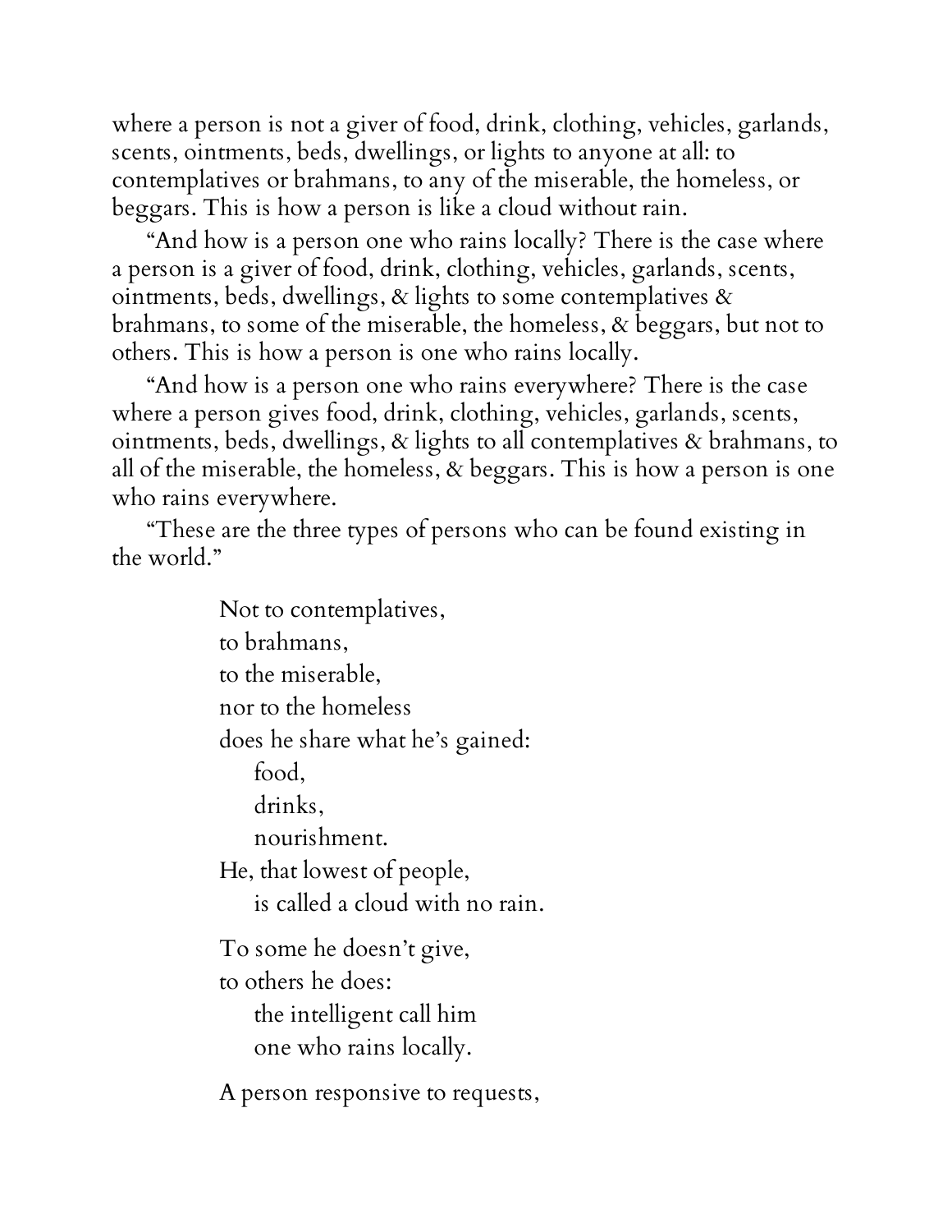where a person is not a giver of food, drink, clothing, vehicles, garlands, scents, ointments, beds, dwellings, or lights to anyone at all: to contemplatives or brahmans, to any of the miserable, the homeless, or beggars. This is how a person is like a cloud without rain.

"And how is a person one who rains locally? There is the case where a person is a giver of food, drink, clothing, vehicles, garlands, scents, ointments, beds, dwellings, & lights to some contemplatives & brahmans, to some of the miserable, the homeless, & beggars, but not to others. This is how a person is one who rains locally.

"And how is a person one who rains everywhere? There is the case where a person gives food, drink, clothing, vehicles, garlands, scents, ointments, beds, dwellings, & lights to all contemplatives & brahmans, to all of the miserable, the homeless, & beggars. This is how a person is one who rains everywhere.

"These are the three types of persons who can be found existing in the world."

> Not to contemplatives,  
> to brahmans,  
> to the miserable,  
> nor to the homeless  
> does he share what he's gained:  
> &nbsp;&nbsp;&nbsp;&nbsp;food,  
> &nbsp;&nbsp;&nbsp;&nbsp;drinks,  
> &nbsp;&nbsp;&nbsp;&nbsp;nourishment.  
> He, that lowest of people,  
> &nbsp;&nbsp;&nbsp;&nbsp;is called a cloud with no rain.
>
> To some he doesn't give,  
> to others he does:  
> &nbsp;&nbsp;&nbsp;&nbsp;the intelligent call him  
> &nbsp;&nbsp;&nbsp;&nbsp;one who rains locally.
>
> A person responsive to requests,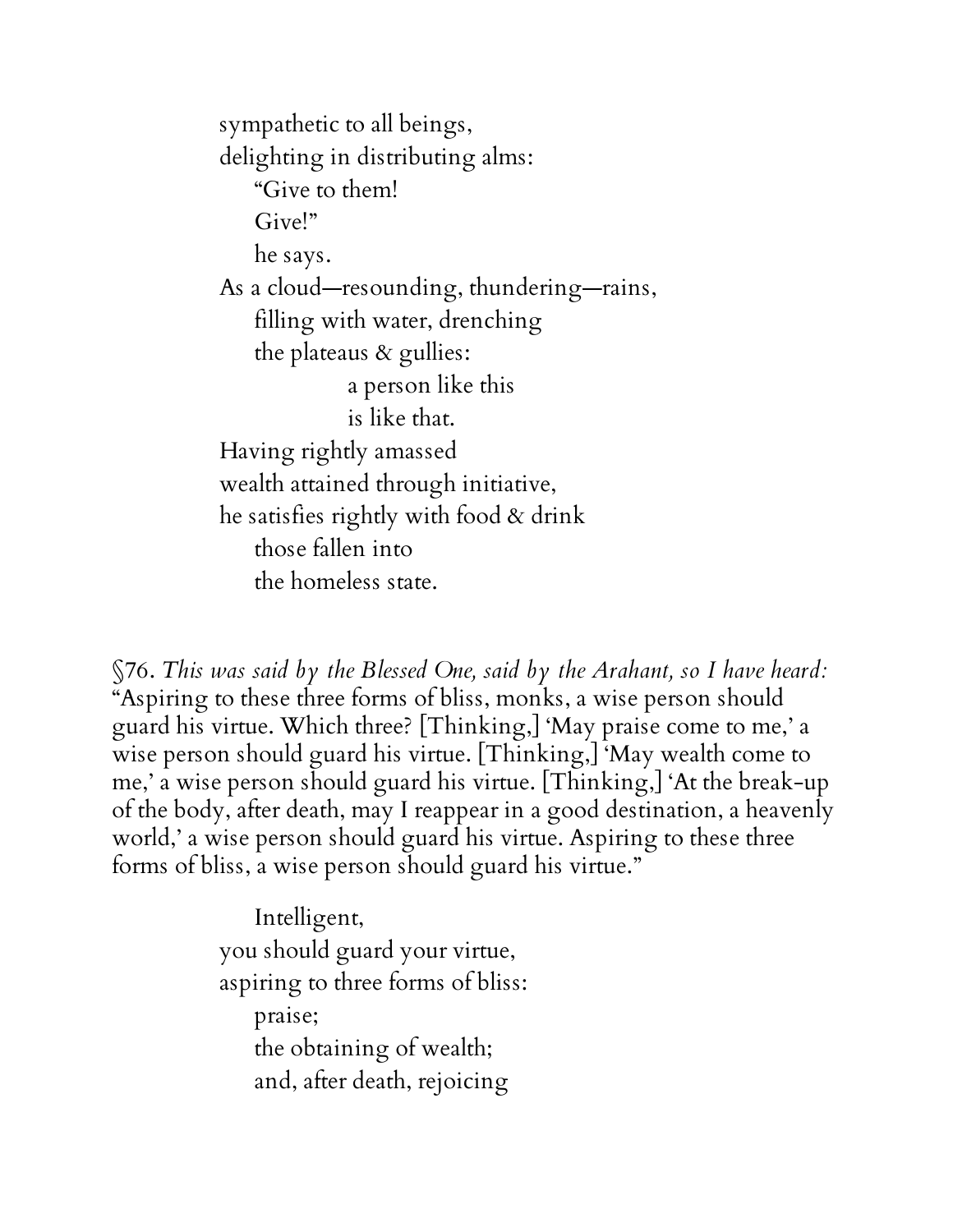sympathetic to all beings,  
delighting in distributing alms:  
  "Give to them!  
  Give!"  
  he says.  
As a cloud—resounding, thundering—rains,  
  filling with water, drenching  
  the plateaus & gullies:  
    a person like this  
    is like that.  
Having rightly amassed  
wealth attained through initiative,  
he satisfies rightly with food & drink  
  those fallen into  
  the homeless state.

§76. *This was said by the Blessed One, said by the Arahant, so I have heard:* "Aspiring to these three forms of bliss, monks, a wise person should guard his virtue. Which three? [Thinking,] 'May praise come to me,' a wise person should guard his virtue. [Thinking,] 'May wealth come to me,' a wise person should guard his virtue. [Thinking,] 'At the break-up of the body, after death, may I reappear in a good destination, a heavenly world,' a wise person should guard his virtue. Aspiring to these three forms of bliss, a wise person should guard his virtue."

  Intelligent,  
you should guard your virtue,  
aspiring to three forms of bliss:  
  praise;  
  the obtaining of wealth;  
  and, after death, rejoicing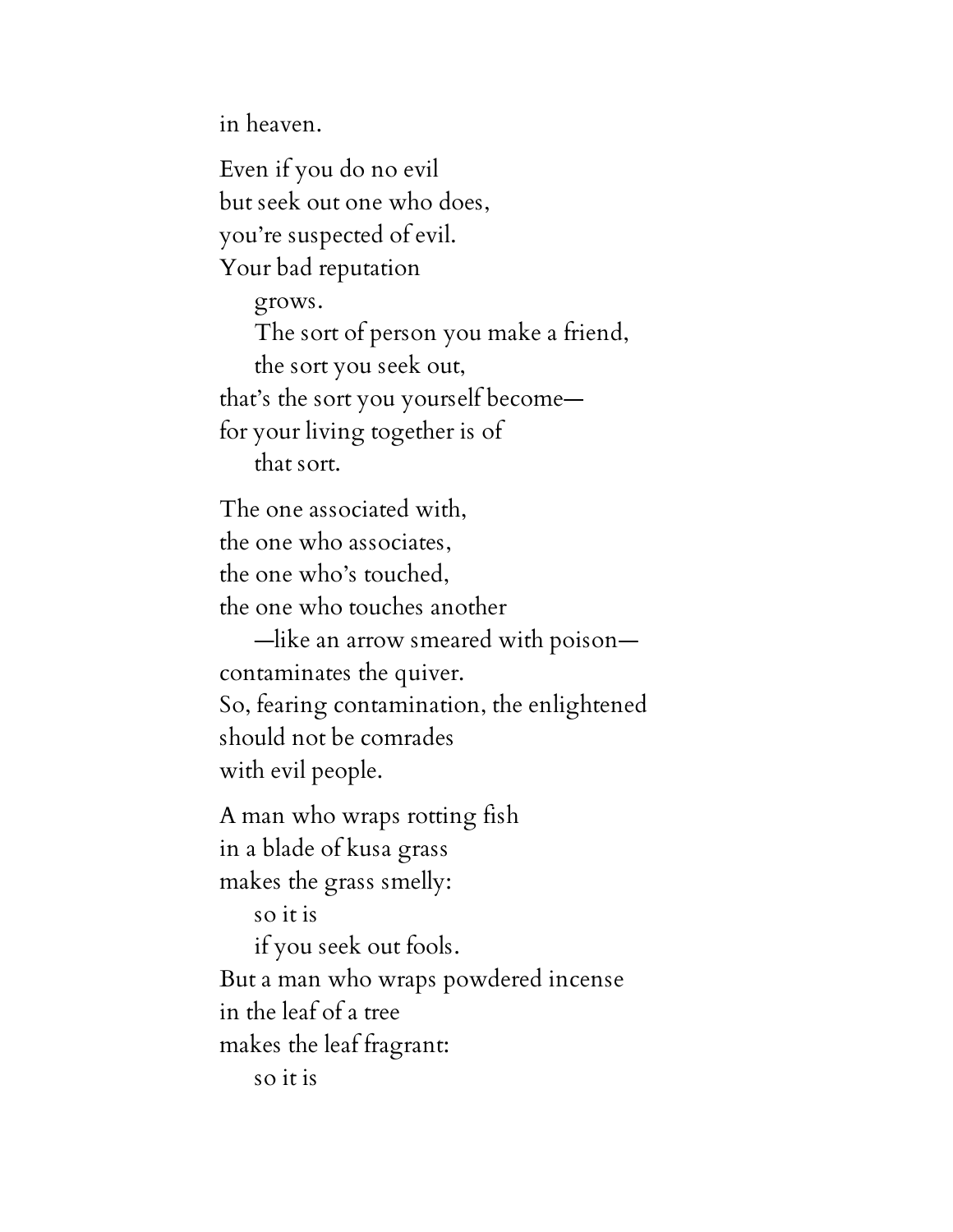in heaven.

Even if you do no evil  
but seek out one who does,  
you're suspected of evil.  
Your bad reputation  
&nbsp;&nbsp;&nbsp;&nbsp;grows.  
&nbsp;&nbsp;&nbsp;&nbsp;The sort of person you make a friend,  
&nbsp;&nbsp;&nbsp;&nbsp;the sort you seek out,  
that's the sort you yourself become—  
for your living together is of  
&nbsp;&nbsp;&nbsp;&nbsp;that sort.

The one associated with,  
the one who associates,  
the one who's touched,  
the one who touches another  
&nbsp;&nbsp;&nbsp;&nbsp;—like an arrow smeared with poison—  
contaminates the quiver.  
So, fearing contamination, the enlightened  
should not be comrades  
with evil people.

A man who wraps rotting fish  
in a blade of kusa grass  
makes the grass smelly:  
&nbsp;&nbsp;&nbsp;&nbsp;so it is  
&nbsp;&nbsp;&nbsp;&nbsp;if you seek out fools.  
But a man who wraps powdered incense  
in the leaf of a tree  
makes the leaf fragrant:  
&nbsp;&nbsp;&nbsp;&nbsp;so it is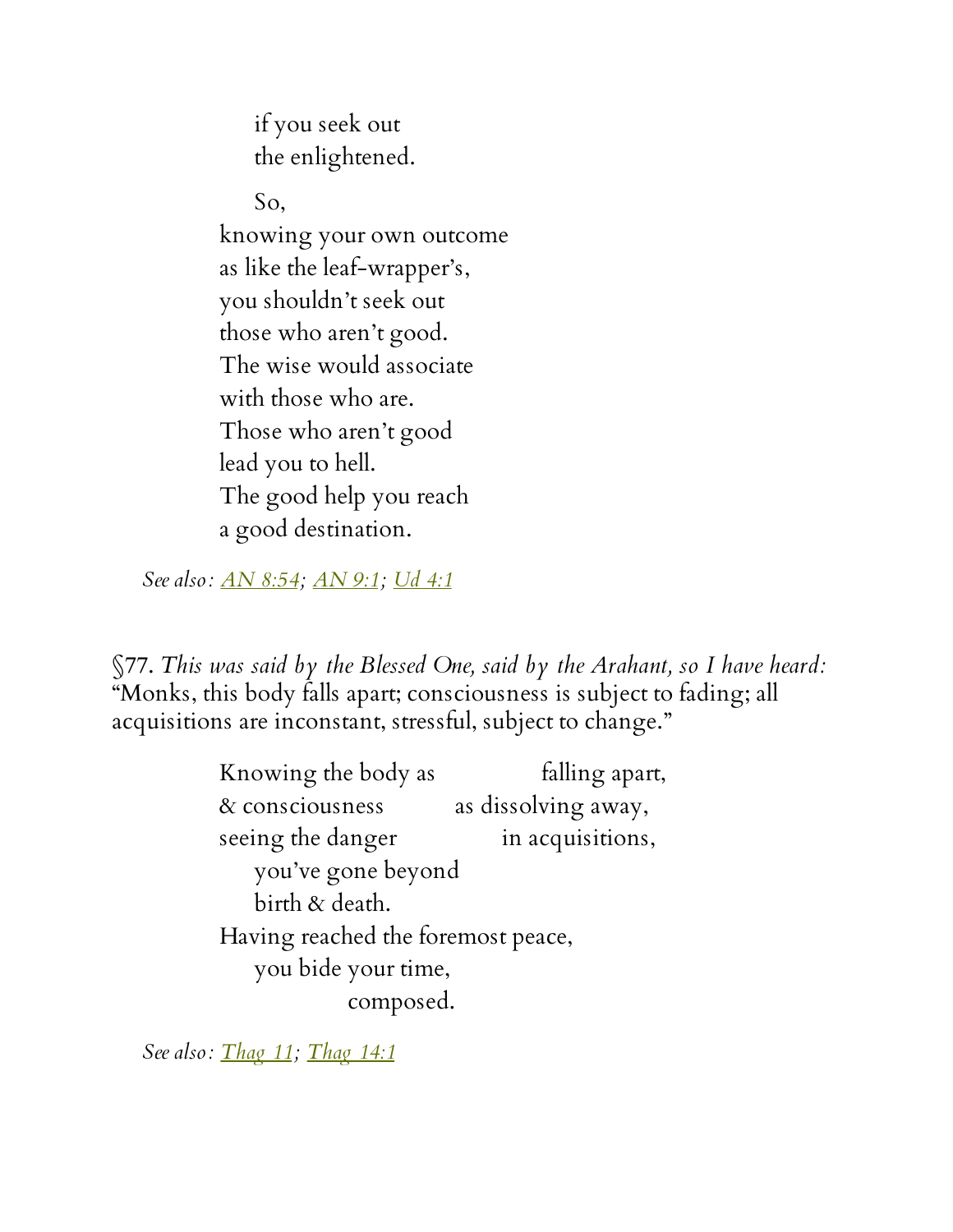if you seek out
the enlightened.

So,
knowing your own outcome
as like the leaf-wrapper's,
you shouldn't seek out
those who aren't good.
The wise would associate
with those who are.
Those who aren't good
lead you to hell.
The good help you reach
a good destination.

*See also: AN 8:54; AN 9:1; Ud 4:1*

§77. *This was said by the Blessed One, said by the Arahant, so I have heard:* "Monks, this body falls apart; consciousness is subject to fading; all acquisitions are inconstant, stressful, subject to change."

Knowing the body as falling apart,
& consciousness as dissolving away,
seeing the danger in acquisitions,
you've gone beyond
birth & death.
Having reached the foremost peace,
you bide your time,
composed.

*See also: Thag 11; Thag 14:1*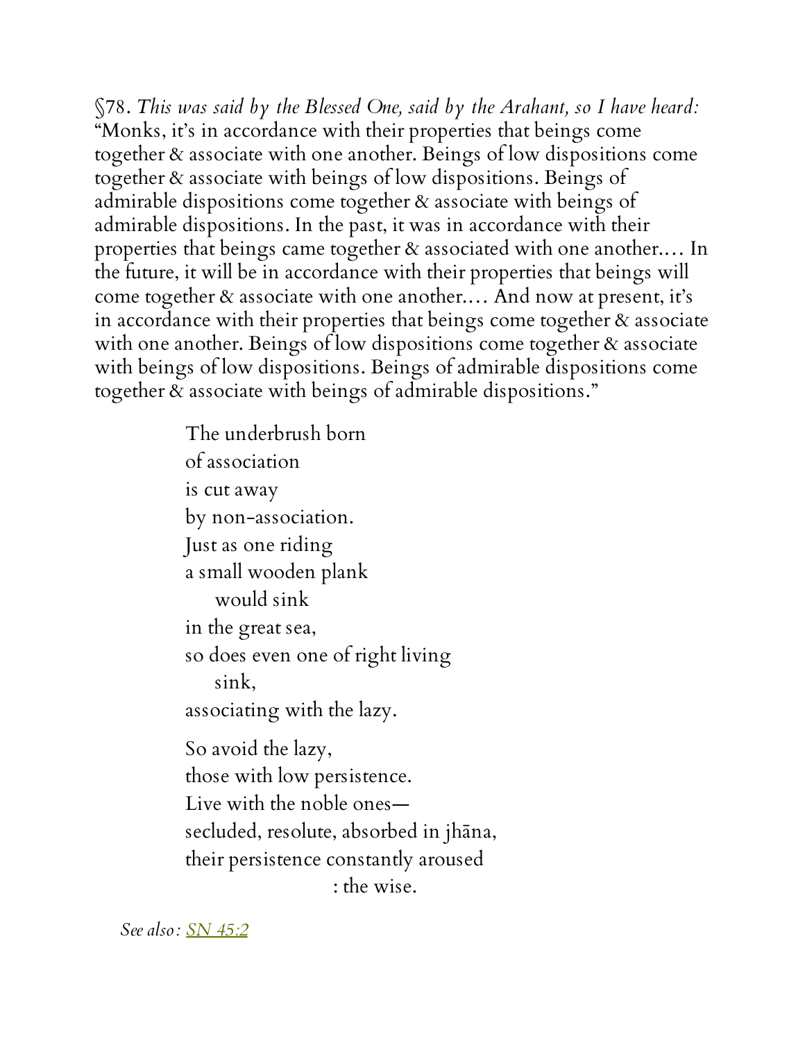§78. *This was said by the Blessed One, said by the Arahant, so I have heard:* "Monks, it's in accordance with their properties that beings come together & associate with one another. Beings of low dispositions come together & associate with beings of low dispositions. Beings of admirable dispositions come together & associate with beings of admirable dispositions. In the past, it was in accordance with their properties that beings came together & associated with one another.… In the future, it will be in accordance with their properties that beings will come together & associate with one another.… And now at present, it's in accordance with their properties that beings come together & associate with one another. Beings of low dispositions come together & associate with beings of low dispositions. Beings of admirable dispositions come together & associate with beings of admirable dispositions."

> The underbrush born
> of association
> is cut away
> by non-association.
> Just as one riding
> a small wooden plank
>     would sink
> in the great sea,
> so does even one of right living
>     sink,
> associating with the lazy.
>
> So avoid the lazy,
> those with low persistence.
> Live with the noble ones—
> secluded, resolute, absorbed in jhāna,
> their persistence constantly aroused
>                         : the wise.

*See also:* SN 45:2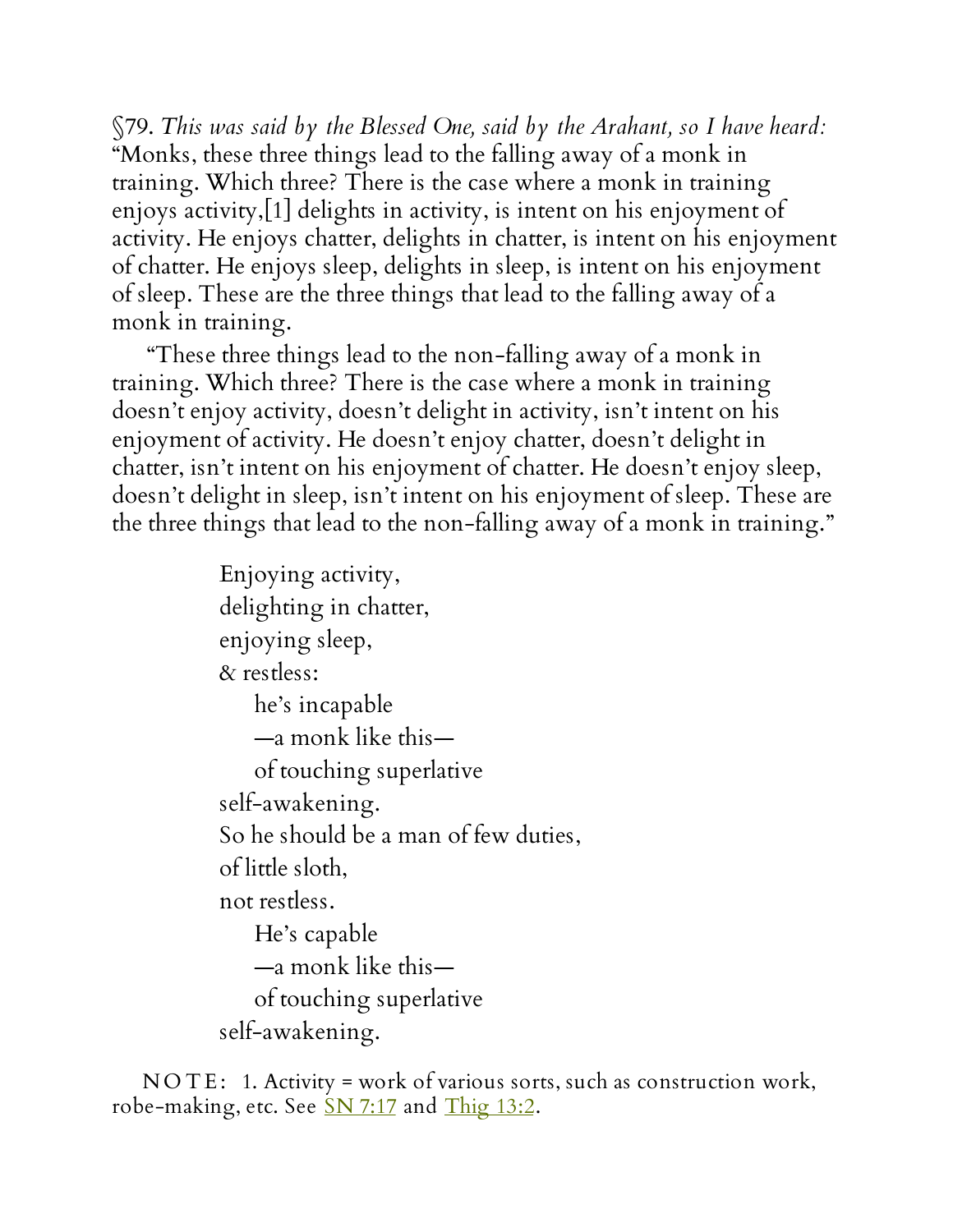§79. *This was said by the Blessed One, said by the Arahant, so I have heard:* "Monks, these three things lead to the falling away of a monk in training. Which three? There is the case where a monk in training enjoys activity,[1] delights in activity, is intent on his enjoyment of activity. He enjoys chatter, delights in chatter, is intent on his enjoyment of chatter. He enjoys sleep, delights in sleep, is intent on his enjoyment of sleep. These are the three things that lead to the falling away of a monk in training.

"These three things lead to the non-falling away of a monk in training. Which three? There is the case where a monk in training doesn't enjoy activity, doesn't delight in activity, isn't intent on his enjoyment of activity. He doesn't enjoy chatter, doesn't delight in chatter, isn't intent on his enjoyment of chatter. He doesn't enjoy sleep, doesn't delight in sleep, isn't intent on his enjoyment of sleep. These are the three things that lead to the non-falling away of a monk in training."

> Enjoying activity,
> delighting in chatter,
> enjoying sleep,
> & restless:
> he's incapable
> —a monk like this—
> of touching superlative
> self-awakening.
> So he should be a man of few duties,
> of little sloth,
> not restless.
> He's capable
> —a monk like this—
> of touching superlative
> self-awakening.

NOTE: 1. Activity = work of various sorts, such as construction work, robe-making, etc. See SN 7:17 and Thig 13:2.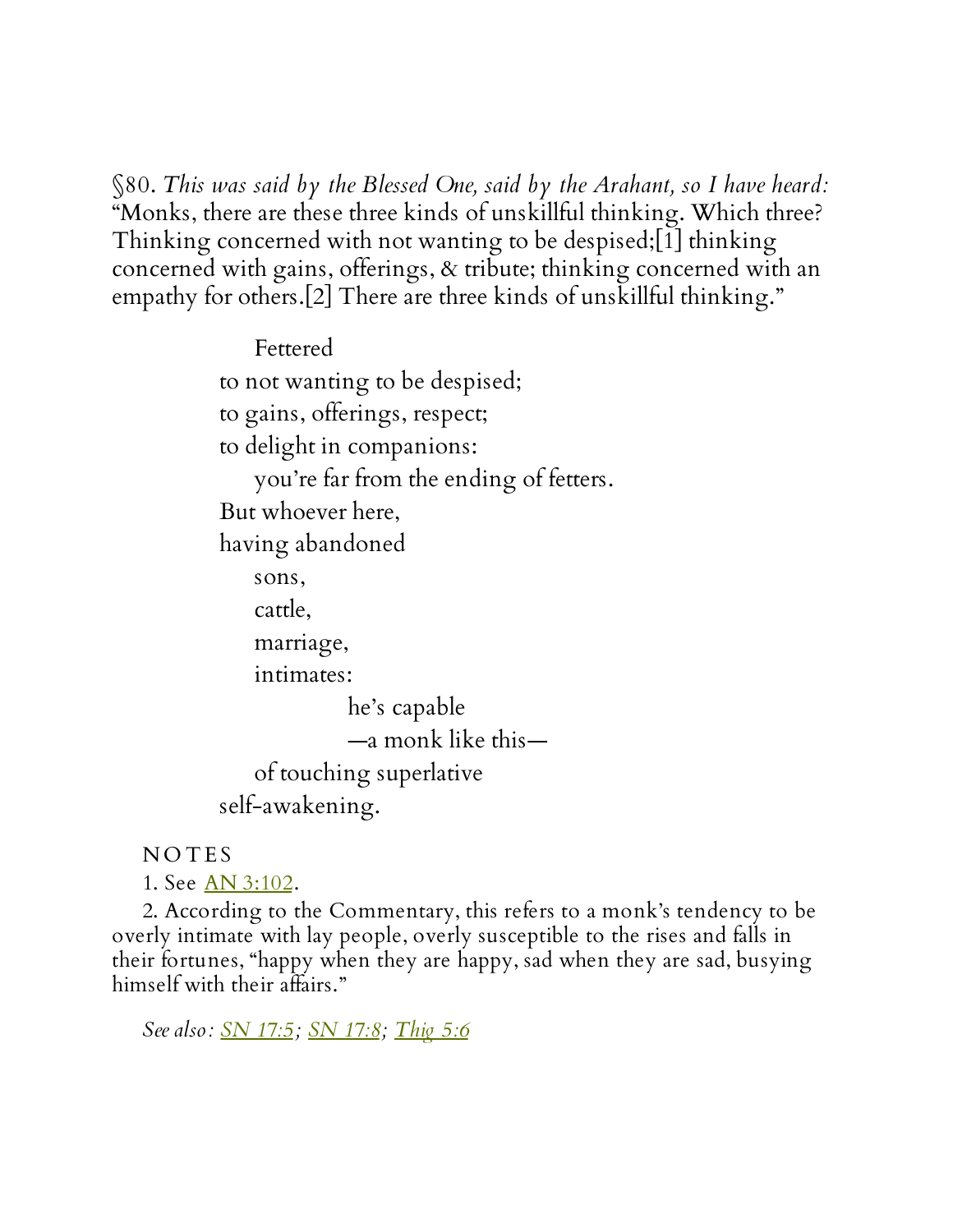§80. *This was said by the Blessed One, said by the Arahant, so I have heard:* "Monks, there are these three kinds of unskillful thinking. Which three? Thinking concerned with not wanting to be despised;[1] thinking concerned with gains, offerings, & tribute; thinking concerned with an empathy for others.[2] There are three kinds of unskillful thinking."

> Fettered  
> to not wanting to be despised;  
> to gains, offerings, respect;  
> to delight in companions:  
> you're far from the ending of fetters.  
> But whoever here,  
> having abandoned  
> sons,  
> cattle,  
> marriage,  
> intimates:  
> he's capable  
> —a monk like this—  
> of touching superlative  
> self-awakening.

NOTES

1. See AN 3:102.

2. According to the Commentary, this refers to a monk's tendency to be overly intimate with lay people, overly susceptible to the rises and falls in their fortunes, "happy when they are happy, sad when they are sad, busying himself with their affairs."

*See also: SN 17:5; SN 17:8; Thig 5:6*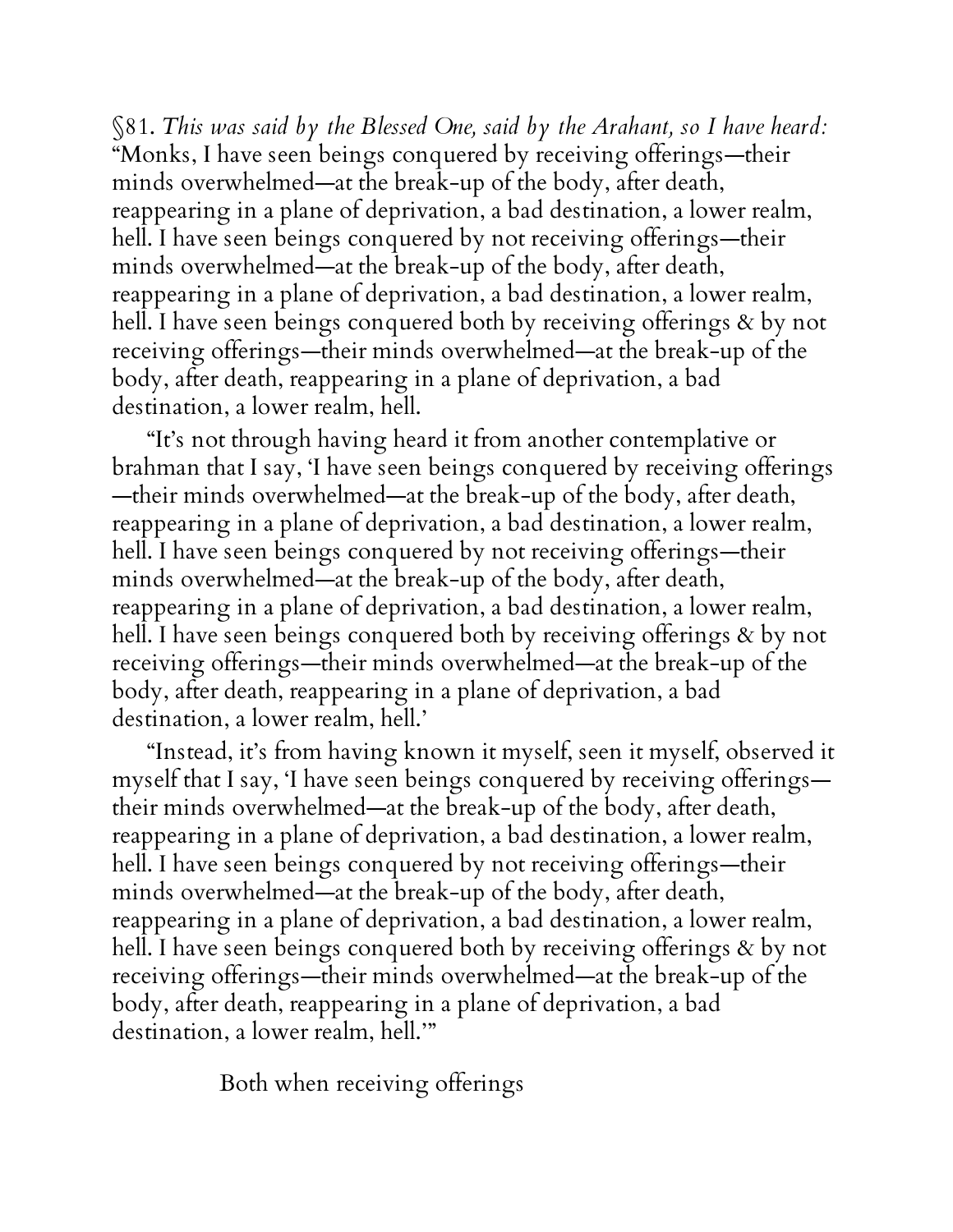§81. *This was said by the Blessed One, said by the Arahant, so I have heard:* "Monks, I have seen beings conquered by receiving offerings—their minds overwhelmed—at the break-up of the body, after death, reappearing in a plane of deprivation, a bad destination, a lower realm, hell. I have seen beings conquered by not receiving offerings—their minds overwhelmed—at the break-up of the body, after death, reappearing in a plane of deprivation, a bad destination, a lower realm, hell. I have seen beings conquered both by receiving offerings & by not receiving offerings—their minds overwhelmed—at the break-up of the body, after death, reappearing in a plane of deprivation, a bad destination, a lower realm, hell.

"It's not through having heard it from another contemplative or brahman that I say, 'I have seen beings conquered by receiving offerings—their minds overwhelmed—at the break-up of the body, after death, reappearing in a plane of deprivation, a bad destination, a lower realm, hell. I have seen beings conquered by not receiving offerings—their minds overwhelmed—at the break-up of the body, after death, reappearing in a plane of deprivation, a bad destination, a lower realm, hell. I have seen beings conquered both by receiving offerings & by not receiving offerings—their minds overwhelmed—at the break-up of the body, after death, reappearing in a plane of deprivation, a bad destination, a lower realm, hell.'

"Instead, it's from having known it myself, seen it myself, observed it myself that I say, 'I have seen beings conquered by receiving offerings—their minds overwhelmed—at the break-up of the body, after death, reappearing in a plane of deprivation, a bad destination, a lower realm, hell. I have seen beings conquered by not receiving offerings—their minds overwhelmed—at the break-up of the body, after death, reappearing in a plane of deprivation, a bad destination, a lower realm, hell. I have seen beings conquered both by receiving offerings & by not receiving offerings—their minds overwhelmed—at the break-up of the body, after death, reappearing in a plane of deprivation, a bad destination, a lower realm, hell.'"

Both when receiving offerings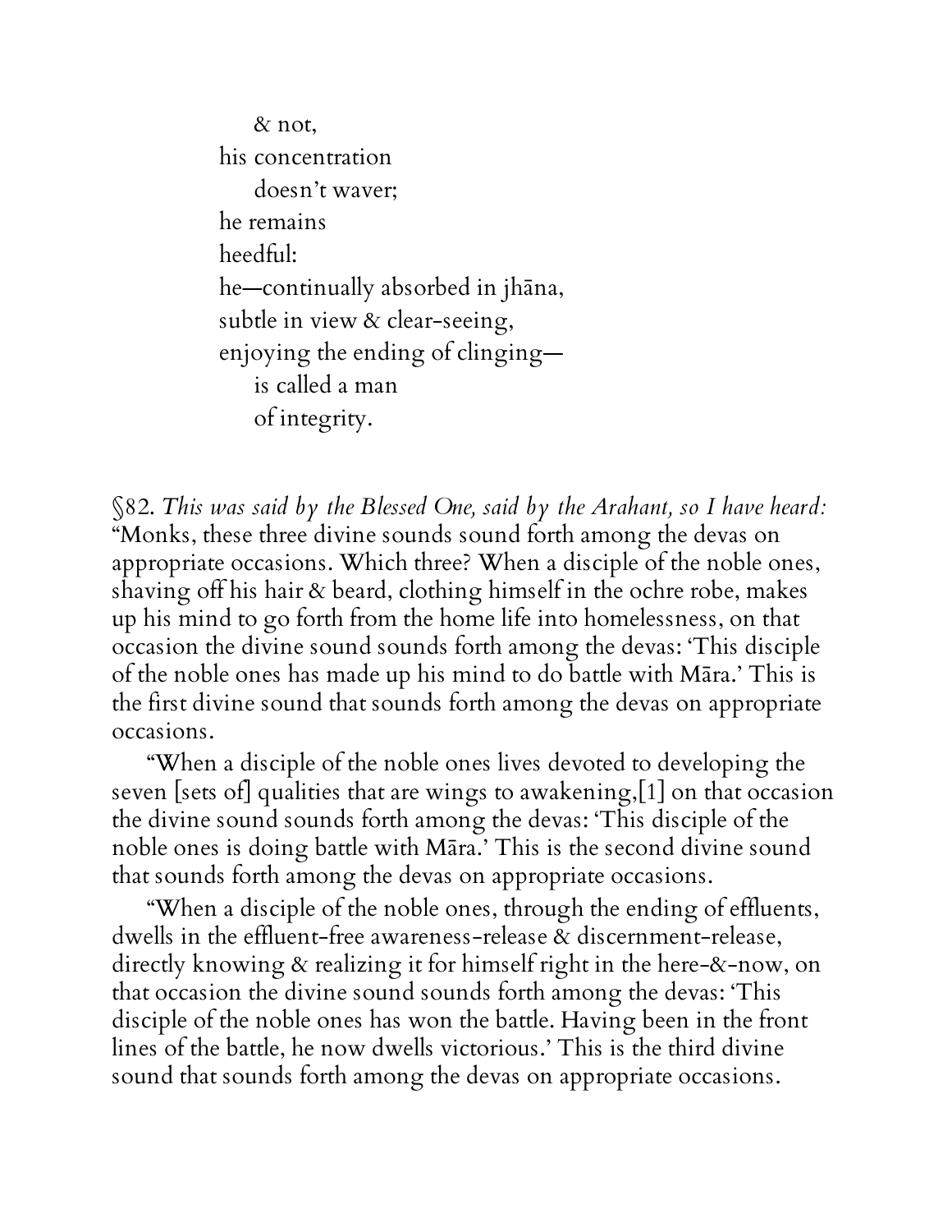& not,
his concentration
doesn't waver;
he remains
heedful:
he—continually absorbed in jhāna,
subtle in view & clear-seeing,
enjoying the ending of clinging—
is called a man
of integrity.

§82. *This was said by the Blessed One, said by the Arahant, so I have heard:* "Monks, these three divine sounds sound forth among the devas on appropriate occasions. Which three? When a disciple of the noble ones, shaving off his hair & beard, clothing himself in the ochre robe, makes up his mind to go forth from the home life into homelessness, on that occasion the divine sound sounds forth among the devas: 'This disciple of the noble ones has made up his mind to do battle with Māra.' This is the first divine sound that sounds forth among the devas on appropriate occasions.

"When a disciple of the noble ones lives devoted to developing the seven [sets of] qualities that are wings to awakening,[1] on that occasion the divine sound sounds forth among the devas: 'This disciple of the noble ones is doing battle with Māra.' This is the second divine sound that sounds forth among the devas on appropriate occasions.

"When a disciple of the noble ones, through the ending of effluents, dwells in the effluent-free awareness-release & discernment-release, directly knowing & realizing it for himself right in the here-&-now, on that occasion the divine sound sounds forth among the devas: 'This disciple of the noble ones has won the battle. Having been in the front lines of the battle, he now dwells victorious.' This is the third divine sound that sounds forth among the devas on appropriate occasions.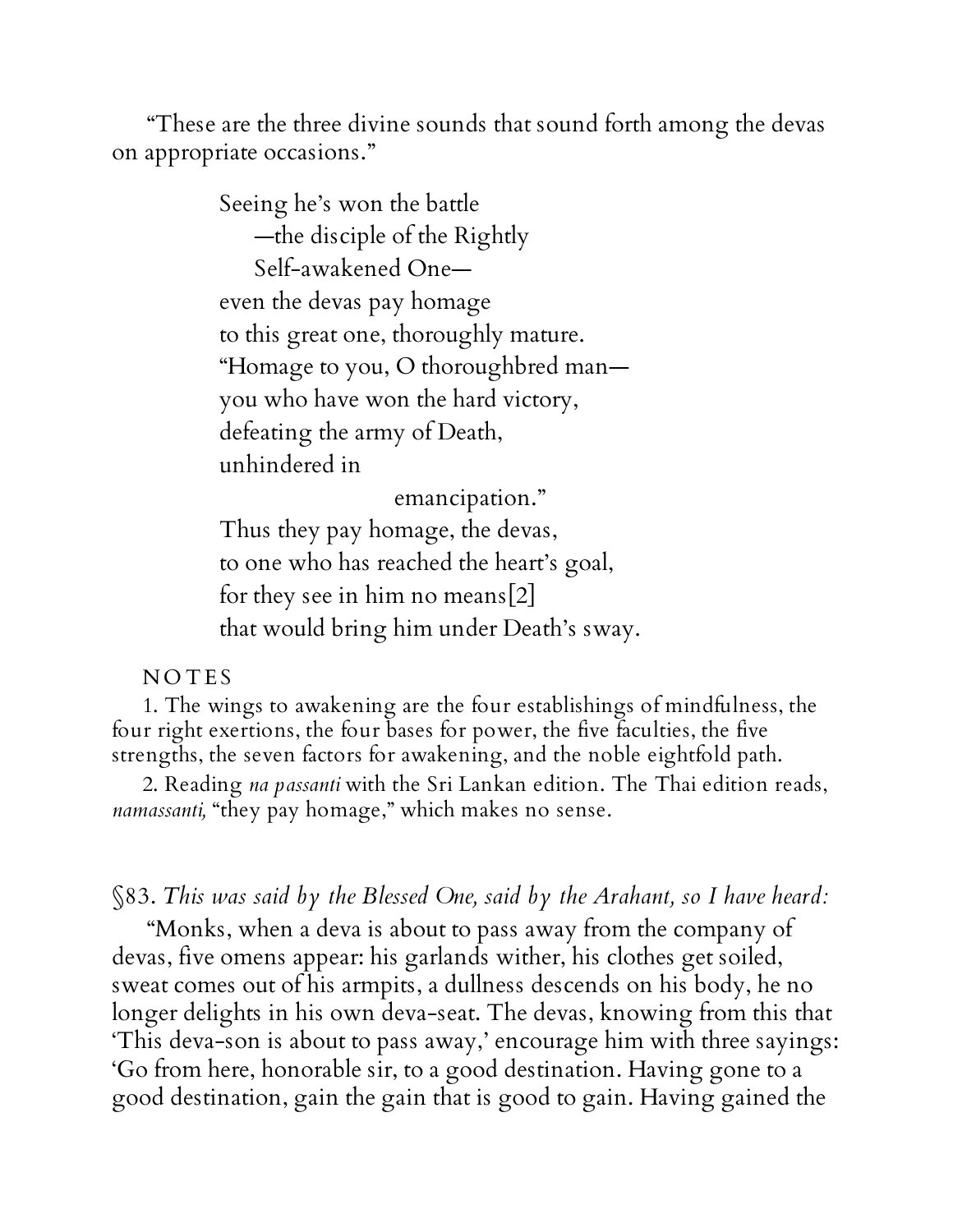"These are the three divine sounds that sound forth among the devas on appropriate occasions."

> Seeing he's won the battle
>     —the disciple of the Rightly
>     Self-awakened One—
> even the devas pay homage
> to this great one, thoroughly mature.
> "Homage to you, O thoroughbred man—
> you who have won the hard victory,
> defeating the army of Death,
> unhindered in
>                         emancipation."
> Thus they pay homage, the devas,
> to one who has reached the heart's goal,
> for they see in him no means[2]
> that would bring him under Death's sway.

NOTES

1. The wings to awakening are the four establishings of mindfulness, the four right exertions, the four bases for power, the five faculties, the five strengths, the seven factors for awakening, and the noble eightfold path.

2. Reading *na passanti* with the Sri Lankan edition. The Thai edition reads, *namassanti,* "they pay homage," which makes no sense.

§83. *This was said by the Blessed One, said by the Arahant, so I have heard:*

"Monks, when a deva is about to pass away from the company of devas, five omens appear: his garlands wither, his clothes get soiled, sweat comes out of his armpits, a dullness descends on his body, he no longer delights in his own deva-seat. The devas, knowing from this that 'This deva-son is about to pass away,' encourage him with three sayings: 'Go from here, honorable sir, to a good destination. Having gone to a good destination, gain the gain that is good to gain. Having gained the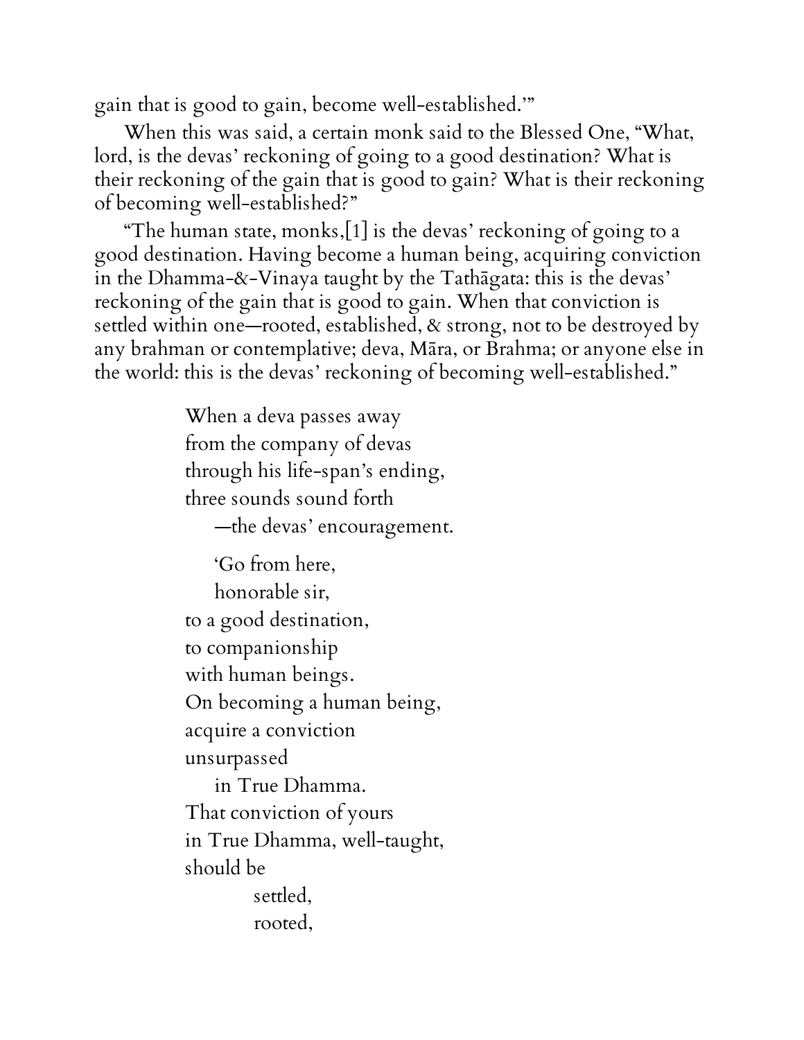gain that is good to gain, become well-established.'"

When this was said, a certain monk said to the Blessed One, "What, lord, is the devas' reckoning of going to a good destination? What is their reckoning of the gain that is good to gain? What is their reckoning of becoming well-established?"

"The human state, monks,[1] is the devas' reckoning of going to a good destination. Having become a human being, acquiring conviction in the Dhamma-&-Vinaya taught by the Tathāgata: this is the devas' reckoning of the gain that is good to gain. When that conviction is settled within one—rooted, established, & strong, not to be destroyed by any brahman or contemplative; deva, Māra, or Brahma; or anyone else in the world: this is the devas' reckoning of becoming well-established."

> When a deva passes away
> from the company of devas
> through his life-span's ending,
> three sounds sound forth
> &nbsp;&nbsp;&nbsp;&nbsp;—the devas' encouragement.
>
> &nbsp;&nbsp;&nbsp;&nbsp;'Go from here,
> &nbsp;&nbsp;&nbsp;&nbsp;honorable sir,
> to a good destination,
> to companionship
> with human beings.
> On becoming a human being,
> acquire a conviction
> unsurpassed
> &nbsp;&nbsp;&nbsp;&nbsp;in True Dhamma.
> That conviction of yours
> in True Dhamma, well-taught,
> should be
> &nbsp;&nbsp;&nbsp;&nbsp;&nbsp;&nbsp;&nbsp;&nbsp;settled,
> &nbsp;&nbsp;&nbsp;&nbsp;&nbsp;&nbsp;&nbsp;&nbsp;rooted,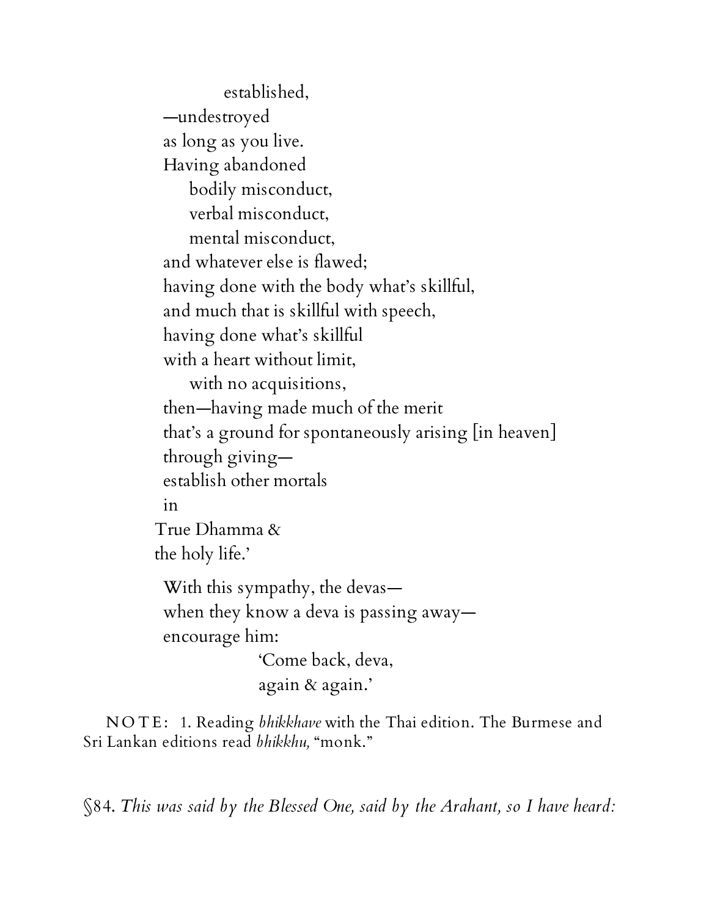established,  
—undestroyed  
as long as you live.  
Having abandoned  
bodily misconduct,  
verbal misconduct,  
mental misconduct,  
and whatever else is flawed;  
having done with the body what's skillful,  
and much that is skillful with speech,  
having done what's skillful  
with a heart without limit,  
with no acquisitions,  
then—having made much of the merit  
that's a ground for spontaneously arising [in heaven]  
through giving—  
establish other mortals  
in  
True Dhamma &  
the holy life.'

With this sympathy, the devas—  
when they know a deva is passing away—  
encourage him:  
'Come back, deva,  
again & again.'

NOTE: 1. Reading *bhikkhave* with the Thai edition. The Burmese and Sri Lankan editions read *bhikkhu,* "monk."

§84. *This was said by the Blessed One, said by the Arahant, so I have heard:*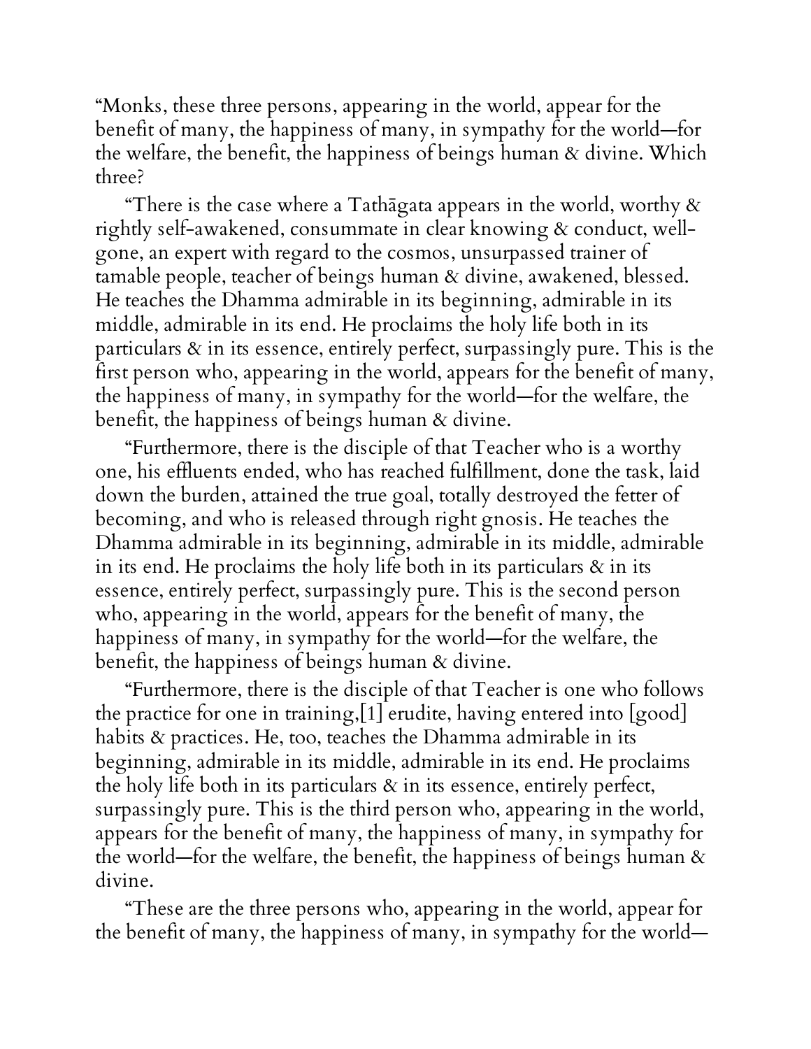"Monks, these three persons, appearing in the world, appear for the benefit of many, the happiness of many, in sympathy for the world—for the welfare, the benefit, the happiness of beings human & divine. Which three?

"There is the case where a Tathāgata appears in the world, worthy & rightly self-awakened, consummate in clear knowing & conduct, well-gone, an expert with regard to the cosmos, unsurpassed trainer of tamable people, teacher of beings human & divine, awakened, blessed. He teaches the Dhamma admirable in its beginning, admirable in its middle, admirable in its end. He proclaims the holy life both in its particulars & in its essence, entirely perfect, surpassingly pure. This is the first person who, appearing in the world, appears for the benefit of many, the happiness of many, in sympathy for the world—for the welfare, the benefit, the happiness of beings human & divine.

"Furthermore, there is the disciple of that Teacher who is a worthy one, his effluents ended, who has reached fulfillment, done the task, laid down the burden, attained the true goal, totally destroyed the fetter of becoming, and who is released through right gnosis. He teaches the Dhamma admirable in its beginning, admirable in its middle, admirable in its end. He proclaims the holy life both in its particulars & in its essence, entirely perfect, surpassingly pure. This is the second person who, appearing in the world, appears for the benefit of many, the happiness of many, in sympathy for the world—for the welfare, the benefit, the happiness of beings human & divine.

"Furthermore, there is the disciple of that Teacher is one who follows the practice for one in training,[1] erudite, having entered into [good] habits & practices. He, too, teaches the Dhamma admirable in its beginning, admirable in its middle, admirable in its end. He proclaims the holy life both in its particulars & in its essence, entirely perfect, surpassingly pure. This is the third person who, appearing in the world, appears for the benefit of many, the happiness of many, in sympathy for the world—for the welfare, the benefit, the happiness of beings human & divine.

"These are the three persons who, appearing in the world, appear for the benefit of many, the happiness of many, in sympathy for the world—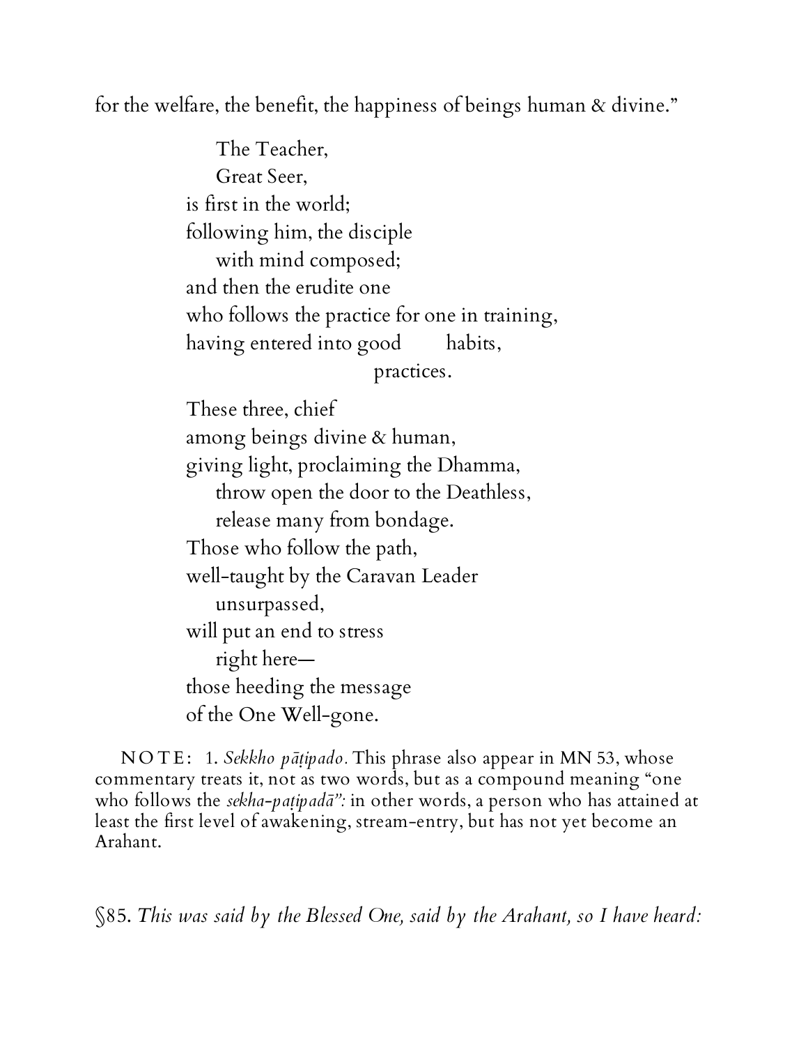for the welfare, the benefit, the happiness of beings human & divine."

> The Teacher,
> Great Seer,
> is first in the world;
> following him, the disciple
> with mind composed;
> and then the erudite one
> who follows the practice for one in training,
> having entered into good habits,
> practices.
>
> These three, chief
> among beings divine & human,
> giving light, proclaiming the Dhamma,
> throw open the door to the Deathless,
> release many from bondage.
> Those who follow the path,
> well-taught by the Caravan Leader
> unsurpassed,
> will put an end to stress
> right here—
> those heeding the message
> of the One Well-gone.

NOTE: 1. *Sekkho pāṭipado.* This phrase also appear in MN 53, whose commentary treats it, not as two words, but as a compound meaning "one who follows the *sekha-paṭipadā":* in other words, a person who has attained at least the first level of awakening, stream-entry, but has not yet become an Arahant.

§85. *This was said by the Blessed One, said by the Arahant, so I have heard:*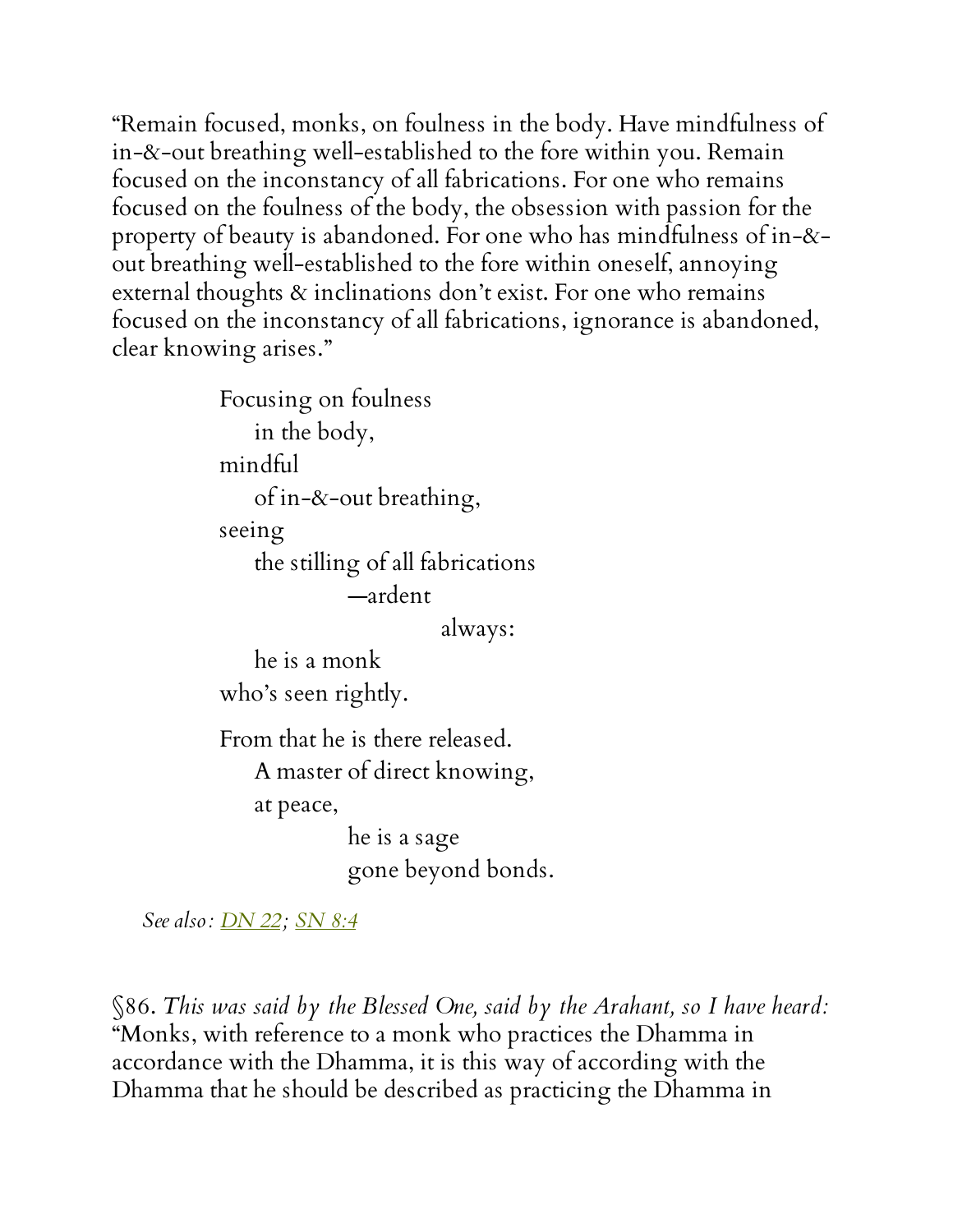"Remain focused, monks, on foulness in the body. Have mindfulness of in-&-out breathing well-established to the fore within you. Remain focused on the inconstancy of all fabrications. For one who remains focused on the foulness of the body, the obsession with passion for the property of beauty is abandoned. For one who has mindfulness of in-&-out breathing well-established to the fore within oneself, annoying external thoughts & inclinations don't exist. For one who remains focused on the inconstancy of all fabrications, ignorance is abandoned, clear knowing arises."

> Focusing on foulness
>     in the body,
> mindful
>     of in-&-out breathing,
> seeing
>     the stilling of all fabrications
>             —ardent
>                     always:
>     he is a monk
> who's seen rightly.
>
> From that he is there released.
>     A master of direct knowing,
>     at peace,
>             he is a sage
>             gone beyond bonds.

*See also*: DN 22; SN 8:4

§86. *This was said by the Blessed One, said by the Arahant, so I have heard:* "Monks, with reference to a monk who practices the Dhamma in accordance with the Dhamma, it is this way of according with the Dhamma that he should be described as practicing the Dhamma in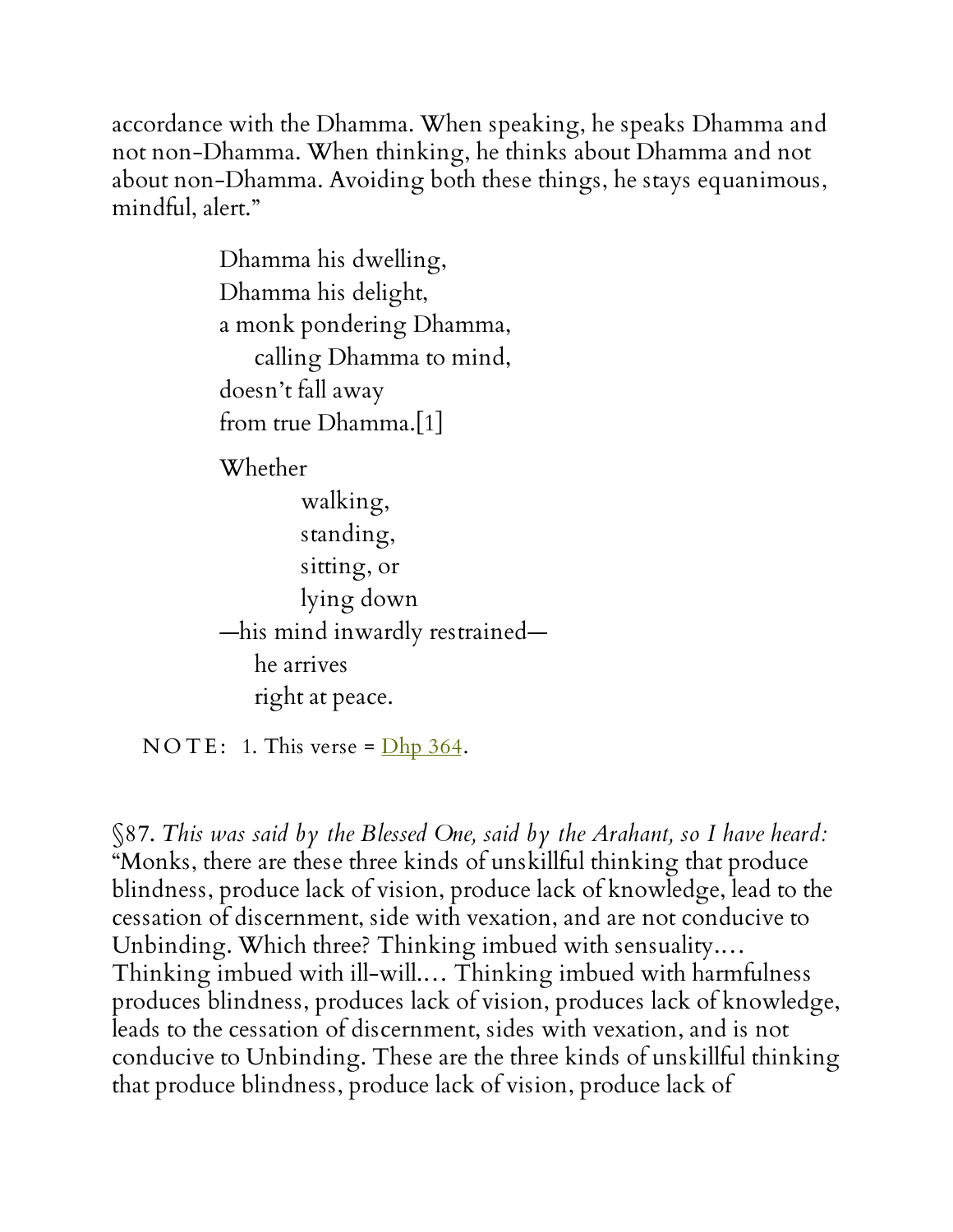accordance with the Dhamma. When speaking, he speaks Dhamma and not non-Dhamma. When thinking, he thinks about Dhamma and not about non-Dhamma. Avoiding both these things, he stays equanimous, mindful, alert."

> Dhamma his dwelling,  
> Dhamma his delight,  
> a monk pondering Dhamma,  
>     calling Dhamma to mind,  
> doesn't fall away  
> from true Dhamma.[1]
>
> Whether  
>         walking,  
>         standing,  
>         sitting, or  
>         lying down  
> —his mind inwardly restrained—  
>     he arrives  
>     right at peace.

NOTE: 1. This verse = Dhp 364.

§87. *This was said by the Blessed One, said by the Arahant, so I have heard:* "Monks, there are these three kinds of unskillful thinking that produce blindness, produce lack of vision, produce lack of knowledge, lead to the cessation of discernment, side with vexation, and are not conducive to Unbinding. Which three? Thinking imbued with sensuality.... Thinking imbued with ill-will.... Thinking imbued with harmfulness produces blindness, produces lack of vision, produces lack of knowledge, leads to the cessation of discernment, sides with vexation, and is not conducive to Unbinding. These are the three kinds of unskillful thinking that produce blindness, produce lack of vision, produce lack of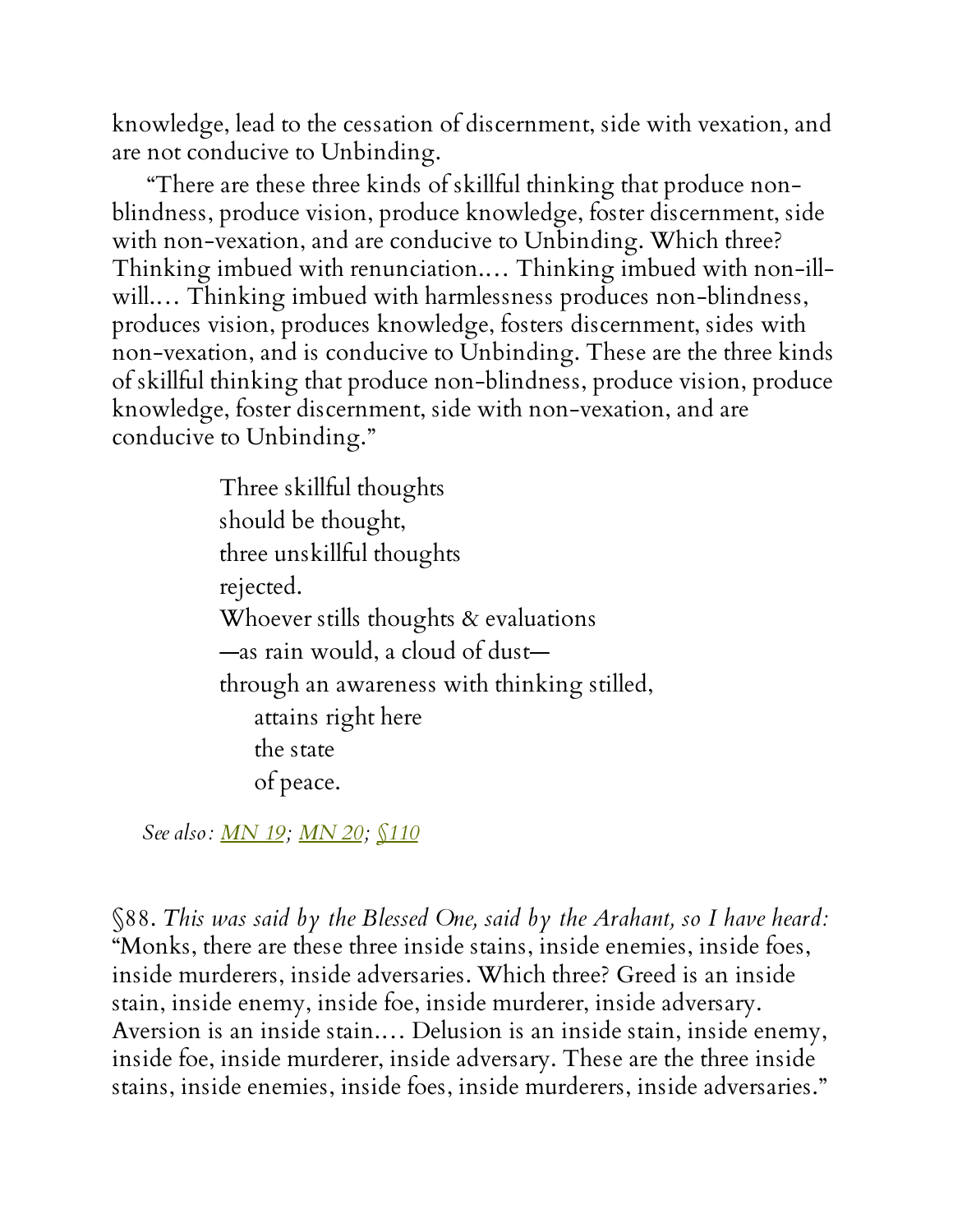knowledge, lead to the cessation of discernment, side with vexation, and are not conducive to Unbinding.

"There are these three kinds of skillful thinking that produce non-blindness, produce vision, produce knowledge, foster discernment, side with non-vexation, and are conducive to Unbinding. Which three? Thinking imbued with renunciation.… Thinking imbued with non-ill-will.… Thinking imbued with harmlessness produces non-blindness, produces vision, produces knowledge, fosters discernment, sides with non-vexation, and is conducive to Unbinding. These are the three kinds of skillful thinking that produce non-blindness, produce vision, produce knowledge, foster discernment, side with non-vexation, and are conducive to Unbinding."

> Three skillful thoughts
> should be thought,
> three unskillful thoughts
> rejected.
> Whoever stills thoughts & evaluations
> —as rain would, a cloud of dust—
> through an awareness with thinking stilled,
> attains right here
> the state
> of peace.

*See also: MN 19; MN 20; §110*

§88. *This was said by the Blessed One, said by the Arahant, so I have heard:* "Monks, there are these three inside stains, inside enemies, inside foes, inside murderers, inside adversaries. Which three? Greed is an inside stain, inside enemy, inside foe, inside murderer, inside adversary. Aversion is an inside stain.… Delusion is an inside stain, inside enemy, inside foe, inside murderer, inside adversary. These are the three inside stains, inside enemies, inside foes, inside murderers, inside adversaries."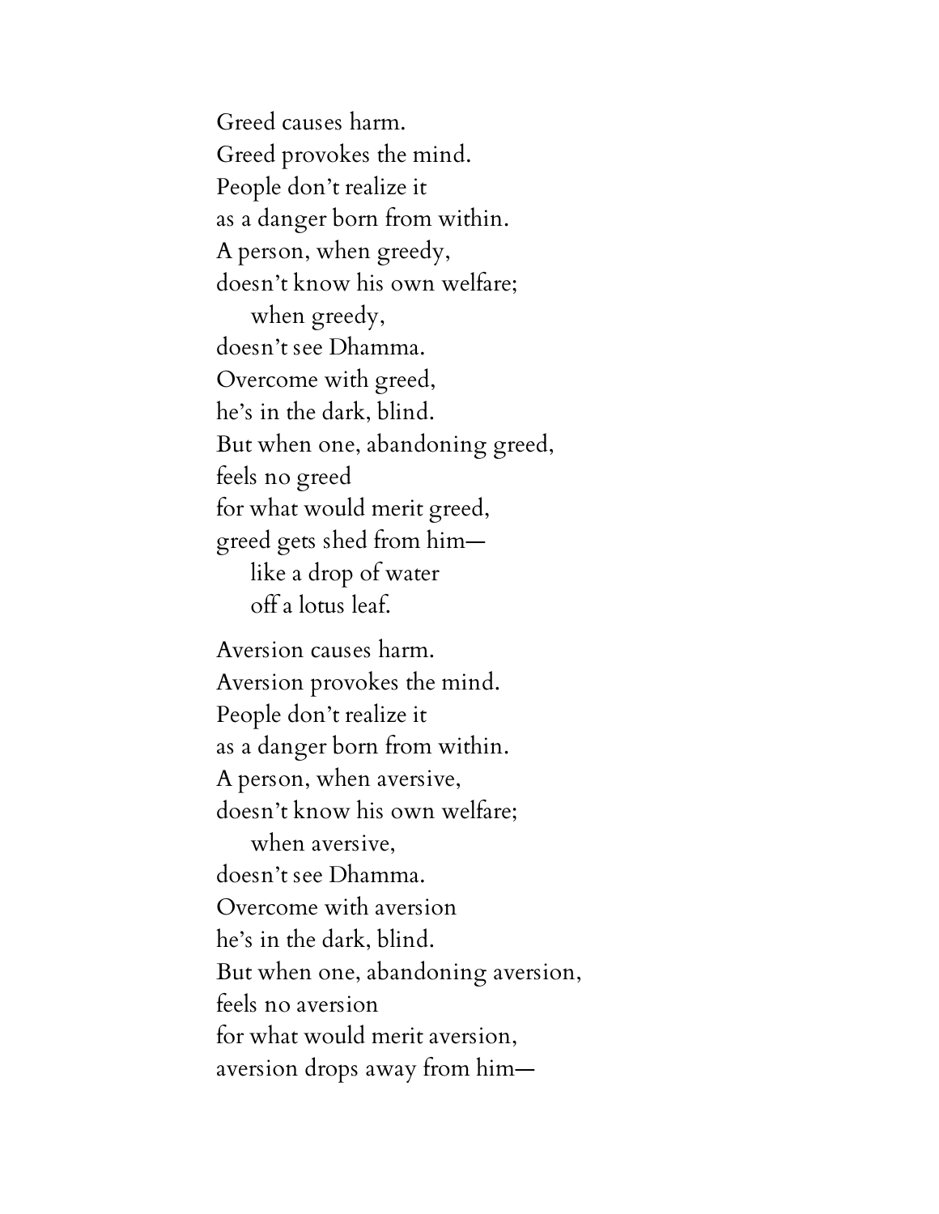Greed causes harm.  
Greed provokes the mind.  
People don't realize it  
as a danger born from within.  
A person, when greedy,  
doesn't know his own welfare;  
&nbsp;&nbsp;&nbsp;&nbsp;when greedy,  
doesn't see Dhamma.  
Overcome with greed,  
he's in the dark, blind.  
But when one, abandoning greed,  
feels no greed  
for what would merit greed,  
greed gets shed from him—  
&nbsp;&nbsp;&nbsp;&nbsp;like a drop of water  
&nbsp;&nbsp;&nbsp;&nbsp;off a lotus leaf.

Aversion causes harm.  
Aversion provokes the mind.  
People don't realize it  
as a danger born from within.  
A person, when aversive,  
doesn't know his own welfare;  
&nbsp;&nbsp;&nbsp;&nbsp;when aversive,  
doesn't see Dhamma.  
Overcome with aversion  
he's in the dark, blind.  
But when one, abandoning aversion,  
feels no aversion  
for what would merit aversion,  
aversion drops away from him—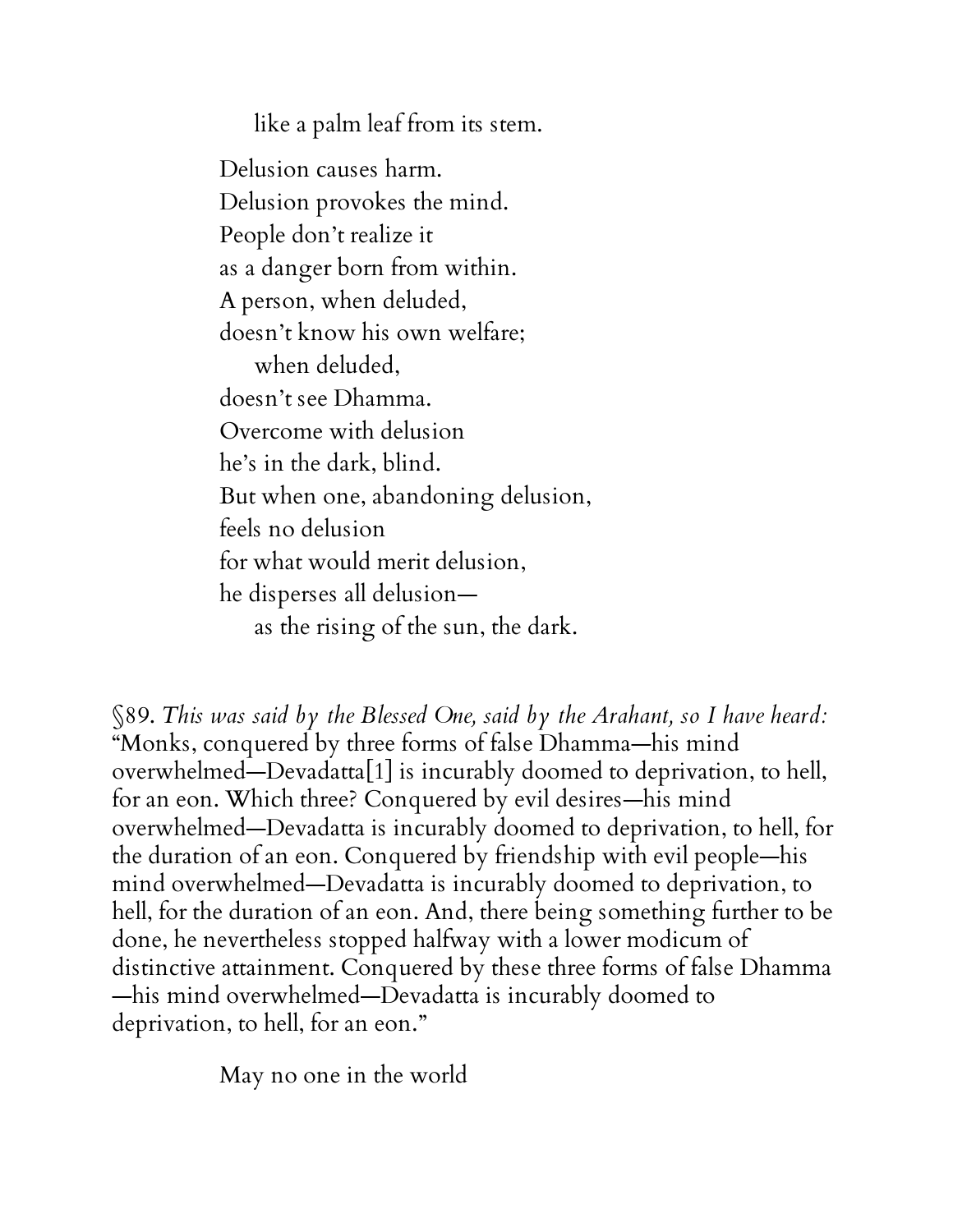like a palm leaf from its stem.

Delusion causes harm.
Delusion provokes the mind.
People don't realize it
as a danger born from within.
A person, when deluded,
doesn't know his own welfare;
when deluded,
doesn't see Dhamma.
Overcome with delusion
he's in the dark, blind.
But when one, abandoning delusion,
feels no delusion
for what would merit delusion,
he disperses all delusion—
as the rising of the sun, the dark.

§89. *This was said by the Blessed One, said by the Arahant, so I have heard:* "Monks, conquered by three forms of false Dhamma—his mind overwhelmed—Devadatta[1] is incurably doomed to deprivation, to hell, for an eon. Which three? Conquered by evil desires—his mind overwhelmed—Devadatta is incurably doomed to deprivation, to hell, for the duration of an eon. Conquered by friendship with evil people—his mind overwhelmed—Devadatta is incurably doomed to deprivation, to hell, for the duration of an eon. And, there being something further to be done, he nevertheless stopped halfway with a lower modicum of distinctive attainment. Conquered by these three forms of false Dhamma—his mind overwhelmed—Devadatta is incurably doomed to deprivation, to hell, for an eon."

May no one in the world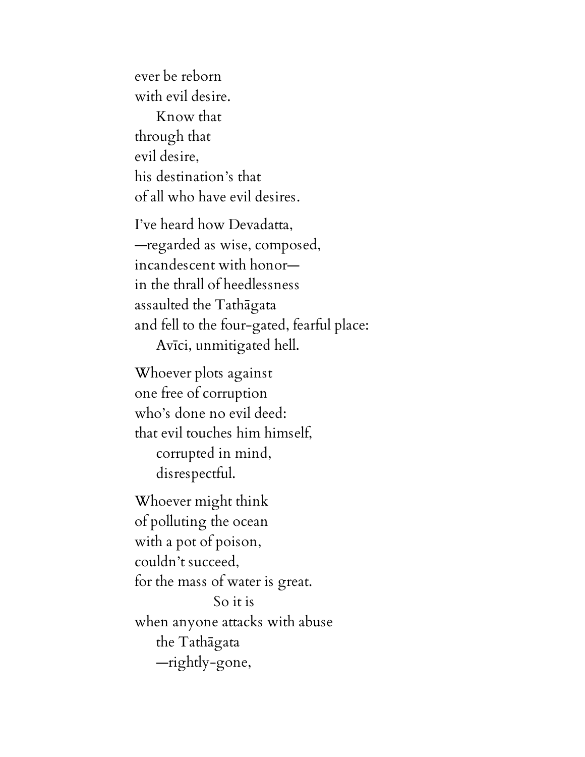ever be reborn
with evil desire.
    Know that
through that
evil desire,
his destination's that
of all who have evil desires.

I've heard how Devadatta,
—regarded as wise, composed,
incandescent with honor—
in the thrall of heedlessness
assaulted the Tathāgata
and fell to the four-gated, fearful place:
    Avīci, unmitigated hell.

Whoever plots against
one free of corruption
who's done no evil deed:
that evil touches him himself,
    corrupted in mind,
    disrespectful.

Whoever might think
of polluting the ocean
with a pot of poison,
couldn't succeed,
for the mass of water is great.
            So it is
when anyone attacks with abuse
    the Tathāgata
    —rightly-gone,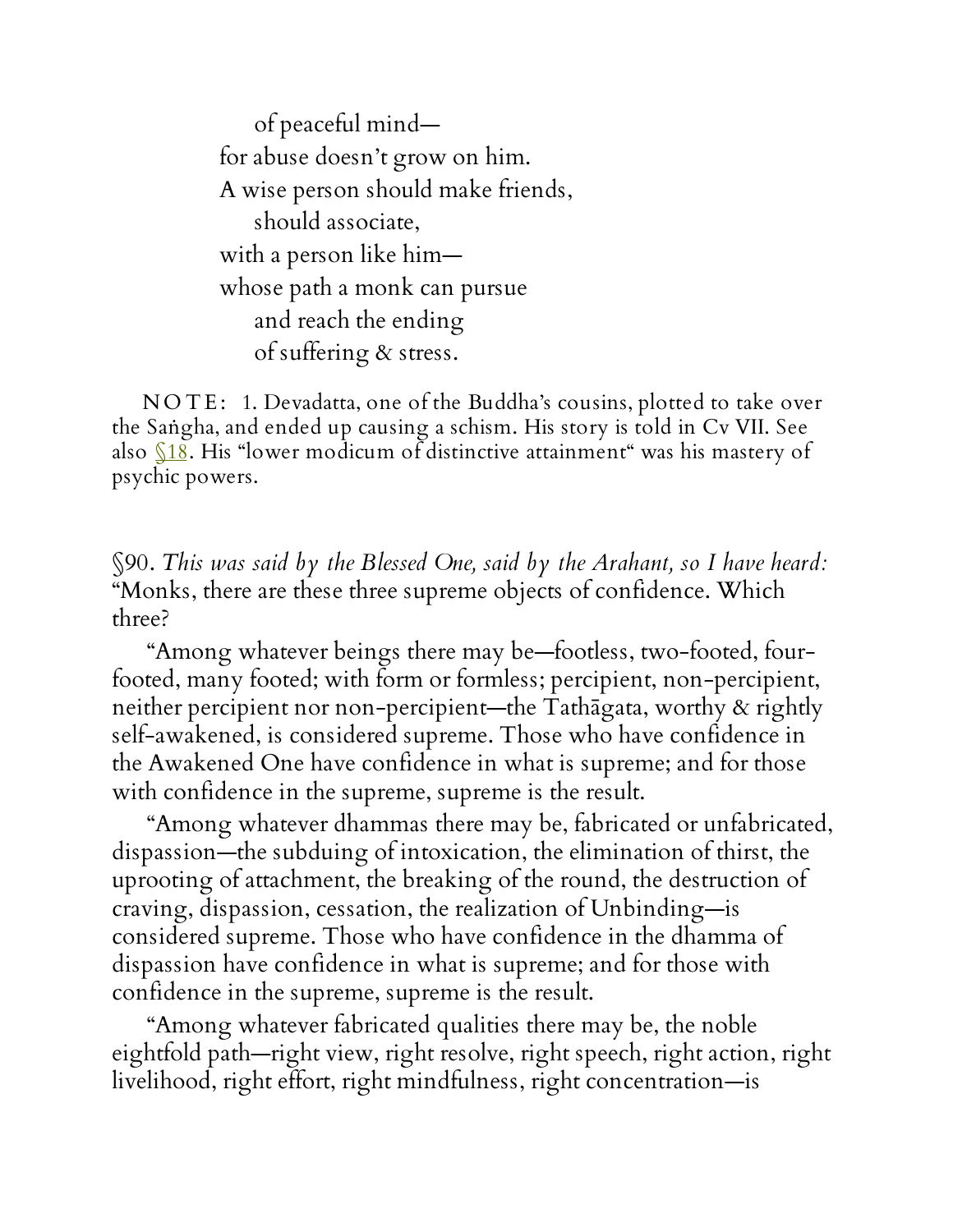of peaceful mind—  
for abuse doesn't grow on him.  
A wise person should make friends,  
should associate,  
with a person like him—  
whose path a monk can pursue  
and reach the ending  
of suffering & stress.

NOTE: 1. Devadatta, one of the Buddha's cousins, plotted to take over the Saṅgha, and ended up causing a schism. His story is told in Cv VII. See also §18. His "lower modicum of distinctive attainment" was his mastery of psychic powers.

§90. *This was said by the Blessed One, said by the Arahant, so I have heard:* "Monks, there are these three supreme objects of confidence. Which three?

"Among whatever beings there may be—footless, two-footed, four-footed, many footed; with form or formless; percipient, non-percipient, neither percipient nor non-percipient—the Tathāgata, worthy & rightly self-awakened, is considered supreme. Those who have confidence in the Awakened One have confidence in what is supreme; and for those with confidence in the supreme, supreme is the result.

"Among whatever dhammas there may be, fabricated or unfabricated, dispassion—the subduing of intoxication, the elimination of thirst, the uprooting of attachment, the breaking of the round, the destruction of craving, dispassion, cessation, the realization of Unbinding—is considered supreme. Those who have confidence in the dhamma of dispassion have confidence in what is supreme; and for those with confidence in the supreme, supreme is the result.

"Among whatever fabricated qualities there may be, the noble eightfold path—right view, right resolve, right speech, right action, right livelihood, right effort, right mindfulness, right concentration—is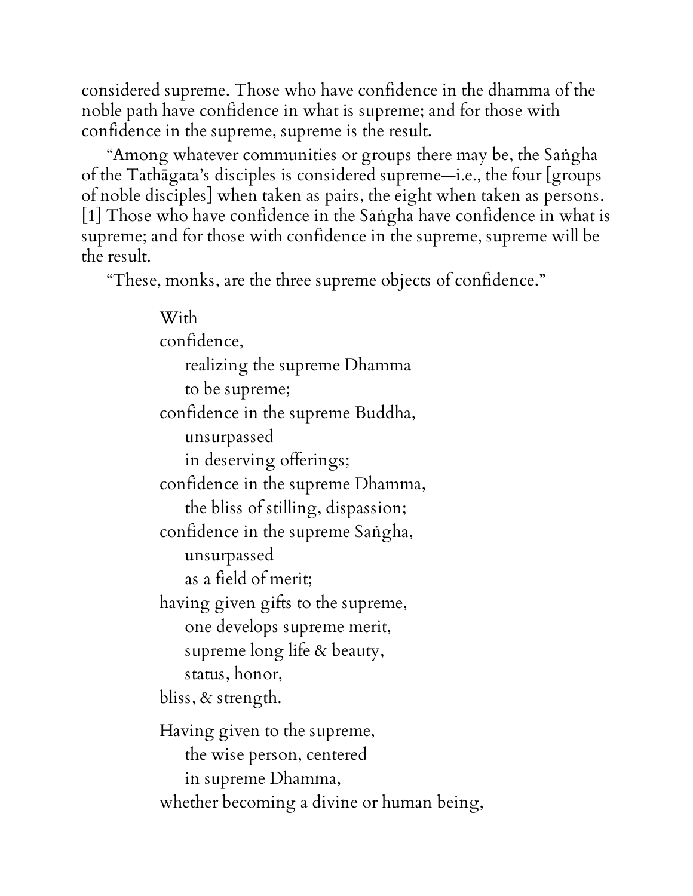considered supreme. Those who have confidence in the dhamma of the noble path have confidence in what is supreme; and for those with confidence in the supreme, supreme is the result.

"Among whatever communities or groups there may be, the Saṅgha of the Tathāgata's disciples is considered supreme—i.e., the four [groups of noble disciples] when taken as pairs, the eight when taken as persons. [1] Those who have confidence in the Saṅgha have confidence in what is supreme; and for those with confidence in the supreme, supreme will be the result.

"These, monks, are the three supreme objects of confidence."

> With  
> confidence,  
>     realizing the supreme Dhamma  
>     to be supreme;  
> confidence in the supreme Buddha,  
>     unsurpassed  
>     in deserving offerings;  
> confidence in the supreme Dhamma,  
>     the bliss of stilling, dispassion;  
> confidence in the supreme Saṅgha,  
>     unsurpassed  
>     as a field of merit;  
> having given gifts to the supreme,  
>     one develops supreme merit,  
>     supreme long life & beauty,  
>     status, honor,  
> bliss, & strength.
>
> Having given to the supreme,  
>     the wise person, centered  
>     in supreme Dhamma,  
> whether becoming a divine or human being,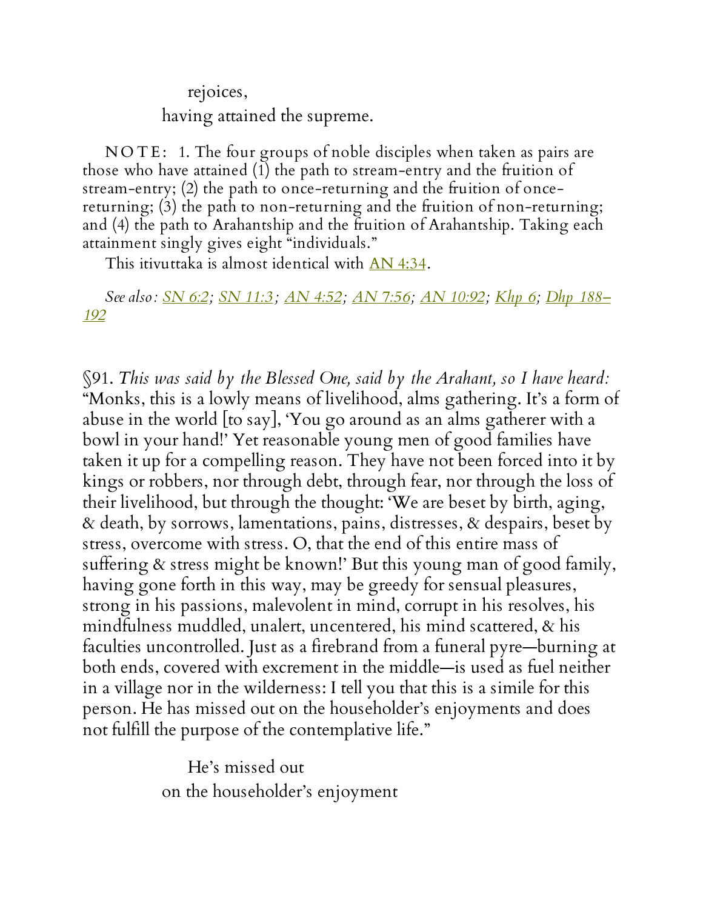rejoices,  
having attained the supreme.

NOTE: 1. The four groups of noble disciples when taken as pairs are those who have attained (1) the path to stream-entry and the fruition of stream-entry; (2) the path to once-returning and the fruition of once-returning; (3) the path to non-returning and the fruition of non-returning; and (4) the path to Arahantship and the fruition of Arahantship. Taking each attainment singly gives eight "individuals."

This itivuttaka is almost identical with AN 4:34.

*See also:* SN 6:2; SN 11:3; AN 4:52; AN 7:56; AN 10:92; Khp 6; Dhp 188–192

§91. *This was said by the Blessed One, said by the Arahant, so I have heard:* "Monks, this is a lowly means of livelihood, alms gathering. It's a form of abuse in the world [to say], 'You go around as an alms gatherer with a bowl in your hand!' Yet reasonable young men of good families have taken it up for a compelling reason. They have not been forced into it by kings or robbers, nor through debt, through fear, nor through the loss of their livelihood, but through the thought: 'We are beset by birth, aging, & death, by sorrows, lamentations, pains, distresses, & despairs, beset by stress, overcome with stress. O, that the end of this entire mass of suffering & stress might be known!' But this young man of good family, having gone forth in this way, may be greedy for sensual pleasures, strong in his passions, malevolent in mind, corrupt in his resolves, his mindfulness muddled, unalert, uncentered, his mind scattered, & his faculties uncontrolled. Just as a firebrand from a funeral pyre—burning at both ends, covered with excrement in the middle—is used as fuel neither in a village nor in the wilderness: I tell you that this is a simile for this person. He has missed out on the householder's enjoyments and does not fulfill the purpose of the contemplative life."

He's missed out  
on the householder's enjoyment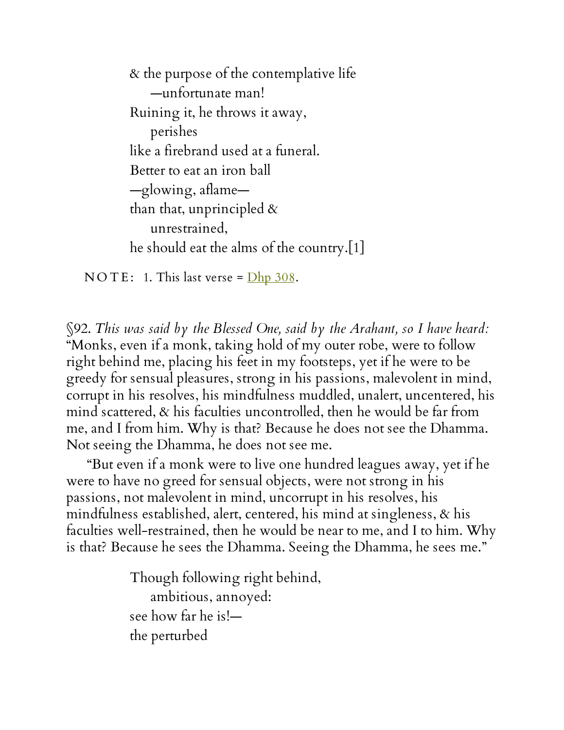& the purpose of the contemplative life  
  —unfortunate man!  
Ruining it, he throws it away,  
  perishes  
like a firebrand used at a funeral.  
Better to eat an iron ball  
—glowing, aflame—  
than that, unprincipled &  
  unrestrained,  
he should eat the alms of the country.[1]

NOTE: 1. This last verse = Dhp 308.

§92. *This was said by the Blessed One, said by the Arahant, so I have heard:* "Monks, even if a monk, taking hold of my outer robe, were to follow right behind me, placing his feet in my footsteps, yet if he were to be greedy for sensual pleasures, strong in his passions, malevolent in mind, corrupt in his resolves, his mindfulness muddled, unalert, uncentered, his mind scattered, & his faculties uncontrolled, then he would be far from me, and I from him. Why is that? Because he does not see the Dhamma. Not seeing the Dhamma, he does not see me.

"But even if a monk were to live one hundred leagues away, yet if he were to have no greed for sensual objects, were not strong in his passions, not malevolent in mind, uncorrupt in his resolves, his mindfulness established, alert, centered, his mind at singleness, & his faculties well-restrained, then he would be near to me, and I to him. Why is that? Because he sees the Dhamma. Seeing the Dhamma, he sees me."

Though following right behind,  
  ambitious, annoyed:  
see how far he is!—  
the perturbed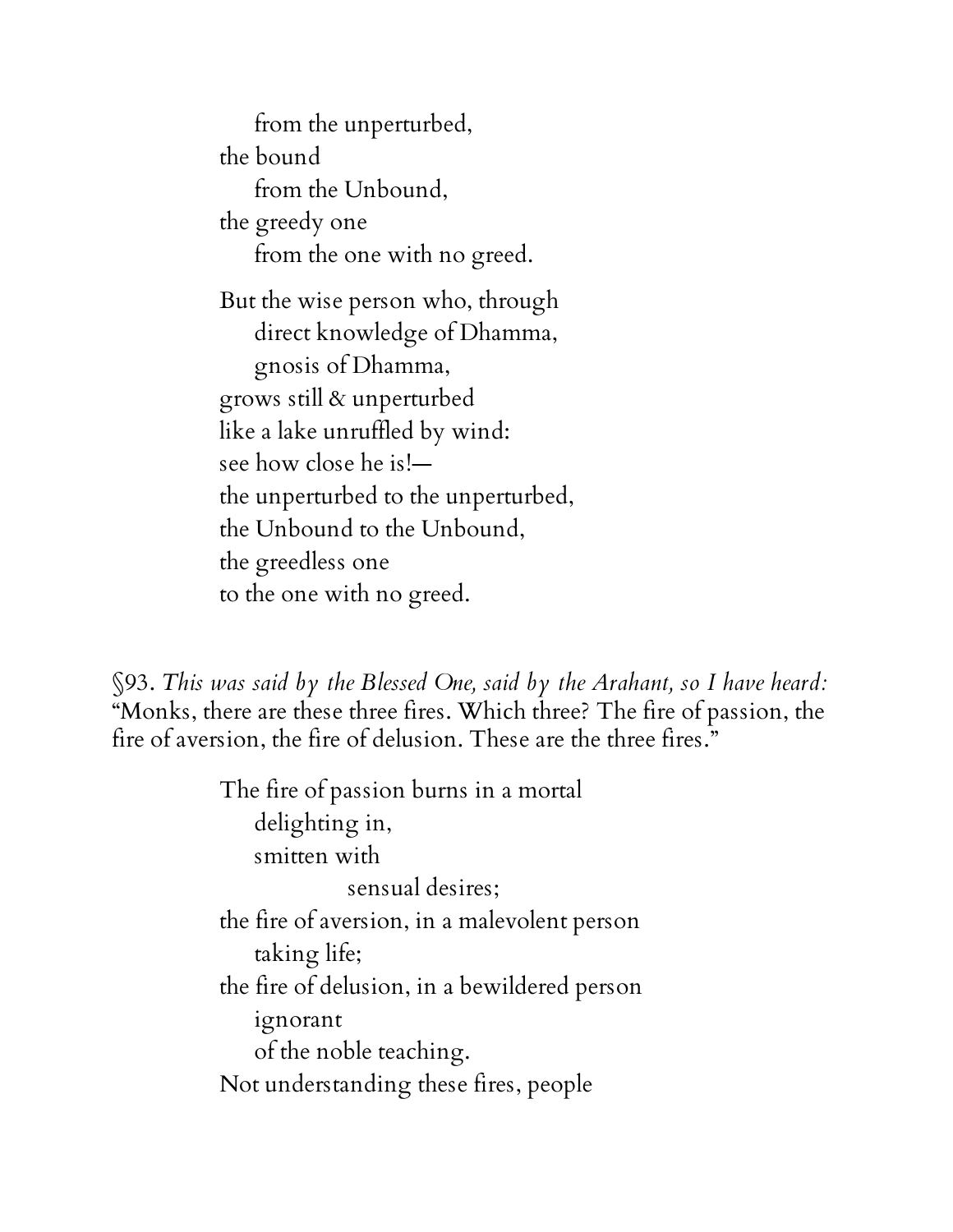from the unperturbed,  
the bound  
from the Unbound,  
the greedy one  
from the one with no greed.

But the wise person who, through  
direct knowledge of Dhamma,  
gnosis of Dhamma,  
grows still & unperturbed  
like a lake unruffled by wind:  
see how close he is!—  
the unperturbed to the unperturbed,  
the Unbound to the Unbound,  
the greedless one  
to the one with no greed.

§93. *This was said by the Blessed One, said by the Arahant, so I have heard:* "Monks, there are these three fires. Which three? The fire of passion, the fire of aversion, the fire of delusion. These are the three fires."

The fire of passion burns in a mortal  
delighting in,  
smitten with  
sensual desires;  
the fire of aversion, in a malevolent person  
taking life;  
the fire of delusion, in a bewildered person  
ignorant  
of the noble teaching.  
Not understanding these fires, people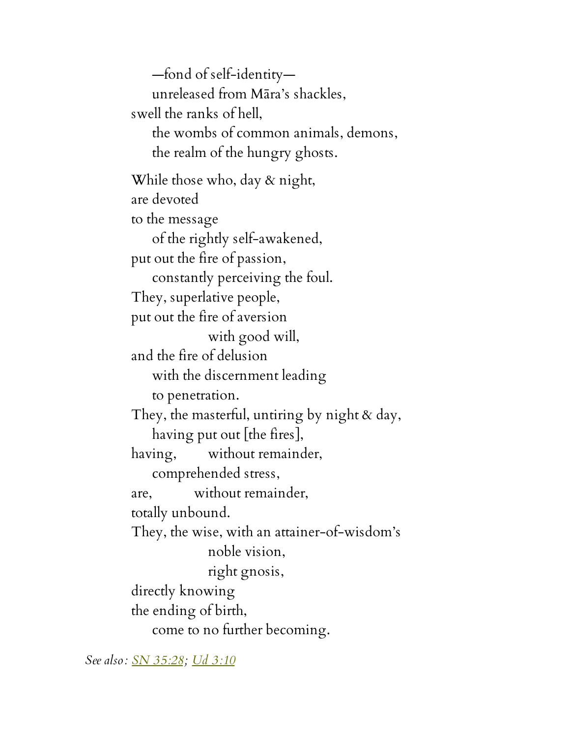—fond of self-identity—
unreleased from Māra's shackles,
swell the ranks of hell,
the wombs of common animals, demons,
the realm of the hungry ghosts.

While those who, day & night,
are devoted
to the message
of the rightly self-awakened,
put out the fire of passion,
constantly perceiving the foul.
They, superlative people,
put out the fire of aversion
with good will,
and the fire of delusion
with the discernment leading
to penetration.
They, the masterful, untiring by night & day,
having put out [the fires],
having, without remainder,
comprehended stress,
are, without remainder,
totally unbound.
They, the wise, with an attainer-of-wisdom's
noble vision,
right gnosis,
directly knowing
the ending of birth,
come to no further becoming.

*See also: SN 35:28; Ud 3:10*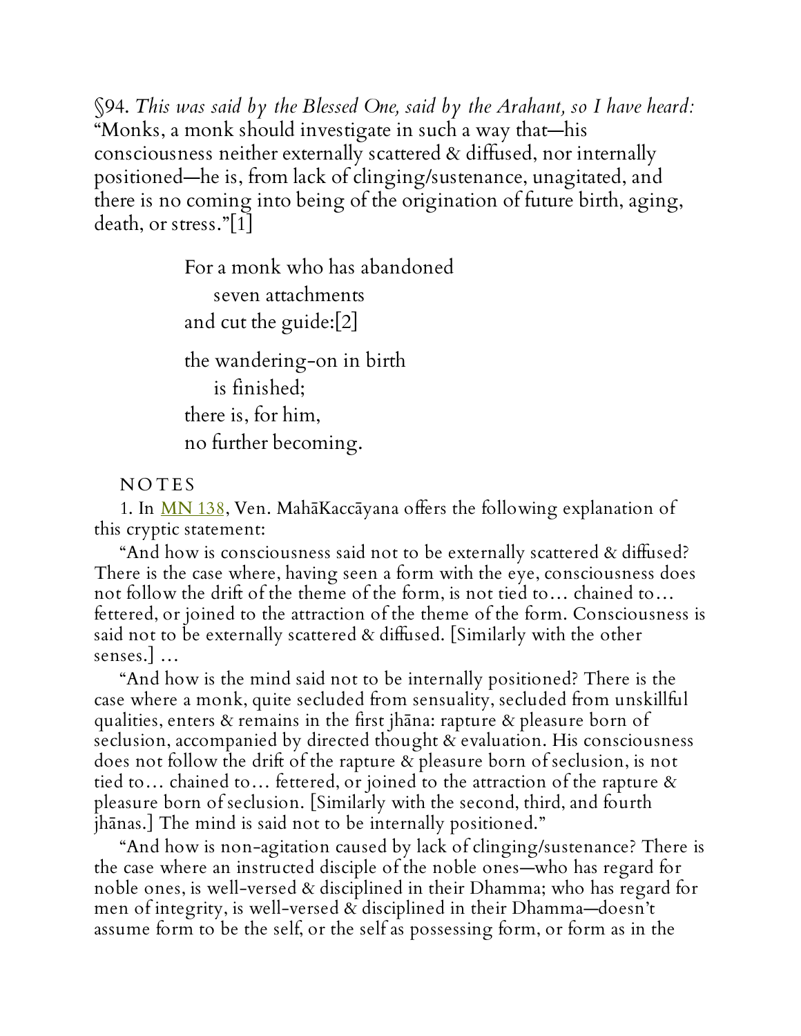§94. *This was said by the Blessed One, said by the Arahant, so I have heard:* "Monks, a monk should investigate in such a way that—his consciousness neither externally scattered & diffused, nor internally positioned—he is, from lack of clinging/sustenance, unagitated, and there is no coming into being of the origination of future birth, aging, death, or stress."[1]

> For a monk who has abandoned
> seven attachments
> and cut the guide:[2]
>
> the wandering-on in birth
> is finished;
> there is, for him,
> no further becoming.

NOTES

1. In MN 138, Ven. MahāKaccāyana offers the following explanation of this cryptic statement:

"And how is consciousness said not to be externally scattered & diffused? There is the case where, having seen a form with the eye, consciousness does not follow the drift of the theme of the form, is not tied to… chained to… fettered, or joined to the attraction of the theme of the form. Consciousness is said not to be externally scattered & diffused. [Similarly with the other senses.] …

"And how is the mind said not to be internally positioned? There is the case where a monk, quite secluded from sensuality, secluded from unskillful qualities, enters & remains in the first jhāna: rapture & pleasure born of seclusion, accompanied by directed thought & evaluation. His consciousness does not follow the drift of the rapture & pleasure born of seclusion, is not tied to… chained to… fettered, or joined to the attraction of the rapture & pleasure born of seclusion. [Similarly with the second, third, and fourth jhānas.] The mind is said not to be internally positioned."

"And how is non-agitation caused by lack of clinging/sustenance? There is the case where an instructed disciple of the noble ones—who has regard for noble ones, is well-versed & disciplined in their Dhamma; who has regard for men of integrity, is well-versed & disciplined in their Dhamma—doesn't assume form to be the self, or the self as possessing form, or form as in the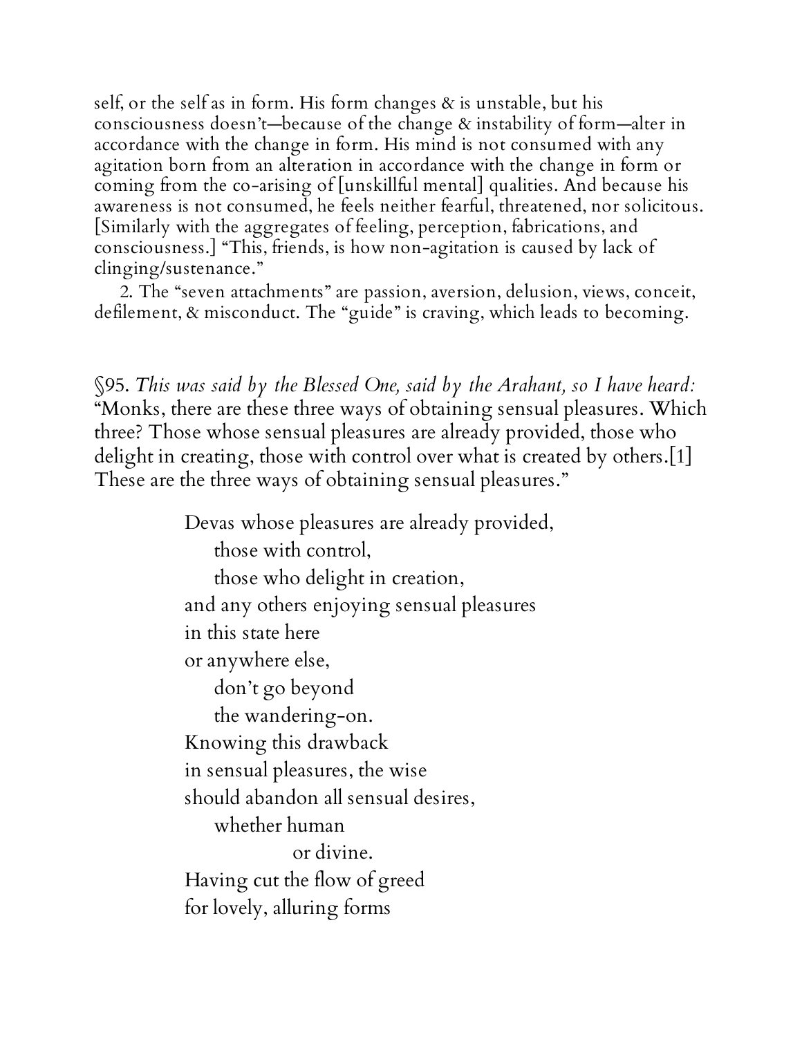self, or the self as in form. His form changes & is unstable, but his consciousness doesn't—because of the change & instability of form—alter in accordance with the change in form. His mind is not consumed with any agitation born from an alteration in accordance with the change in form or coming from the co-arising of [unskillful mental] qualities. And because his awareness is not consumed, he feels neither fearful, threatened, nor solicitous. [Similarly with the aggregates of feeling, perception, fabrications, and consciousness.] "This, friends, is how non-agitation is caused by lack of clinging/sustenance."

2. The "seven attachments" are passion, aversion, delusion, views, conceit, defilement, & misconduct. The "guide" is craving, which leads to becoming.

§95. *This was said by the Blessed One, said by the Arahant, so I have heard:* "Monks, there are these three ways of obtaining sensual pleasures. Which three? Those whose sensual pleasures are already provided, those who delight in creating, those with control over what is created by others.[1] These are the three ways of obtaining sensual pleasures."

> Devas whose pleasures are already provided,  
> those with control,  
> those who delight in creation,  
> and any others enjoying sensual pleasures  
> in this state here  
> or anywhere else,  
> don't go beyond  
> the wandering-on.  
> Knowing this drawback  
> in sensual pleasures, the wise  
> should abandon all sensual desires,  
> whether human  
> or divine.  
> Having cut the flow of greed  
> for lovely, alluring forms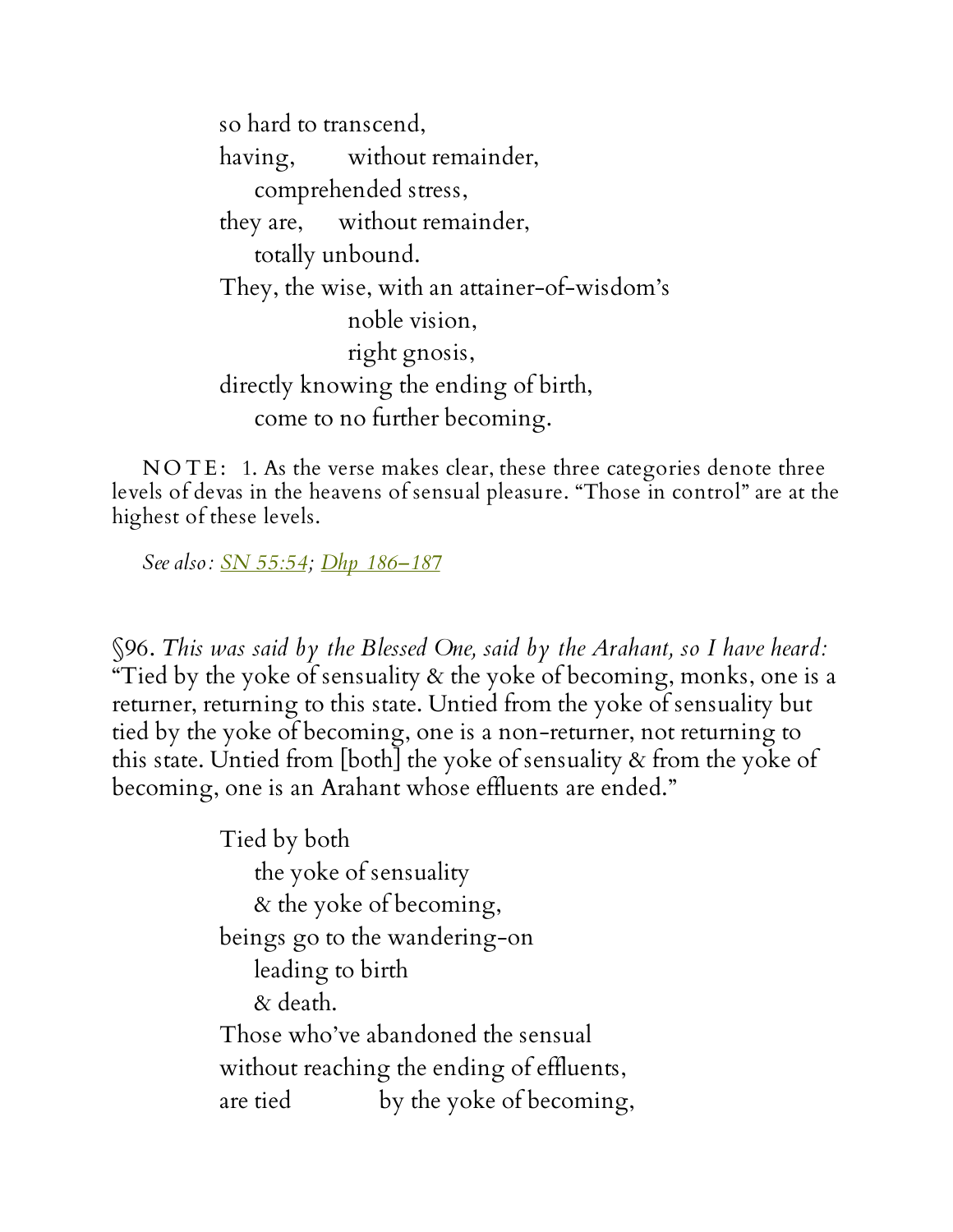so hard to transcend,  
having, without remainder,  
  comprehended stress,  
they are, without remainder,  
  totally unbound.  
They, the wise, with an attainer-of-wisdom's  
    noble vision,  
    right gnosis,  
directly knowing the ending of birth,  
  come to no further becoming.

NOTE: 1. As the verse makes clear, these three categories denote three levels of devas in the heavens of sensual pleasure. "Those in control" are at the highest of these levels.

*See also*: SN 55:54; Dhp 186–187

§96. *This was said by the Blessed One, said by the Arahant, so I have heard:* "Tied by the yoke of sensuality & the yoke of becoming, monks, one is a returner, returning to this state. Untied from the yoke of sensuality but tied by the yoke of becoming, one is a non-returner, not returning to this state. Untied from [both] the yoke of sensuality & from the yoke of becoming, one is an Arahant whose effluents are ended."

Tied by both  
  the yoke of sensuality  
  & the yoke of becoming,  
beings go to the wandering-on  
  leading to birth  
  & death.  
Those who've abandoned the sensual  
without reaching the ending of effluents,  
are tied by the yoke of becoming,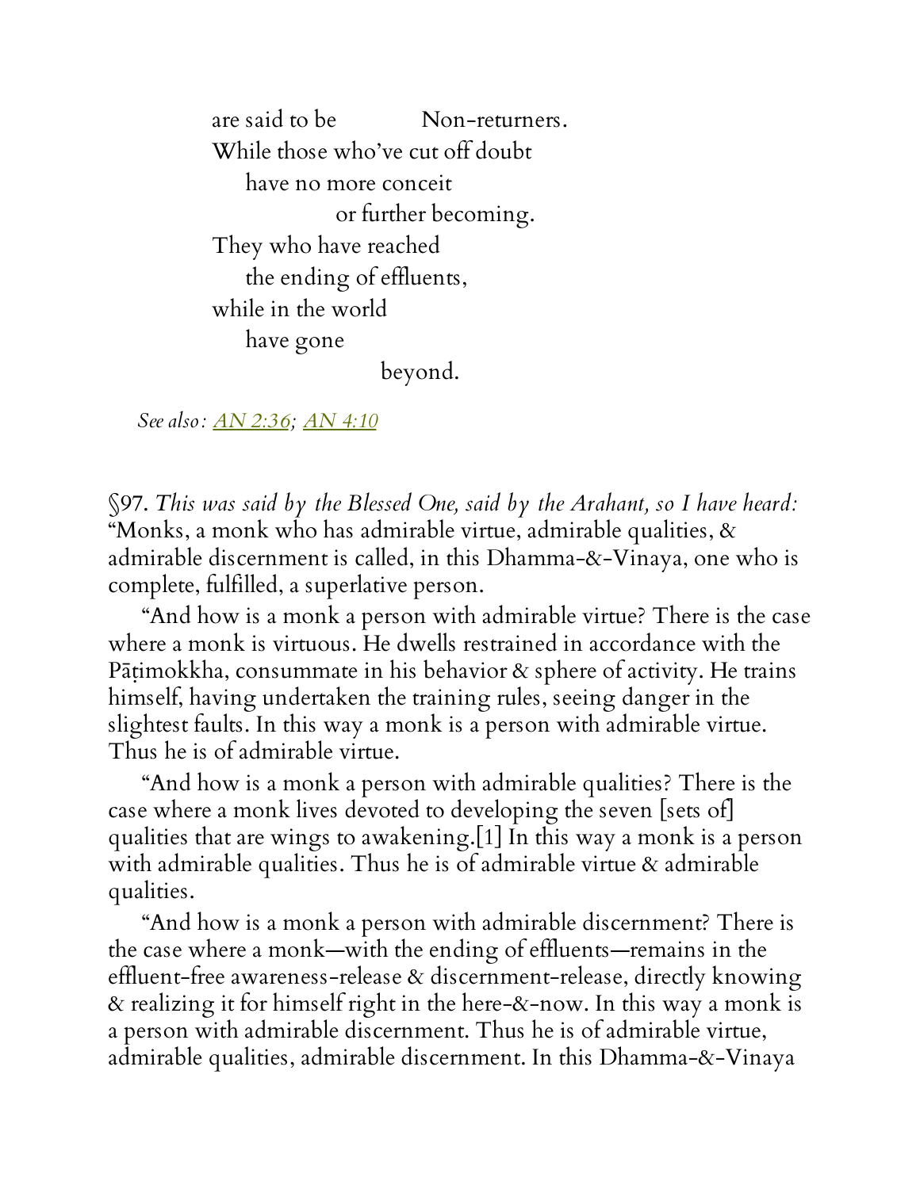are said to be Non-returners.  
While those who've cut off doubt  
have no more conceit  
or further becoming.  
They who have reached  
the ending of effluents,  
while in the world  
have gone  
beyond.

*See also: AN 2:36; AN 4:10*

§97. *This was said by the Blessed One, said by the Arahant, so I have heard:* "Monks, a monk who has admirable virtue, admirable qualities, & admirable discernment is called, in this Dhamma-&-Vinaya, one who is complete, fulfilled, a superlative person.

"And how is a monk a person with admirable virtue? There is the case where a monk is virtuous. He dwells restrained in accordance with the Pāṭimokkha, consummate in his behavior & sphere of activity. He trains himself, having undertaken the training rules, seeing danger in the slightest faults. In this way a monk is a person with admirable virtue. Thus he is of admirable virtue.

"And how is a monk a person with admirable qualities? There is the case where a monk lives devoted to developing the seven [sets of] qualities that are wings to awakening.[1] In this way a monk is a person with admirable qualities. Thus he is of admirable virtue & admirable qualities.

"And how is a monk a person with admirable discernment? There is the case where a monk—with the ending of effluents—remains in the effluent-free awareness-release & discernment-release, directly knowing & realizing it for himself right in the here-&-now. In this way a monk is a person with admirable discernment. Thus he is of admirable virtue, admirable qualities, admirable discernment. In this Dhamma-&-Vinaya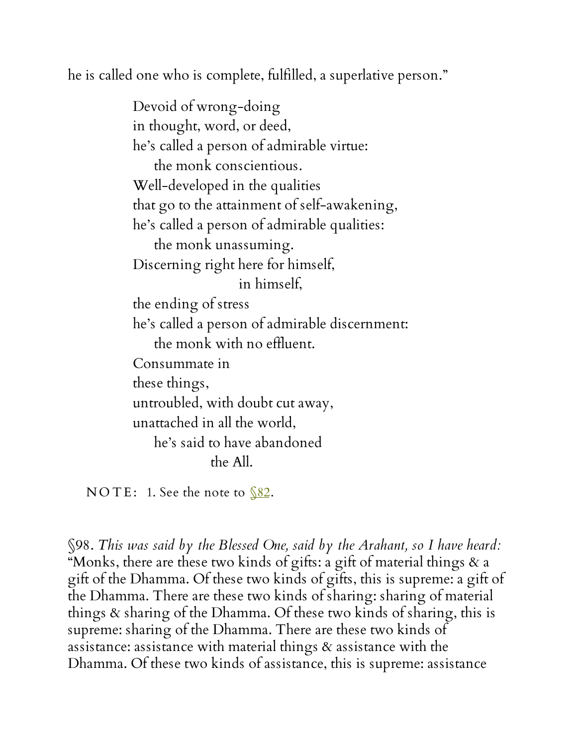he is called one who is complete, fulfilled, a superlative person."

> Devoid of wrong-doing  
> in thought, word, or deed,  
> he's called a person of admirable virtue:  
> the monk conscientious.  
> Well-developed in the qualities  
> that go to the attainment of self-awakening,  
> he's called a person of admirable qualities:  
> the monk unassuming.  
> Discerning right here for himself,  
> in himself,  
> the ending of stress  
> he's called a person of admirable discernment:  
> the monk with no effluent.  
> Consummate in  
> these things,  
> untroubled, with doubt cut away,  
> unattached in all the world,  
> he's said to have abandoned  
> the All.

NOTE: 1. See the note to §82.

§98. *This was said by the Blessed One, said by the Arahant, so I have heard:* "Monks, there are these two kinds of gifts: a gift of material things & a gift of the Dhamma. Of these two kinds of gifts, this is supreme: a gift of the Dhamma. There are these two kinds of sharing: sharing of material things & sharing of the Dhamma. Of these two kinds of sharing, this is supreme: sharing of the Dhamma. There are these two kinds of assistance: assistance with material things & assistance with the Dhamma. Of these two kinds of assistance, this is supreme: assistance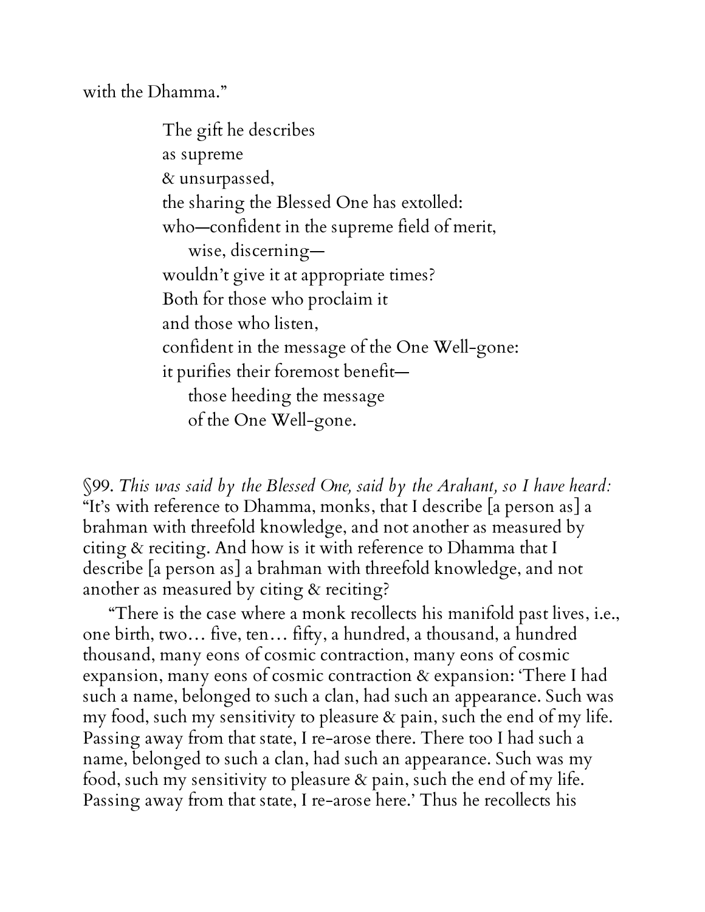with the Dhamma."

> The gift he describes
> as supreme
> & unsurpassed,
> the sharing the Blessed One has extolled:
> who—confident in the supreme field of merit,
> &nbsp;&nbsp;&nbsp;&nbsp;wise, discerning—
> wouldn't give it at appropriate times?
> Both for those who proclaim it
> and those who listen,
> confident in the message of the One Well-gone:
> it purifies their foremost benefit—
> &nbsp;&nbsp;&nbsp;&nbsp;those heeding the message
> &nbsp;&nbsp;&nbsp;&nbsp;of the One Well-gone.

§99. *This was said by the Blessed One, said by the Arahant, so I have heard:* "It's with reference to Dhamma, monks, that I describe [a person as] a brahman with threefold knowledge, and not another as measured by citing & reciting. And how is it with reference to Dhamma that I describe [a person as] a brahman with threefold knowledge, and not another as measured by citing & reciting?

"There is the case where a monk recollects his manifold past lives, i.e., one birth, two… five, ten… fifty, a hundred, a thousand, a hundred thousand, many eons of cosmic contraction, many eons of cosmic expansion, many eons of cosmic contraction & expansion: 'There I had such a name, belonged to such a clan, had such an appearance. Such was my food, such my sensitivity to pleasure & pain, such the end of my life. Passing away from that state, I re-arose there. There too I had such a name, belonged to such a clan, had such an appearance. Such was my food, such my sensitivity to pleasure & pain, such the end of my life. Passing away from that state, I re-arose here.' Thus he recollects his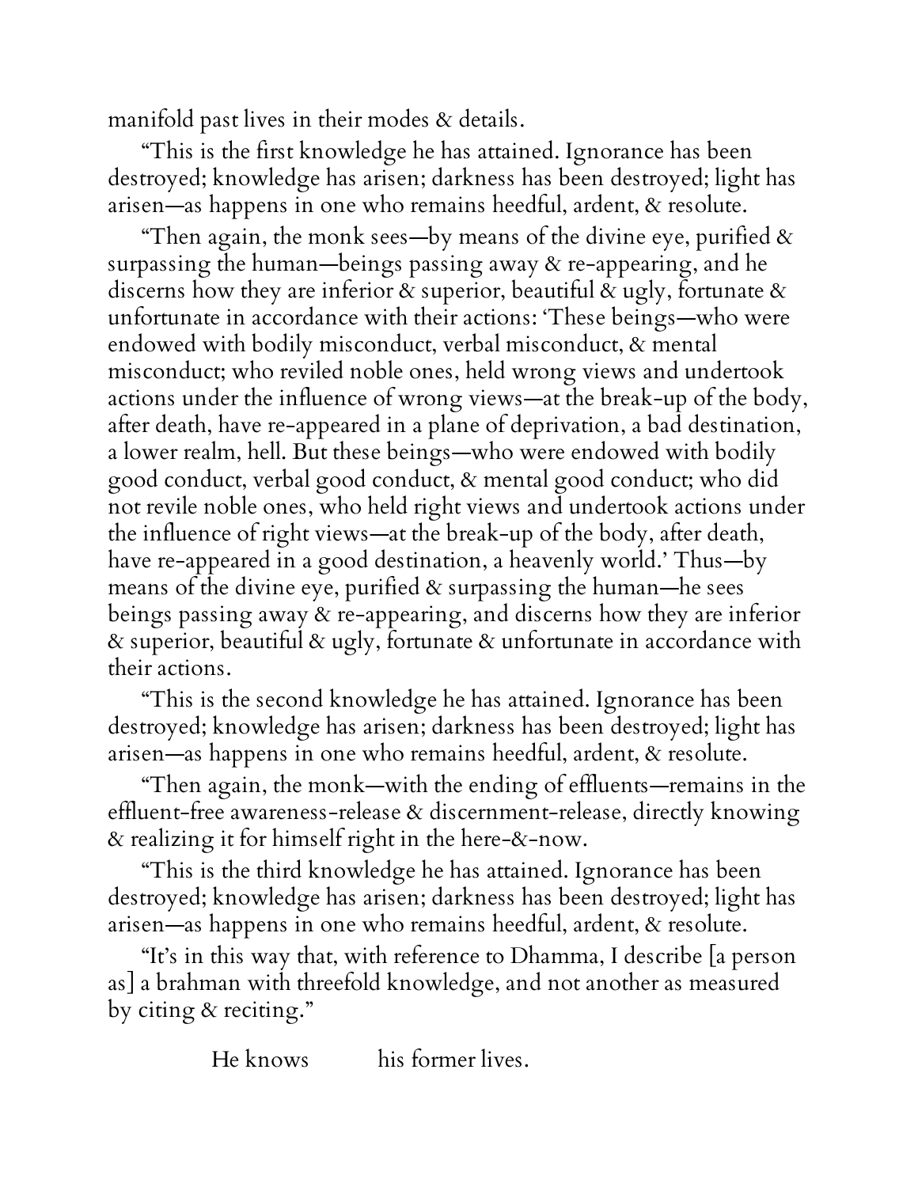manifold past lives in their modes & details.

"This is the first knowledge he has attained. Ignorance has been destroyed; knowledge has arisen; darkness has been destroyed; light has arisen—as happens in one who remains heedful, ardent, & resolute.

"Then again, the monk sees—by means of the divine eye, purified & surpassing the human—beings passing away & re-appearing, and he discerns how they are inferior & superior, beautiful & ugly, fortunate & unfortunate in accordance with their actions: 'These beings—who were endowed with bodily misconduct, verbal misconduct, & mental misconduct; who reviled noble ones, held wrong views and undertook actions under the influence of wrong views—at the break-up of the body, after death, have re-appeared in a plane of deprivation, a bad destination, a lower realm, hell. But these beings—who were endowed with bodily good conduct, verbal good conduct, & mental good conduct; who did not revile noble ones, who held right views and undertook actions under the influence of right views—at the break-up of the body, after death, have re-appeared in a good destination, a heavenly world.' Thus—by means of the divine eye, purified & surpassing the human—he sees beings passing away & re-appearing, and discerns how they are inferior & superior, beautiful & ugly, fortunate & unfortunate in accordance with their actions.

"This is the second knowledge he has attained. Ignorance has been destroyed; knowledge has arisen; darkness has been destroyed; light has arisen—as happens in one who remains heedful, ardent, & resolute.

"Then again, the monk—with the ending of effluents—remains in the effluent-free awareness-release & discernment-release, directly knowing & realizing it for himself right in the here-&-now.

"This is the third knowledge he has attained. Ignorance has been destroyed; knowledge has arisen; darkness has been destroyed; light has arisen—as happens in one who remains heedful, ardent, & resolute.

"It's in this way that, with reference to Dhamma, I describe [a person as] a brahman with threefold knowledge, and not another as measured by citing & reciting."

He knows his former lives.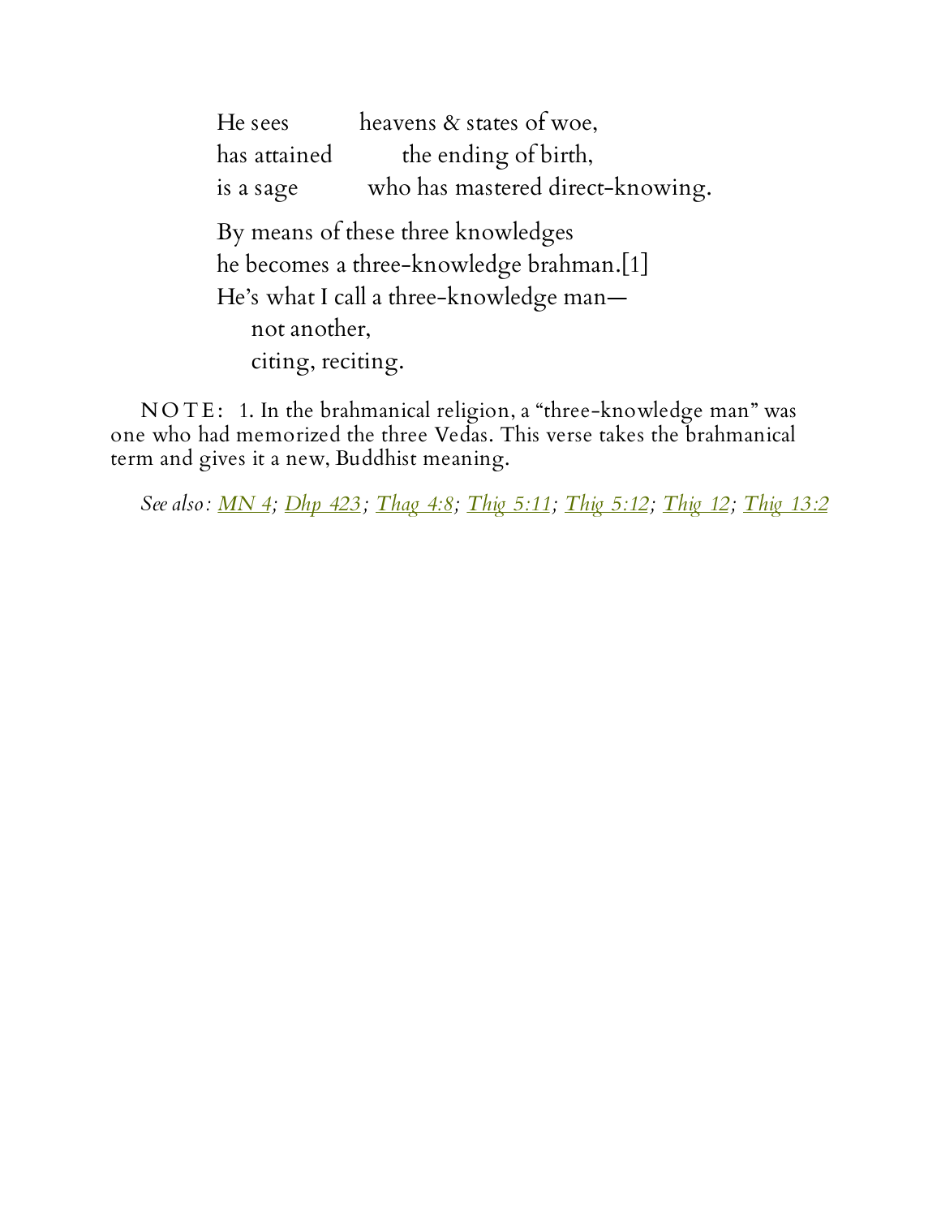He sees heavens & states of woe,  
has attained the ending of birth,  
is a sage who has mastered direct-knowing.

By means of these three knowledges  
he becomes a three-knowledge brahman.[1]  
He's what I call a three-knowledge man—  
  not another,  
  citing, reciting.

NOTE: 1. In the brahmanical religion, a "three-knowledge man" was one who had memorized the three Vedas. This verse takes the brahmanical term and gives it a new, Buddhist meaning.

*See also: MN 4; Dhp 423; Thag 4:8; Thig 5:11; Thig 5:12; Thig 12; Thig 13:2*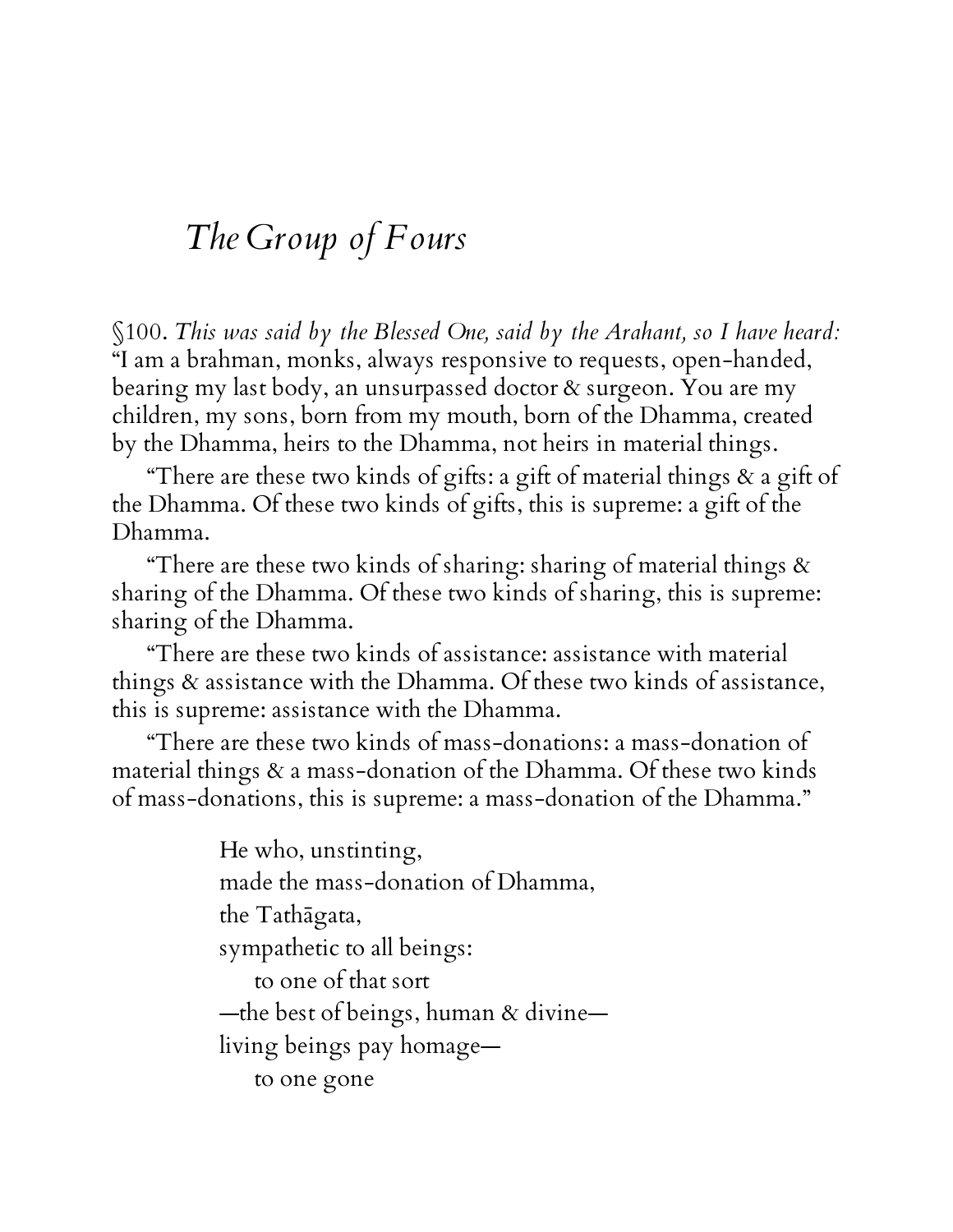# *The Group of Fours*

§100. *This was said by the Blessed One, said by the Arahant, so I have heard:* "I am a brahman, monks, always responsive to requests, open-handed, bearing my last body, an unsurpassed doctor & surgeon. You are my children, my sons, born from my mouth, born of the Dhamma, created by the Dhamma, heirs to the Dhamma, not heirs in material things.

"There are these two kinds of gifts: a gift of material things & a gift of the Dhamma. Of these two kinds of gifts, this is supreme: a gift of the Dhamma.

"There are these two kinds of sharing: sharing of material things & sharing of the Dhamma. Of these two kinds of sharing, this is supreme: sharing of the Dhamma.

"There are these two kinds of assistance: assistance with material things & assistance with the Dhamma. Of these two kinds of assistance, this is supreme: assistance with the Dhamma.

"There are these two kinds of mass-donations: a mass-donation of material things & a mass-donation of the Dhamma. Of these two kinds of mass-donations, this is supreme: a mass-donation of the Dhamma."

> He who, unstinting,
> made the mass-donation of Dhamma,
> the Tathāgata,
> sympathetic to all beings:
> &nbsp;&nbsp;&nbsp;&nbsp;to one of that sort
> —the best of beings, human & divine—
> living beings pay homage—
> &nbsp;&nbsp;&nbsp;&nbsp;to one gone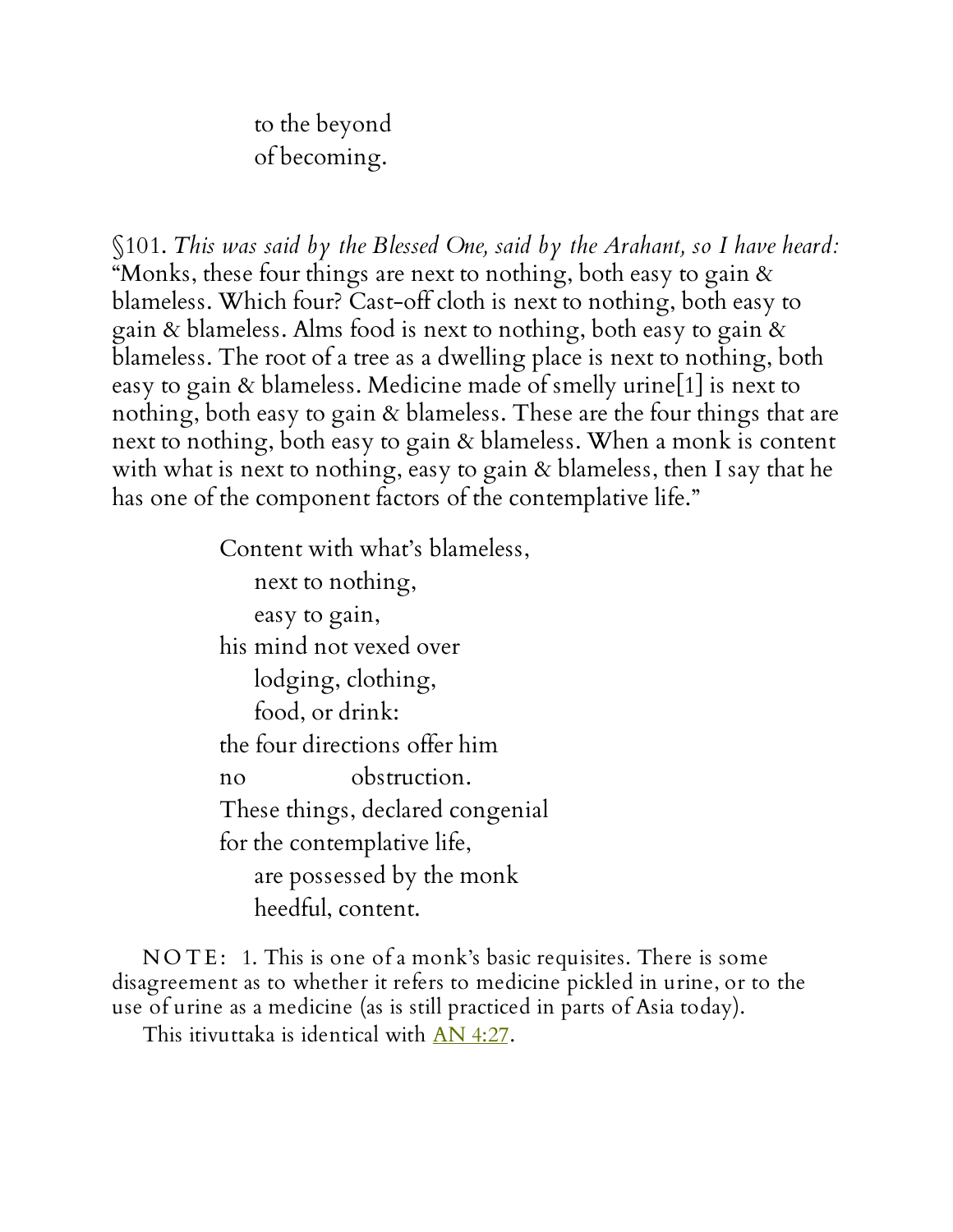to the beyond
of becoming.

§101. *This was said by the Blessed One, said by the Arahant, so I have heard:* "Monks, these four things are next to nothing, both easy to gain & blameless. Which four? Cast-off cloth is next to nothing, both easy to gain & blameless. Alms food is next to nothing, both easy to gain & blameless. The root of a tree as a dwelling place is next to nothing, both easy to gain & blameless. Medicine made of smelly urine[1] is next to nothing, both easy to gain & blameless. These are the four things that are next to nothing, both easy to gain & blameless. When a monk is content with what is next to nothing, easy to gain & blameless, then I say that he has one of the component factors of the contemplative life."

Content with what's blameless,
next to nothing,
easy to gain,
his mind not vexed over
lodging, clothing,
food, or drink:
the four directions offer him
no obstruction.
These things, declared congenial
for the contemplative life,
are possessed by the monk
heedful, content.

NOTE: 1. This is one of a monk's basic requisites. There is some disagreement as to whether it refers to medicine pickled in urine, or to the use of urine as a medicine (as is still practiced in parts of Asia today).

This itivuttaka is identical with AN 4:27.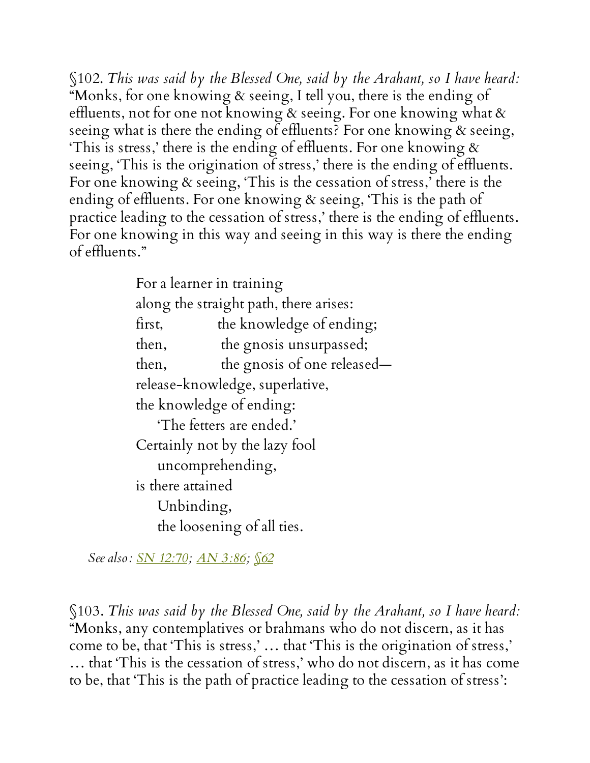§102. *This was said by the Blessed One, said by the Arahant, so I have heard:* "Monks, for one knowing & seeing, I tell you, there is the ending of effluents, not for one not knowing & seeing. For one knowing what & seeing what is there the ending of effluents? For one knowing & seeing, 'This is stress,' there is the ending of effluents. For one knowing & seeing, 'This is the origination of stress,' there is the ending of effluents. For one knowing & seeing, 'This is the cessation of stress,' there is the ending of effluents. For one knowing & seeing, 'This is the path of practice leading to the cessation of stress,' there is the ending of effluents. For one knowing in this way and seeing in this way is there the ending of effluents."

> For a learner in training  
> along the straight path, there arises:  
> first, the knowledge of ending;  
> then, the gnosis unsurpassed;  
> then, the gnosis of one released—  
> release-knowledge, superlative,  
> the knowledge of ending:  
> 'The fetters are ended.'  
> Certainly not by the lazy fool  
> uncomprehending,  
> is there attained  
> Unbinding,  
> the loosening of all ties.

*See also: SN 12:70; AN 3:86; §62*

§103. *This was said by the Blessed One, said by the Arahant, so I have heard:* "Monks, any contemplatives or brahmans who do not discern, as it has come to be, that 'This is stress,' ... that 'This is the origination of stress,' ... that 'This is the cessation of stress,' who do not discern, as it has come to be, that 'This is the path of practice leading to the cessation of stress':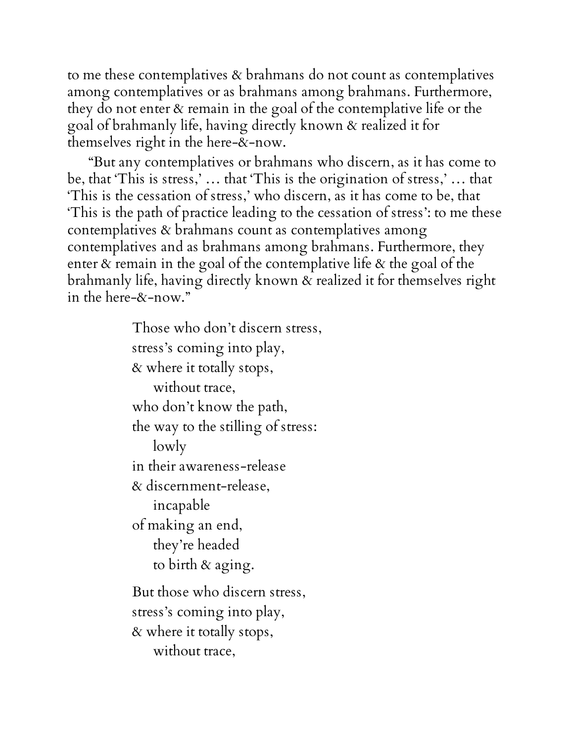to me these contemplatives & brahmans do not count as contemplatives among contemplatives or as brahmans among brahmans. Furthermore, they do not enter & remain in the goal of the contemplative life or the goal of brahmanly life, having directly known & realized it for themselves right in the here-&-now.

"But any contemplatives or brahmans who discern, as it has come to be, that 'This is stress,' … that 'This is the origination of stress,' … that 'This is the cessation of stress,' who discern, as it has come to be, that 'This is the path of practice leading to the cessation of stress': to me these contemplatives & brahmans count as contemplatives among contemplatives and as brahmans among brahmans. Furthermore, they enter & remain in the goal of the contemplative life & the goal of the brahmanly life, having directly known & realized it for themselves right in the here-&-now."

> Those who don't discern stress,
> stress's coming into play,
> & where it totally stops,
> without trace,
> who don't know the path,
> the way to the stilling of stress:
> lowly
> in their awareness-release
> & discernment-release,
> incapable
> of making an end,
> they're headed
> to birth & aging.
>
> But those who discern stress,
> stress's coming into play,
> & where it totally stops,
> without trace,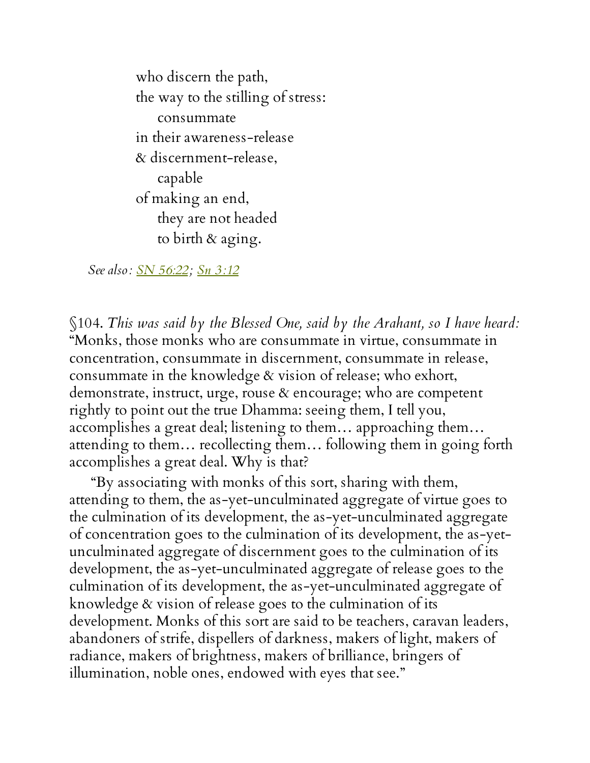who discern the path,  
the way to the stilling of stress:  
  consummate  
in their awareness-release  
& discernment-release,  
  capable  
of making an end,  
  they are not headed  
  to birth & aging.

*See also: SN 56:22; Sn 3:12*

§104. *This was said by the Blessed One, said by the Arahant, so I have heard:* "Monks, those monks who are consummate in virtue, consummate in concentration, consummate in discernment, consummate in release, consummate in the knowledge & vision of release; who exhort, demonstrate, instruct, urge, rouse & encourage; who are competent rightly to point out the true Dhamma: seeing them, I tell you, accomplishes a great deal; listening to them… approaching them… attending to them… recollecting them… following them in going forth accomplishes a great deal. Why is that?

"By associating with monks of this sort, sharing with them, attending to them, the as-yet-unculminated aggregate of virtue goes to the culmination of its development, the as-yet-unculminated aggregate of concentration goes to the culmination of its development, the as-yet-unculminated aggregate of discernment goes to the culmination of its development, the as-yet-unculminated aggregate of release goes to the culmination of its development, the as-yet-unculminated aggregate of knowledge & vision of release goes to the culmination of its development. Monks of this sort are said to be teachers, caravan leaders, abandoners of strife, dispellers of darkness, makers of light, makers of radiance, makers of brightness, makers of brilliance, bringers of illumination, noble ones, endowed with eyes that see."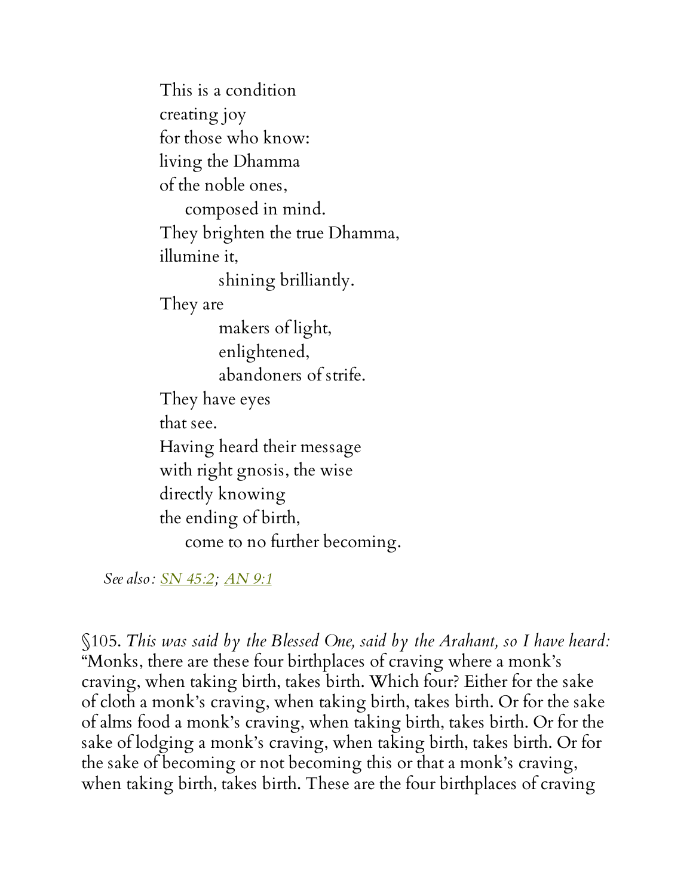This is a condition  
creating joy  
for those who know:  
living the Dhamma  
of the noble ones,  
    composed in mind.  
They brighten the true Dhamma,  
illumine it,  
        shining brilliantly.  
They are  
        makers of light,  
        enlightened,  
        abandoners of strife.  
They have eyes  
that see.  
Having heard their message  
with right gnosis, the wise  
directly knowing  
the ending of birth,  
    come to no further becoming.

*See also: SN 45:2; AN 9:1*

§105. *This was said by the Blessed One, said by the Arahant, so I have heard:* "Monks, there are these four birthplaces of craving where a monk's craving, when taking birth, takes birth. Which four? Either for the sake of cloth a monk's craving, when taking birth, takes birth. Or for the sake of alms food a monk's craving, when taking birth, takes birth. Or for the sake of lodging a monk's craving, when taking birth, takes birth. Or for the sake of becoming or not becoming this or that a monk's craving, when taking birth, takes birth. These are the four birthplaces of craving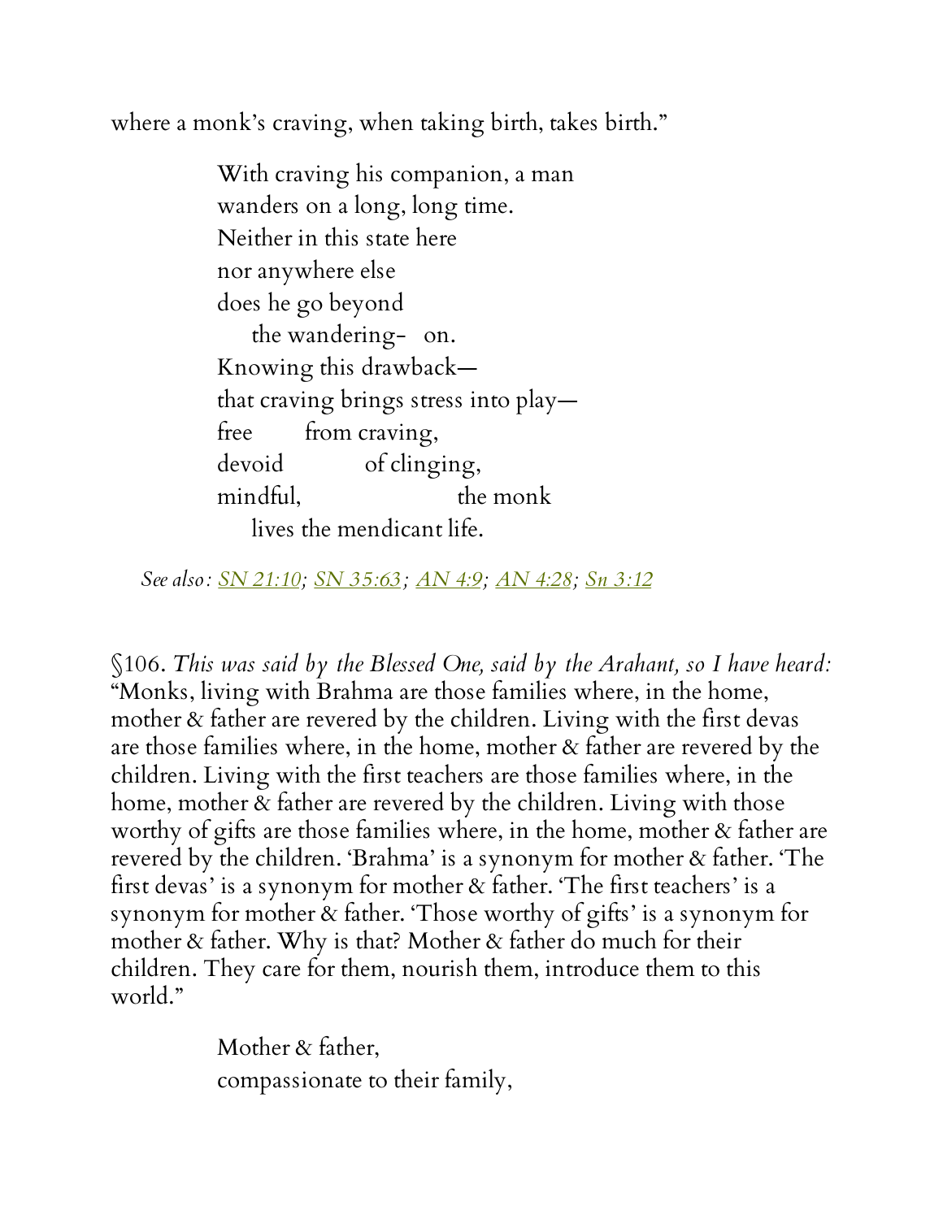where a monk's craving, when taking birth, takes birth."

> With craving his companion, a man
> wanders on a long, long time.
> Neither in this state here
> nor anywhere else
> does he go beyond
> the wandering- on.
> Knowing this drawback—
> that craving brings stress into play—
> free from craving,
> devoid of clinging,
> mindful, the monk
> lives the mendicant life.

*See also:* *SN 21:10*; *SN 35:63*; *AN 4:9*; *AN 4:28*; *Sn 3:12*

§106. *This was said by the Blessed One, said by the Arahant, so I have heard:* "Monks, living with Brahma are those families where, in the home, mother & father are revered by the children. Living with the first devas are those families where, in the home, mother & father are revered by the children. Living with the first teachers are those families where, in the home, mother & father are revered by the children. Living with those worthy of gifts are those families where, in the home, mother & father are revered by the children. 'Brahma' is a synonym for mother & father. 'The first devas' is a synonym for mother & father. 'The first teachers' is a synonym for mother & father. 'Those worthy of gifts' is a synonym for mother & father. Why is that? Mother & father do much for their children. They care for them, nourish them, introduce them to this world."

> Mother & father,
> compassionate to their family,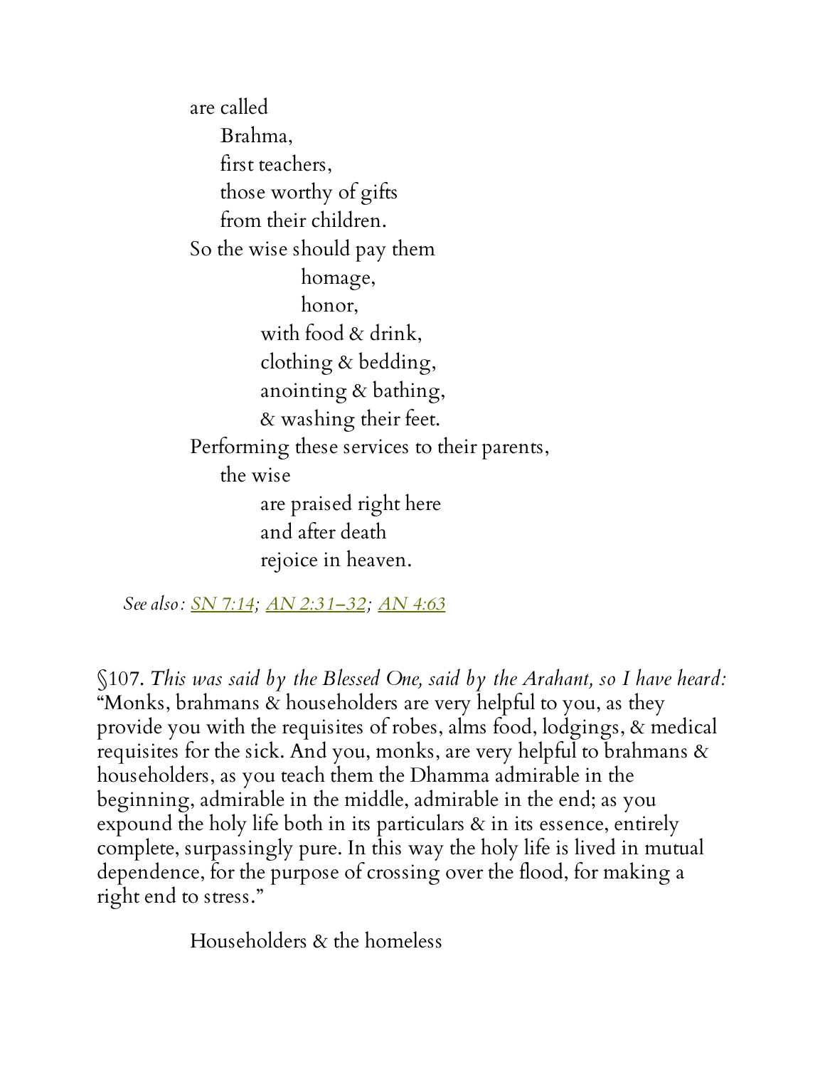are called  
    Brahma,  
    first teachers,  
    those worthy of gifts  
    from their children.  
So the wise should pay them  
            homage,  
            honor,  
        with food & drink,  
        clothing & bedding,  
        anointing & bathing,  
        & washing their feet.  
Performing these services to their parents,  
    the wise  
        are praised right here  
        and after death  
        rejoice in heaven.

*See also: SN 7:14; AN 2:31–32; AN 4:63*

§107. *This was said by the Blessed One, said by the Arahant, so I have heard:* "Monks, brahmans & householders are very helpful to you, as they provide you with the requisites of robes, alms food, lodgings, & medical requisites for the sick. And you, monks, are very helpful to brahmans & householders, as you teach them the Dhamma admirable in the beginning, admirable in the middle, admirable in the end; as you expound the holy life both in its particulars & in its essence, entirely complete, surpassingly pure. In this way the holy life is lived in mutual dependence, for the purpose of crossing over the flood, for making a right end to stress."

Householders & the homeless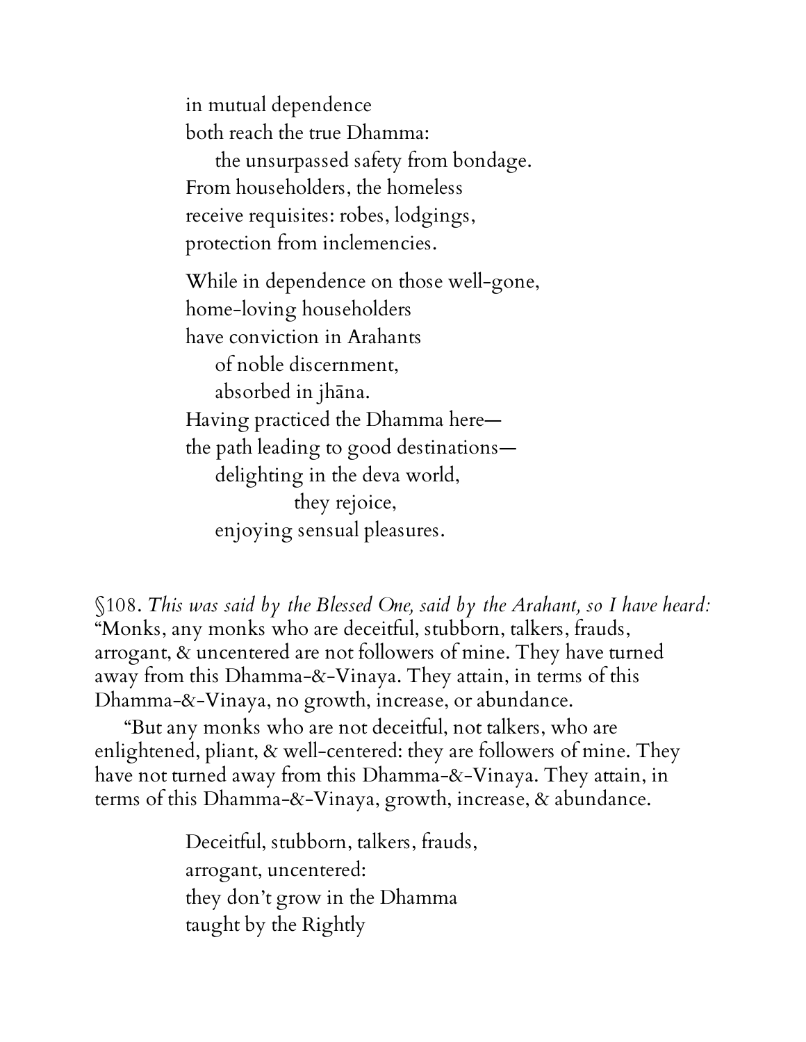in mutual dependence
both reach the true Dhamma:
    the unsurpassed safety from bondage.
From householders, the homeless
receive requisites: robes, lodgings,
protection from inclemencies.

While in dependence on those well-gone,
home-loving householders
have conviction in Arahants
    of noble discernment,
    absorbed in jhāna.
Having practiced the Dhamma here—
the path leading to good destinations—
    delighting in the deva world,
            they rejoice,
    enjoying sensual pleasures.

§108. *This was said by the Blessed One, said by the Arahant, so I have heard:* "Monks, any monks who are deceitful, stubborn, talkers, frauds, arrogant, & uncentered are not followers of mine. They have turned away from this Dhamma-&-Vinaya. They attain, in terms of this Dhamma-&-Vinaya, no growth, increase, or abundance.

"But any monks who are not deceitful, not talkers, who are enlightened, pliant, & well-centered: they are followers of mine. They have not turned away from this Dhamma-&-Vinaya. They attain, in terms of this Dhamma-&-Vinaya, growth, increase, & abundance.

Deceitful, stubborn, talkers, frauds,
arrogant, uncentered:
they don't grow in the Dhamma
taught by the Rightly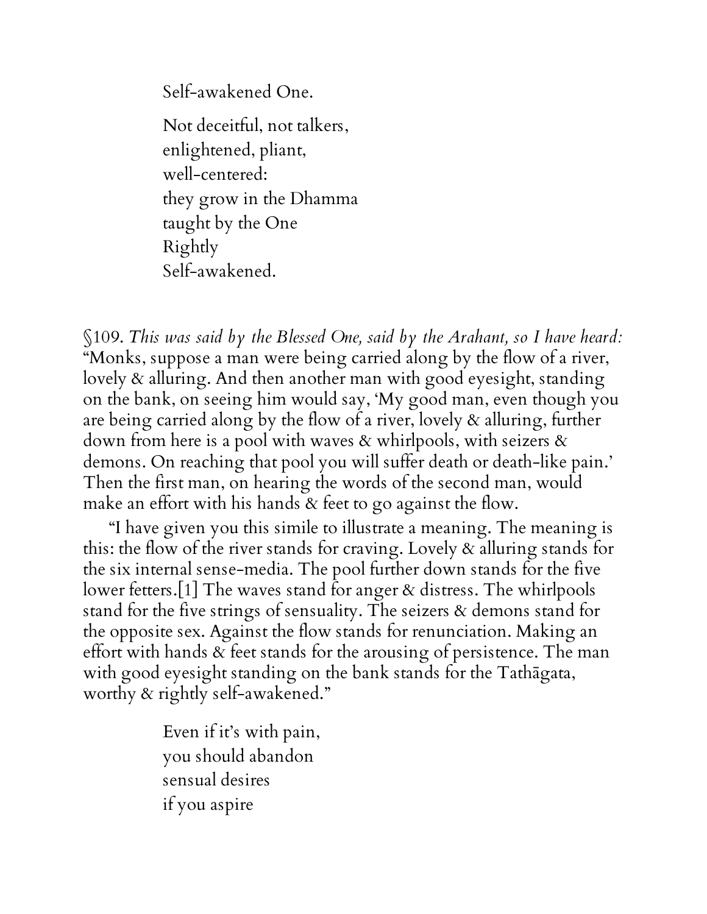Self-awakened One.

Not deceitful, not talkers,  
enlightened, pliant,  
well-centered:  
they grow in the Dhamma  
taught by the One  
Rightly  
Self-awakened.

§109. *This was said by the Blessed One, said by the Arahant, so I have heard:* "Monks, suppose a man were being carried along by the flow of a river, lovely & alluring. And then another man with good eyesight, standing on the bank, on seeing him would say, 'My good man, even though you are being carried along by the flow of a river, lovely & alluring, further down from here is a pool with waves & whirlpools, with seizers & demons. On reaching that pool you will suffer death or death-like pain.' Then the first man, on hearing the words of the second man, would make an effort with his hands & feet to go against the flow.

"I have given you this simile to illustrate a meaning. The meaning is this: the flow of the river stands for craving. Lovely & alluring stands for the six internal sense-media. The pool further down stands for the five lower fetters.[1] The waves stand for anger & distress. The whirlpools stand for the five strings of sensuality. The seizers & demons stand for the opposite sex. Against the flow stands for renunciation. Making an effort with hands & feet stands for the arousing of persistence. The man with good eyesight standing on the bank stands for the Tathāgata, worthy & rightly self-awakened."

Even if it's with pain,  
you should abandon  
sensual desires  
if you aspire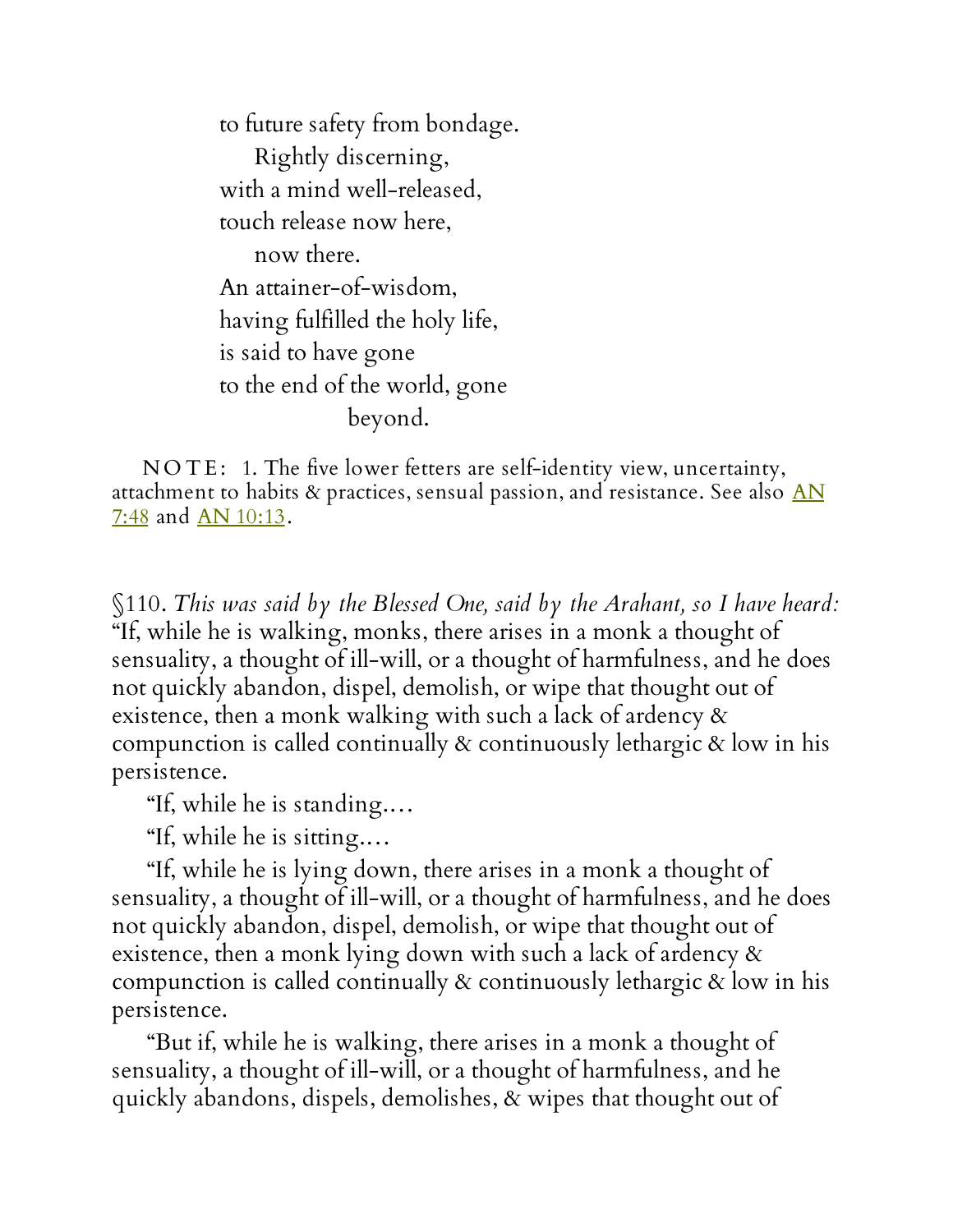to future safety from bondage.  
    Rightly discerning,  
with a mind well-released,  
touch release now here,  
    now there.  
An attainer-of-wisdom,  
having fulfilled the holy life,  
is said to have gone  
to the end of the world, gone  
            beyond.

NOTE: 1. The five lower fetters are self-identity view, uncertainty, attachment to habits & practices, sensual passion, and resistance. See also AN 7:48 and AN 10:13.

§110. *This was said by the Blessed One, said by the Arahant, so I have heard:* "If, while he is walking, monks, there arises in a monk a thought of sensuality, a thought of ill-will, or a thought of harmfulness, and he does not quickly abandon, dispel, demolish, or wipe that thought out of existence, then a monk walking with such a lack of ardency & compunction is called continually & continuously lethargic & low in his persistence.

"If, while he is standing.…

"If, while he is sitting.…

"If, while he is lying down, there arises in a monk a thought of sensuality, a thought of ill-will, or a thought of harmfulness, and he does not quickly abandon, dispel, demolish, or wipe that thought out of existence, then a monk lying down with such a lack of ardency & compunction is called continually & continuously lethargic & low in his persistence.

"But if, while he is walking, there arises in a monk a thought of sensuality, a thought of ill-will, or a thought of harmfulness, and he quickly abandons, dispels, demolishes, & wipes that thought out of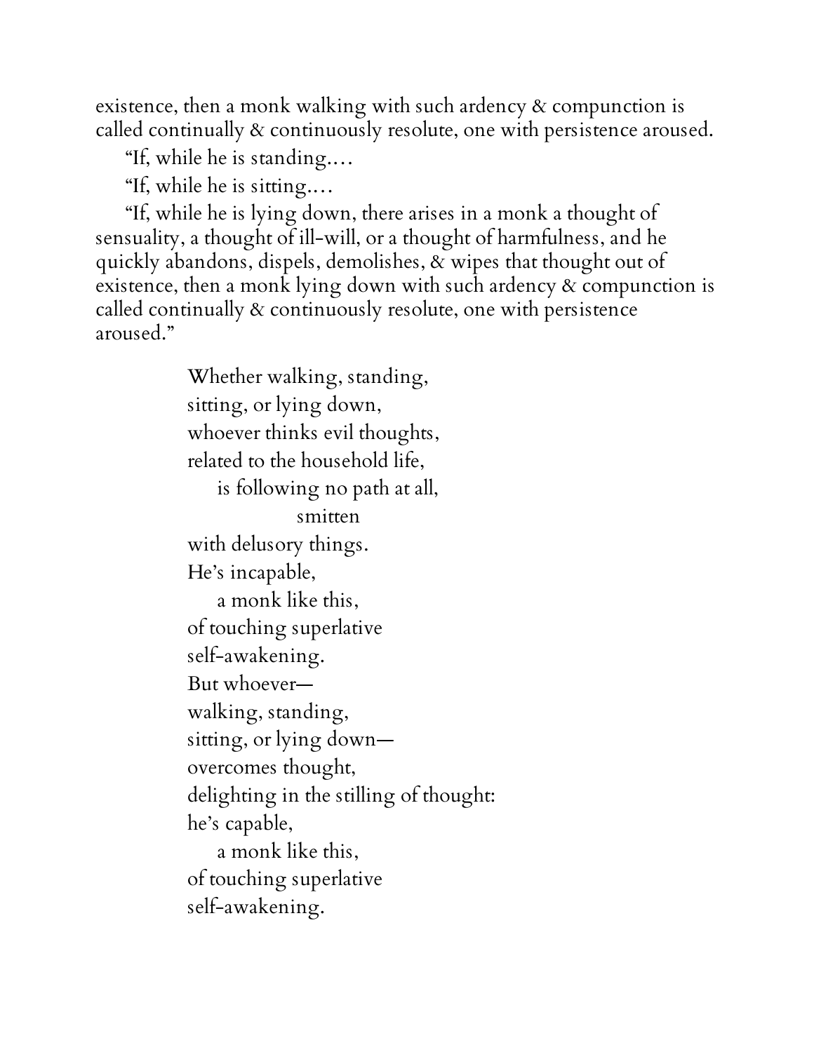existence, then a monk walking with such ardency & compunction is called continually & continuously resolute, one with persistence aroused.

"If, while he is standing....

"If, while he is sitting....

"If, while he is lying down, there arises in a monk a thought of sensuality, a thought of ill-will, or a thought of harmfulness, and he quickly abandons, dispels, demolishes, & wipes that thought out of existence, then a monk lying down with such ardency & compunction is called continually & continuously resolute, one with persistence aroused."

> Whether walking, standing,
> sitting, or lying down,
> whoever thinks evil thoughts,
> related to the household life,
>     is following no path at all,
>             smitten
> with delusory things.
> He's incapable,
>     a monk like this,
> of touching superlative
> self-awakening.
> But whoever—
> walking, standing,
> sitting, or lying down—
> overcomes thought,
> delighting in the stilling of thought:
> he's capable,
>     a monk like this,
> of touching superlative
> self-awakening.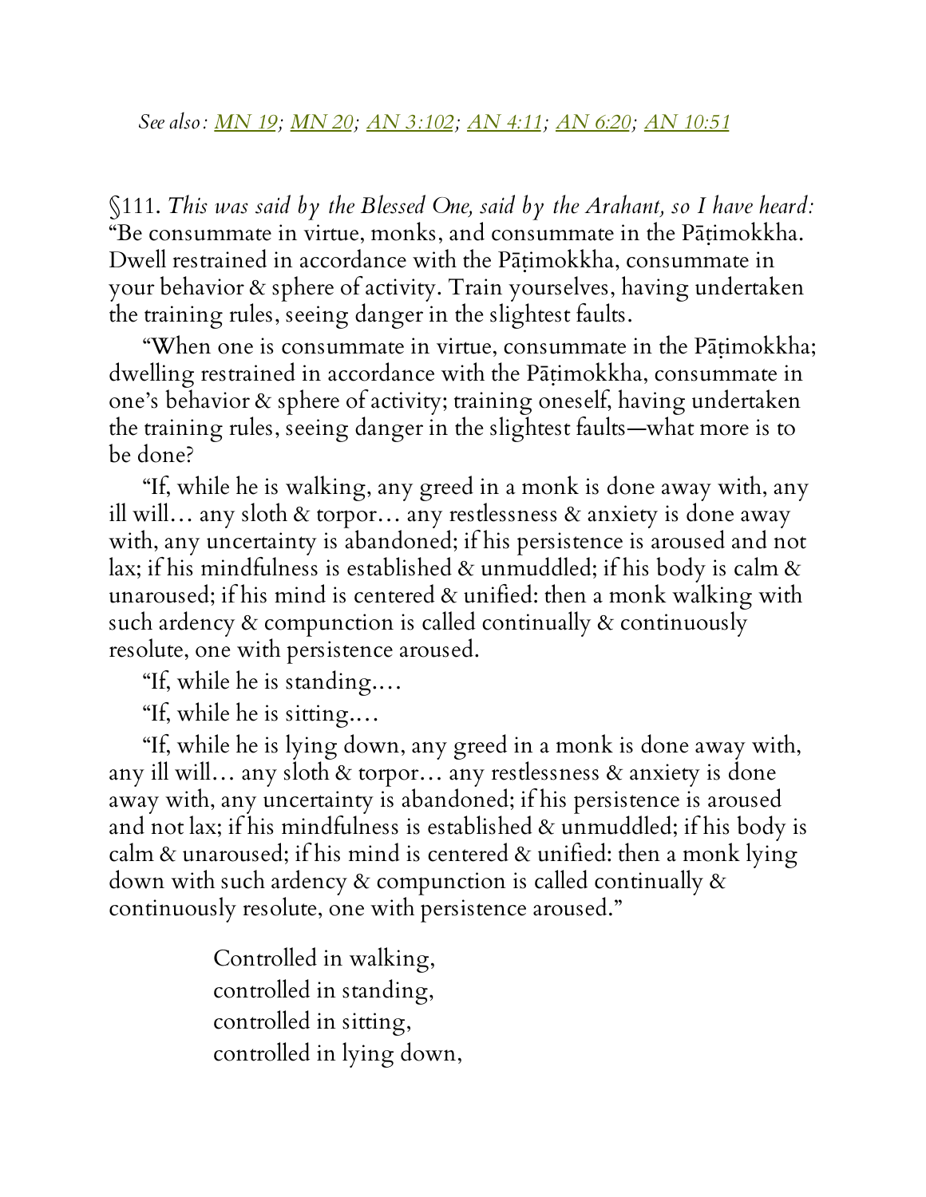*See also: MN 19; MN 20; AN 3:102; AN 4:11; AN 6:20; AN 10:51*

§111. *This was said by the Blessed One, said by the Arahant, so I have heard:* "Be consummate in virtue, monks, and consummate in the Pāṭimokkha. Dwell restrained in accordance with the Pāṭimokkha, consummate in your behavior & sphere of activity. Train yourselves, having undertaken the training rules, seeing danger in the slightest faults.

"When one is consummate in virtue, consummate in the Pāṭimokkha; dwelling restrained in accordance with the Pāṭimokkha, consummate in one's behavior & sphere of activity; training oneself, having undertaken the training rules, seeing danger in the slightest faults—what more is to be done?

"If, while he is walking, any greed in a monk is done away with, any ill will… any sloth & torpor… any restlessness & anxiety is done away with, any uncertainty is abandoned; if his persistence is aroused and not lax; if his mindfulness is established & unmuddled; if his body is calm & unaroused; if his mind is centered & unified: then a monk walking with such ardency & compunction is called continually & continuously resolute, one with persistence aroused.

"If, while he is standing.…

"If, while he is sitting.…

"If, while he is lying down, any greed in a monk is done away with, any ill will… any sloth & torpor… any restlessness & anxiety is done away with, any uncertainty is abandoned; if his persistence is aroused and not lax; if his mindfulness is established & unmuddled; if his body is calm & unaroused; if his mind is centered & unified: then a monk lying down with such ardency & compunction is called continually & continuously resolute, one with persistence aroused."

> Controlled in walking,
> controlled in standing,
> controlled in sitting,
> controlled in lying down,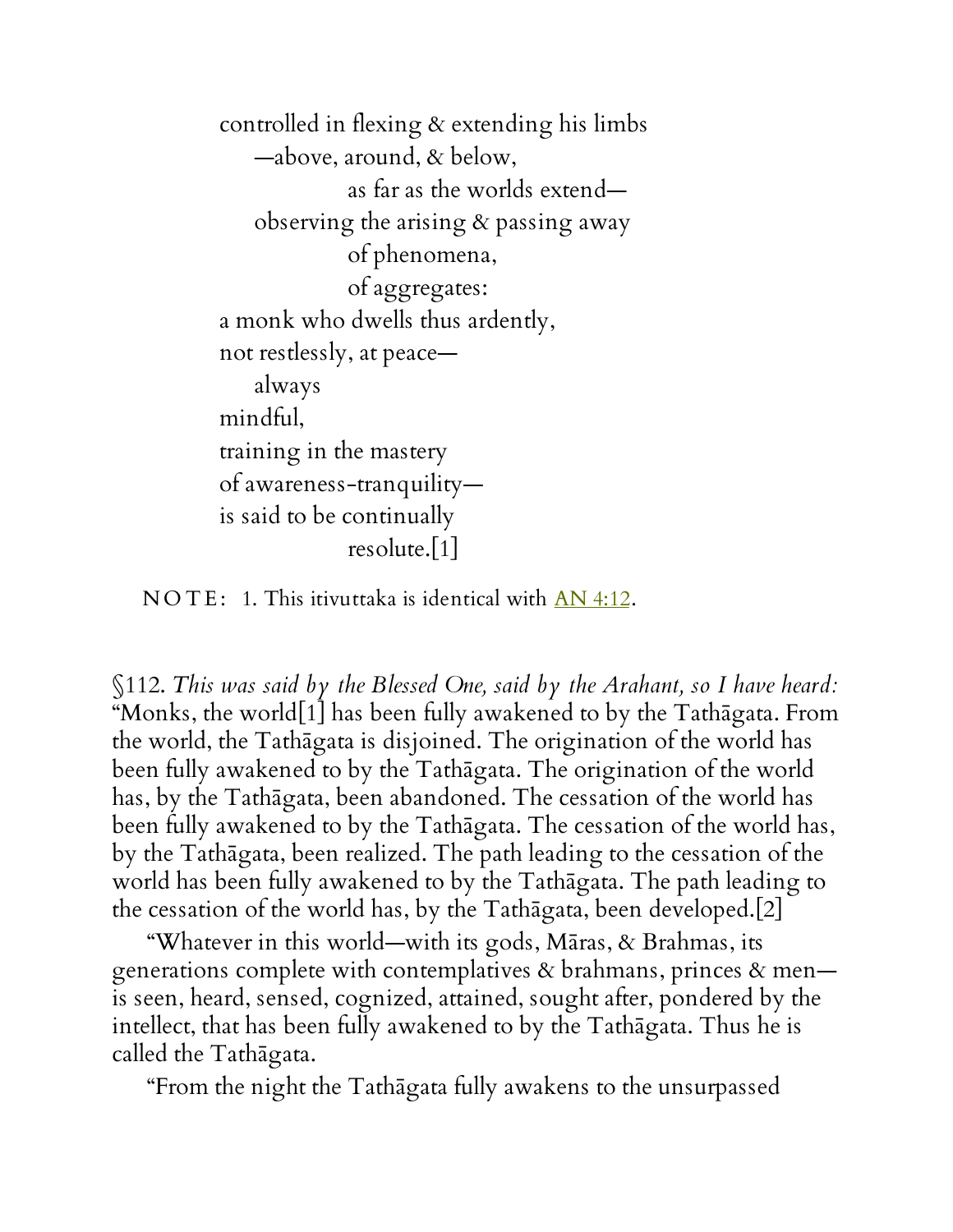controlled in flexing & extending his limbs
—above, around, & below,
as far as the worlds extend—
observing the arising & passing away
of phenomena,
of aggregates:
a monk who dwells thus ardently,
not restlessly, at peace—
always
mindful,
training in the mastery
of awareness-tranquility—
is said to be continually
resolute.[1]

NOTE: 1. This itivuttaka is identical with AN 4:12.

§112. *This was said by the Blessed One, said by the Arahant, so I have heard:* "Monks, the world[1] has been fully awakened to by the Tathāgata. From the world, the Tathāgata is disjoined. The origination of the world has been fully awakened to by the Tathāgata. The origination of the world has, by the Tathāgata, been abandoned. The cessation of the world has been fully awakened to by the Tathāgata. The cessation of the world has, by the Tathāgata, been realized. The path leading to the cessation of the world has been fully awakened to by the Tathāgata. The path leading to the cessation of the world has, by the Tathāgata, been developed.[2]

"Whatever in this world—with its gods, Māras, & Brahmas, its generations complete with contemplatives & brahmans, princes & men—is seen, heard, sensed, cognized, attained, sought after, pondered by the intellect, that has been fully awakened to by the Tathāgata. Thus he is called the Tathāgata.

"From the night the Tathāgata fully awakens to the unsurpassed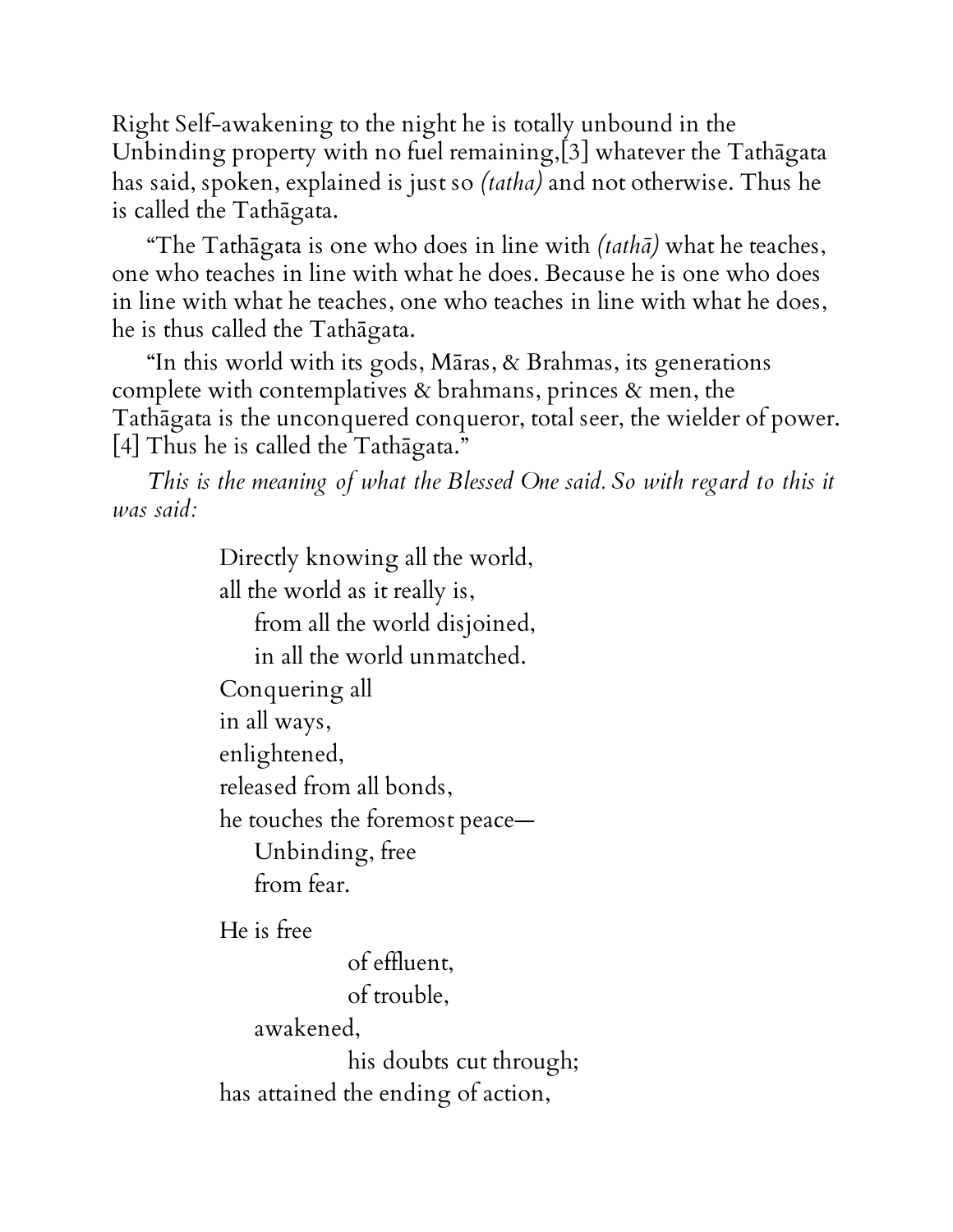Right Self-awakening to the night he is totally unbound in the Unbinding property with no fuel remaining,[3] whatever the Tathāgata has said, spoken, explained is just so *(tatha)* and not otherwise. Thus he is called the Tathāgata.

"The Tathāgata is one who does in line with *(tathā)* what he teaches, one who teaches in line with what he does. Because he is one who does in line with what he teaches, one who teaches in line with what he does, he is thus called the Tathāgata.

"In this world with its gods, Māras, & Brahmas, its generations complete with contemplatives & brahmans, princes & men, the Tathāgata is the unconquered conqueror, total seer, the wielder of power.[4] Thus he is called the Tathāgata."

*This is the meaning of what the Blessed One said. So with regard to this it was said:*

> Directly knowing all the world,  
> all the world as it really is,  
>     from all the world disjoined,  
>     in all the world unmatched.  
> Conquering all  
> in all ways,  
> enlightened,  
> released from all bonds,  
> he touches the foremost peace—  
>     Unbinding, free  
>     from fear.
>
> He is free  
>             of effluent,  
>             of trouble,  
>     awakened,  
>             his doubts cut through;  
> has attained the ending of action,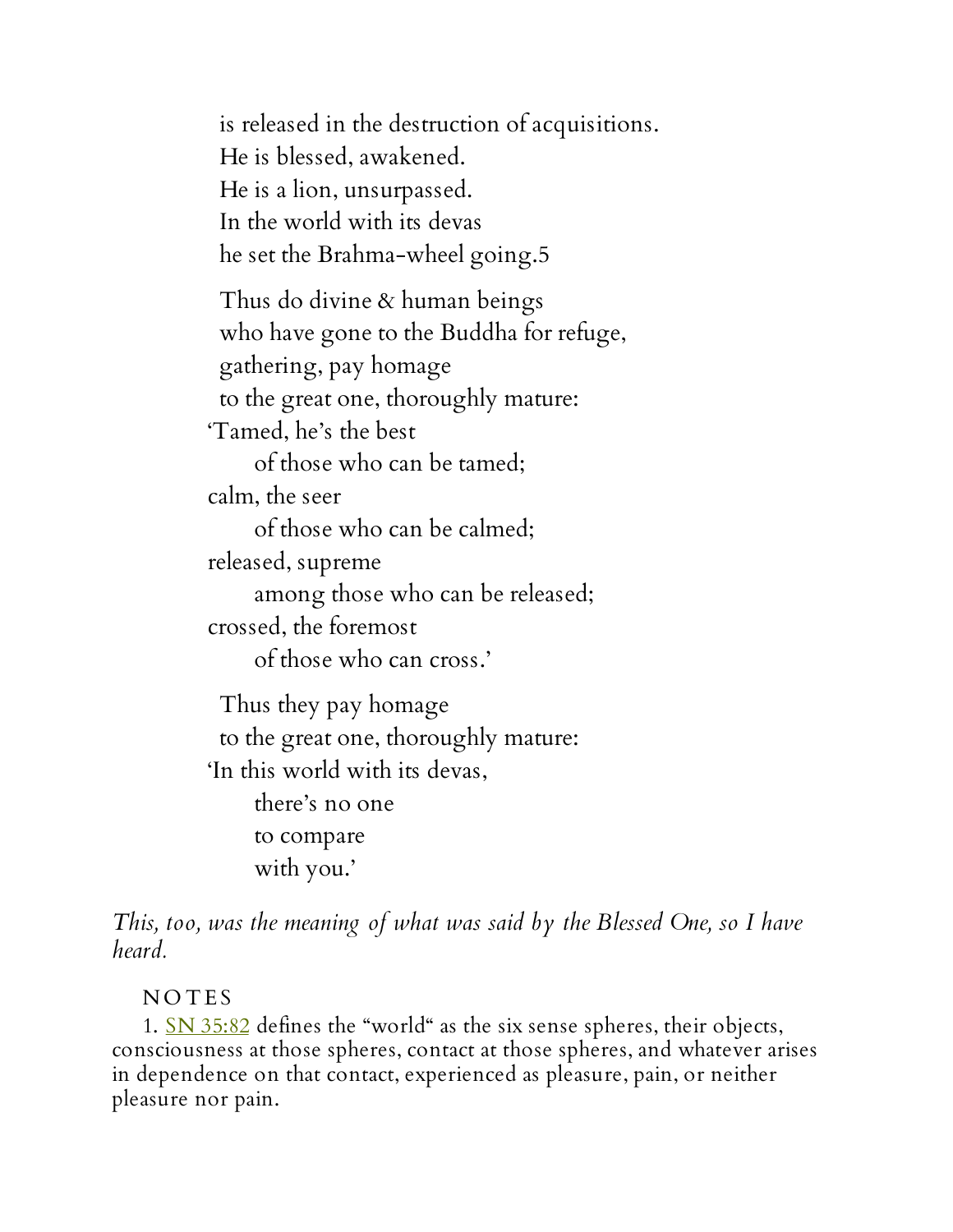is released in the destruction of acquisitions.  
He is blessed, awakened.  
He is a lion, unsurpassed.  
In the world with its devas  
he set the Brahma-wheel going.[5]

Thus do divine & human beings  
who have gone to the Buddha for refuge,  
gathering, pay homage  
to the great one, thoroughly mature:  
'Tamed, he's the best  
of those who can be tamed;  
calm, the seer  
of those who can be calmed;  
released, supreme  
among those who can be released;  
crossed, the foremost  
of those who can cross.'

Thus they pay homage  
to the great one, thoroughly mature:  
'In this world with its devas,  
there's no one  
to compare  
with you.'

*This, too, was the meaning of what was said by the Blessed One, so I have heard.*

NOTES

1. SN 35:82 defines the "world" as the six sense spheres, their objects, consciousness at those spheres, contact at those spheres, and whatever arises in dependence on that contact, experienced as pleasure, pain, or neither pleasure nor pain.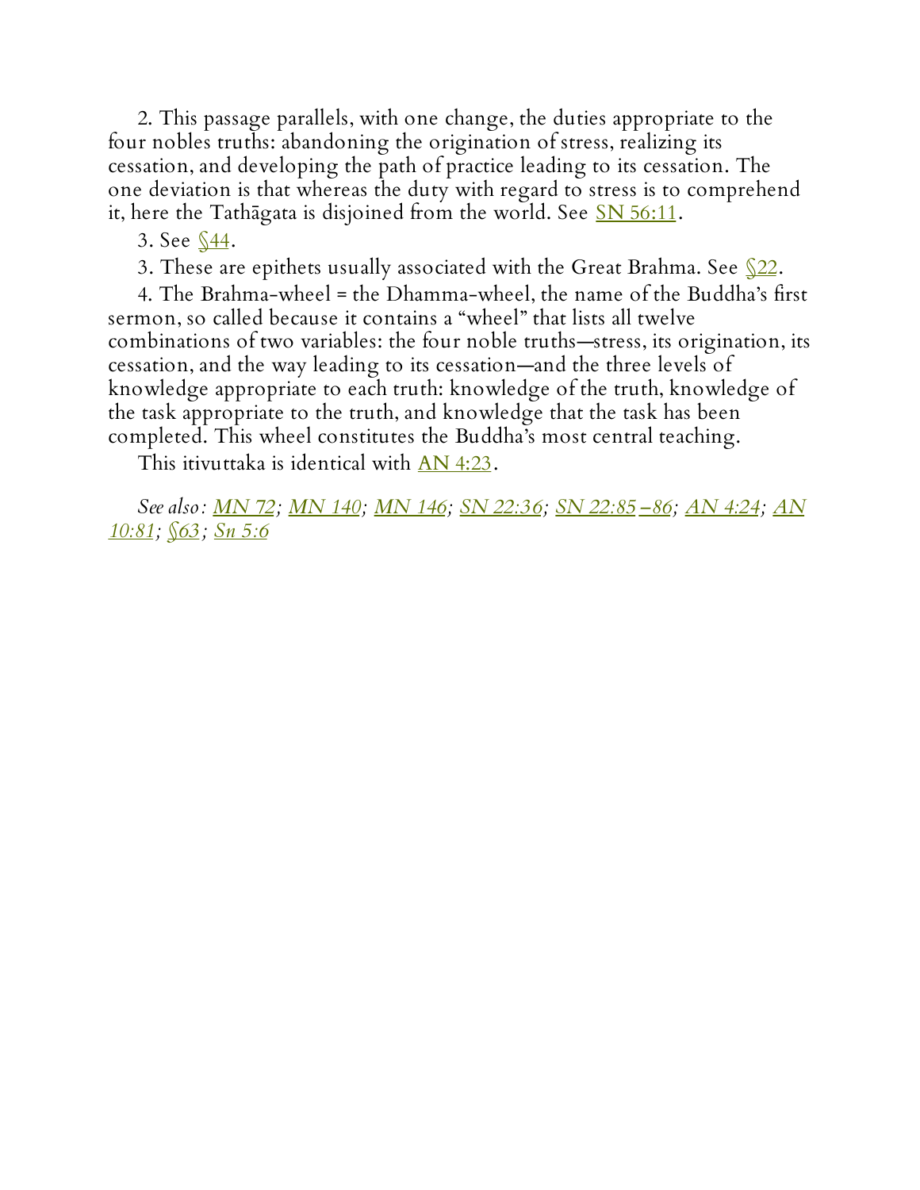2. This passage parallels, with one change, the duties appropriate to the four nobles truths: abandoning the origination of stress, realizing its cessation, and developing the path of practice leading to its cessation. The one deviation is that whereas the duty with regard to stress is to comprehend it, here the Tathāgata is disjoined from the world. See SN 56:11.

3. See §44.

3. These are epithets usually associated with the Great Brahma. See §22.

4. The Brahma-wheel = the Dhamma-wheel, the name of the Buddha's first sermon, so called because it contains a "wheel" that lists all twelve combinations of two variables: the four noble truths—stress, its origination, its cessation, and the way leading to its cessation—and the three levels of knowledge appropriate to each truth: knowledge of the truth, knowledge of the task appropriate to the truth, and knowledge that the task has been completed. This wheel constitutes the Buddha's most central teaching.

This itivuttaka is identical with AN 4:23.

*See also: MN 72; MN 140; MN 146; SN 22:36; SN 22:85–86; AN 4:24; AN 10:81; §63; Sn 5:6*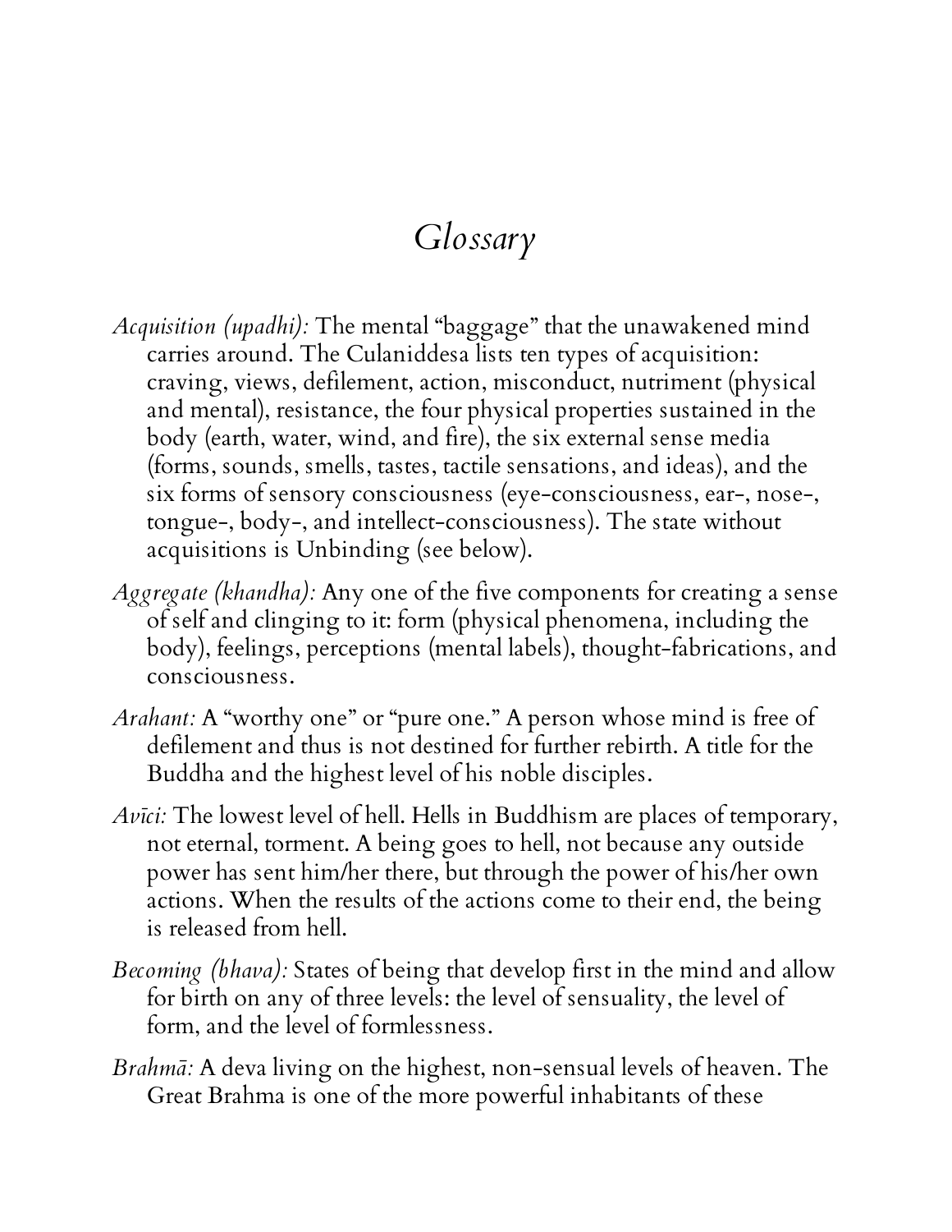# *Glossary*

*Acquisition (upadhi):* The mental "baggage" that the unawakened mind carries around. The Culaniddesa lists ten types of acquisition: craving, views, defilement, action, misconduct, nutriment (physical and mental), resistance, the four physical properties sustained in the body (earth, water, wind, and fire), the six external sense media (forms, sounds, smells, tastes, tactile sensations, and ideas), and the six forms of sensory consciousness (eye-consciousness, ear-, nose-, tongue-, body-, and intellect-consciousness). The state without acquisitions is Unbinding (see below).

*Aggregate (khandha):* Any one of the five components for creating a sense of self and clinging to it: form (physical phenomena, including the body), feelings, perceptions (mental labels), thought-fabrications, and consciousness.

*Arahant:* A "worthy one" or "pure one." A person whose mind is free of defilement and thus is not destined for further rebirth. A title for the Buddha and the highest level of his noble disciples.

*Avīci:* The lowest level of hell. Hells in Buddhism are places of temporary, not eternal, torment. A being goes to hell, not because any outside power has sent him/her there, but through the power of his/her own actions. When the results of the actions come to their end, the being is released from hell.

*Becoming (bhava):* States of being that develop first in the mind and allow for birth on any of three levels: the level of sensuality, the level of form, and the level of formlessness.

*Brahmā:* A deva living on the highest, non-sensual levels of heaven. The Great Brahma is one of the more powerful inhabitants of these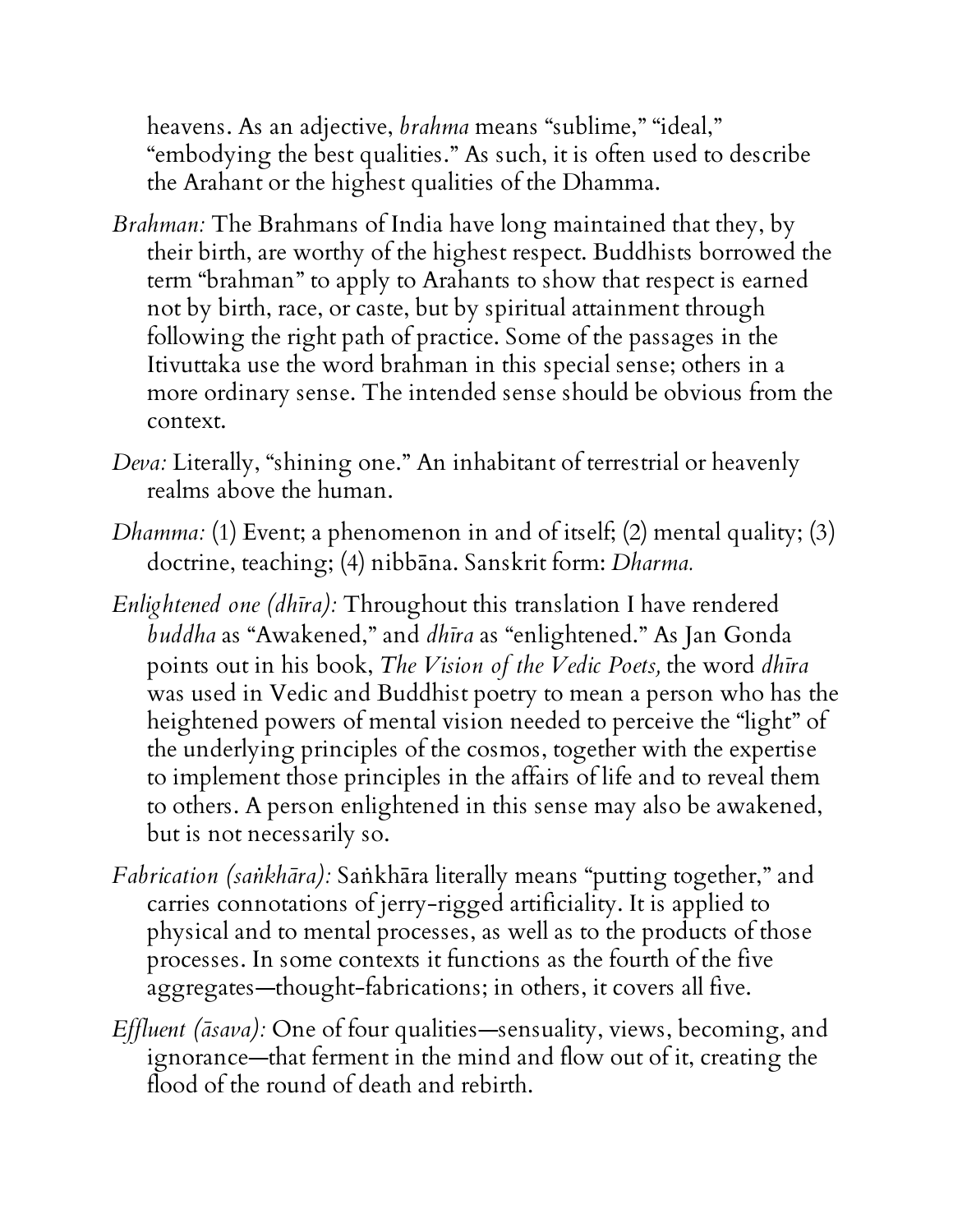heavens. As an adjective, *brahma* means "sublime," "ideal," "embodying the best qualities." As such, it is often used to describe the Arahant or the highest qualities of the Dhamma.

*Brahman:* The Brahmans of India have long maintained that they, by their birth, are worthy of the highest respect. Buddhists borrowed the term "brahman" to apply to Arahants to show that respect is earned not by birth, race, or caste, but by spiritual attainment through following the right path of practice. Some of the passages in the Itivuttaka use the word brahman in this special sense; others in a more ordinary sense. The intended sense should be obvious from the context.

*Deva:* Literally, "shining one." An inhabitant of terrestrial or heavenly realms above the human.

*Dhamma:* (1) Event; a phenomenon in and of itself; (2) mental quality; (3) doctrine, teaching; (4) nibbāna. Sanskrit form: *Dharma.*

*Enlightened one (dhīra):* Throughout this translation I have rendered *buddha* as "Awakened," and *dhīra* as "enlightened." As Jan Gonda points out in his book, *The Vision of the Vedic Poets,* the word *dhīra* was used in Vedic and Buddhist poetry to mean a person who has the heightened powers of mental vision needed to perceive the "light" of the underlying principles of the cosmos, together with the expertise to implement those principles in the affairs of life and to reveal them to others. A person enlightened in this sense may also be awakened, but is not necessarily so.

*Fabrication (saṅkhāra):* Saṅkhāra literally means "putting together," and carries connotations of jerry-rigged artificiality. It is applied to physical and to mental processes, as well as to the products of those processes. In some contexts it functions as the fourth of the five aggregates—thought-fabrications; in others, it covers all five.

*Effluent (āsava):* One of four qualities—sensuality, views, becoming, and ignorance—that ferment in the mind and flow out of it, creating the flood of the round of death and rebirth.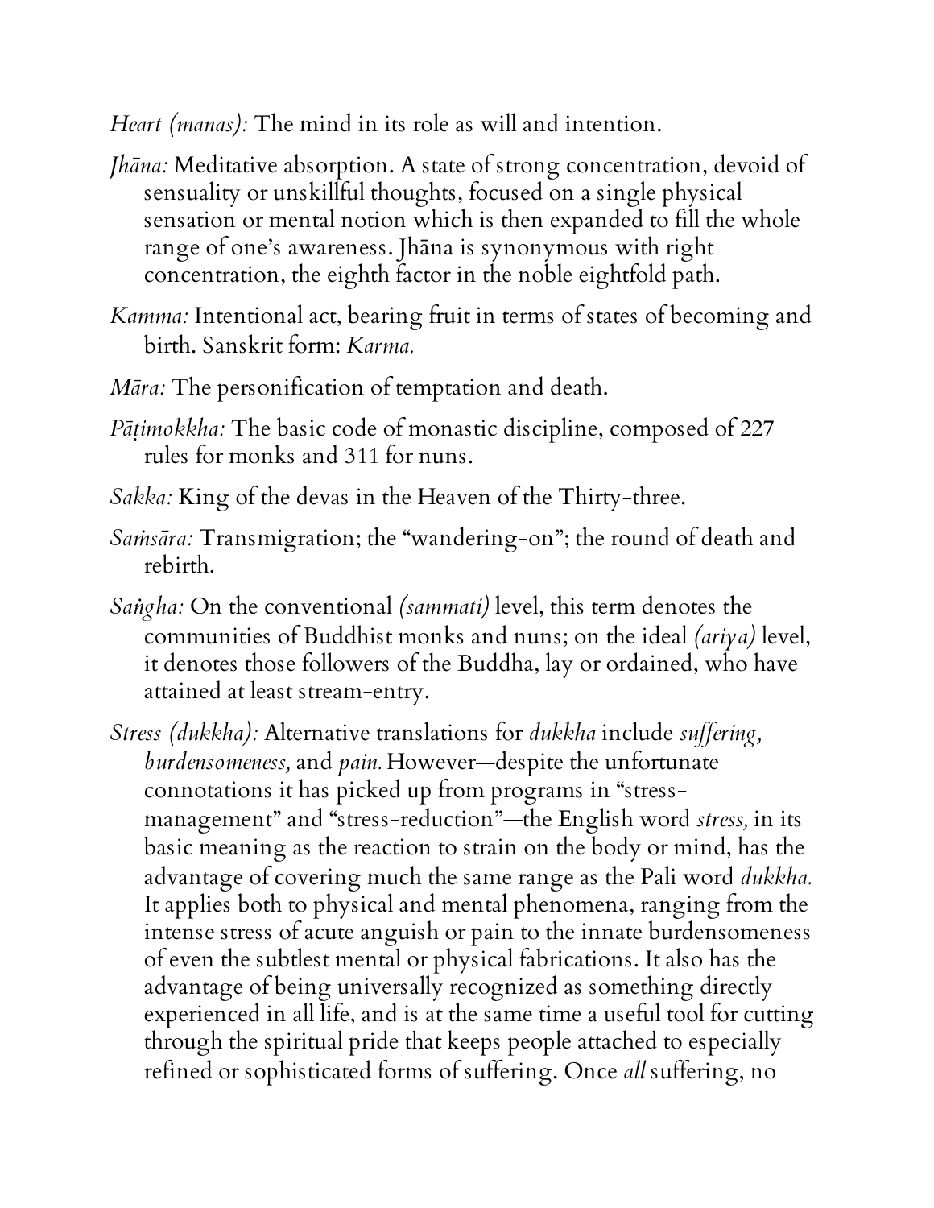*Heart (manas):* The mind in its role as will and intention.

*Jhāna:* Meditative absorption. A state of strong concentration, devoid of sensuality or unskillful thoughts, focused on a single physical sensation or mental notion which is then expanded to fill the whole range of one's awareness. Jhāna is synonymous with right concentration, the eighth factor in the noble eightfold path.

*Kamma:* Intentional act, bearing fruit in terms of states of becoming and birth. Sanskrit form: *Karma.*

*Māra:* The personification of temptation and death.

*Pāṭimokkha:* The basic code of monastic discipline, composed of 227 rules for monks and 311 for nuns.

*Sakka:* King of the devas in the Heaven of the Thirty-three.

*Saṁsāra:* Transmigration; the "wandering-on"; the round of death and rebirth.

*Saṅgha:* On the conventional *(sammati)* level, this term denotes the communities of Buddhist monks and nuns; on the ideal *(ariya)* level, it denotes those followers of the Buddha, lay or ordained, who have attained at least stream-entry.

*Stress (dukkha):* Alternative translations for *dukkha* include *suffering, burdensomeness,* and *pain.* However—despite the unfortunate connotations it has picked up from programs in "stress-management" and "stress-reduction"—the English word *stress,* in its basic meaning as the reaction to strain on the body or mind, has the advantage of covering much the same range as the Pali word *dukkha.* It applies both to physical and mental phenomena, ranging from the intense stress of acute anguish or pain to the innate burdensomeness of even the subtlest mental or physical fabrications. It also has the advantage of being universally recognized as something directly experienced in all life, and is at the same time a useful tool for cutting through the spiritual pride that keeps people attached to especially refined or sophisticated forms of suffering. Once *all* suffering, no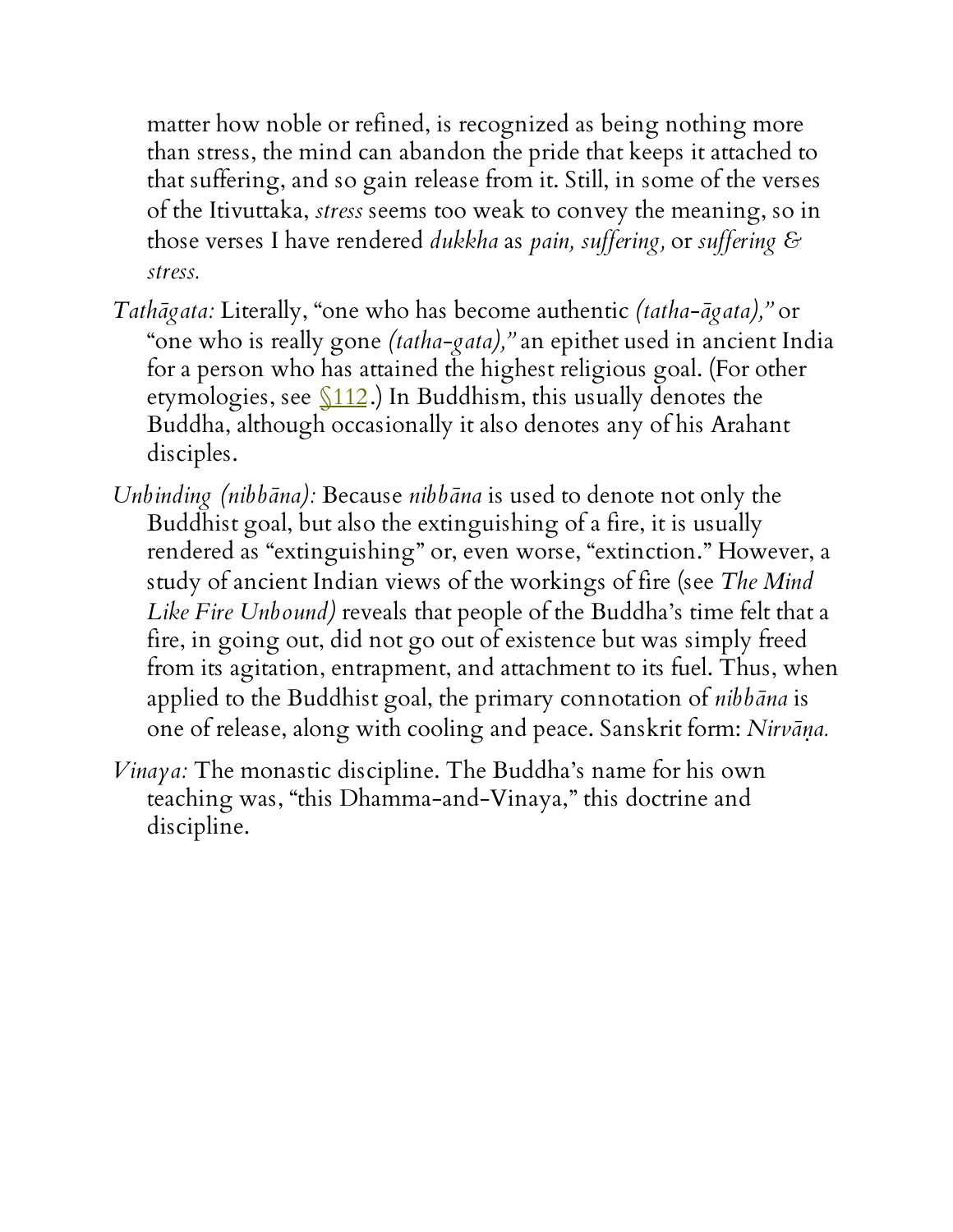matter how noble or refined, is recognized as being nothing more than stress, the mind can abandon the pride that keeps it attached to that suffering, and so gain release from it. Still, in some of the verses of the Itivuttaka, *stress* seems too weak to convey the meaning, so in those verses I have rendered *dukkha* as *pain, suffering,* or *suffering & stress.*

*Tathāgata:* Literally, "one who has become authentic *(tatha-āgata),"* or "one who is really gone *(tatha-gata),"* an epithet used in ancient India for a person who has attained the highest religious goal. (For other etymologies, see §112.) In Buddhism, this usually denotes the Buddha, although occasionally it also denotes any of his Arahant disciples.

*Unbinding (nibbāna):* Because *nibbāna* is used to denote not only the Buddhist goal, but also the extinguishing of a fire, it is usually rendered as "extinguishing" or, even worse, "extinction." However, a study of ancient Indian views of the workings of fire (see *The Mind Like Fire Unbound)* reveals that people of the Buddha's time felt that a fire, in going out, did not go out of existence but was simply freed from its agitation, entrapment, and attachment to its fuel. Thus, when applied to the Buddhist goal, the primary connotation of *nibbāna* is one of release, along with cooling and peace. Sanskrit form: *Nirvāṇa.*

*Vinaya:* The monastic discipline. The Buddha's name for his own teaching was, "this Dhamma-and-Vinaya," this doctrine and discipline.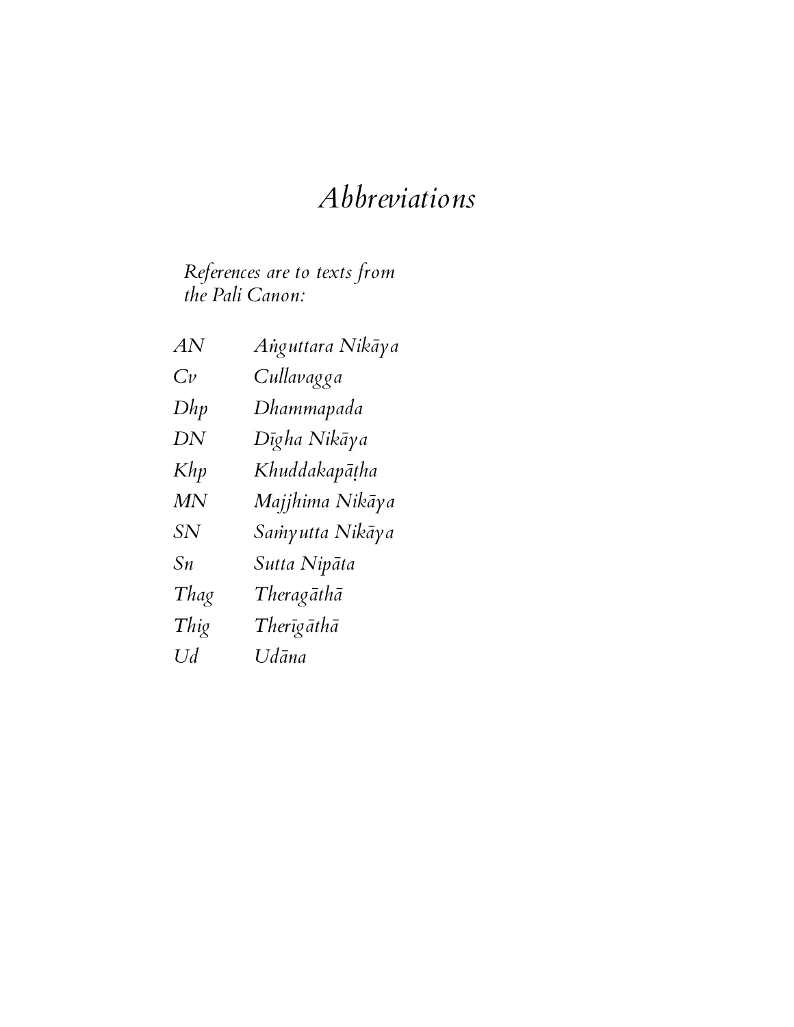# *Abbreviations*

*References are to texts from the Pali Canon:*

| | |
|---|---|
| *AN* | *Aṅguttara Nikāya* |
| *Cv* | *Cullavagga* |
| *Dhp* | *Dhammapada* |
| *DN* | *Dīgha Nikāya* |
| *Khp* | *Khuddakapāṭha* |
| *MN* | *Majjhima Nikāya* |
| *SN* | *Saṁyutta Nikāya* |
| *Sn* | *Sutta Nipāta* |
| *Thag* | *Theragāthā* |
| *Thig* | *Therīgāthā* |
| *Ud* | *Udāna* |